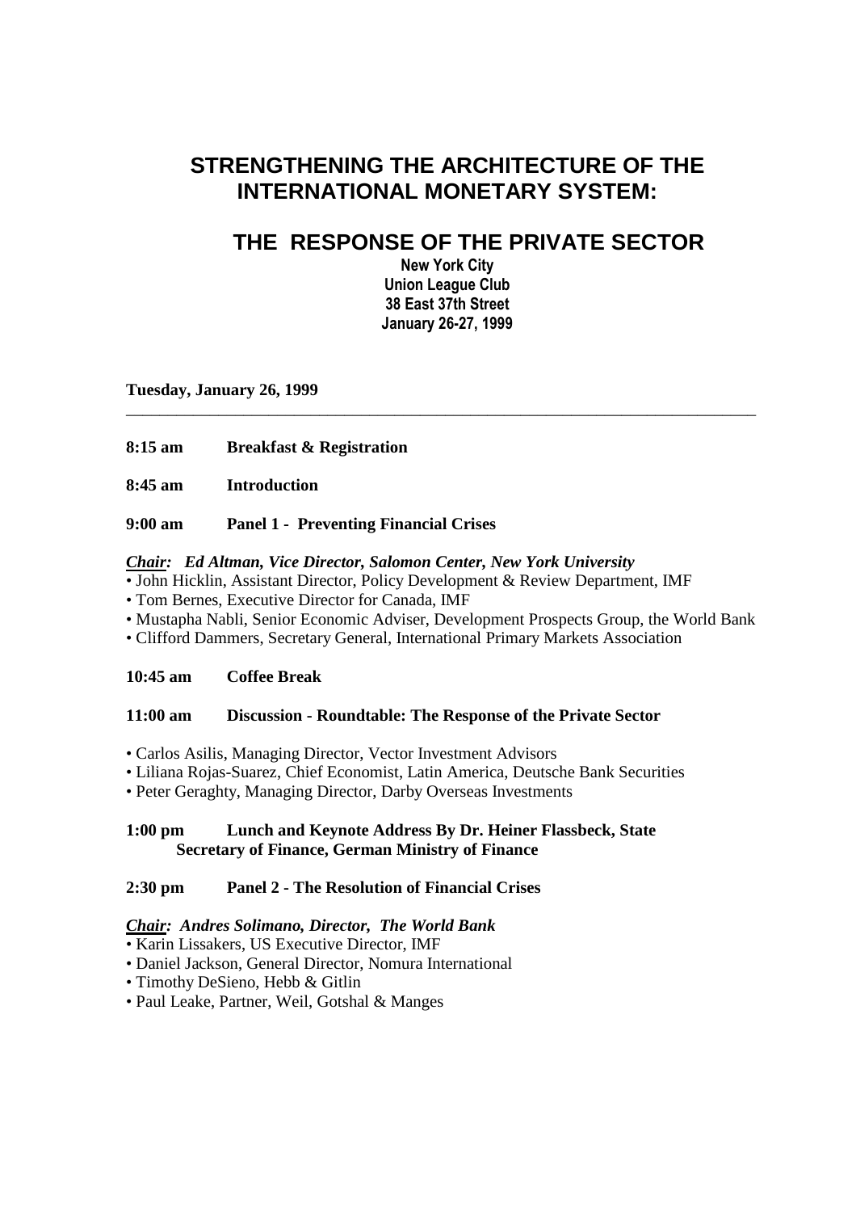# STRENGTHENING THE ARCHITECTURE OF THE INTERNATIONAL MONETARY SYSTEM:

# THE RESPONSE OF THE PRIVATE SECTOR

**New York City**
**Union League Club**
**38 East 37th Street**
**January 26-27, 1999**

**Tuesday, January 26, 1999**

---

**8:15 am  Breakfast & Registration**

**8:45 am  Introduction**

**9:00 am  Panel 1 - Preventing Financial Crises**

***Chair:* *Ed Altman, Vice Director, Salomon Center, New York University***

- John Hicklin, Assistant Director, Policy Development & Review Department, IMF
- Tom Bernes, Executive Director for Canada, IMF
- Mustapha Nabli, Senior Economic Adviser, Development Prospects Group, the World Bank
- Clifford Dammers, Secretary General, International Primary Markets Association

**10:45 am  Coffee Break**

**11:00 am  Discussion - Roundtable: The Response of the Private Sector**

- Carlos Asilis, Managing Director, Vector Investment Advisors
- Liliana Rojas-Suarez, Chief Economist, Latin America, Deutsche Bank Securities
- Peter Geraghty, Managing Director, Darby Overseas Investments

**1:00 pm  Lunch and Keynote Address By Dr. Heiner Flassbeck, State Secretary of Finance, German Ministry of Finance**

**2:30 pm  Panel 2 - The Resolution of Financial Crises**

***Chair:* *Andres Solimano, Director, The World Bank***

- Karin Lissakers, US Executive Director, IMF
- Daniel Jackson, General Director, Nomura International
- Timothy DeSieno, Hebb & Gitlin
- Paul Leake, Partner, Weil, Gotshal & Manges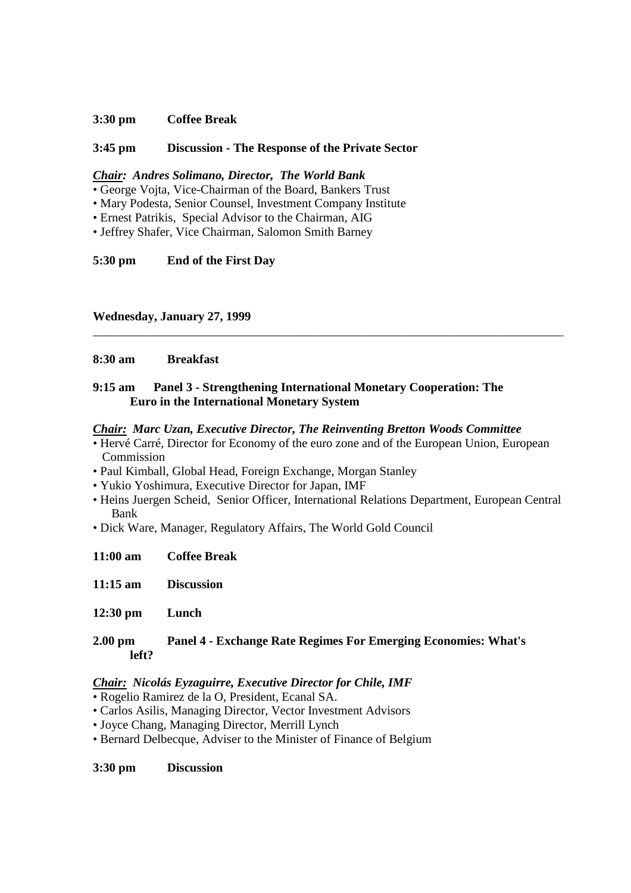**3:30 pm Coffee Break**

**3:45 pm Discussion - The Response of the Private Sector**

***Chair:* *Andres Solimano, Director, The World Bank***

- George Vojta, Vice-Chairman of the Board, Bankers Trust
- Mary Podesta, Senior Counsel, Investment Company Institute
- Ernest Patrikis, Special Advisor to the Chairman, AIG
- Jeffrey Shafer, Vice Chairman, Salomon Smith Barney

**5:30 pm End of the First Day**

**Wednesday, January 27, 1999**

---

**8:30 am Breakfast**

**9:15 am Panel 3 - Strengthening International Monetary Cooperation: The Euro in the International Monetary System**

***Chair:* *Marc Uzan, Executive Director, The Reinventing Bretton Woods Committee***

- Hervé Carré, Director for Economy of the euro zone and of the European Union, European Commission
- Paul Kimball, Global Head, Foreign Exchange, Morgan Stanley
- Yukio Yoshimura, Executive Director for Japan, IMF
- Heins Juergen Scheid, Senior Officer, International Relations Department, European Central Bank
- Dick Ware, Manager, Regulatory Affairs, The World Gold Council

**11:00 am Coffee Break**

**11:15 am Discussion**

**12:30 pm Lunch**

**2.00 pm Panel 4 - Exchange Rate Regimes For Emerging Economies: What's left?**

***Chair:* *Nicolás Eyzaguirre, Executive Director for Chile, IMF***

- Rogelio Ramirez de la O, President, Ecanal SA.
- Carlos Asilis, Managing Director, Vector Investment Advisors
- Joyce Chang, Managing Director, Merrill Lynch
- Bernard Delbecque, Adviser to the Minister of Finance of Belgium

**3:30 pm Discussion**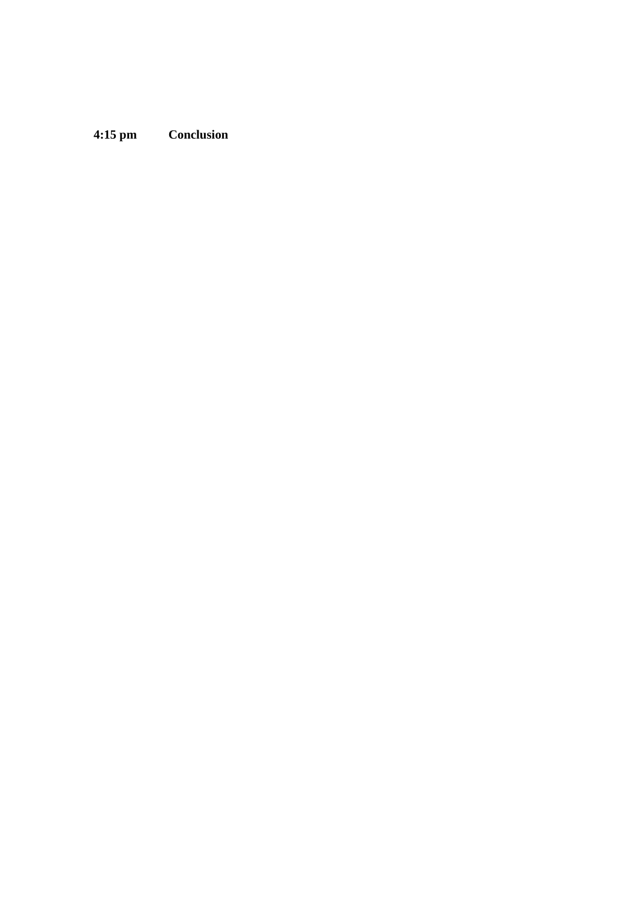**4:15 pm Conclusion**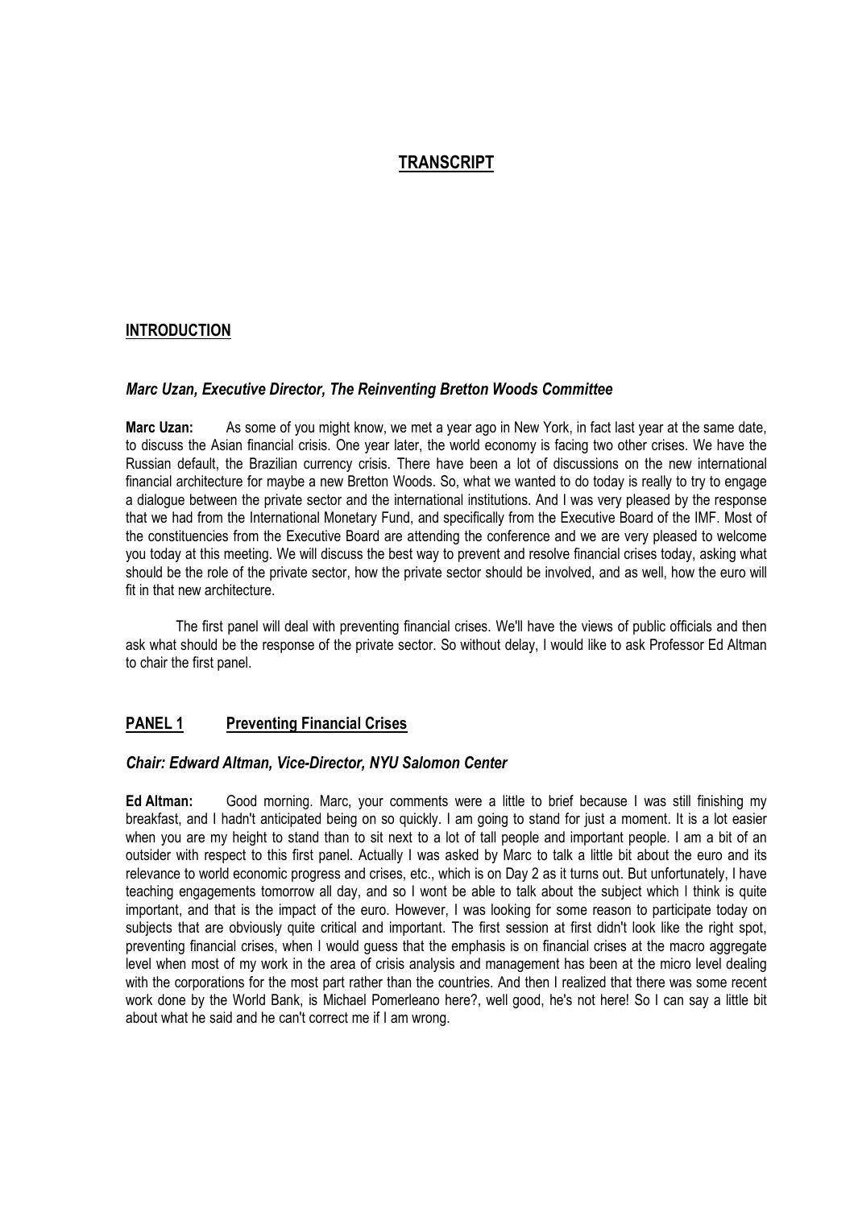# TRANSCRIPT

## INTRODUCTION

### *Marc Uzan, Executive Director, The Reinventing Bretton Woods Committee*

**Marc Uzan:** As some of you might know, we met a year ago in New York, in fact last year at the same date, to discuss the Asian financial crisis. One year later, the world economy is facing two other crises. We have the Russian default, the Brazilian currency crisis. There have been a lot of discussions on the new international financial architecture for maybe a new Bretton Woods. So, what we wanted to do today is really to try to engage a dialogue between the private sector and the international institutions. And I was very pleased by the response that we had from the International Monetary Fund, and specifically from the Executive Board of the IMF. Most of the constituencies from the Executive Board are attending the conference and we are very pleased to welcome you today at this meeting. We will discuss the best way to prevent and resolve financial crises today, asking what should be the role of the private sector, how the private sector should be involved, and as well, how the euro will fit in that new architecture.

The first panel will deal with preventing financial crises. We'll have the views of public officials and then ask what should be the response of the private sector. So without delay, I would like to ask Professor Ed Altman to chair the first panel.

## PANEL 1 Preventing Financial Crises

### *Chair: Edward Altman, Vice-Director, NYU Salomon Center*

**Ed Altman:** Good morning. Marc, your comments were a little to brief because I was still finishing my breakfast, and I hadn't anticipated being on so quickly. I am going to stand for just a moment. It is a lot easier when you are my height to stand than to sit next to a lot of tall people and important people. I am a bit of an outsider with respect to this first panel. Actually I was asked by Marc to talk a little bit about the euro and its relevance to world economic progress and crises, etc., which is on Day 2 as it turns out. But unfortunately, I have teaching engagements tomorrow all day, and so I wont be able to talk about the subject which I think is quite important, and that is the impact of the euro. However, I was looking for some reason to participate today on subjects that are obviously quite critical and important. The first session at first didn't look like the right spot, preventing financial crises, when I would guess that the emphasis is on financial crises at the macro aggregate level when most of my work in the area of crisis analysis and management has been at the micro level dealing with the corporations for the most part rather than the countries. And then I realized that there was some recent work done by the World Bank, is Michael Pomerleano here?, well good, he's not here! So I can say a little bit about what he said and he can't correct me if I am wrong.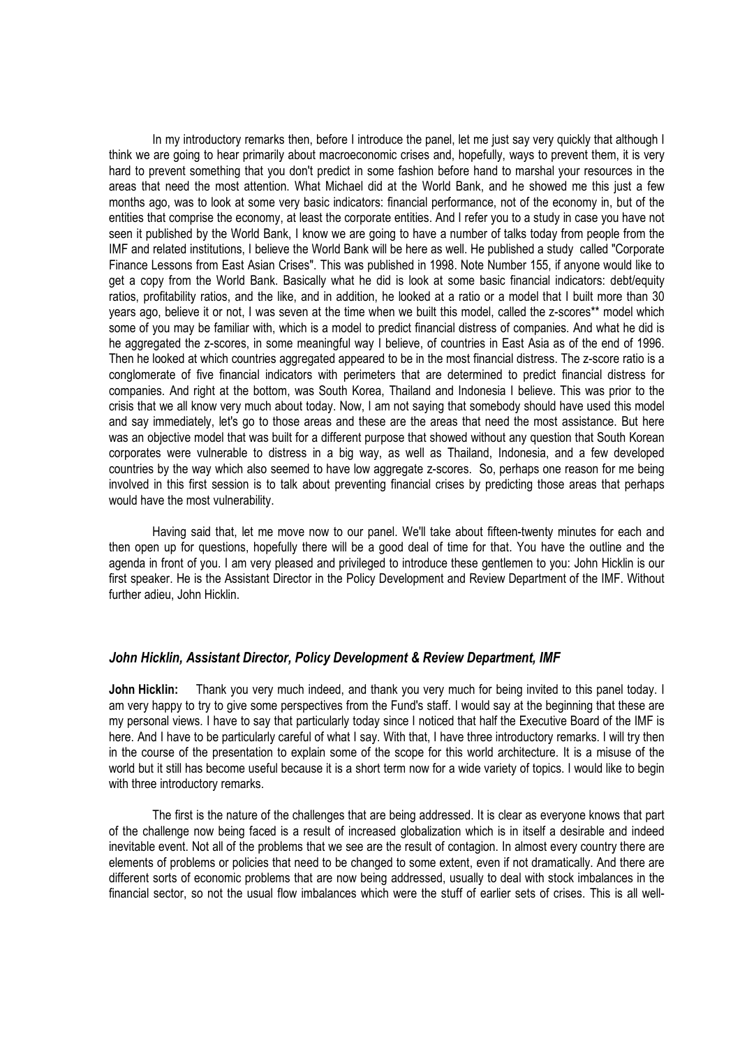In my introductory remarks then, before I introduce the panel, let me just say very quickly that although I think we are going to hear primarily about macroeconomic crises and, hopefully, ways to prevent them, it is very hard to prevent something that you don't predict in some fashion before hand to marshal your resources in the areas that need the most attention. What Michael did at the World Bank, and he showed me this just a few months ago, was to look at some very basic indicators: financial performance, not of the economy in, but of the entities that comprise the economy, at least the corporate entities. And I refer you to a study in case you have not seen it published by the World Bank, I know we are going to have a number of talks today from people from the IMF and related institutions, I believe the World Bank will be here as well. He published a study called "Corporate Finance Lessons from East Asian Crises". This was published in 1998. Note Number 155, if anyone would like to get a copy from the World Bank. Basically what he did is look at some basic financial indicators: debt/equity ratios, profitability ratios, and the like, and in addition, he looked at a ratio or a model that I built more than 30 years ago, believe it or not, I was seven at the time when we built this model, called the z-scores** model which some of you may be familiar with, which is a model to predict financial distress of companies. And what he did is he aggregated the z-scores, in some meaningful way I believe, of countries in East Asia as of the end of 1996. Then he looked at which countries aggregated appeared to be in the most financial distress. The z-score ratio is a conglomerate of five financial indicators with perimeters that are determined to predict financial distress for companies. And right at the bottom, was South Korea, Thailand and Indonesia I believe. This was prior to the crisis that we all know very much about today. Now, I am not saying that somebody should have used this model and say immediately, let's go to those areas and these are the areas that need the most assistance. But here was an objective model that was built for a different purpose that showed without any question that South Korean corporates were vulnerable to distress in a big way, as well as Thailand, Indonesia, and a few developed countries by the way which also seemed to have low aggregate z-scores. So, perhaps one reason for me being involved in this first session is to talk about preventing financial crises by predicting those areas that perhaps would have the most vulnerability.

Having said that, let me move now to our panel. We'll take about fifteen-twenty minutes for each and then open up for questions, hopefully there will be a good deal of time for that. You have the outline and the agenda in front of you. I am very pleased and privileged to introduce these gentlemen to you: John Hicklin is our first speaker. He is the Assistant Director in the Policy Development and Review Department of the IMF. Without further adieu, John Hicklin.

### *John Hicklin, Assistant Director, Policy Development & Review Department, IMF*

**John Hicklin:** Thank you very much indeed, and thank you very much for being invited to this panel today. I am very happy to try to give some perspectives from the Fund's staff. I would say at the beginning that these are my personal views. I have to say that particularly today since I noticed that half the Executive Board of the IMF is here. And I have to be particularly careful of what I say. With that, I have three introductory remarks. I will try then in the course of the presentation to explain some of the scope for this world architecture. It is a misuse of the world but it still has become useful because it is a short term now for a wide variety of topics. I would like to begin with three introductory remarks.

The first is the nature of the challenges that are being addressed. It is clear as everyone knows that part of the challenge now being faced is a result of increased globalization which is in itself a desirable and indeed inevitable event. Not all of the problems that we see are the result of contagion. In almost every country there are elements of problems or policies that need to be changed to some extent, even if not dramatically. And there are different sorts of economic problems that are now being addressed, usually to deal with stock imbalances in the financial sector, so not the usual flow imbalances which were the stuff of earlier sets of crises. This is all well-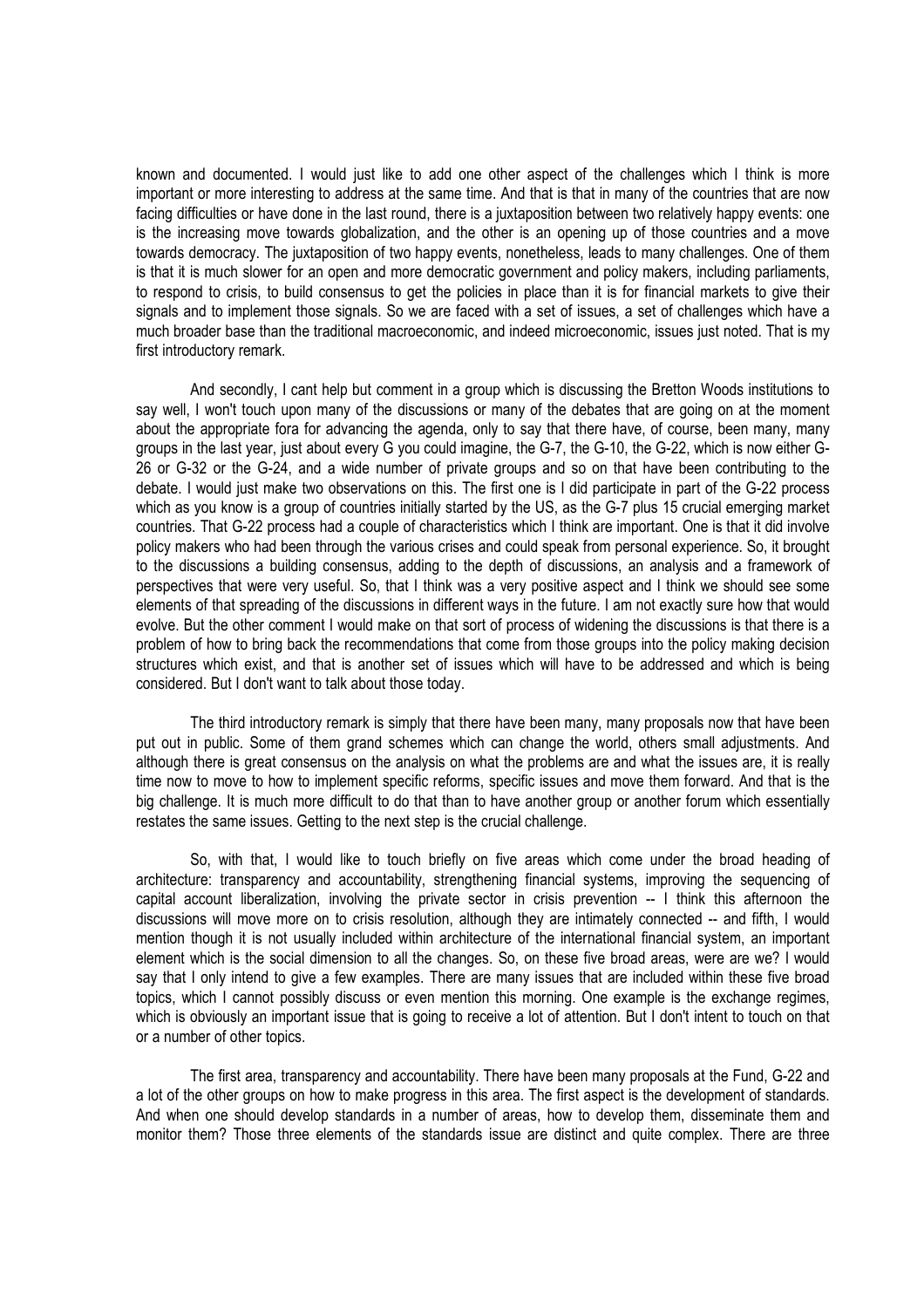known and documented. I would just like to add one other aspect of the challenges which I think is more important or more interesting to address at the same time. And that is that in many of the countries that are now facing difficulties or have done in the last round, there is a juxtaposition between two relatively happy events: one is the increasing move towards globalization, and the other is an opening up of those countries and a move towards democracy. The juxtaposition of two happy events, nonetheless, leads to many challenges. One of them is that it is much slower for an open and more democratic government and policy makers, including parliaments, to respond to crisis, to build consensus to get the policies in place than it is for financial markets to give their signals and to implement those signals. So we are faced with a set of issues, a set of challenges which have a much broader base than the traditional macroeconomic, and indeed microeconomic, issues just noted. That is my first introductory remark.

And secondly, I cant help but comment in a group which is discussing the Bretton Woods institutions to say well, I won't touch upon many of the discussions or many of the debates that are going on at the moment about the appropriate fora for advancing the agenda, only to say that there have, of course, been many, many groups in the last year, just about every G you could imagine, the G-7, the G-10, the G-22, which is now either G-26 or G-32 or the G-24, and a wide number of private groups and so on that have been contributing to the debate. I would just make two observations on this. The first one is I did participate in part of the G-22 process which as you know is a group of countries initially started by the US, as the G-7 plus 15 crucial emerging market countries. That G-22 process had a couple of characteristics which I think are important. One is that it did involve policy makers who had been through the various crises and could speak from personal experience. So, it brought to the discussions a building consensus, adding to the depth of discussions, an analysis and a framework of perspectives that were very useful. So, that I think was a very positive aspect and I think we should see some elements of that spreading of the discussions in different ways in the future. I am not exactly sure how that would evolve. But the other comment I would make on that sort of process of widening the discussions is that there is a problem of how to bring back the recommendations that come from those groups into the policy making decision structures which exist, and that is another set of issues which will have to be addressed and which is being considered. But I don't want to talk about those today.

The third introductory remark is simply that there have been many, many proposals now that have been put out in public. Some of them grand schemes which can change the world, others small adjustments. And although there is great consensus on the analysis on what the problems are and what the issues are, it is really time now to move to how to implement specific reforms, specific issues and move them forward. And that is the big challenge. It is much more difficult to do that than to have another group or another forum which essentially restates the same issues. Getting to the next step is the crucial challenge.

So, with that, I would like to touch briefly on five areas which come under the broad heading of architecture: transparency and accountability, strengthening financial systems, improving the sequencing of capital account liberalization, involving the private sector in crisis prevention -- I think this afternoon the discussions will move more on to crisis resolution, although they are intimately connected -- and fifth, I would mention though it is not usually included within architecture of the international financial system, an important element which is the social dimension to all the changes. So, on these five broad areas, were are we? I would say that I only intend to give a few examples. There are many issues that are included within these five broad topics, which I cannot possibly discuss or even mention this morning. One example is the exchange regimes, which is obviously an important issue that is going to receive a lot of attention. But I don't intent to touch on that or a number of other topics.

The first area, transparency and accountability. There have been many proposals at the Fund, G-22 and a lot of the other groups on how to make progress in this area. The first aspect is the development of standards. And when one should develop standards in a number of areas, how to develop them, disseminate them and monitor them? Those three elements of the standards issue are distinct and quite complex. There are three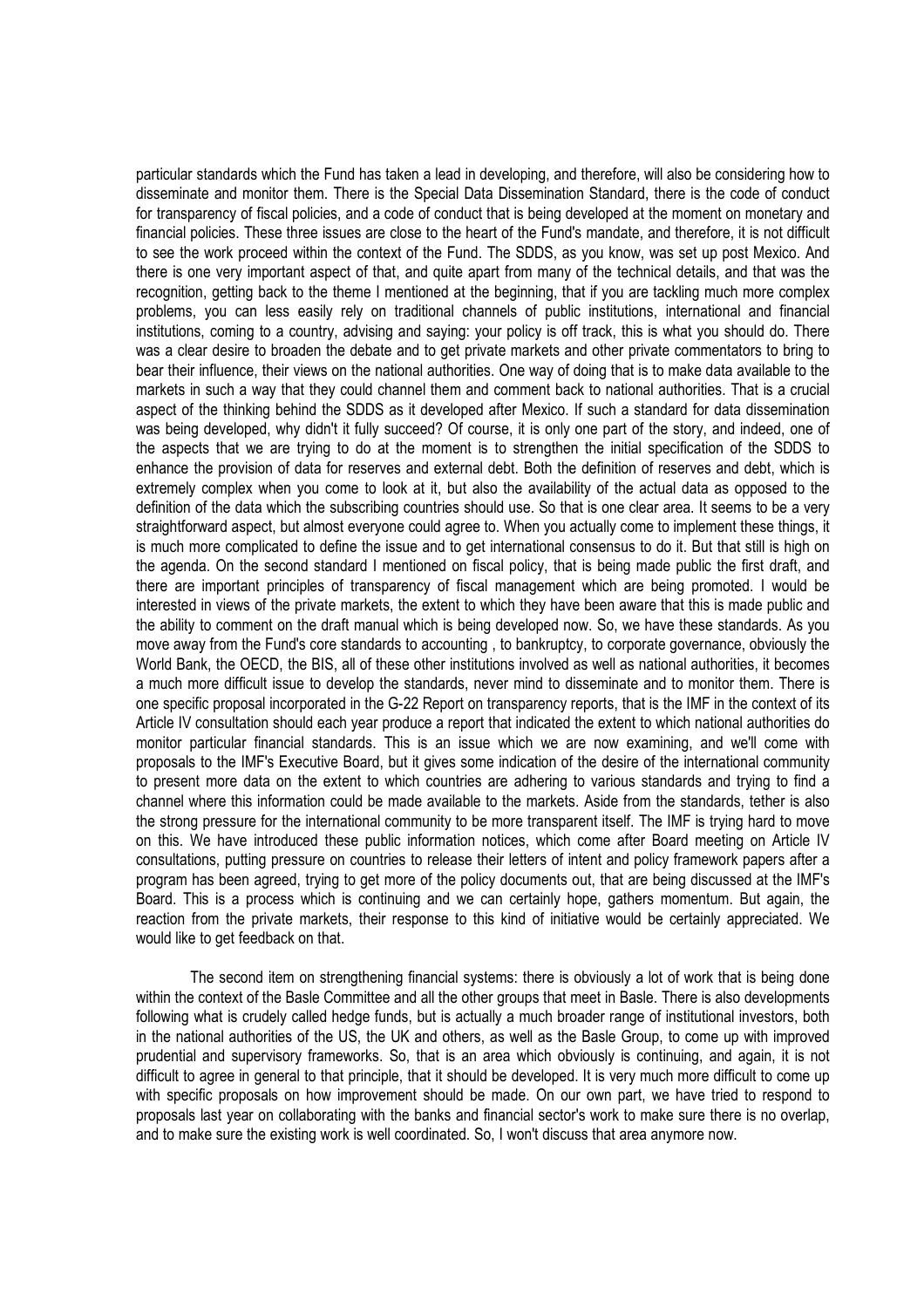particular standards which the Fund has taken a lead in developing, and therefore, will also be considering how to disseminate and monitor them. There is the Special Data Dissemination Standard, there is the code of conduct for transparency of fiscal policies, and a code of conduct that is being developed at the moment on monetary and financial policies. These three issues are close to the heart of the Fund's mandate, and therefore, it is not difficult to see the work proceed within the context of the Fund. The SDDS, as you know, was set up post Mexico. And there is one very important aspect of that, and quite apart from many of the technical details, and that was the recognition, getting back to the theme I mentioned at the beginning, that if you are tackling much more complex problems, you can less easily rely on traditional channels of public institutions, international and financial institutions, coming to a country, advising and saying: your policy is off track, this is what you should do. There was a clear desire to broaden the debate and to get private markets and other private commentators to bring to bear their influence, their views on the national authorities. One way of doing that is to make data available to the markets in such a way that they could channel them and comment back to national authorities. That is a crucial aspect of the thinking behind the SDDS as it developed after Mexico. If such a standard for data dissemination was being developed, why didn't it fully succeed? Of course, it is only one part of the story, and indeed, one of the aspects that we are trying to do at the moment is to strengthen the initial specification of the SDDS to enhance the provision of data for reserves and external debt. Both the definition of reserves and debt, which is extremely complex when you come to look at it, but also the availability of the actual data as opposed to the definition of the data which the subscribing countries should use. So that is one clear area. It seems to be a very straightforward aspect, but almost everyone could agree to. When you actually come to implement these things, it is much more complicated to define the issue and to get international consensus to do it. But that still is high on the agenda. On the second standard I mentioned on fiscal policy, that is being made public the first draft, and there are important principles of transparency of fiscal management which are being promoted. I would be interested in views of the private markets, the extent to which they have been aware that this is made public and the ability to comment on the draft manual which is being developed now. So, we have these standards. As you move away from the Fund's core standards to accounting , to bankruptcy, to corporate governance, obviously the World Bank, the OECD, the BIS, all of these other institutions involved as well as national authorities, it becomes a much more difficult issue to develop the standards, never mind to disseminate and to monitor them. There is one specific proposal incorporated in the G-22 Report on transparency reports, that is the IMF in the context of its Article IV consultation should each year produce a report that indicated the extent to which national authorities do monitor particular financial standards. This is an issue which we are now examining, and we'll come with proposals to the IMF's Executive Board, but it gives some indication of the desire of the international community to present more data on the extent to which countries are adhering to various standards and trying to find a channel where this information could be made available to the markets. Aside from the standards, tether is also the strong pressure for the international community to be more transparent itself. The IMF is trying hard to move on this. We have introduced these public information notices, which come after Board meeting on Article IV consultations, putting pressure on countries to release their letters of intent and policy framework papers after a program has been agreed, trying to get more of the policy documents out, that are being discussed at the IMF's Board. This is a process which is continuing and we can certainly hope, gathers momentum. But again, the reaction from the private markets, their response to this kind of initiative would be certainly appreciated. We would like to get feedback on that.

The second item on strengthening financial systems: there is obviously a lot of work that is being done within the context of the Basle Committee and all the other groups that meet in Basle. There is also developments following what is crudely called hedge funds, but is actually a much broader range of institutional investors, both in the national authorities of the US, the UK and others, as well as the Basle Group, to come up with improved prudential and supervisory frameworks. So, that is an area which obviously is continuing, and again, it is not difficult to agree in general to that principle, that it should be developed. It is very much more difficult to come up with specific proposals on how improvement should be made. On our own part, we have tried to respond to proposals last year on collaborating with the banks and financial sector's work to make sure there is no overlap, and to make sure the existing work is well coordinated. So, I won't discuss that area anymore now.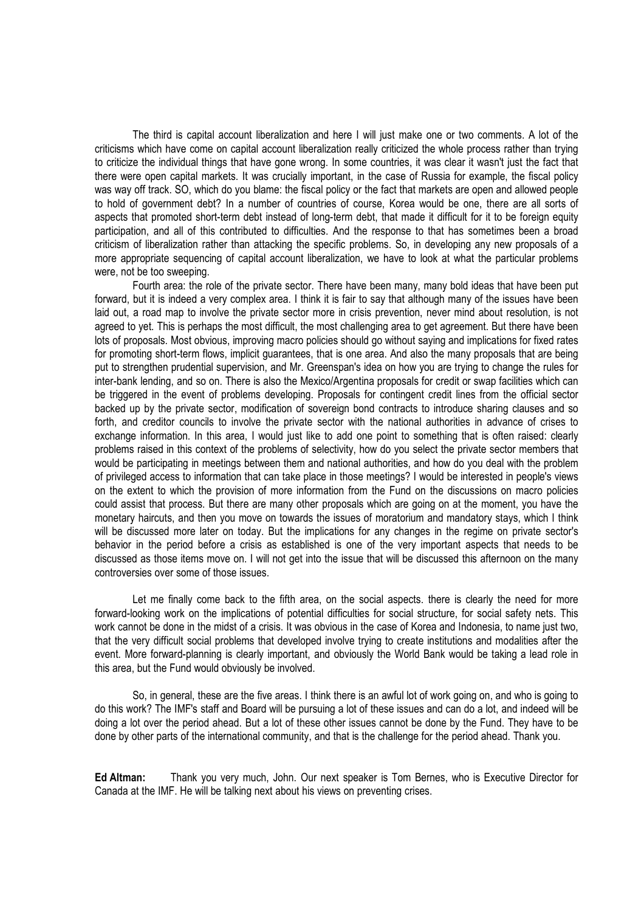The third is capital account liberalization and here I will just make one or two comments. A lot of the criticisms which have come on capital account liberalization really criticized the whole process rather than trying to criticize the individual things that have gone wrong. In some countries, it was clear it wasn't just the fact that there were open capital markets. It was crucially important, in the case of Russia for example, the fiscal policy was way off track. SO, which do you blame: the fiscal policy or the fact that markets are open and allowed people to hold of government debt? In a number of countries of course, Korea would be one, there are all sorts of aspects that promoted short-term debt instead of long-term debt, that made it difficult for it to be foreign equity participation, and all of this contributed to difficulties. And the response to that has sometimes been a broad criticism of liberalization rather than attacking the specific problems. So, in developing any new proposals of a more appropriate sequencing of capital account liberalization, we have to look at what the particular problems were, not be too sweeping.

Fourth area: the role of the private sector. There have been many, many bold ideas that have been put forward, but it is indeed a very complex area. I think it is fair to say that although many of the issues have been laid out, a road map to involve the private sector more in crisis prevention, never mind about resolution, is not agreed to yet. This is perhaps the most difficult, the most challenging area to get agreement. But there have been lots of proposals. Most obvious, improving macro policies should go without saying and implications for fixed rates for promoting short-term flows, implicit guarantees, that is one area. And also the many proposals that are being put to strengthen prudential supervision, and Mr. Greenspan's idea on how you are trying to change the rules for inter-bank lending, and so on. There is also the Mexico/Argentina proposals for credit or swap facilities which can be triggered in the event of problems developing. Proposals for contingent credit lines from the official sector backed up by the private sector, modification of sovereign bond contracts to introduce sharing clauses and so forth, and creditor councils to involve the private sector with the national authorities in advance of crises to exchange information. In this area, I would just like to add one point to something that is often raised: clearly problems raised in this context of the problems of selectivity, how do you select the private sector members that would be participating in meetings between them and national authorities, and how do you deal with the problem of privileged access to information that can take place in those meetings? I would be interested in people's views on the extent to which the provision of more information from the Fund on the discussions on macro policies could assist that process. But there are many other proposals which are going on at the moment, you have the monetary haircuts, and then you move on towards the issues of moratorium and mandatory stays, which I think will be discussed more later on today. But the implications for any changes in the regime on private sector's behavior in the period before a crisis as established is one of the very important aspects that needs to be discussed as those items move on. I will not get into the issue that will be discussed this afternoon on the many controversies over some of those issues.

Let me finally come back to the fifth area, on the social aspects. there is clearly the need for more forward-looking work on the implications of potential difficulties for social structure, for social safety nets. This work cannot be done in the midst of a crisis. It was obvious in the case of Korea and Indonesia, to name just two, that the very difficult social problems that developed involve trying to create institutions and modalities after the event. More forward-planning is clearly important, and obviously the World Bank would be taking a lead role in this area, but the Fund would obviously be involved.

So, in general, these are the five areas. I think there is an awful lot of work going on, and who is going to do this work? The IMF's staff and Board will be pursuing a lot of these issues and can do a lot, and indeed will be doing a lot over the period ahead. But a lot of these other issues cannot be done by the Fund. They have to be done by other parts of the international community, and that is the challenge for the period ahead. Thank you.

**Ed Altman:** Thank you very much, John. Our next speaker is Tom Bernes, who is Executive Director for Canada at the IMF. He will be talking next about his views on preventing crises.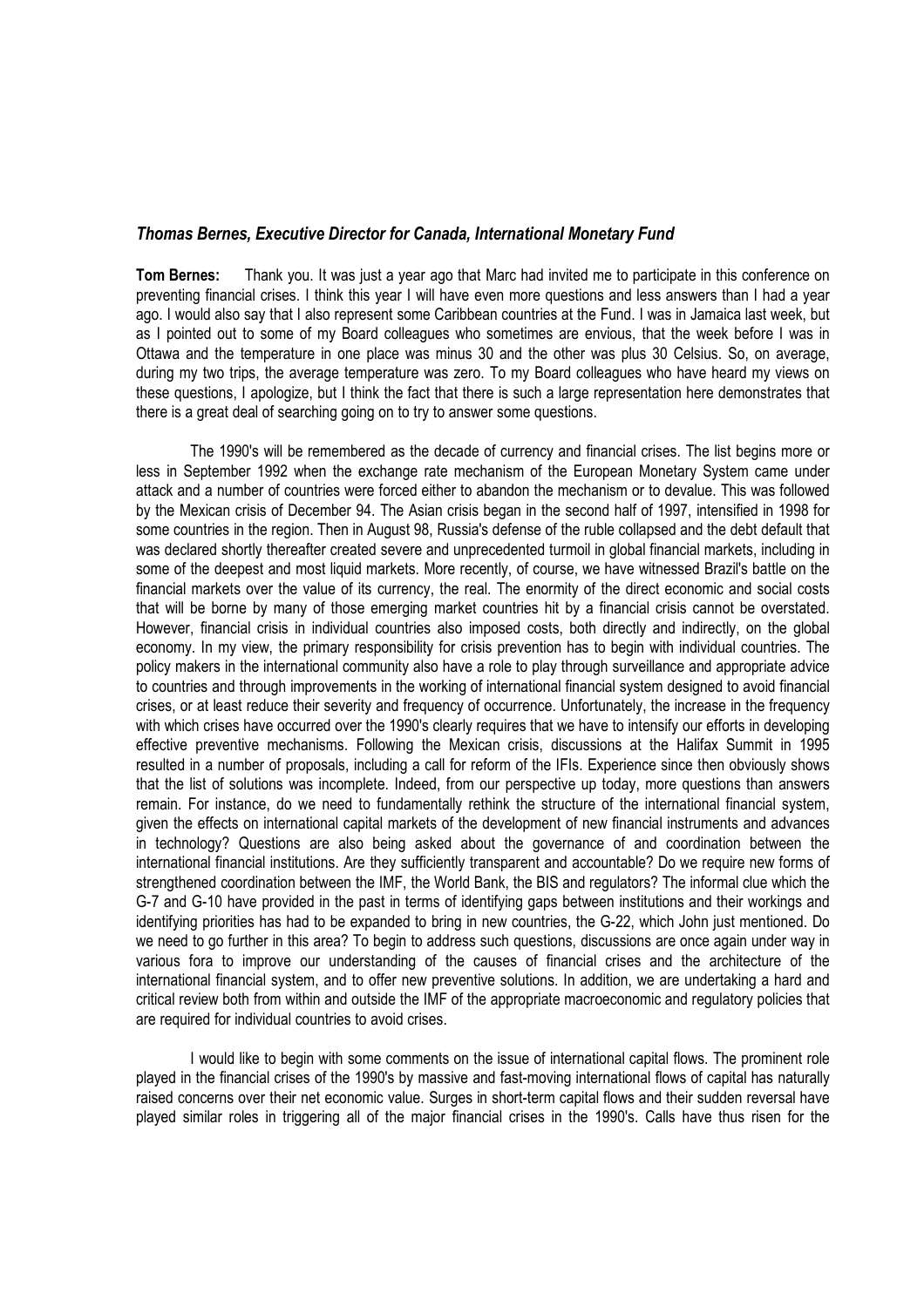### *Thomas Bernes, Executive Director for Canada, International Monetary Fund*

**Tom Bernes:** Thank you. It was just a year ago that Marc had invited me to participate in this conference on preventing financial crises. I think this year I will have even more questions and less answers than I had a year ago. I would also say that I also represent some Caribbean countries at the Fund. I was in Jamaica last week, but as I pointed out to some of my Board colleagues who sometimes are envious, that the week before I was in Ottawa and the temperature in one place was minus 30 and the other was plus 30 Celsius. So, on average, during my two trips, the average temperature was zero. To my Board colleagues who have heard my views on these questions, I apologize, but I think the fact that there is such a large representation here demonstrates that there is a great deal of searching going on to try to answer some questions.

The 1990's will be remembered as the decade of currency and financial crises. The list begins more or less in September 1992 when the exchange rate mechanism of the European Monetary System came under attack and a number of countries were forced either to abandon the mechanism or to devalue. This was followed by the Mexican crisis of December 94. The Asian crisis began in the second half of 1997, intensified in 1998 for some countries in the region. Then in August 98, Russia's defense of the ruble collapsed and the debt default that was declared shortly thereafter created severe and unprecedented turmoil in global financial markets, including in some of the deepest and most liquid markets. More recently, of course, we have witnessed Brazil's battle on the financial markets over the value of its currency, the real. The enormity of the direct economic and social costs that will be borne by many of those emerging market countries hit by a financial crisis cannot be overstated. However, financial crisis in individual countries also imposed costs, both directly and indirectly, on the global economy. In my view, the primary responsibility for crisis prevention has to begin with individual countries. The policy makers in the international community also have a role to play through surveillance and appropriate advice to countries and through improvements in the working of international financial system designed to avoid financial crises, or at least reduce their severity and frequency of occurrence. Unfortunately, the increase in the frequency with which crises have occurred over the 1990's clearly requires that we have to intensify our efforts in developing effective preventive mechanisms. Following the Mexican crisis, discussions at the Halifax Summit in 1995 resulted in a number of proposals, including a call for reform of the IFIs. Experience since then obviously shows that the list of solutions was incomplete. Indeed, from our perspective up today, more questions than answers remain. For instance, do we need to fundamentally rethink the structure of the international financial system, given the effects on international capital markets of the development of new financial instruments and advances in technology? Questions are also being asked about the governance of and coordination between the international financial institutions. Are they sufficiently transparent and accountable? Do we require new forms of strengthened coordination between the IMF, the World Bank, the BIS and regulators? The informal clue which the G-7 and G-10 have provided in the past in terms of identifying gaps between institutions and their workings and identifying priorities has had to be expanded to bring in new countries, the G-22, which John just mentioned. Do we need to go further in this area? To begin to address such questions, discussions are once again under way in various fora to improve our understanding of the causes of financial crises and the architecture of the international financial system, and to offer new preventive solutions. In addition, we are undertaking a hard and critical review both from within and outside the IMF of the appropriate macroeconomic and regulatory policies that are required for individual countries to avoid crises.

I would like to begin with some comments on the issue of international capital flows. The prominent role played in the financial crises of the 1990's by massive and fast-moving international flows of capital has naturally raised concerns over their net economic value. Surges in short-term capital flows and their sudden reversal have played similar roles in triggering all of the major financial crises in the 1990's. Calls have thus risen for the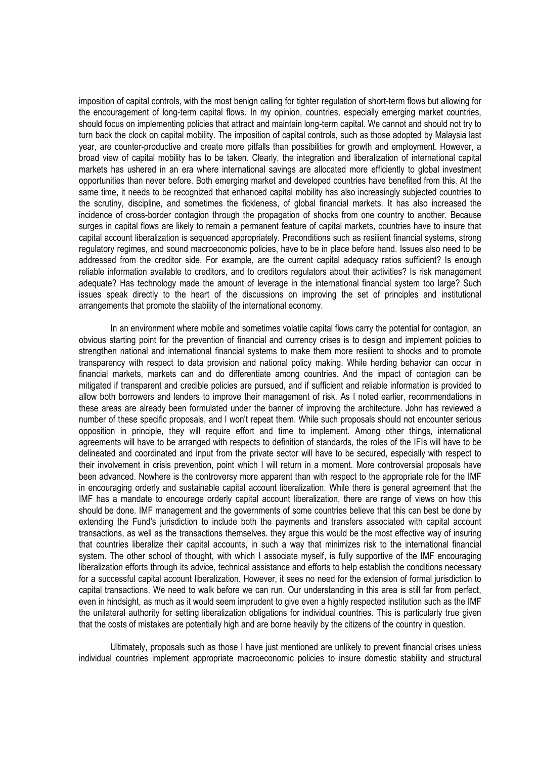imposition of capital controls, with the most benign calling for tighter regulation of short-term flows but allowing for the encouragement of long-term capital flows. In my opinion, countries, especially emerging market countries, should focus on implementing policies that attract and maintain long-term capital. We cannot and should not try to turn back the clock on capital mobility. The imposition of capital controls, such as those adopted by Malaysia last year, are counter-productive and create more pitfalls than possibilities for growth and employment. However, a broad view of capital mobility has to be taken. Clearly, the integration and liberalization of international capital markets has ushered in an era where international savings are allocated more efficiently to global investment opportunities than never before. Both emerging market and developed countries have benefited from this. At the same time, it needs to be recognized that enhanced capital mobility has also increasingly subjected countries to the scrutiny, discipline, and sometimes the fickleness, of global financial markets. It has also increased the incidence of cross-border contagion through the propagation of shocks from one country to another. Because surges in capital flows are likely to remain a permanent feature of capital markets, countries have to insure that capital account liberalization is sequenced appropriately. Preconditions such as resilient financial systems, strong regulatory regimes, and sound macroeconomic policies, have to be in place before hand. Issues also need to be addressed from the creditor side. For example, are the current capital adequacy ratios sufficient? Is enough reliable information available to creditors, and to creditors regulators about their activities? Is risk management adequate? Has technology made the amount of leverage in the international financial system too large? Such issues speak directly to the heart of the discussions on improving the set of principles and institutional arrangements that promote the stability of the international economy.

In an environment where mobile and sometimes volatile capital flows carry the potential for contagion, an obvious starting point for the prevention of financial and currency crises is to design and implement policies to strengthen national and international financial systems to make them more resilient to shocks and to promote transparency with respect to data provision and national policy making. While herding behavior can occur in financial markets, markets can and do differentiate among countries. And the impact of contagion can be mitigated if transparent and credible policies are pursued, and if sufficient and reliable information is provided to allow both borrowers and lenders to improve their management of risk. As I noted earlier, recommendations in these areas are already been formulated under the banner of improving the architecture. John has reviewed a number of these specific proposals, and I won't repeat them. While such proposals should not encounter serious opposition in principle, they will require effort and time to implement. Among other things, international agreements will have to be arranged with respects to definition of standards, the roles of the IFIs will have to be delineated and coordinated and input from the private sector will have to be secured, especially with respect to their involvement in crisis prevention, point which I will return in a moment. More controversial proposals have been advanced. Nowhere is the controversy more apparent than with respect to the appropriate role for the IMF in encouraging orderly and sustainable capital account liberalization. While there is general agreement that the IMF has a mandate to encourage orderly capital account liberalization, there are range of views on how this should be done. IMF management and the governments of some countries believe that this can best be done by extending the Fund's jurisdiction to include both the payments and transfers associated with capital account transactions, as well as the transactions themselves. they argue this would be the most effective way of insuring that countries liberalize their capital accounts, in such a way that minimizes risk to the international financial system. The other school of thought, with which I associate myself, is fully supportive of the IMF encouraging liberalization efforts through its advice, technical assistance and efforts to help establish the conditions necessary for a successful capital account liberalization. However, it sees no need for the extension of formal jurisdiction to capital transactions. We need to walk before we can run. Our understanding in this area is still far from perfect, even in hindsight, as much as it would seem imprudent to give even a highly respected institution such as the IMF the unilateral authority for setting liberalization obligations for individual countries. This is particularly true given that the costs of mistakes are potentially high and are borne heavily by the citizens of the country in question.

Ultimately, proposals such as those I have just mentioned are unlikely to prevent financial crises unless individual countries implement appropriate macroeconomic policies to insure domestic stability and structural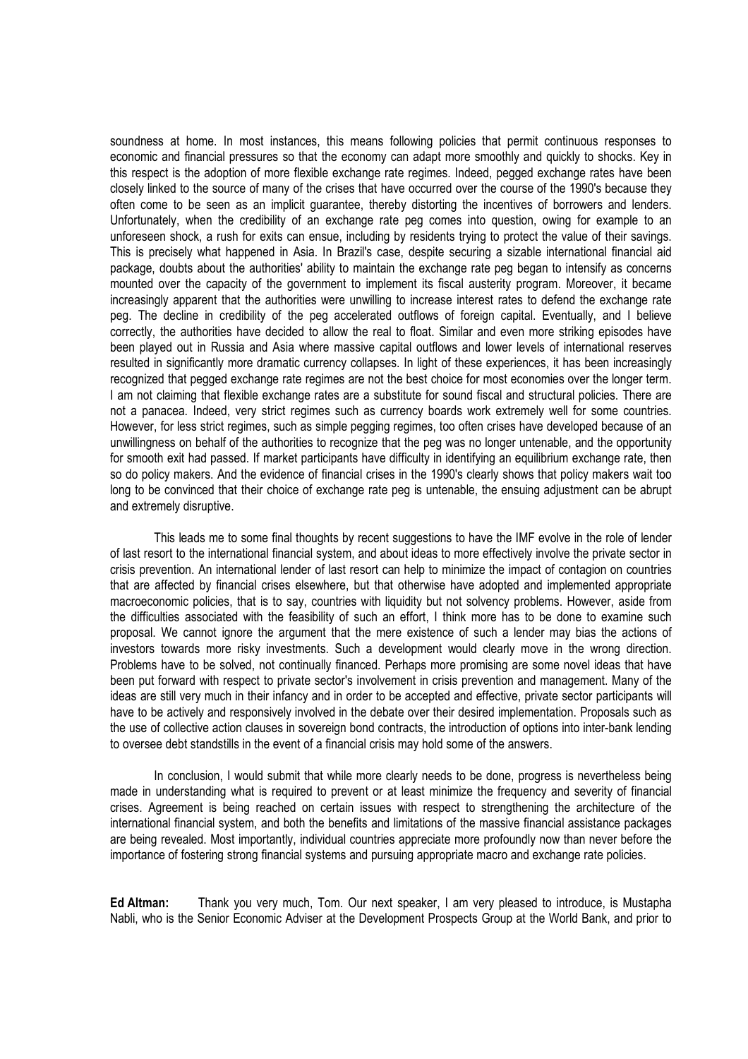soundness at home. In most instances, this means following policies that permit continuous responses to economic and financial pressures so that the economy can adapt more smoothly and quickly to shocks. Key in this respect is the adoption of more flexible exchange rate regimes. Indeed, pegged exchange rates have been closely linked to the source of many of the crises that have occurred over the course of the 1990's because they often come to be seen as an implicit guarantee, thereby distorting the incentives of borrowers and lenders. Unfortunately, when the credibility of an exchange rate peg comes into question, owing for example to an unforeseen shock, a rush for exits can ensue, including by residents trying to protect the value of their savings. This is precisely what happened in Asia. In Brazil's case, despite securing a sizable international financial aid package, doubts about the authorities' ability to maintain the exchange rate peg began to intensify as concerns mounted over the capacity of the government to implement its fiscal austerity program. Moreover, it became increasingly apparent that the authorities were unwilling to increase interest rates to defend the exchange rate peg. The decline in credibility of the peg accelerated outflows of foreign capital. Eventually, and I believe correctly, the authorities have decided to allow the real to float. Similar and even more striking episodes have been played out in Russia and Asia where massive capital outflows and lower levels of international reserves resulted in significantly more dramatic currency collapses. In light of these experiences, it has been increasingly recognized that pegged exchange rate regimes are not the best choice for most economies over the longer term. I am not claiming that flexible exchange rates are a substitute for sound fiscal and structural policies. There are not a panacea. Indeed, very strict regimes such as currency boards work extremely well for some countries. However, for less strict regimes, such as simple pegging regimes, too often crises have developed because of an unwillingness on behalf of the authorities to recognize that the peg was no longer untenable, and the opportunity for smooth exit had passed. If market participants have difficulty in identifying an equilibrium exchange rate, then so do policy makers. And the evidence of financial crises in the 1990's clearly shows that policy makers wait too long to be convinced that their choice of exchange rate peg is untenable, the ensuing adjustment can be abrupt and extremely disruptive.

This leads me to some final thoughts by recent suggestions to have the IMF evolve in the role of lender of last resort to the international financial system, and about ideas to more effectively involve the private sector in crisis prevention. An international lender of last resort can help to minimize the impact of contagion on countries that are affected by financial crises elsewhere, but that otherwise have adopted and implemented appropriate macroeconomic policies, that is to say, countries with liquidity but not solvency problems. However, aside from the difficulties associated with the feasibility of such an effort, I think more has to be done to examine such proposal. We cannot ignore the argument that the mere existence of such a lender may bias the actions of investors towards more risky investments. Such a development would clearly move in the wrong direction. Problems have to be solved, not continually financed. Perhaps more promising are some novel ideas that have been put forward with respect to private sector's involvement in crisis prevention and management. Many of the ideas are still very much in their infancy and in order to be accepted and effective, private sector participants will have to be actively and responsively involved in the debate over their desired implementation. Proposals such as the use of collective action clauses in sovereign bond contracts, the introduction of options into inter-bank lending to oversee debt standstills in the event of a financial crisis may hold some of the answers.

In conclusion, I would submit that while more clearly needs to be done, progress is nevertheless being made in understanding what is required to prevent or at least minimize the frequency and severity of financial crises. Agreement is being reached on certain issues with respect to strengthening the architecture of the international financial system, and both the benefits and limitations of the massive financial assistance packages are being revealed. Most importantly, individual countries appreciate more profoundly now than never before the importance of fostering strong financial systems and pursuing appropriate macro and exchange rate policies.

**Ed Altman:** Thank you very much, Tom. Our next speaker, I am very pleased to introduce, is Mustapha Nabli, who is the Senior Economic Adviser at the Development Prospects Group at the World Bank, and prior to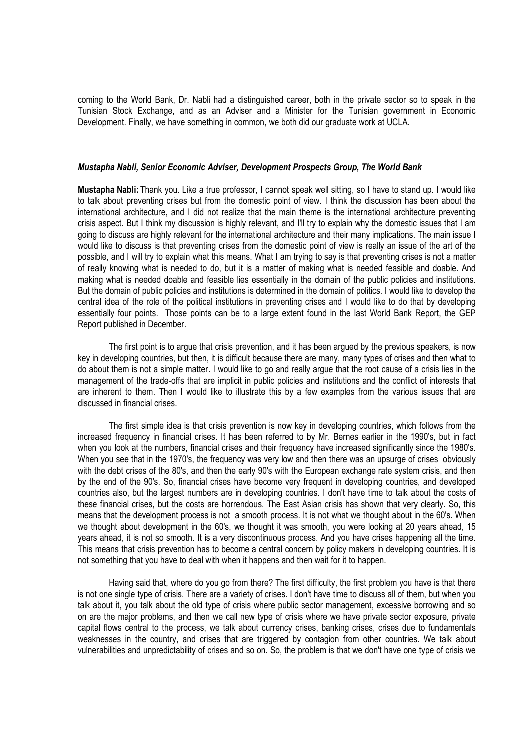coming to the World Bank, Dr. Nabli had a distinguished career, both in the private sector so to speak in the Tunisian Stock Exchange, and as an Adviser and a Minister for the Tunisian government in Economic Development. Finally, we have something in common, we both did our graduate work at UCLA.

### *Mustapha Nabli, Senior Economic Adviser, Development Prospects Group, The World Bank*

**Mustapha Nabli:** Thank you. Like a true professor, I cannot speak well sitting, so I have to stand up. I would like to talk about preventing crises but from the domestic point of view. I think the discussion has been about the international architecture, and I did not realize that the main theme is the international architecture preventing crisis aspect. But I think my discussion is highly relevant, and I'll try to explain why the domestic issues that I am going to discuss are highly relevant for the international architecture and their many implications. The main issue I would like to discuss is that preventing crises from the domestic point of view is really an issue of the art of the possible, and I will try to explain what this means. What I am trying to say is that preventing crises is not a matter of really knowing what is needed to do, but it is a matter of making what is needed feasible and doable. And making what is needed doable and feasible lies essentially in the domain of the public policies and institutions. But the domain of public policies and institutions is determined in the domain of politics. I would like to develop the central idea of the role of the political institutions in preventing crises and I would like to do that by developing essentially four points. Those points can be to a large extent found in the last World Bank Report, the GEP Report published in December.

The first point is to argue that crisis prevention, and it has been argued by the previous speakers, is now key in developing countries, but then, it is difficult because there are many, many types of crises and then what to do about them is not a simple matter. I would like to go and really argue that the root cause of a crisis lies in the management of the trade-offs that are implicit in public policies and institutions and the conflict of interests that are inherent to them. Then I would like to illustrate this by a few examples from the various issues that are discussed in financial crises.

The first simple idea is that crisis prevention is now key in developing countries, which follows from the increased frequency in financial crises. It has been referred to by Mr. Bernes earlier in the 1990's, but in fact when you look at the numbers, financial crises and their frequency have increased significantly since the 1980's. When you see that in the 1970's, the frequency was very low and then there was an upsurge of crises obviously with the debt crises of the 80's, and then the early 90's with the European exchange rate system crisis, and then by the end of the 90's. So, financial crises have become very frequent in developing countries, and developed countries also, but the largest numbers are in developing countries. I don't have time to talk about the costs of these financial crises, but the costs are horrendous. The East Asian crisis has shown that very clearly. So, this means that the development process is not a smooth process. It is not what we thought about in the 60's. When we thought about development in the 60's, we thought it was smooth, you were looking at 20 years ahead, 15 years ahead, it is not so smooth. It is a very discontinuous process. And you have crises happening all the time. This means that crisis prevention has to become a central concern by policy makers in developing countries. It is not something that you have to deal with when it happens and then wait for it to happen.

Having said that, where do you go from there? The first difficulty, the first problem you have is that there is not one single type of crisis. There are a variety of crises. I don't have time to discuss all of them, but when you talk about it, you talk about the old type of crisis where public sector management, excessive borrowing and so on are the major problems, and then we call new type of crisis where we have private sector exposure, private capital flows central to the process, we talk about currency crises, banking crises, crises due to fundamentals weaknesses in the country, and crises that are triggered by contagion from other countries. We talk about vulnerabilities and unpredictability of crises and so on. So, the problem is that we don't have one type of crisis we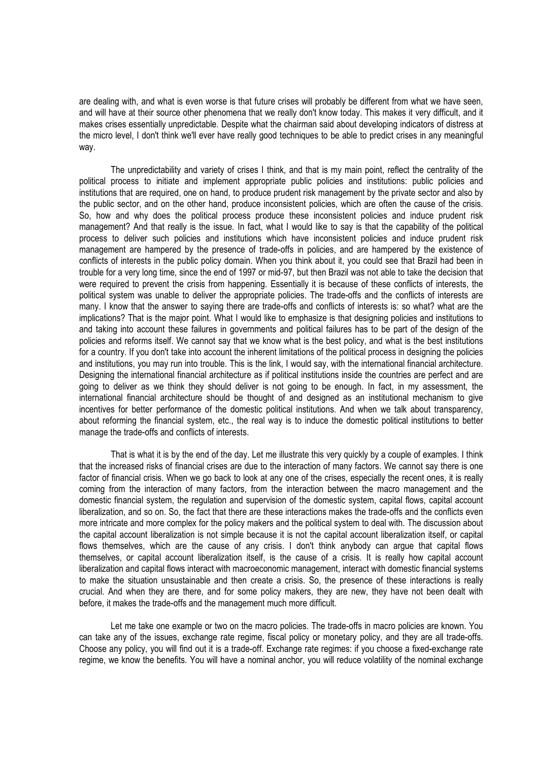are dealing with, and what is even worse is that future crises will probably be different from what we have seen, and will have at their source other phenomena that we really don't know today. This makes it very difficult, and it makes crises essentially unpredictable. Despite what the chairman said about developing indicators of distress at the micro level, I don't think we'll ever have really good techniques to be able to predict crises in any meaningful way.

The unpredictability and variety of crises I think, and that is my main point, reflect the centrality of the political process to initiate and implement appropriate public policies and institutions: public policies and institutions that are required, one on hand, to produce prudent risk management by the private sector and also by the public sector, and on the other hand, produce inconsistent policies, which are often the cause of the crisis. So, how and why does the political process produce these inconsistent policies and induce prudent risk management? And that really is the issue. In fact, what I would like to say is that the capability of the political process to deliver such policies and institutions which have inconsistent policies and induce prudent risk management are hampered by the presence of trade-offs in policies, and are hampered by the existence of conflicts of interests in the public policy domain. When you think about it, you could see that Brazil had been in trouble for a very long time, since the end of 1997 or mid-97, but then Brazil was not able to take the decision that were required to prevent the crisis from happening. Essentially it is because of these conflicts of interests, the political system was unable to deliver the appropriate policies. The trade-offs and the conflicts of interests are many. I know that the answer to saying there are trade-offs and conflicts of interests is: so what? what are the implications? That is the major point. What I would like to emphasize is that designing policies and institutions to and taking into account these failures in governments and political failures has to be part of the design of the policies and reforms itself. We cannot say that we know what is the best policy, and what is the best institutions for a country. If you don't take into account the inherent limitations of the political process in designing the policies and institutions, you may run into trouble. This is the link, I would say, with the international financial architecture. Designing the international financial architecture as if political institutions inside the countries are perfect and are going to deliver as we think they should deliver is not going to be enough. In fact, in my assessment, the international financial architecture should be thought of and designed as an institutional mechanism to give incentives for better performance of the domestic political institutions. And when we talk about transparency, about reforming the financial system, etc., the real way is to induce the domestic political institutions to better manage the trade-offs and conflicts of interests.

That is what it is by the end of the day. Let me illustrate this very quickly by a couple of examples. I think that the increased risks of financial crises are due to the interaction of many factors. We cannot say there is one factor of financial crisis. When we go back to look at any one of the crises, especially the recent ones, it is really coming from the interaction of many factors, from the interaction between the macro management and the domestic financial system, the regulation and supervision of the domestic system, capital flows, capital account liberalization, and so on. So, the fact that there are these interactions makes the trade-offs and the conflicts even more intricate and more complex for the policy makers and the political system to deal with. The discussion about the capital account liberalization is not simple because it is not the capital account liberalization itself, or capital flows themselves, which are the cause of any crisis. I don't think anybody can argue that capital flows themselves, or capital account liberalization itself, is the cause of a crisis. It is really how capital account liberalization and capital flows interact with macroeconomic management, interact with domestic financial systems to make the situation unsustainable and then create a crisis. So, the presence of these interactions is really crucial. And when they are there, and for some policy makers, they are new, they have not been dealt with before, it makes the trade-offs and the management much more difficult.

Let me take one example or two on the macro policies. The trade-offs in macro policies are known. You can take any of the issues, exchange rate regime, fiscal policy or monetary policy, and they are all trade-offs. Choose any policy, you will find out it is a trade-off. Exchange rate regimes: if you choose a fixed-exchange rate regime, we know the benefits. You will have a nominal anchor, you will reduce volatility of the nominal exchange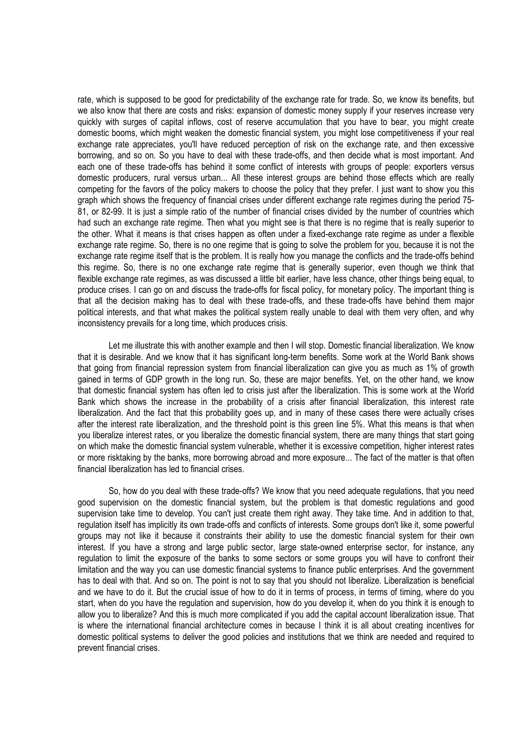rate, which is supposed to be good for predictability of the exchange rate for trade. So, we know its benefits, but we also know that there are costs and risks: expansion of domestic money supply if your reserves increase very quickly with surges of capital inflows, cost of reserve accumulation that you have to bear, you might create domestic booms, which might weaken the domestic financial system, you might lose competitiveness if your real exchange rate appreciates, you'll have reduced perception of risk on the exchange rate, and then excessive borrowing, and so on. So you have to deal with these trade-offs, and then decide what is most important. And each one of these trade-offs has behind it some conflict of interests with groups of people: exporters versus domestic producers, rural versus urban... All these interest groups are behind those effects which are really competing for the favors of the policy makers to choose the policy that they prefer. I just want to show you this graph which shows the frequency of financial crises under different exchange rate regimes during the period 75-81, or 82-99. It is just a simple ratio of the number of financial crises divided by the number of countries which had such an exchange rate regime. Then what you might see is that there is no regime that is really superior to the other. What it means is that crises happen as often under a fixed-exchange rate regime as under a flexible exchange rate regime. So, there is no one regime that is going to solve the problem for you, because it is not the exchange rate regime itself that is the problem. It is really how you manage the conflicts and the trade-offs behind this regime. So, there is no one exchange rate regime that is generally superior, even though we think that flexible exchange rate regimes, as was discussed a little bit earlier, have less chance, other things being equal, to produce crises. I can go on and discuss the trade-offs for fiscal policy, for monetary policy. The important thing is that all the decision making has to deal with these trade-offs, and these trade-offs have behind them major political interests, and that what makes the political system really unable to deal with them very often, and why inconsistency prevails for a long time, which produces crisis.

Let me illustrate this with another example and then I will stop. Domestic financial liberalization. We know that it is desirable. And we know that it has significant long-term benefits. Some work at the World Bank shows that going from financial repression system from financial liberalization can give you as much as 1% of growth gained in terms of GDP growth in the long run. So, these are major benefits. Yet, on the other hand, we know that domestic financial system has often led to crisis just after the liberalization. This is some work at the World Bank which shows the increase in the probability of a crisis after financial liberalization, this interest rate liberalization. And the fact that this probability goes up, and in many of these cases there were actually crises after the interest rate liberalization, and the threshold point is this green line 5%. What this means is that when you liberalize interest rates, or you liberalize the domestic financial system, there are many things that start going on which make the domestic financial system vulnerable, whether it is excessive competition, higher interest rates or more risktaking by the banks, more borrowing abroad and more exposure... The fact of the matter is that often financial liberalization has led to financial crises.

So, how do you deal with these trade-offs? We know that you need adequate regulations, that you need good supervision on the domestic financial system, but the problem is that domestic regulations and good supervision take time to develop. You can't just create them right away. They take time. And in addition to that, regulation itself has implicitly its own trade-offs and conflicts of interests. Some groups don't like it, some powerful groups may not like it because it constraints their ability to use the domestic financial system for their own interest. If you have a strong and large public sector, large state-owned enterprise sector, for instance, any regulation to limit the exposure of the banks to some sectors or some groups you will have to confront their limitation and the way you can use domestic financial systems to finance public enterprises. And the government has to deal with that. And so on. The point is not to say that you should not liberalize. Liberalization is beneficial and we have to do it. But the crucial issue of how to do it in terms of process, in terms of timing, where do you start, when do you have the regulation and supervision, how do you develop it, when do you think it is enough to allow you to liberalize? And this is much more complicated if you add the capital account liberalization issue. That is where the international financial architecture comes in because I think it is all about creating incentives for domestic political systems to deliver the good policies and institutions that we think are needed and required to prevent financial crises.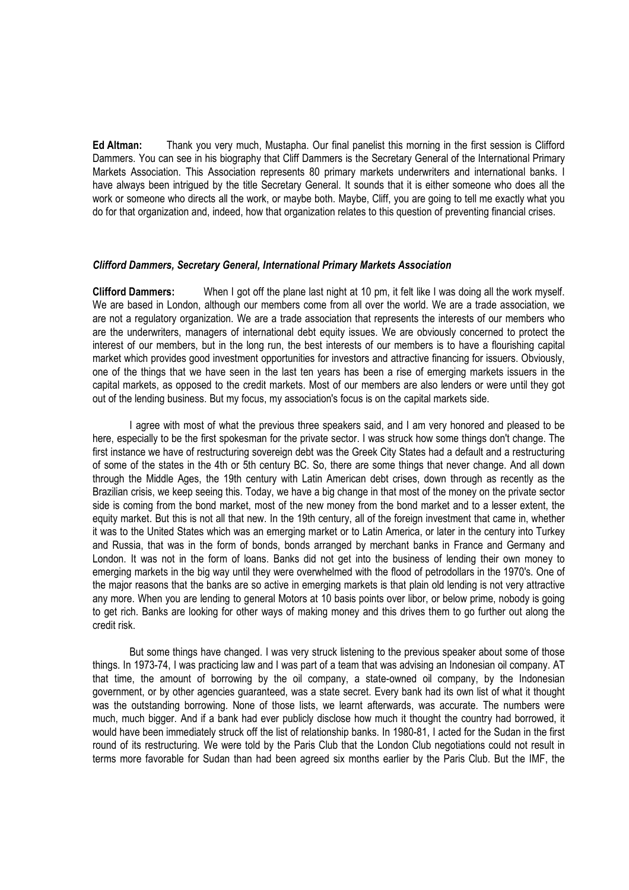**Ed Altman:** Thank you very much, Mustapha. Our final panelist this morning in the first session is Clifford Dammers. You can see in his biography that Cliff Dammers is the Secretary General of the International Primary Markets Association. This Association represents 80 primary markets underwriters and international banks. I have always been intrigued by the title Secretary General. It sounds that it is either someone who does all the work or someone who directs all the work, or maybe both. Maybe, Cliff, you are going to tell me exactly what you do for that organization and, indeed, how that organization relates to this question of preventing financial crises.

### *Clifford Dammers, Secretary General, International Primary Markets Association*

**Clifford Dammers:** When I got off the plane last night at 10 pm, it felt like I was doing all the work myself. We are based in London, although our members come from all over the world. We are a trade association, we are not a regulatory organization. We are a trade association that represents the interests of our members who are the underwriters, managers of international debt equity issues. We are obviously concerned to protect the interest of our members, but in the long run, the best interests of our members is to have a flourishing capital market which provides good investment opportunities for investors and attractive financing for issuers. Obviously, one of the things that we have seen in the last ten years has been a rise of emerging markets issuers in the capital markets, as opposed to the credit markets. Most of our members are also lenders or were until they got out of the lending business. But my focus, my association's focus is on the capital markets side.

I agree with most of what the previous three speakers said, and I am very honored and pleased to be here, especially to be the first spokesman for the private sector. I was struck how some things don't change. The first instance we have of restructuring sovereign debt was the Greek City States had a default and a restructuring of some of the states in the 4th or 5th century BC. So, there are some things that never change. And all down through the Middle Ages, the 19th century with Latin American debt crises, down through as recently as the Brazilian crisis, we keep seeing this. Today, we have a big change in that most of the money on the private sector side is coming from the bond market, most of the new money from the bond market and to a lesser extent, the equity market. But this is not all that new. In the 19th century, all of the foreign investment that came in, whether it was to the United States which was an emerging market or to Latin America, or later in the century into Turkey and Russia, that was in the form of bonds, bonds arranged by merchant banks in France and Germany and London. It was not in the form of loans. Banks did not get into the business of lending their own money to emerging markets in the big way until they were overwhelmed with the flood of petrodollars in the 1970's. One of the major reasons that the banks are so active in emerging markets is that plain old lending is not very attractive any more. When you are lending to general Motors at 10 basis points over libor, or below prime, nobody is going to get rich. Banks are looking for other ways of making money and this drives them to go further out along the credit risk.

But some things have changed. I was very struck listening to the previous speaker about some of those things. In 1973-74, I was practicing law and I was part of a team that was advising an Indonesian oil company. AT that time, the amount of borrowing by the oil company, a state-owned oil company, by the Indonesian government, or by other agencies guaranteed, was a state secret. Every bank had its own list of what it thought was the outstanding borrowing. None of those lists, we learnt afterwards, was accurate. The numbers were much, much bigger. And if a bank had ever publicly disclose how much it thought the country had borrowed, it would have been immediately struck off the list of relationship banks. In 1980-81, I acted for the Sudan in the first round of its restructuring. We were told by the Paris Club that the London Club negotiations could not result in terms more favorable for Sudan than had been agreed six months earlier by the Paris Club. But the IMF, the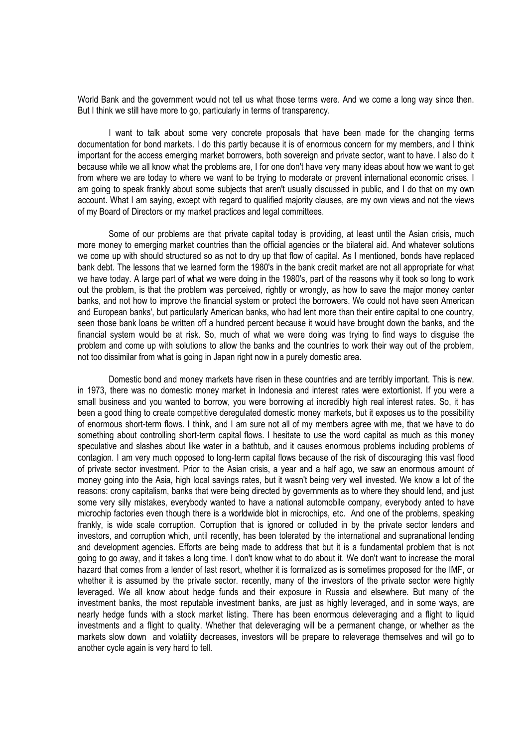World Bank and the government would not tell us what those terms were. And we come a long way since then. But I think we still have more to go, particularly in terms of transparency.

I want to talk about some very concrete proposals that have been made for the changing terms documentation for bond markets. I do this partly because it is of enormous concern for my members, and I think important for the access emerging market borrowers, both sovereign and private sector, want to have. I also do it because while we all know what the problems are, I for one don't have very many ideas about how we want to get from where we are today to where we want to be trying to moderate or prevent international economic crises. I am going to speak frankly about some subjects that aren't usually discussed in public, and I do that on my own account. What I am saying, except with regard to qualified majority clauses, are my own views and not the views of my Board of Directors or my market practices and legal committees.

Some of our problems are that private capital today is providing, at least until the Asian crisis, much more money to emerging market countries than the official agencies or the bilateral aid. And whatever solutions we come up with should structured so as not to dry up that flow of capital. As I mentioned, bonds have replaced bank debt. The lessons that we learned form the 1980's in the bank credit market are not all appropriate for what we have today. A large part of what we were doing in the 1980's, part of the reasons why it took so long to work out the problem, is that the problem was perceived, rightly or wrongly, as how to save the major money center banks, and not how to improve the financial system or protect the borrowers. We could not have seen American and European banks', but particularly American banks, who had lent more than their entire capital to one country, seen those bank loans be written off a hundred percent because it would have brought down the banks, and the financial system would be at risk. So, much of what we were doing was trying to find ways to disguise the problem and come up with solutions to allow the banks and the countries to work their way out of the problem, not too dissimilar from what is going in Japan right now in a purely domestic area.

Domestic bond and money markets have risen in these countries and are terribly important. This is new. in 1973, there was no domestic money market in Indonesia and interest rates were extortionist. If you were a small business and you wanted to borrow, you were borrowing at incredibly high real interest rates. So, it has been a good thing to create competitive deregulated domestic money markets, but it exposes us to the possibility of enormous short-term flows. I think, and I am sure not all of my members agree with me, that we have to do something about controlling short-term capital flows. I hesitate to use the word capital as much as this money speculative and slashes about like water in a bathtub, and it causes enormous problems including problems of contagion. I am very much opposed to long-term capital flows because of the risk of discouraging this vast flood of private sector investment. Prior to the Asian crisis, a year and a half ago, we saw an enormous amount of money going into the Asia, high local savings rates, but it wasn't being very well invested. We know a lot of the reasons: crony capitalism, banks that were being directed by governments as to where they should lend, and just some very silly mistakes, everybody wanted to have a national automobile company, everybody anted to have microchip factories even though there is a worldwide blot in microchips, etc. And one of the problems, speaking frankly, is wide scale corruption. Corruption that is ignored or colluded in by the private sector lenders and investors, and corruption which, until recently, has been tolerated by the international and supranational lending and development agencies. Efforts are being made to address that but it is a fundamental problem that is not going to go away, and it takes a long time. I don't know what to do about it. We don't want to increase the moral hazard that comes from a lender of last resort, whether it is formalized as is sometimes proposed for the IMF, or whether it is assumed by the private sector. recently, many of the investors of the private sector were highly leveraged. We all know about hedge funds and their exposure in Russia and elsewhere. But many of the investment banks, the most reputable investment banks, are just as highly leveraged, and in some ways, are nearly hedge funds with a stock market listing. There has been enormous deleveraging and a flight to liquid investments and a flight to quality. Whether that deleveraging will be a permanent change, or whether as the markets slow down and volatility decreases, investors will be prepare to releverage themselves and will go to another cycle again is very hard to tell.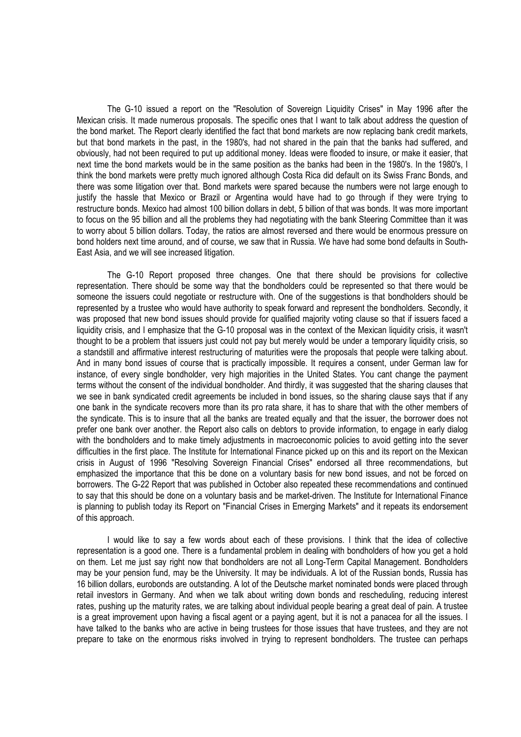The G-10 issued a report on the "Resolution of Sovereign Liquidity Crises" in May 1996 after the Mexican crisis. It made numerous proposals. The specific ones that I want to talk about address the question of the bond market. The Report clearly identified the fact that bond markets are now replacing bank credit markets, but that bond markets in the past, in the 1980's, had not shared in the pain that the banks had suffered, and obviously, had not been required to put up additional money. Ideas were flooded to insure, or make it easier, that next time the bond markets would be in the same position as the banks had been in the 1980's. In the 1980's, I think the bond markets were pretty much ignored although Costa Rica did default on its Swiss Franc Bonds, and there was some litigation over that. Bond markets were spared because the numbers were not large enough to justify the hassle that Mexico or Brazil or Argentina would have had to go through if they were trying to restructure bonds. Mexico had almost 100 billion dollars in debt, 5 billion of that was bonds. It was more important to focus on the 95 billion and all the problems they had negotiating with the bank Steering Committee than it was to worry about 5 billion dollars. Today, the ratios are almost reversed and there would be enormous pressure on bond holders next time around, and of course, we saw that in Russia. We have had some bond defaults in South-East Asia, and we will see increased litigation.

The G-10 Report proposed three changes. One that there should be provisions for collective representation. There should be some way that the bondholders could be represented so that there would be someone the issuers could negotiate or restructure with. One of the suggestions is that bondholders should be represented by a trustee who would have authority to speak forward and represent the bondholders. Secondly, it was proposed that new bond issues should provide for qualified majority voting clause so that if issuers faced a liquidity crisis, and I emphasize that the G-10 proposal was in the context of the Mexican liquidity crisis, it wasn't thought to be a problem that issuers just could not pay but merely would be under a temporary liquidity crisis, so a standstill and affirmative interest restructuring of maturities were the proposals that people were talking about. And in many bond issues of course that is practically impossible. It requires a consent, under German law for instance, of every single bondholder, very high majorities in the United States. You cant change the payment terms without the consent of the individual bondholder. And thirdly, it was suggested that the sharing clauses that we see in bank syndicated credit agreements be included in bond issues, so the sharing clause says that if any one bank in the syndicate recovers more than its pro rata share, it has to share that with the other members of the syndicate. This is to insure that all the banks are treated equally and that the issuer, the borrower does not prefer one bank over another. the Report also calls on debtors to provide information, to engage in early dialog with the bondholders and to make timely adjustments in macroeconomic policies to avoid getting into the sever difficulties in the first place. The Institute for International Finance picked up on this and its report on the Mexican crisis in August of 1996 "Resolving Sovereign Financial Crises" endorsed all three recommendations, but emphasized the importance that this be done on a voluntary basis for new bond issues, and not be forced on borrowers. The G-22 Report that was published in October also repeated these recommendations and continued to say that this should be done on a voluntary basis and be market-driven. The Institute for International Finance is planning to publish today its Report on "Financial Crises in Emerging Markets" and it repeats its endorsement of this approach.

I would like to say a few words about each of these provisions. I think that the idea of collective representation is a good one. There is a fundamental problem in dealing with bondholders of how you get a hold on them. Let me just say right now that bondholders are not all Long-Term Capital Management. Bondholders may be your pension fund, may be the University. It may be individuals. A lot of the Russian bonds, Russia has 16 billion dollars, eurobonds are outstanding. A lot of the Deutsche market nominated bonds were placed through retail investors in Germany. And when we talk about writing down bonds and rescheduling, reducing interest rates, pushing up the maturity rates, we are talking about individual people bearing a great deal of pain. A trustee is a great improvement upon having a fiscal agent or a paying agent, but it is not a panacea for all the issues. I have talked to the banks who are active in being trustees for those issues that have trustees, and they are not prepare to take on the enormous risks involved in trying to represent bondholders. The trustee can perhaps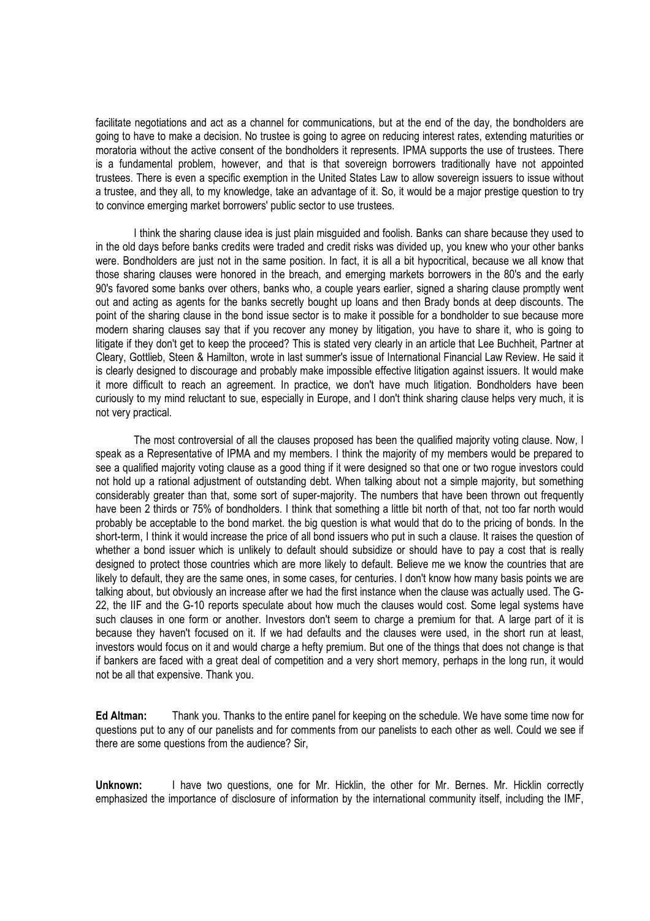facilitate negotiations and act as a channel for communications, but at the end of the day, the bondholders are going to have to make a decision. No trustee is going to agree on reducing interest rates, extending maturities or moratoria without the active consent of the bondholders it represents. IPMA supports the use of trustees. There is a fundamental problem, however, and that is that sovereign borrowers traditionally have not appointed trustees. There is even a specific exemption in the United States Law to allow sovereign issuers to issue without a trustee, and they all, to my knowledge, take an advantage of it. So, it would be a major prestige question to try to convince emerging market borrowers' public sector to use trustees.

I think the sharing clause idea is just plain misguided and foolish. Banks can share because they used to in the old days before banks credits were traded and credit risks was divided up, you knew who your other banks were. Bondholders are just not in the same position. In fact, it is all a bit hypocritical, because we all know that those sharing clauses were honored in the breach, and emerging markets borrowers in the 80's and the early 90's favored some banks over others, banks who, a couple years earlier, signed a sharing clause promptly went out and acting as agents for the banks secretly bought up loans and then Brady bonds at deep discounts. The point of the sharing clause in the bond issue sector is to make it possible for a bondholder to sue because more modern sharing clauses say that if you recover any money by litigation, you have to share it, who is going to litigate if they don't get to keep the proceed? This is stated very clearly in an article that Lee Buchheit, Partner at Cleary, Gottlieb, Steen & Hamilton, wrote in last summer's issue of International Financial Law Review. He said it is clearly designed to discourage and probably make impossible effective litigation against issuers. It would make it more difficult to reach an agreement. In practice, we don't have much litigation. Bondholders have been curiously to my mind reluctant to sue, especially in Europe, and I don't think sharing clause helps very much, it is not very practical.

The most controversial of all the clauses proposed has been the qualified majority voting clause. Now, I speak as a Representative of IPMA and my members. I think the majority of my members would be prepared to see a qualified majority voting clause as a good thing if it were designed so that one or two rogue investors could not hold up a rational adjustment of outstanding debt. When talking about not a simple majority, but something considerably greater than that, some sort of super-majority. The numbers that have been thrown out frequently have been 2 thirds or 75% of bondholders. I think that something a little bit north of that, not too far north would probably be acceptable to the bond market. the big question is what would that do to the pricing of bonds. In the short-term, I think it would increase the price of all bond issuers who put in such a clause. It raises the question of whether a bond issuer which is unlikely to default should subsidize or should have to pay a cost that is really designed to protect those countries which are more likely to default. Believe me we know the countries that are likely to default, they are the same ones, in some cases, for centuries. I don't know how many basis points we are talking about, but obviously an increase after we had the first instance when the clause was actually used. The G-22, the IIF and the G-10 reports speculate about how much the clauses would cost. Some legal systems have such clauses in one form or another. Investors don't seem to charge a premium for that. A large part of it is because they haven't focused on it. If we had defaults and the clauses were used, in the short run at least, investors would focus on it and would charge a hefty premium. But one of the things that does not change is that if bankers are faced with a great deal of competition and a very short memory, perhaps in the long run, it would not be all that expensive. Thank you.

**Ed Altman:** Thank you. Thanks to the entire panel for keeping on the schedule. We have some time now for questions put to any of our panelists and for comments from our panelists to each other as well. Could we see if there are some questions from the audience? Sir,

**Unknown:** I have two questions, one for Mr. Hicklin, the other for Mr. Bernes. Mr. Hicklin correctly emphasized the importance of disclosure of information by the international community itself, including the IMF,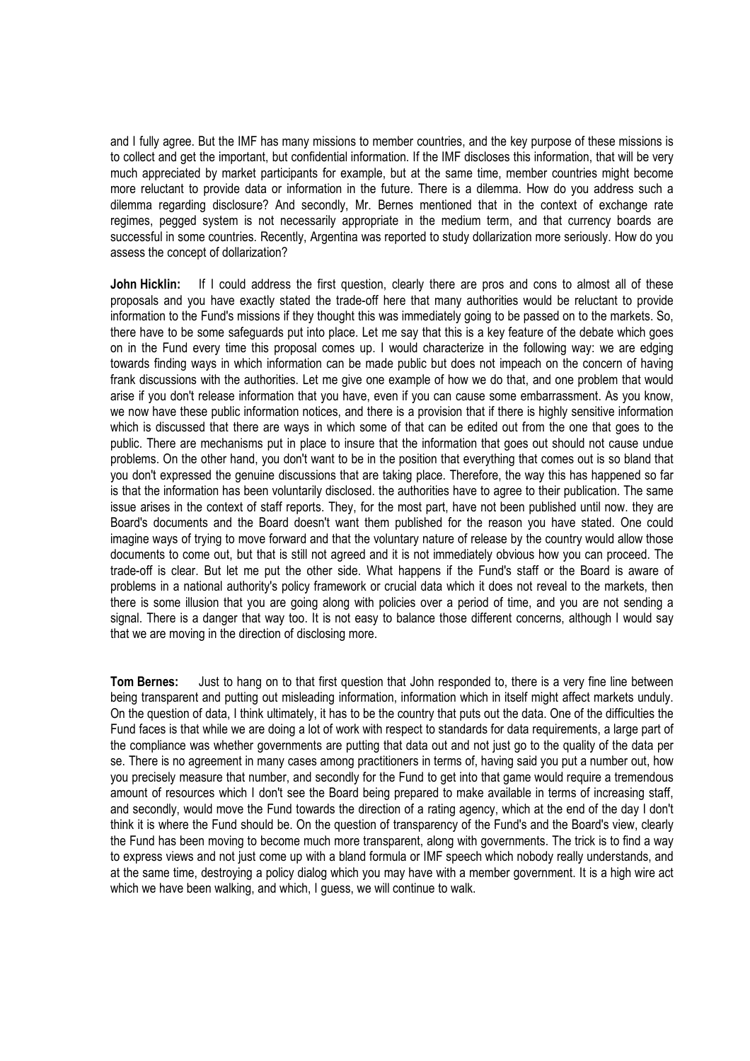and I fully agree. But the IMF has many missions to member countries, and the key purpose of these missions is to collect and get the important, but confidential information. If the IMF discloses this information, that will be very much appreciated by market participants for example, but at the same time, member countries might become more reluctant to provide data or information in the future. There is a dilemma. How do you address such a dilemma regarding disclosure? And secondly, Mr. Bernes mentioned that in the context of exchange rate regimes, pegged system is not necessarily appropriate in the medium term, and that currency boards are successful in some countries. Recently, Argentina was reported to study dollarization more seriously. How do you assess the concept of dollarization?

**John Hicklin:** If I could address the first question, clearly there are pros and cons to almost all of these proposals and you have exactly stated the trade-off here that many authorities would be reluctant to provide information to the Fund's missions if they thought this was immediately going to be passed on to the markets. So, there have to be some safeguards put into place. Let me say that this is a key feature of the debate which goes on in the Fund every time this proposal comes up. I would characterize in the following way: we are edging towards finding ways in which information can be made public but does not impeach on the concern of having frank discussions with the authorities. Let me give one example of how we do that, and one problem that would arise if you don't release information that you have, even if you can cause some embarrassment. As you know, we now have these public information notices, and there is a provision that if there is highly sensitive information which is discussed that there are ways in which some of that can be edited out from the one that goes to the public. There are mechanisms put in place to insure that the information that goes out should not cause undue problems. On the other hand, you don't want to be in the position that everything that comes out is so bland that you don't expressed the genuine discussions that are taking place. Therefore, the way this has happened so far is that the information has been voluntarily disclosed. the authorities have to agree to their publication. The same issue arises in the context of staff reports. They, for the most part, have not been published until now. they are Board's documents and the Board doesn't want them published for the reason you have stated. One could imagine ways of trying to move forward and that the voluntary nature of release by the country would allow those documents to come out, but that is still not agreed and it is not immediately obvious how you can proceed. The trade-off is clear. But let me put the other side. What happens if the Fund's staff or the Board is aware of problems in a national authority's policy framework or crucial data which it does not reveal to the markets, then there is some illusion that you are going along with policies over a period of time, and you are not sending a signal. There is a danger that way too. It is not easy to balance those different concerns, although I would say that we are moving in the direction of disclosing more.

**Tom Bernes:** Just to hang on to that first question that John responded to, there is a very fine line between being transparent and putting out misleading information, information which in itself might affect markets unduly. On the question of data, I think ultimately, it has to be the country that puts out the data. One of the difficulties the Fund faces is that while we are doing a lot of work with respect to standards for data requirements, a large part of the compliance was whether governments are putting that data out and not just go to the quality of the data per se. There is no agreement in many cases among practitioners in terms of, having said you put a number out, how you precisely measure that number, and secondly for the Fund to get into that game would require a tremendous amount of resources which I don't see the Board being prepared to make available in terms of increasing staff, and secondly, would move the Fund towards the direction of a rating agency, which at the end of the day I don't think it is where the Fund should be. On the question of transparency of the Fund's and the Board's view, clearly the Fund has been moving to become much more transparent, along with governments. The trick is to find a way to express views and not just come up with a bland formula or IMF speech which nobody really understands, and at the same time, destroying a policy dialog which you may have with a member government. It is a high wire act which we have been walking, and which, I guess, we will continue to walk.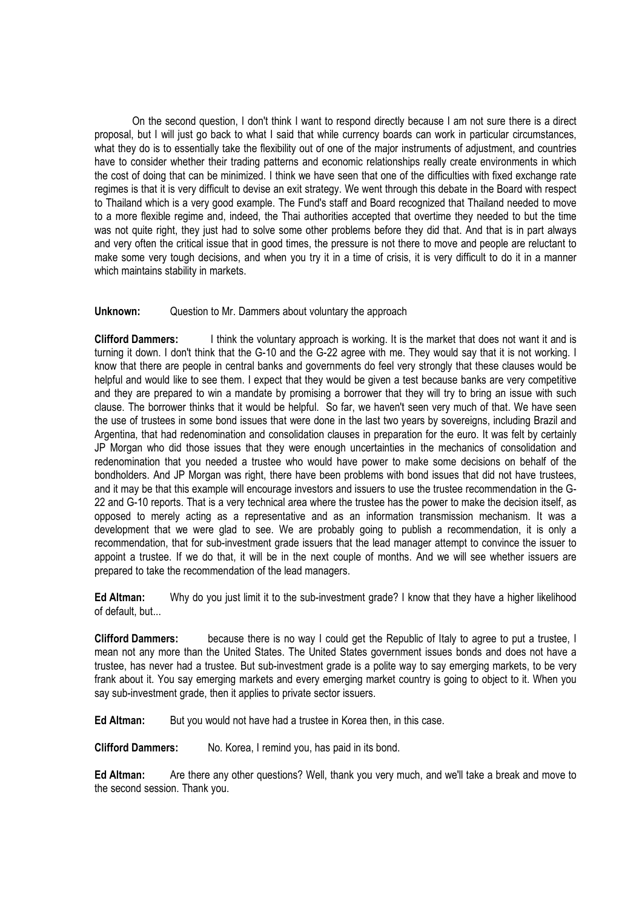On the second question, I don't think I want to respond directly because I am not sure there is a direct proposal, but I will just go back to what I said that while currency boards can work in particular circumstances, what they do is to essentially take the flexibility out of one of the major instruments of adjustment, and countries have to consider whether their trading patterns and economic relationships really create environments in which the cost of doing that can be minimized. I think we have seen that one of the difficulties with fixed exchange rate regimes is that it is very difficult to devise an exit strategy. We went through this debate in the Board with respect to Thailand which is a very good example. The Fund's staff and Board recognized that Thailand needed to move to a more flexible regime and, indeed, the Thai authorities accepted that overtime they needed to but the time was not quite right, they just had to solve some other problems before they did that. And that is in part always and very often the critical issue that in good times, the pressure is not there to move and people are reluctant to make some very tough decisions, and when you try it in a time of crisis, it is very difficult to do it in a manner which maintains stability in markets.

**Unknown:** Question to Mr. Dammers about voluntary the approach

**Clifford Dammers:** I think the voluntary approach is working. It is the market that does not want it and is turning it down. I don't think that the G-10 and the G-22 agree with me. They would say that it is not working. I know that there are people in central banks and governments do feel very strongly that these clauses would be helpful and would like to see them. I expect that they would be given a test because banks are very competitive and they are prepared to win a mandate by promising a borrower that they will try to bring an issue with such clause. The borrower thinks that it would be helpful. So far, we haven't seen very much of that. We have seen the use of trustees in some bond issues that were done in the last two years by sovereigns, including Brazil and Argentina, that had redenomination and consolidation clauses in preparation for the euro. It was felt by certainly JP Morgan who did those issues that they were enough uncertainties in the mechanics of consolidation and redenomination that you needed a trustee who would have power to make some decisions on behalf of the bondholders. And JP Morgan was right, there have been problems with bond issues that did not have trustees, and it may be that this example will encourage investors and issuers to use the trustee recommendation in the G-22 and G-10 reports. That is a very technical area where the trustee has the power to make the decision itself, as opposed to merely acting as a representative and as an information transmission mechanism. It was a development that we were glad to see. We are probably going to publish a recommendation, it is only a recommendation, that for sub-investment grade issuers that the lead manager attempt to convince the issuer to appoint a trustee. If we do that, it will be in the next couple of months. And we will see whether issuers are prepared to take the recommendation of the lead managers.

**Ed Altman:** Why do you just limit it to the sub-investment grade? I know that they have a higher likelihood of default, but...

**Clifford Dammers:** because there is no way I could get the Republic of Italy to agree to put a trustee, I mean not any more than the United States. The United States government issues bonds and does not have a trustee, has never had a trustee. But sub-investment grade is a polite way to say emerging markets, to be very frank about it. You say emerging markets and every emerging market country is going to object to it. When you say sub-investment grade, then it applies to private sector issuers.

**Ed Altman:** But you would not have had a trustee in Korea then, in this case.

**Clifford Dammers:** No. Korea, I remind you, has paid in its bond.

**Ed Altman:** Are there any other questions? Well, thank you very much, and we'll take a break and move to the second session. Thank you.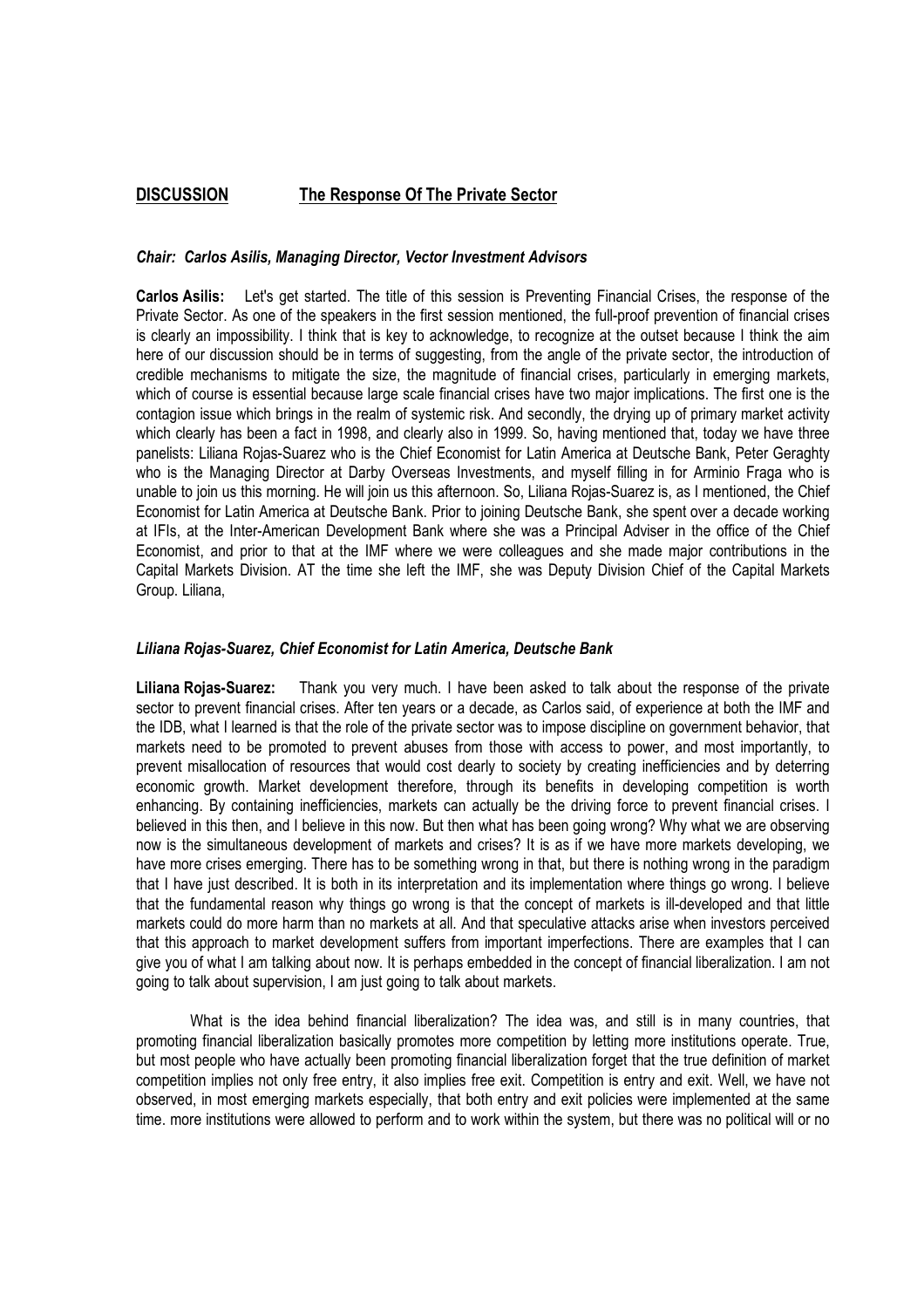## **DISCUSSION** **The Response Of The Private Sector**

***Chair: Carlos Asilis, Managing Director, Vector Investment Advisors***

**Carlos Asilis:** Let's get started. The title of this session is Preventing Financial Crises, the response of the Private Sector. As one of the speakers in the first session mentioned, the full-proof prevention of financial crises is clearly an impossibility. I think that is key to acknowledge, to recognize at the outset because I think the aim here of our discussion should be in terms of suggesting, from the angle of the private sector, the introduction of credible mechanisms to mitigate the size, the magnitude of financial crises, particularly in emerging markets, which of course is essential because large scale financial crises have two major implications. The first one is the contagion issue which brings in the realm of systemic risk. And secondly, the drying up of primary market activity which clearly has been a fact in 1998, and clearly also in 1999. So, having mentioned that, today we have three panelists: Liliana Rojas-Suarez who is the Chief Economist for Latin America at Deutsche Bank, Peter Geraghty who is the Managing Director at Darby Overseas Investments, and myself filling in for Arminio Fraga who is unable to join us this morning. He will join us this afternoon. So, Liliana Rojas-Suarez is, as I mentioned, the Chief Economist for Latin America at Deutsche Bank. Prior to joining Deutsche Bank, she spent over a decade working at IFIs, at the Inter-American Development Bank where she was a Principal Adviser in the office of the Chief Economist, and prior to that at the IMF where we were colleagues and she made major contributions in the Capital Markets Division. AT the time she left the IMF, she was Deputy Division Chief of the Capital Markets Group. Liliana,

***Liliana Rojas-Suarez, Chief Economist for Latin America, Deutsche Bank***

**Liliana Rojas-Suarez:** Thank you very much. I have been asked to talk about the response of the private sector to prevent financial crises. After ten years or a decade, as Carlos said, of experience at both the IMF and the IDB, what I learned is that the role of the private sector was to impose discipline on government behavior, that markets need to be promoted to prevent abuses from those with access to power, and most importantly, to prevent misallocation of resources that would cost dearly to society by creating inefficiencies and by deterring economic growth. Market development therefore, through its benefits in developing competition is worth enhancing. By containing inefficiencies, markets can actually be the driving force to prevent financial crises. I believed in this then, and I believe in this now. But then what has been going wrong? Why what we are observing now is the simultaneous development of markets and crises? It is as if we have more markets developing, we have more crises emerging. There has to be something wrong in that, but there is nothing wrong in the paradigm that I have just described. It is both in its interpretation and its implementation where things go wrong. I believe that the fundamental reason why things go wrong is that the concept of markets is ill-developed and that little markets could do more harm than no markets at all. And that speculative attacks arise when investors perceived that this approach to market development suffers from important imperfections. There are examples that I can give you of what I am talking about now. It is perhaps embedded in the concept of financial liberalization. I am not going to talk about supervision, I am just going to talk about markets.

What is the idea behind financial liberalization? The idea was, and still is in many countries, that promoting financial liberalization basically promotes more competition by letting more institutions operate. True, but most people who have actually been promoting financial liberalization forget that the true definition of market competition implies not only free entry, it also implies free exit. Competition is entry and exit. Well, we have not observed, in most emerging markets especially, that both entry and exit policies were implemented at the same time. more institutions were allowed to perform and to work within the system, but there was no political will or no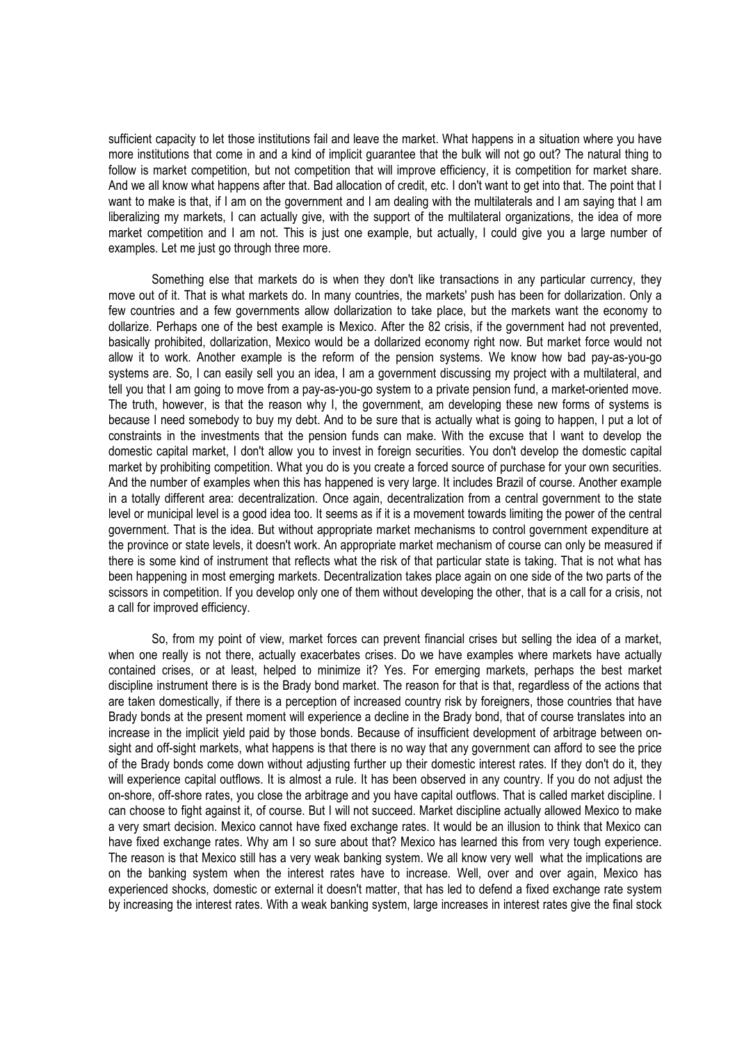sufficient capacity to let those institutions fail and leave the market. What happens in a situation where you have more institutions that come in and a kind of implicit guarantee that the bulk will not go out? The natural thing to follow is market competition, but not competition that will improve efficiency, it is competition for market share. And we all know what happens after that. Bad allocation of credit, etc. I don't want to get into that. The point that I want to make is that, if I am on the government and I am dealing with the multilaterals and I am saying that I am liberalizing my markets, I can actually give, with the support of the multilateral organizations, the idea of more market competition and I am not. This is just one example, but actually, I could give you a large number of examples. Let me just go through three more.

Something else that markets do is when they don't like transactions in any particular currency, they move out of it. That is what markets do. In many countries, the markets' push has been for dollarization. Only a few countries and a few governments allow dollarization to take place, but the markets want the economy to dollarize. Perhaps one of the best example is Mexico. After the 82 crisis, if the government had not prevented, basically prohibited, dollarization, Mexico would be a dollarized economy right now. But market force would not allow it to work. Another example is the reform of the pension systems. We know how bad pay-as-you-go systems are. So, I can easily sell you an idea, I am a government discussing my project with a multilateral, and tell you that I am going to move from a pay-as-you-go system to a private pension fund, a market-oriented move. The truth, however, is that the reason why I, the government, am developing these new forms of systems is because I need somebody to buy my debt. And to be sure that is actually what is going to happen, I put a lot of constraints in the investments that the pension funds can make. With the excuse that I want to develop the domestic capital market, I don't allow you to invest in foreign securities. You don't develop the domestic capital market by prohibiting competition. What you do is you create a forced source of purchase for your own securities. And the number of examples when this has happened is very large. It includes Brazil of course. Another example in a totally different area: decentralization. Once again, decentralization from a central government to the state level or municipal level is a good idea too. It seems as if it is a movement towards limiting the power of the central government. That is the idea. But without appropriate market mechanisms to control government expenditure at the province or state levels, it doesn't work. An appropriate market mechanism of course can only be measured if there is some kind of instrument that reflects what the risk of that particular state is taking. That is not what has been happening in most emerging markets. Decentralization takes place again on one side of the two parts of the scissors in competition. If you develop only one of them without developing the other, that is a call for a crisis, not a call for improved efficiency.

So, from my point of view, market forces can prevent financial crises but selling the idea of a market, when one really is not there, actually exacerbates crises. Do we have examples where markets have actually contained crises, or at least, helped to minimize it? Yes. For emerging markets, perhaps the best market discipline instrument there is is the Brady bond market. The reason for that is that, regardless of the actions that are taken domestically, if there is a perception of increased country risk by foreigners, those countries that have Brady bonds at the present moment will experience a decline in the Brady bond, that of course translates into an increase in the implicit yield paid by those bonds. Because of insufficient development of arbitrage between on-sight and off-sight markets, what happens is that there is no way that any government can afford to see the price of the Brady bonds come down without adjusting further up their domestic interest rates. If they don't do it, they will experience capital outflows. It is almost a rule. It has been observed in any country. If you do not adjust the on-shore, off-shore rates, you close the arbitrage and you have capital outflows. That is called market discipline. I can choose to fight against it, of course. But I will not succeed. Market discipline actually allowed Mexico to make a very smart decision. Mexico cannot have fixed exchange rates. It would be an illusion to think that Mexico can have fixed exchange rates. Why am I so sure about that? Mexico has learned this from very tough experience. The reason is that Mexico still has a very weak banking system. We all know very well what the implications are on the banking system when the interest rates have to increase. Well, over and over again, Mexico has experienced shocks, domestic or external it doesn't matter, that has led to defend a fixed exchange rate system by increasing the interest rates. With a weak banking system, large increases in interest rates give the final stock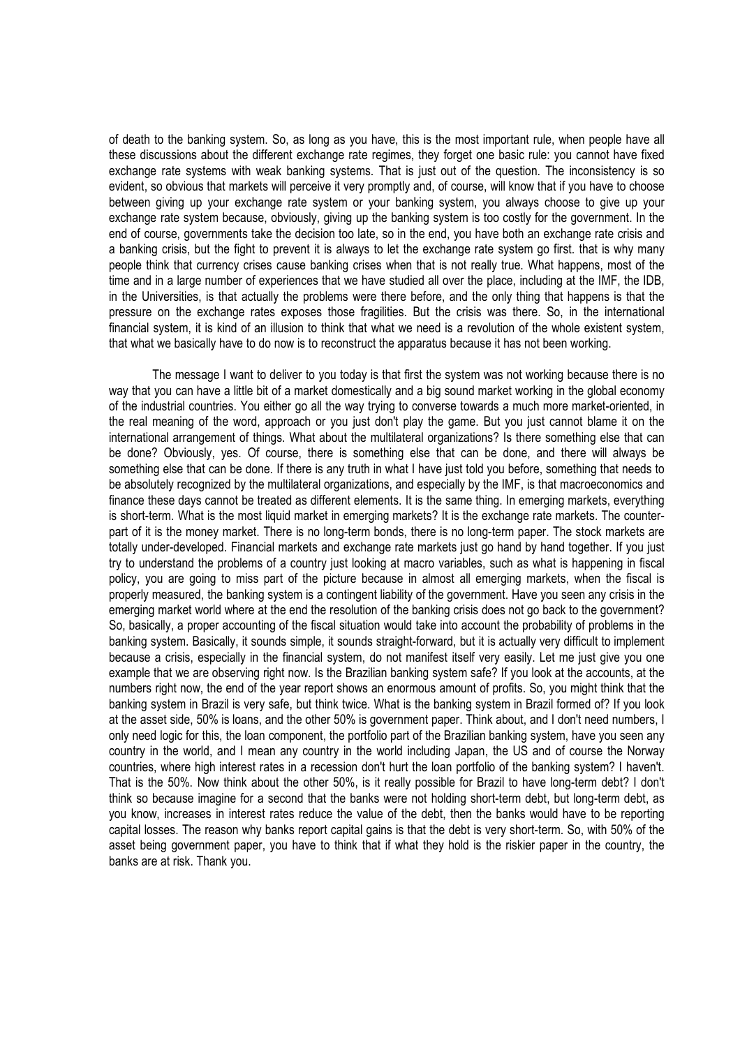of death to the banking system. So, as long as you have, this is the most important rule, when people have all these discussions about the different exchange rate regimes, they forget one basic rule: you cannot have fixed exchange rate systems with weak banking systems. That is just out of the question. The inconsistency is so evident, so obvious that markets will perceive it very promptly and, of course, will know that if you have to choose between giving up your exchange rate system or your banking system, you always choose to give up your exchange rate system because, obviously, giving up the banking system is too costly for the government. In the end of course, governments take the decision too late, so in the end, you have both an exchange rate crisis and a banking crisis, but the fight to prevent it is always to let the exchange rate system go first. that is why many people think that currency crises cause banking crises when that is not really true. What happens, most of the time and in a large number of experiences that we have studied all over the place, including at the IMF, the IDB, in the Universities, is that actually the problems were there before, and the only thing that happens is that the pressure on the exchange rates exposes those fragilities. But the crisis was there. So, in the international financial system, it is kind of an illusion to think that what we need is a revolution of the whole existent system, that what we basically have to do now is to reconstruct the apparatus because it has not been working.

The message I want to deliver to you today is that first the system was not working because there is no way that you can have a little bit of a market domestically and a big sound market working in the global economy of the industrial countries. You either go all the way trying to converse towards a much more market-oriented, in the real meaning of the word, approach or you just don't play the game. But you just cannot blame it on the international arrangement of things. What about the multilateral organizations? Is there something else that can be done? Obviously, yes. Of course, there is something else that can be done, and there will always be something else that can be done. If there is any truth in what I have just told you before, something that needs to be absolutely recognized by the multilateral organizations, and especially by the IMF, is that macroeconomics and finance these days cannot be treated as different elements. It is the same thing. In emerging markets, everything is short-term. What is the most liquid market in emerging markets? It is the exchange rate markets. The counter-part of it is the money market. There is no long-term bonds, there is no long-term paper. The stock markets are totally under-developed. Financial markets and exchange rate markets just go hand by hand together. If you just try to understand the problems of a country just looking at macro variables, such as what is happening in fiscal policy, you are going to miss part of the picture because in almost all emerging markets, when the fiscal is properly measured, the banking system is a contingent liability of the government. Have you seen any crisis in the emerging market world where at the end the resolution of the banking crisis does not go back to the government? So, basically, a proper accounting of the fiscal situation would take into account the probability of problems in the banking system. Basically, it sounds simple, it sounds straight-forward, but it is actually very difficult to implement because a crisis, especially in the financial system, do not manifest itself very easily. Let me just give you one example that we are observing right now. Is the Brazilian banking system safe? If you look at the accounts, at the numbers right now, the end of the year report shows an enormous amount of profits. So, you might think that the banking system in Brazil is very safe, but think twice. What is the banking system in Brazil formed of? If you look at the asset side, 50% is loans, and the other 50% is government paper. Think about, and I don't need numbers, I only need logic for this, the loan component, the portfolio part of the Brazilian banking system, have you seen any country in the world, and I mean any country in the world including Japan, the US and of course the Norway countries, where high interest rates in a recession don't hurt the loan portfolio of the banking system? I haven't. That is the 50%. Now think about the other 50%, is it really possible for Brazil to have long-term debt? I don't think so because imagine for a second that the banks were not holding short-term debt, but long-term debt, as you know, increases in interest rates reduce the value of the debt, then the banks would have to be reporting capital losses. The reason why banks report capital gains is that the debt is very short-term. So, with 50% of the asset being government paper, you have to think that if what they hold is the riskier paper in the country, the banks are at risk. Thank you.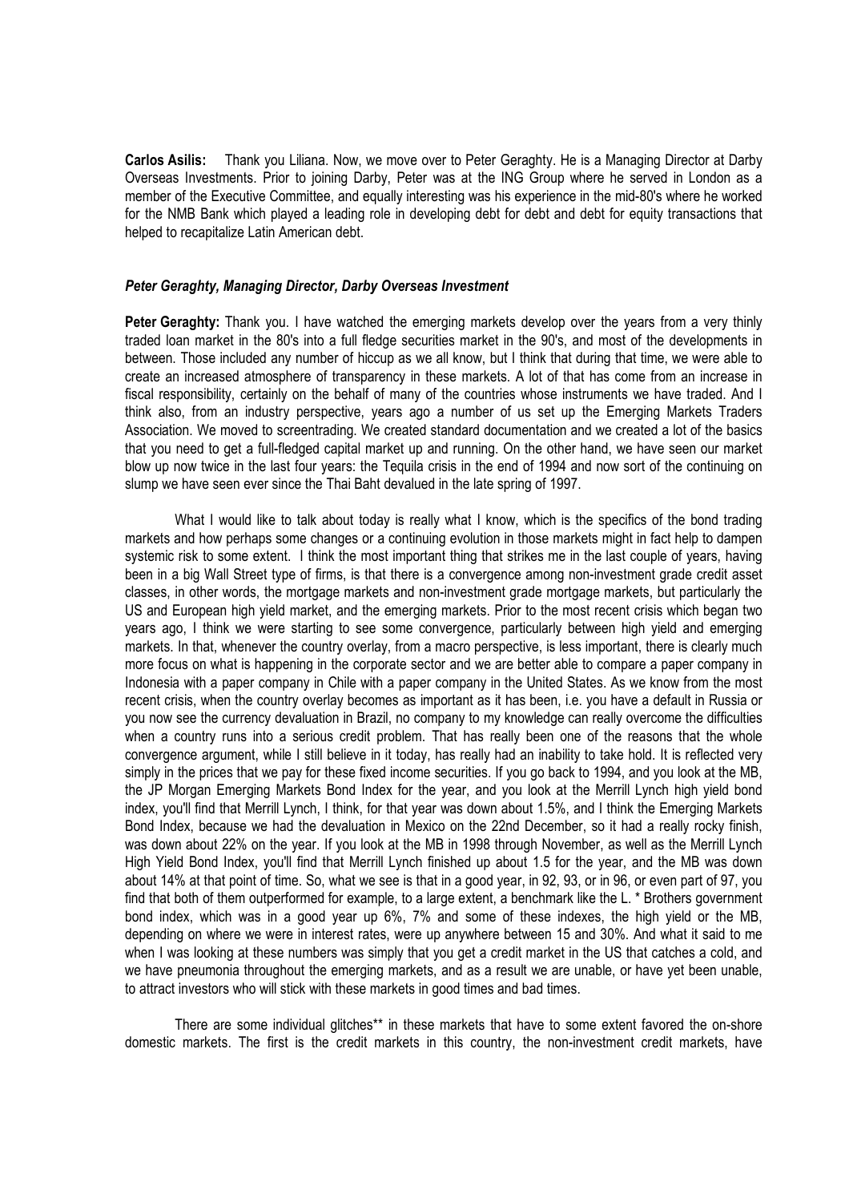**Carlos Asilis:** Thank you Liliana. Now, we move over to Peter Geraghty. He is a Managing Director at Darby Overseas Investments. Prior to joining Darby, Peter was at the ING Group where he served in London as a member of the Executive Committee, and equally interesting was his experience in the mid-80's where he worked for the NMB Bank which played a leading role in developing debt for debt and debt for equity transactions that helped to recapitalize Latin American debt.

### *Peter Geraghty, Managing Director, Darby Overseas Investment*

**Peter Geraghty:** Thank you. I have watched the emerging markets develop over the years from a very thinly traded loan market in the 80's into a full fledge securities market in the 90's, and most of the developments in between. Those included any number of hiccup as we all know, but I think that during that time, we were able to create an increased atmosphere of transparency in these markets. A lot of that has come from an increase in fiscal responsibility, certainly on the behalf of many of the countries whose instruments we have traded. And I think also, from an industry perspective, years ago a number of us set up the Emerging Markets Traders Association. We moved to screentrading. We created standard documentation and we created a lot of the basics that you need to get a full-fledged capital market up and running. On the other hand, we have seen our market blow up now twice in the last four years: the Tequila crisis in the end of 1994 and now sort of the continuing on slump we have seen ever since the Thai Baht devalued in the late spring of 1997.

What I would like to talk about today is really what I know, which is the specifics of the bond trading markets and how perhaps some changes or a continuing evolution in those markets might in fact help to dampen systemic risk to some extent. I think the most important thing that strikes me in the last couple of years, having been in a big Wall Street type of firms, is that there is a convergence among non-investment grade credit asset classes, in other words, the mortgage markets and non-investment grade mortgage markets, but particularly the US and European high yield market, and the emerging markets. Prior to the most recent crisis which began two years ago, I think we were starting to see some convergence, particularly between high yield and emerging markets. In that, whenever the country overlay, from a macro perspective, is less important, there is clearly much more focus on what is happening in the corporate sector and we are better able to compare a paper company in Indonesia with a paper company in Chile with a paper company in the United States. As we know from the most recent crisis, when the country overlay becomes as important as it has been, i.e. you have a default in Russia or you now see the currency devaluation in Brazil, no company to my knowledge can really overcome the difficulties when a country runs into a serious credit problem. That has really been one of the reasons that the whole convergence argument, while I still believe in it today, has really had an inability to take hold. It is reflected very simply in the prices that we pay for these fixed income securities. If you go back to 1994, and you look at the MB, the JP Morgan Emerging Markets Bond Index for the year, and you look at the Merrill Lynch high yield bond index, you'll find that Merrill Lynch, I think, for that year was down about 1.5%, and I think the Emerging Markets Bond Index, because we had the devaluation in Mexico on the 22nd December, so it had a really rocky finish, was down about 22% on the year. If you look at the MB in 1998 through November, as well as the Merrill Lynch High Yield Bond Index, you'll find that Merrill Lynch finished up about 1.5 for the year, and the MB was down about 14% at that point of time. So, what we see is that in a good year, in 92, 93, or in 96, or even part of 97, you find that both of them outperformed for example, to a large extent, a benchmark like the L. * Brothers government bond index, which was in a good year up 6%, 7% and some of these indexes, the high yield or the MB, depending on where we were in interest rates, were up anywhere between 15 and 30%. And what it said to me when I was looking at these numbers was simply that you get a credit market in the US that catches a cold, and we have pneumonia throughout the emerging markets, and as a result we are unable, or have yet been unable, to attract investors who will stick with these markets in good times and bad times.

There are some individual glitches** in these markets that have to some extent favored the on-shore domestic markets. The first is the credit markets in this country, the non-investment credit markets, have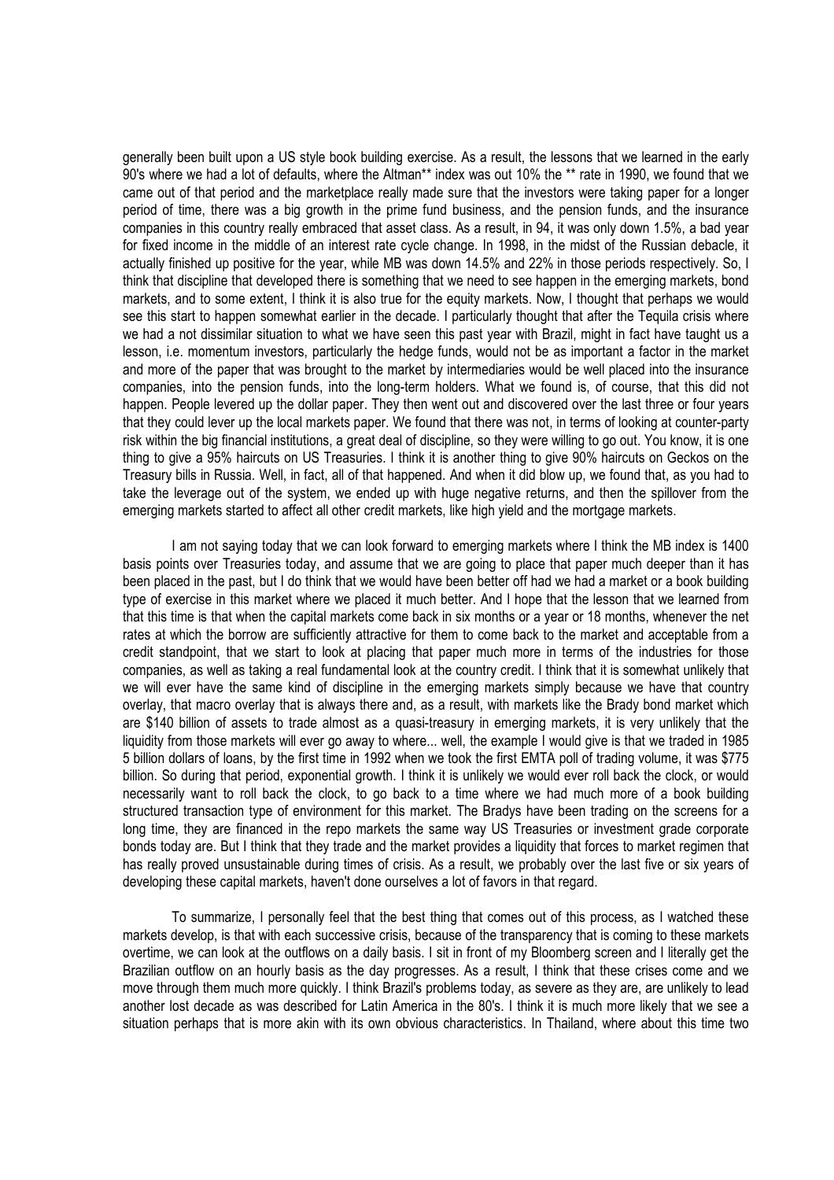generally been built upon a US style book building exercise. As a result, the lessons that we learned in the early 90's where we had a lot of defaults, where the Altman** index was out 10% the ** rate in 1990, we found that we came out of that period and the marketplace really made sure that the investors were taking paper for a longer period of time, there was a big growth in the prime fund business, and the pension funds, and the insurance companies in this country really embraced that asset class. As a result, in 94, it was only down 1.5%, a bad year for fixed income in the middle of an interest rate cycle change. In 1998, in the midst of the Russian debacle, it actually finished up positive for the year, while MB was down 14.5% and 22% in those periods respectively. So, I think that discipline that developed there is something that we need to see happen in the emerging markets, bond markets, and to some extent, I think it is also true for the equity markets. Now, I thought that perhaps we would see this start to happen somewhat earlier in the decade. I particularly thought that after the Tequila crisis where we had a not dissimilar situation to what we have seen this past year with Brazil, might in fact have taught us a lesson, i.e. momentum investors, particularly the hedge funds, would not be as important a factor in the market and more of the paper that was brought to the market by intermediaries would be well placed into the insurance companies, into the pension funds, into the long-term holders. What we found is, of course, that this did not happen. People levered up the dollar paper. They then went out and discovered over the last three or four years that they could lever up the local markets paper. We found that there was not, in terms of looking at counter-party risk within the big financial institutions, a great deal of discipline, so they were willing to go out. You know, it is one thing to give a 95% haircuts on US Treasuries. I think it is another thing to give 90% haircuts on Geckos on the Treasury bills in Russia. Well, in fact, all of that happened. And when it did blow up, we found that, as you had to take the leverage out of the system, we ended up with huge negative returns, and then the spillover from the emerging markets started to affect all other credit markets, like high yield and the mortgage markets.

I am not saying today that we can look forward to emerging markets where I think the MB index is 1400 basis points over Treasuries today, and assume that we are going to place that paper much deeper than it has been placed in the past, but I do think that we would have been better off had we had a market or a book building type of exercise in this market where we placed it much better. And I hope that the lesson that we learned from that this time is that when the capital markets come back in six months or a year or 18 months, whenever the net rates at which the borrow are sufficiently attractive for them to come back to the market and acceptable from a credit standpoint, that we start to look at placing that paper much more in terms of the industries for those companies, as well as taking a real fundamental look at the country credit. I think that it is somewhat unlikely that we will ever have the same kind of discipline in the emerging markets simply because we have that country overlay, that macro overlay that is always there and, as a result, with markets like the Brady bond market which are $140 billion of assets to trade almost as a quasi-treasury in emerging markets, it is very unlikely that the liquidity from those markets will ever go away to where... well, the example I would give is that we traded in 1985 5 billion dollars of loans, by the first time in 1992 when we took the first EMTA poll of trading volume, it was $775 billion. So during that period, exponential growth. I think it is unlikely we would ever roll back the clock, or would necessarily want to roll back the clock, to go back to a time where we had much more of a book building structured transaction type of environment for this market. The Bradys have been trading on the screens for a long time, they are financed in the repo markets the same way US Treasuries or investment grade corporate bonds today are. But I think that they trade and the market provides a liquidity that forces to market regimen that has really proved unsustainable during times of crisis. As a result, we probably over the last five or six years of developing these capital markets, haven't done ourselves a lot of favors in that regard.

To summarize, I personally feel that the best thing that comes out of this process, as I watched these markets develop, is that with each successive crisis, because of the transparency that is coming to these markets overtime, we can look at the outflows on a daily basis. I sit in front of my Bloomberg screen and I literally get the Brazilian outflow on an hourly basis as the day progresses. As a result, I think that these crises come and we move through them much more quickly. I think Brazil's problems today, as severe as they are, are unlikely to lead another lost decade as was described for Latin America in the 80's. I think it is much more likely that we see a situation perhaps that is more akin with its own obvious characteristics. In Thailand, where about this time two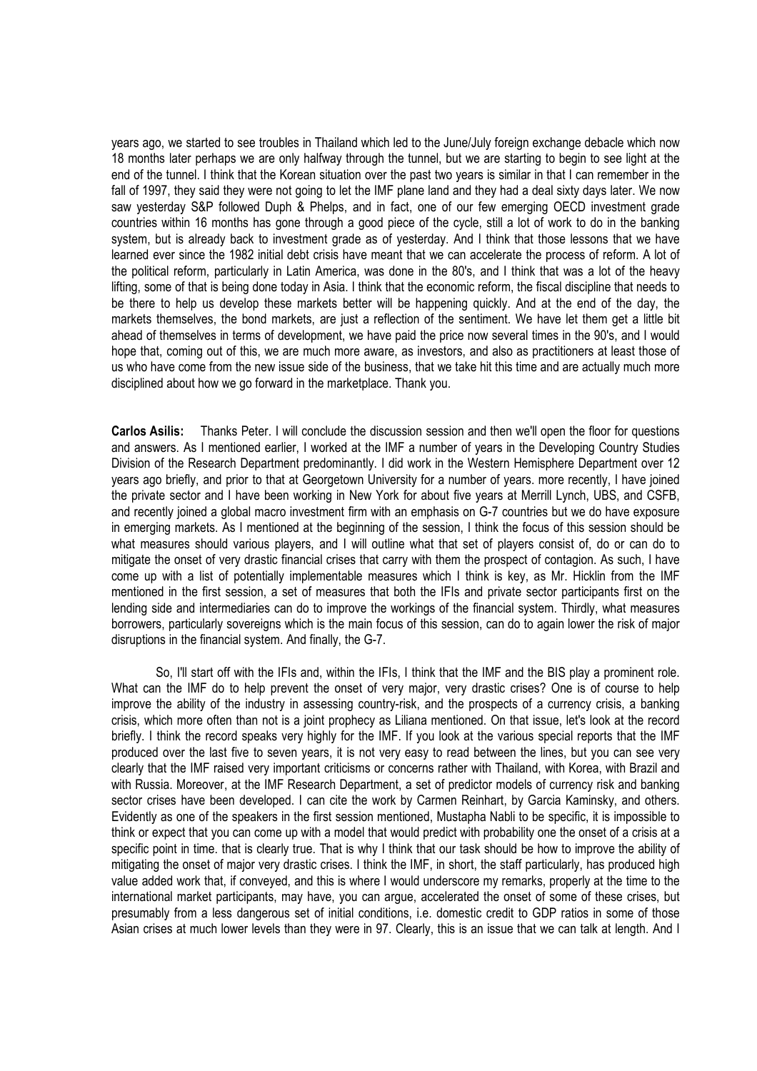years ago, we started to see troubles in Thailand which led to the June/July foreign exchange debacle which now 18 months later perhaps we are only halfway through the tunnel, but we are starting to begin to see light at the end of the tunnel. I think that the Korean situation over the past two years is similar in that I can remember in the fall of 1997, they said they were not going to let the IMF plane land and they had a deal sixty days later. We now saw yesterday S&P followed Duph & Phelps, and in fact, one of our few emerging OECD investment grade countries within 16 months has gone through a good piece of the cycle, still a lot of work to do in the banking system, but is already back to investment grade as of yesterday. And I think that those lessons that we have learned ever since the 1982 initial debt crisis have meant that we can accelerate the process of reform. A lot of the political reform, particularly in Latin America, was done in the 80's, and I think that was a lot of the heavy lifting, some of that is being done today in Asia. I think that the economic reform, the fiscal discipline that needs to be there to help us develop these markets better will be happening quickly. And at the end of the day, the markets themselves, the bond markets, are just a reflection of the sentiment. We have let them get a little bit ahead of themselves in terms of development, we have paid the price now several times in the 90's, and I would hope that, coming out of this, we are much more aware, as investors, and also as practitioners at least those of us who have come from the new issue side of the business, that we take hit this time and are actually much more disciplined about how we go forward in the marketplace. Thank you.

**Carlos Asilis:** Thanks Peter. I will conclude the discussion session and then we'll open the floor for questions and answers. As I mentioned earlier, I worked at the IMF a number of years in the Developing Country Studies Division of the Research Department predominantly. I did work in the Western Hemisphere Department over 12 years ago briefly, and prior to that at Georgetown University for a number of years. more recently, I have joined the private sector and I have been working in New York for about five years at Merrill Lynch, UBS, and CSFB, and recently joined a global macro investment firm with an emphasis on G-7 countries but we do have exposure in emerging markets. As I mentioned at the beginning of the session, I think the focus of this session should be what measures should various players, and I will outline what that set of players consist of, do or can do to mitigate the onset of very drastic financial crises that carry with them the prospect of contagion. As such, I have come up with a list of potentially implementable measures which I think is key, as Mr. Hicklin from the IMF mentioned in the first session, a set of measures that both the IFIs and private sector participants first on the lending side and intermediaries can do to improve the workings of the financial system. Thirdly, what measures borrowers, particularly sovereigns which is the main focus of this session, can do to again lower the risk of major disruptions in the financial system. And finally, the G-7.

So, I'll start off with the IFIs and, within the IFIs, I think that the IMF and the BIS play a prominent role. What can the IMF do to help prevent the onset of very major, very drastic crises? One is of course to help improve the ability of the industry in assessing country-risk, and the prospects of a currency crisis, a banking crisis, which more often than not is a joint prophecy as Liliana mentioned. On that issue, let's look at the record briefly. I think the record speaks very highly for the IMF. If you look at the various special reports that the IMF produced over the last five to seven years, it is not very easy to read between the lines, but you can see very clearly that the IMF raised very important criticisms or concerns rather with Thailand, with Korea, with Brazil and with Russia. Moreover, at the IMF Research Department, a set of predictor models of currency risk and banking sector crises have been developed. I can cite the work by Carmen Reinhart, by Garcia Kaminsky, and others. Evidently as one of the speakers in the first session mentioned, Mustapha Nabli to be specific, it is impossible to think or expect that you can come up with a model that would predict with probability one the onset of a crisis at a specific point in time. that is clearly true. That is why I think that our task should be how to improve the ability of mitigating the onset of major very drastic crises. I think the IMF, in short, the staff particularly, has produced high value added work that, if conveyed, and this is where I would underscore my remarks, properly at the time to the international market participants, may have, you can argue, accelerated the onset of some of these crises, but presumably from a less dangerous set of initial conditions, i.e. domestic credit to GDP ratios in some of those Asian crises at much lower levels than they were in 97. Clearly, this is an issue that we can talk at length. And I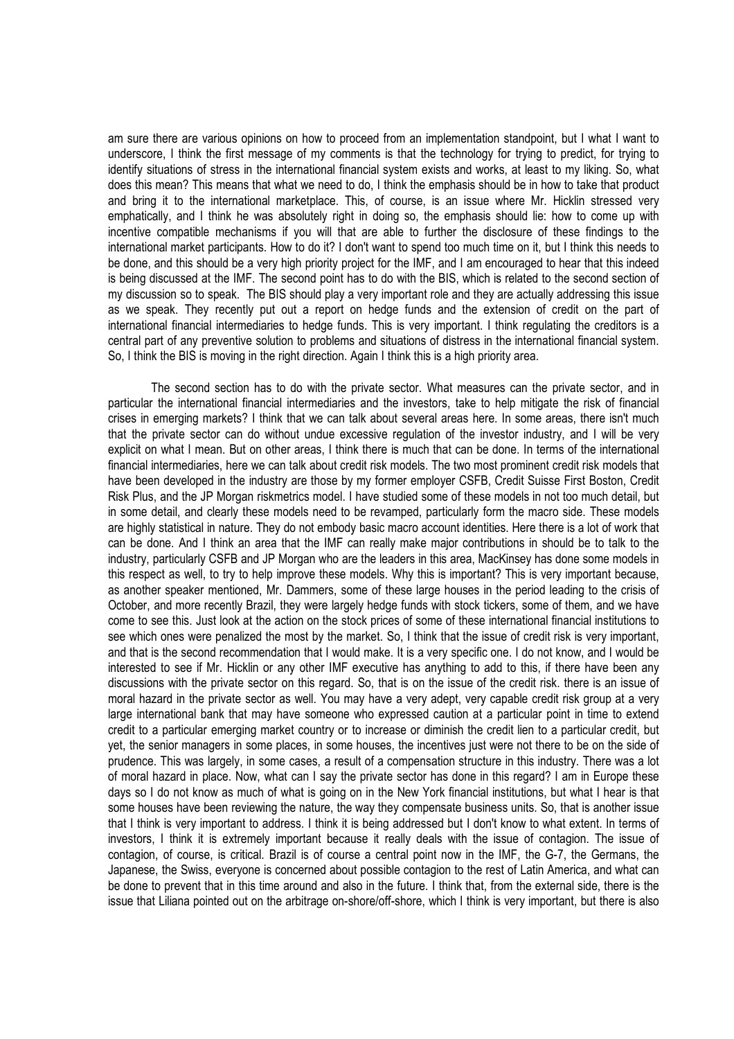am sure there are various opinions on how to proceed from an implementation standpoint, but I what I want to underscore, I think the first message of my comments is that the technology for trying to predict, for trying to identify situations of stress in the international financial system exists and works, at least to my liking. So, what does this mean? This means that what we need to do, I think the emphasis should be in how to take that product and bring it to the international marketplace. This, of course, is an issue where Mr. Hicklin stressed very emphatically, and I think he was absolutely right in doing so, the emphasis should lie: how to come up with incentive compatible mechanisms if you will that are able to further the disclosure of these findings to the international market participants. How to do it? I don't want to spend too much time on it, but I think this needs to be done, and this should be a very high priority project for the IMF, and I am encouraged to hear that this indeed is being discussed at the IMF. The second point has to do with the BIS, which is related to the second section of my discussion so to speak. The BIS should play a very important role and they are actually addressing this issue as we speak. They recently put out a report on hedge funds and the extension of credit on the part of international financial intermediaries to hedge funds. This is very important. I think regulating the creditors is a central part of any preventive solution to problems and situations of distress in the international financial system. So, I think the BIS is moving in the right direction. Again I think this is a high priority area.

The second section has to do with the private sector. What measures can the private sector, and in particular the international financial intermediaries and the investors, take to help mitigate the risk of financial crises in emerging markets? I think that we can talk about several areas here. In some areas, there isn't much that the private sector can do without undue excessive regulation of the investor industry, and I will be very explicit on what I mean. But on other areas, I think there is much that can be done. In terms of the international financial intermediaries, here we can talk about credit risk models. The two most prominent credit risk models that have been developed in the industry are those by my former employer CSFB, Credit Suisse First Boston, Credit Risk Plus, and the JP Morgan riskmetrics model. I have studied some of these models in not too much detail, but in some detail, and clearly these models need to be revamped, particularly form the macro side. These models are highly statistical in nature. They do not embody basic macro account identities. Here there is a lot of work that can be done. And I think an area that the IMF can really make major contributions in should be to talk to the industry, particularly CSFB and JP Morgan who are the leaders in this area, MacKinsey has done some models in this respect as well, to try to help improve these models. Why this is important? This is very important because, as another speaker mentioned, Mr. Dammers, some of these large houses in the period leading to the crisis of October, and more recently Brazil, they were largely hedge funds with stock tickers, some of them, and we have come to see this. Just look at the action on the stock prices of some of these international financial institutions to see which ones were penalized the most by the market. So, I think that the issue of credit risk is very important, and that is the second recommendation that I would make. It is a very specific one. I do not know, and I would be interested to see if Mr. Hicklin or any other IMF executive has anything to add to this, if there have been any discussions with the private sector on this regard. So, that is on the issue of the credit risk. there is an issue of moral hazard in the private sector as well. You may have a very adept, very capable credit risk group at a very large international bank that may have someone who expressed caution at a particular point in time to extend credit to a particular emerging market country or to increase or diminish the credit lien to a particular credit, but yet, the senior managers in some places, in some houses, the incentives just were not there to be on the side of prudence. This was largely, in some cases, a result of a compensation structure in this industry. There was a lot of moral hazard in place. Now, what can I say the private sector has done in this regard? I am in Europe these days so I do not know as much of what is going on in the New York financial institutions, but what I hear is that some houses have been reviewing the nature, the way they compensate business units. So, that is another issue that I think is very important to address. I think it is being addressed but I don't know to what extent. In terms of investors, I think it is extremely important because it really deals with the issue of contagion. The issue of contagion, of course, is critical. Brazil is of course a central point now in the IMF, the G-7, the Germans, the Japanese, the Swiss, everyone is concerned about possible contagion to the rest of Latin America, and what can be done to prevent that in this time around and also in the future. I think that, from the external side, there is the issue that Liliana pointed out on the arbitrage on-shore/off-shore, which I think is very important, but there is also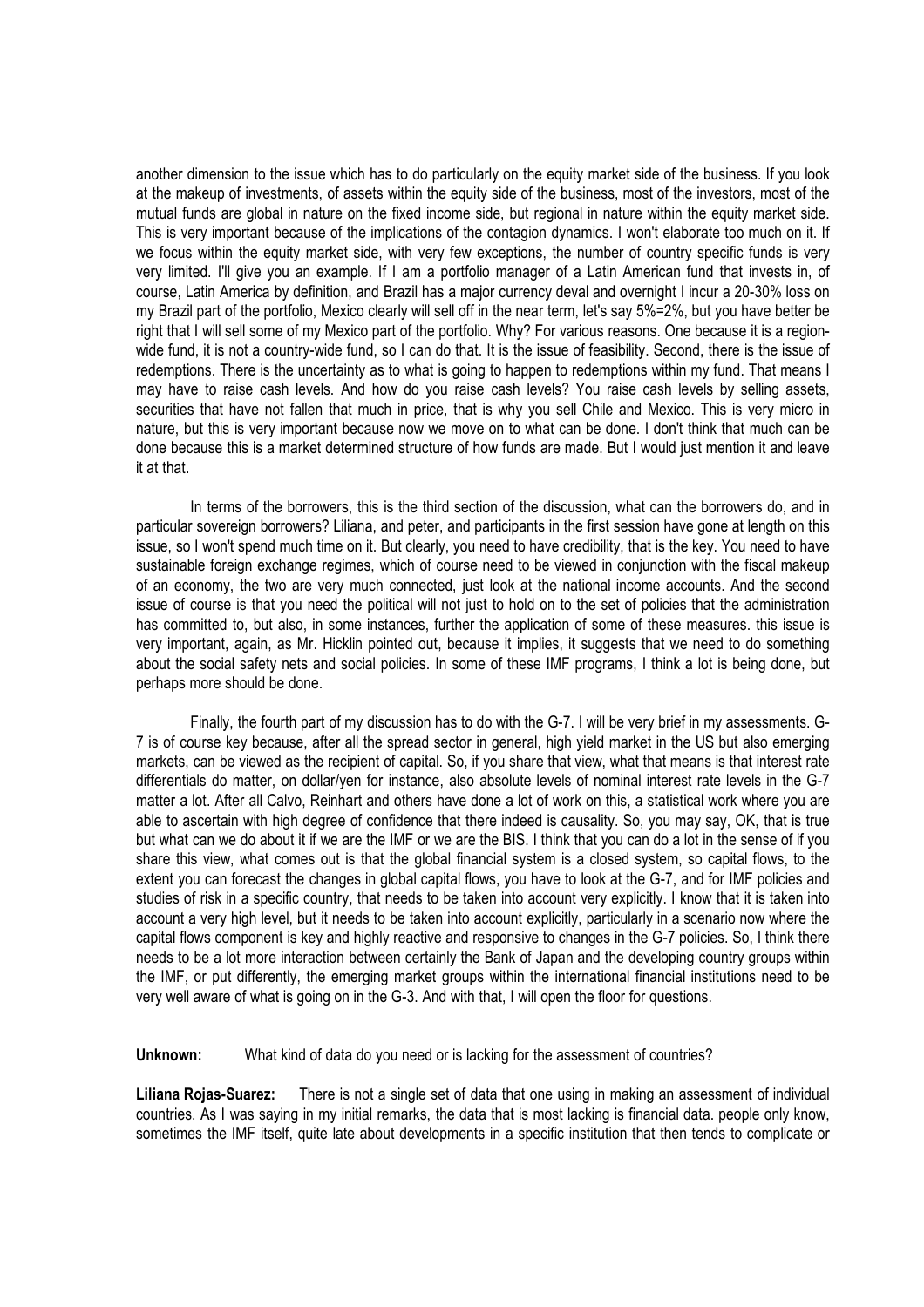another dimension to the issue which has to do particularly on the equity market side of the business. If you look at the makeup of investments, of assets within the equity side of the business, most of the investors, most of the mutual funds are global in nature on the fixed income side, but regional in nature within the equity market side. This is very important because of the implications of the contagion dynamics. I won't elaborate too much on it. If we focus within the equity market side, with very few exceptions, the number of country specific funds is very very limited. I'll give you an example. If I am a portfolio manager of a Latin American fund that invests in, of course, Latin America by definition, and Brazil has a major currency deval and overnight I incur a 20-30% loss on my Brazil part of the portfolio, Mexico clearly will sell off in the near term, let's say 5%=2%, but you have better be right that I will sell some of my Mexico part of the portfolio. Why? For various reasons. One because it is a region-wide fund, it is not a country-wide fund, so I can do that. It is the issue of feasibility. Second, there is the issue of redemptions. There is the uncertainty as to what is going to happen to redemptions within my fund. That means I may have to raise cash levels. And how do you raise cash levels? You raise cash levels by selling assets, securities that have not fallen that much in price, that is why you sell Chile and Mexico. This is very micro in nature, but this is very important because now we move on to what can be done. I don't think that much can be done because this is a market determined structure of how funds are made. But I would just mention it and leave it at that.

In terms of the borrowers, this is the third section of the discussion, what can the borrowers do, and in particular sovereign borrowers? Liliana, and peter, and participants in the first session have gone at length on this issue, so I won't spend much time on it. But clearly, you need to have credibility, that is the key. You need to have sustainable foreign exchange regimes, which of course need to be viewed in conjunction with the fiscal makeup of an economy, the two are very much connected, just look at the national income accounts. And the second issue of course is that you need the political will not just to hold on to the set of policies that the administration has committed to, but also, in some instances, further the application of some of these measures. this issue is very important, again, as Mr. Hicklin pointed out, because it implies, it suggests that we need to do something about the social safety nets and social policies. In some of these IMF programs, I think a lot is being done, but perhaps more should be done.

Finally, the fourth part of my discussion has to do with the G-7. I will be very brief in my assessments. G-7 is of course key because, after all the spread sector in general, high yield market in the US but also emerging markets, can be viewed as the recipient of capital. So, if you share that view, what that means is that interest rate differentials do matter, on dollar/yen for instance, also absolute levels of nominal interest rate levels in the G-7 matter a lot. After all Calvo, Reinhart and others have done a lot of work on this, a statistical work where you are able to ascertain with high degree of confidence that there indeed is causality. So, you may say, OK, that is true but what can we do about it if we are the IMF or we are the BIS. I think that you can do a lot in the sense of if you share this view, what comes out is that the global financial system is a closed system, so capital flows, to the extent you can forecast the changes in global capital flows, you have to look at the G-7, and for IMF policies and studies of risk in a specific country, that needs to be taken into account very explicitly. I know that it is taken into account a very high level, but it needs to be taken into account explicitly, particularly in a scenario now where the capital flows component is key and highly reactive and responsive to changes in the G-7 policies. So, I think there needs to be a lot more interaction between certainly the Bank of Japan and the developing country groups within the IMF, or put differently, the emerging market groups within the international financial institutions need to be very well aware of what is going on in the G-3. And with that, I will open the floor for questions.

**Unknown:** What kind of data do you need or is lacking for the assessment of countries?

**Liliana Rojas-Suarez:** There is not a single set of data that one using in making an assessment of individual countries. As I was saying in my initial remarks, the data that is most lacking is financial data. people only know, sometimes the IMF itself, quite late about developments in a specific institution that then tends to complicate or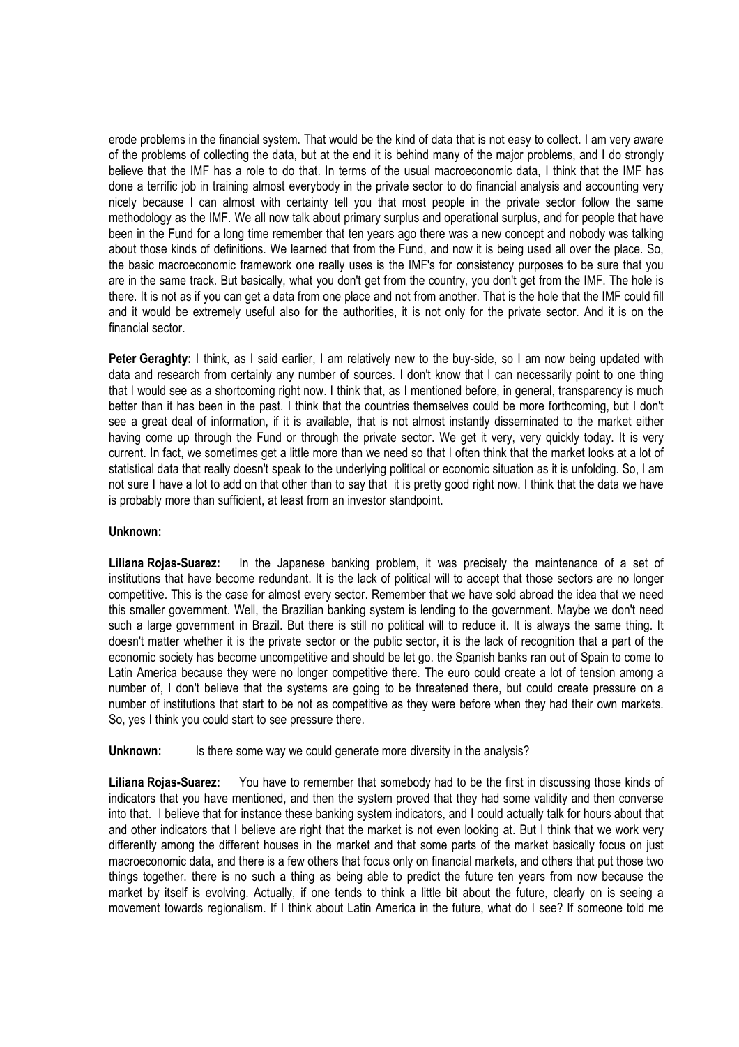erode problems in the financial system. That would be the kind of data that is not easy to collect. I am very aware of the problems of collecting the data, but at the end it is behind many of the major problems, and I do strongly believe that the IMF has a role to do that. In terms of the usual macroeconomic data, I think that the IMF has done a terrific job in training almost everybody in the private sector to do financial analysis and accounting very nicely because I can almost with certainty tell you that most people in the private sector follow the same methodology as the IMF. We all now talk about primary surplus and operational surplus, and for people that have been in the Fund for a long time remember that ten years ago there was a new concept and nobody was talking about those kinds of definitions. We learned that from the Fund, and now it is being used all over the place. So, the basic macroeconomic framework one really uses is the IMF's for consistency purposes to be sure that you are in the same track. But basically, what you don't get from the country, you don't get from the IMF. The hole is there. It is not as if you can get a data from one place and not from another. That is the hole that the IMF could fill and it would be extremely useful also for the authorities, it is not only for the private sector. And it is on the financial sector.

**Peter Geraghty:** I think, as I said earlier, I am relatively new to the buy-side, so I am now being updated with data and research from certainly any number of sources. I don't know that I can necessarily point to one thing that I would see as a shortcoming right now. I think that, as I mentioned before, in general, transparency is much better than it has been in the past. I think that the countries themselves could be more forthcoming, but I don't see a great deal of information, if it is available, that is not almost instantly disseminated to the market either having come up through the Fund or through the private sector. We get it very, very quickly today. It is very current. In fact, we sometimes get a little more than we need so that I often think that the market looks at a lot of statistical data that really doesn't speak to the underlying political or economic situation as it is unfolding. So, I am not sure I have a lot to add on that other than to say that it is pretty good right now. I think that the data we have is probably more than sufficient, at least from an investor standpoint.

**Unknown:**

**Liliana Rojas-Suarez:** In the Japanese banking problem, it was precisely the maintenance of a set of institutions that have become redundant. It is the lack of political will to accept that those sectors are no longer competitive. This is the case for almost every sector. Remember that we have sold abroad the idea that we need this smaller government. Well, the Brazilian banking system is lending to the government. Maybe we don't need such a large government in Brazil. But there is still no political will to reduce it. It is always the same thing. It doesn't matter whether it is the private sector or the public sector, it is the lack of recognition that a part of the economic society has become uncompetitive and should be let go. the Spanish banks ran out of Spain to come to Latin America because they were no longer competitive there. The euro could create a lot of tension among a number of, I don't believe that the systems are going to be threatened there, but could create pressure on a number of institutions that start to be not as competitive as they were before when they had their own markets. So, yes I think you could start to see pressure there.

**Unknown:** Is there some way we could generate more diversity in the analysis?

**Liliana Rojas-Suarez:** You have to remember that somebody had to be the first in discussing those kinds of indicators that you have mentioned, and then the system proved that they had some validity and then converse into that. I believe that for instance these banking system indicators, and I could actually talk for hours about that and other indicators that I believe are right that the market is not even looking at. But I think that we work very differently among the different houses in the market and that some parts of the market basically focus on just macroeconomic data, and there is a few others that focus only on financial markets, and others that put those two things together. there is no such a thing as being able to predict the future ten years from now because the market by itself is evolving. Actually, if one tends to think a little bit about the future, clearly on is seeing a movement towards regionalism. If I think about Latin America in the future, what do I see? If someone told me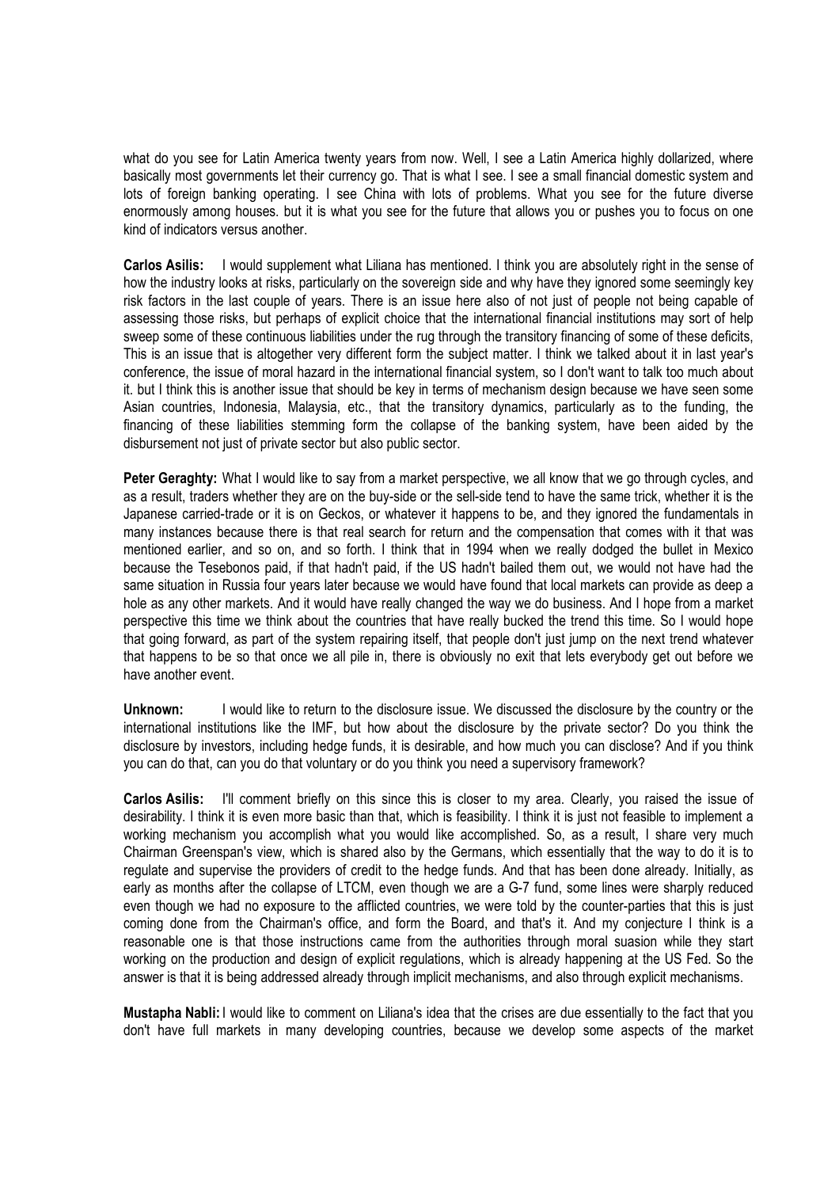what do you see for Latin America twenty years from now. Well, I see a Latin America highly dollarized, where basically most governments let their currency go. That is what I see. I see a small financial domestic system and lots of foreign banking operating. I see China with lots of problems. What you see for the future diverse enormously among houses. but it is what you see for the future that allows you or pushes you to focus on one kind of indicators versus another.

**Carlos Asilis:** I would supplement what Liliana has mentioned. I think you are absolutely right in the sense of how the industry looks at risks, particularly on the sovereign side and why have they ignored some seemingly key risk factors in the last couple of years. There is an issue here also of not just of people not being capable of assessing those risks, but perhaps of explicit choice that the international financial institutions may sort of help sweep some of these continuous liabilities under the rug through the transitory financing of some of these deficits, This is an issue that is altogether very different form the subject matter. I think we talked about it in last year's conference, the issue of moral hazard in the international financial system, so I don't want to talk too much about it. but I think this is another issue that should be key in terms of mechanism design because we have seen some Asian countries, Indonesia, Malaysia, etc., that the transitory dynamics, particularly as to the funding, the financing of these liabilities stemming form the collapse of the banking system, have been aided by the disbursement not just of private sector but also public sector.

**Peter Geraghty:** What I would like to say from a market perspective, we all know that we go through cycles, and as a result, traders whether they are on the buy-side or the sell-side tend to have the same trick, whether it is the Japanese carried-trade or it is on Geckos, or whatever it happens to be, and they ignored the fundamentals in many instances because there is that real search for return and the compensation that comes with it that was mentioned earlier, and so on, and so forth. I think that in 1994 when we really dodged the bullet in Mexico because the Tesebonos paid, if that hadn't paid, if the US hadn't bailed them out, we would not have had the same situation in Russia four years later because we would have found that local markets can provide as deep a hole as any other markets. And it would have really changed the way we do business. And I hope from a market perspective this time we think about the countries that have really bucked the trend this time. So I would hope that going forward, as part of the system repairing itself, that people don't just jump on the next trend whatever that happens to be so that once we all pile in, there is obviously no exit that lets everybody get out before we have another event.

**Unknown:** I would like to return to the disclosure issue. We discussed the disclosure by the country or the international institutions like the IMF, but how about the disclosure by the private sector? Do you think the disclosure by investors, including hedge funds, it is desirable, and how much you can disclose? And if you think you can do that, can you do that voluntary or do you think you need a supervisory framework?

**Carlos Asilis:** I'll comment briefly on this since this is closer to my area. Clearly, you raised the issue of desirability. I think it is even more basic than that, which is feasibility. I think it is just not feasible to implement a working mechanism you accomplish what you would like accomplished. So, as a result, I share very much Chairman Greenspan's view, which is shared also by the Germans, which essentially that the way to do it is to regulate and supervise the providers of credit to the hedge funds. And that has been done already. Initially, as early as months after the collapse of LTCM, even though we are a G-7 fund, some lines were sharply reduced even though we had no exposure to the afflicted countries, we were told by the counter-parties that this is just coming done from the Chairman's office, and form the Board, and that's it. And my conjecture I think is a reasonable one is that those instructions came from the authorities through moral suasion while they start working on the production and design of explicit regulations, which is already happening at the US Fed. So the answer is that it is being addressed already through implicit mechanisms, and also through explicit mechanisms.

**Mustapha Nabli:** I would like to comment on Liliana's idea that the crises are due essentially to the fact that you don't have full markets in many developing countries, because we develop some aspects of the market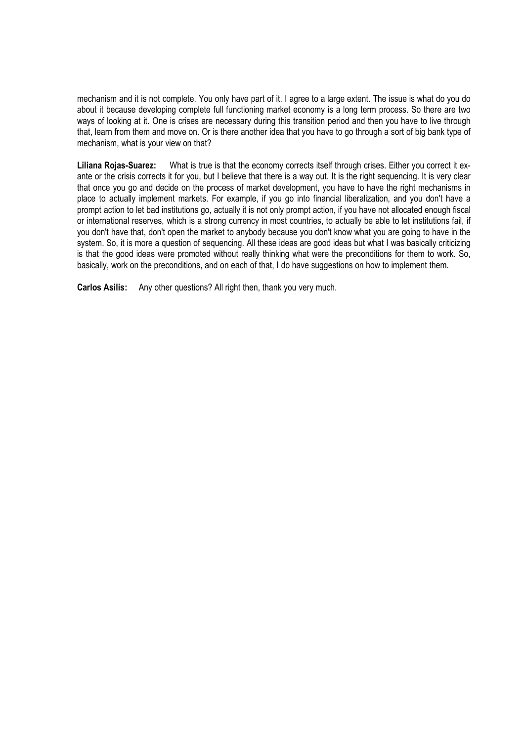mechanism and it is not complete. You only have part of it. I agree to a large extent. The issue is what do you do about it because developing complete full functioning market economy is a long term process. So there are two ways of looking at it. One is crises are necessary during this transition period and then you have to live through that, learn from them and move on. Or is there another idea that you have to go through a sort of big bank type of mechanism, what is your view on that?

**Liliana Rojas-Suarez:** What is true is that the economy corrects itself through crises. Either you correct it ex-ante or the crisis corrects it for you, but I believe that there is a way out. It is the right sequencing. It is very clear that once you go and decide on the process of market development, you have to have the right mechanisms in place to actually implement markets. For example, if you go into financial liberalization, and you don't have a prompt action to let bad institutions go, actually it is not only prompt action, if you have not allocated enough fiscal or international reserves, which is a strong currency in most countries, to actually be able to let institutions fail, if you don't have that, don't open the market to anybody because you don't know what you are going to have in the system. So, it is more a question of sequencing. All these ideas are good ideas but what I was basically criticizing is that the good ideas were promoted without really thinking what were the preconditions for them to work. So, basically, work on the preconditions, and on each of that, I do have suggestions on how to implement them.

**Carlos Asilis:** Any other questions? All right then, thank you very much.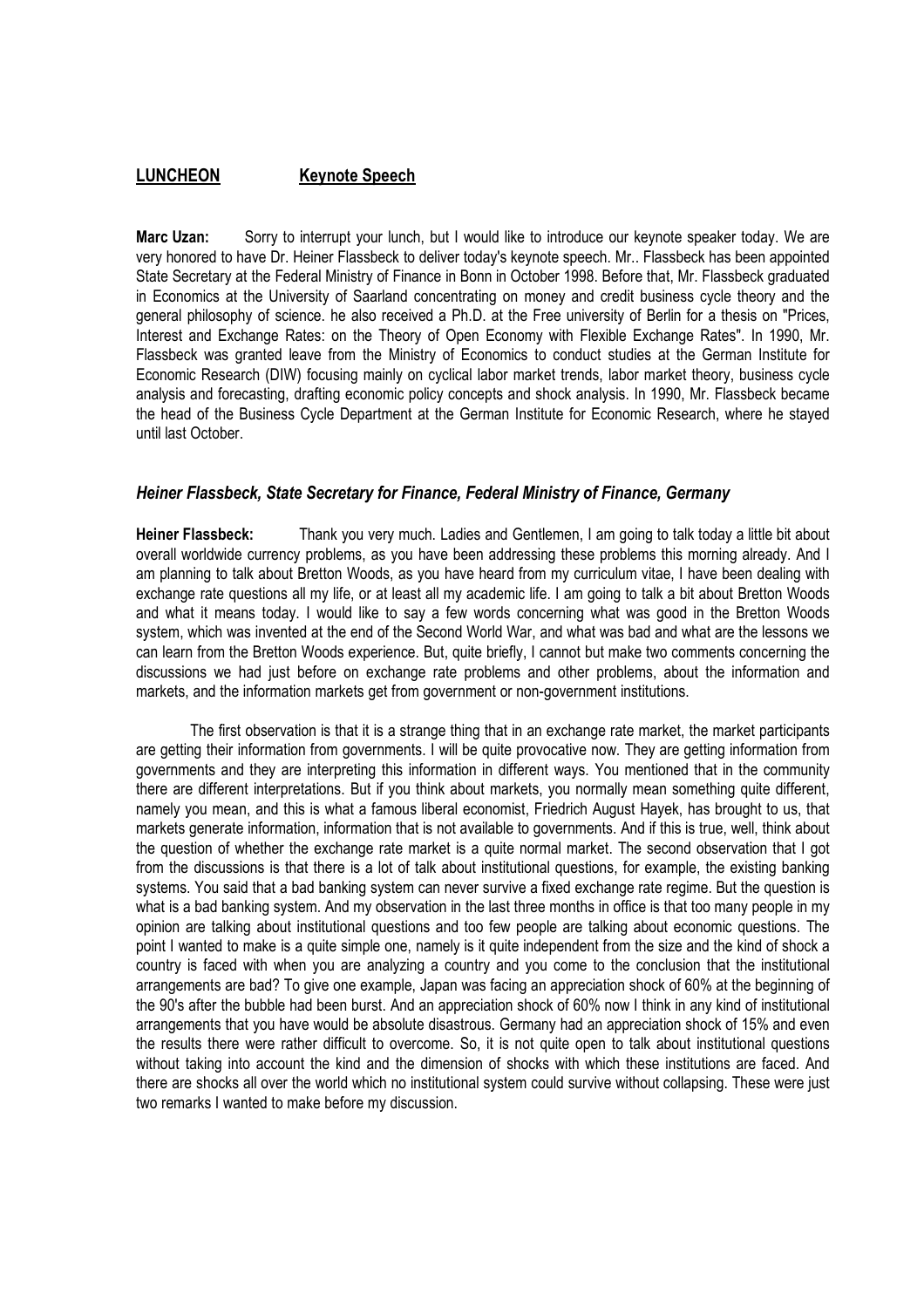**LUNCHEON** **Keynote Speech**

**Marc Uzan:** Sorry to interrupt your lunch, but I would like to introduce our keynote speaker today. We are very honored to have Dr. Heiner Flassbeck to deliver today's keynote speech. Mr.. Flassbeck has been appointed State Secretary at the Federal Ministry of Finance in Bonn in October 1998. Before that, Mr. Flassbeck graduated in Economics at the University of Saarland concentrating on money and credit business cycle theory and the general philosophy of science. he also received a Ph.D. at the Free university of Berlin for a thesis on "Prices, Interest and Exchange Rates: on the Theory of Open Economy with Flexible Exchange Rates". In 1990, Mr. Flassbeck was granted leave from the Ministry of Economics to conduct studies at the German Institute for Economic Research (DIW) focusing mainly on cyclical labor market trends, labor market theory, business cycle analysis and forecasting, drafting economic policy concepts and shock analysis. In 1990, Mr. Flassbeck became the head of the Business Cycle Department at the German Institute for Economic Research, where he stayed until last October.

***Heiner Flassbeck, State Secretary for Finance, Federal Ministry of Finance, Germany***

**Heiner Flassbeck:** Thank you very much. Ladies and Gentlemen, I am going to talk today a little bit about overall worldwide currency problems, as you have been addressing these problems this morning already. And I am planning to talk about Bretton Woods, as you have heard from my curriculum vitae, I have been dealing with exchange rate questions all my life, or at least all my academic life. I am going to talk a bit about Bretton Woods and what it means today. I would like to say a few words concerning what was good in the Bretton Woods system, which was invented at the end of the Second World War, and what was bad and what are the lessons we can learn from the Bretton Woods experience. But, quite briefly, I cannot but make two comments concerning the discussions we had just before on exchange rate problems and other problems, about the information and markets, and the information markets get from government or non-government institutions.

The first observation is that it is a strange thing that in an exchange rate market, the market participants are getting their information from governments. I will be quite provocative now. They are getting information from governments and they are interpreting this information in different ways. You mentioned that in the community there are different interpretations. But if you think about markets, you normally mean something quite different, namely you mean, and this is what a famous liberal economist, Friedrich August Hayek, has brought to us, that markets generate information, information that is not available to governments. And if this is true, well, think about the question of whether the exchange rate market is a quite normal market. The second observation that I got from the discussions is that there is a lot of talk about institutional questions, for example, the existing banking systems. You said that a bad banking system can never survive a fixed exchange rate regime. But the question is what is a bad banking system. And my observation in the last three months in office is that too many people in my opinion are talking about institutional questions and too few people are talking about economic questions. The point I wanted to make is a quite simple one, namely is it quite independent from the size and the kind of shock a country is faced with when you are analyzing a country and you come to the conclusion that the institutional arrangements are bad? To give one example, Japan was facing an appreciation shock of 60% at the beginning of the 90's after the bubble had been burst. And an appreciation shock of 60% now I think in any kind of institutional arrangements that you have would be absolute disastrous. Germany had an appreciation shock of 15% and even the results there were rather difficult to overcome. So, it is not quite open to talk about institutional questions without taking into account the kind and the dimension of shocks with which these institutions are faced. And there are shocks all over the world which no institutional system could survive without collapsing. These were just two remarks I wanted to make before my discussion.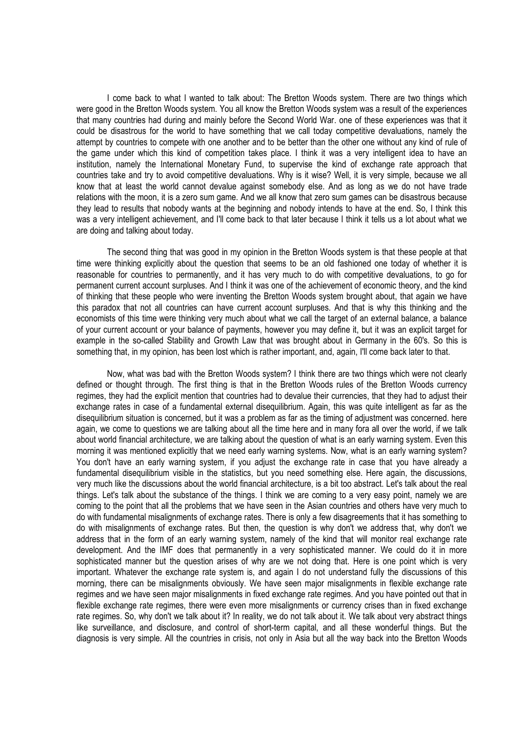I come back to what I wanted to talk about: The Bretton Woods system. There are two things which were good in the Bretton Woods system. You all know the Bretton Woods system was a result of the experiences that many countries had during and mainly before the Second World War. one of these experiences was that it could be disastrous for the world to have something that we call today competitive devaluations, namely the attempt by countries to compete with one another and to be better than the other one without any kind of rule of the game under which this kind of competition takes place. I think it was a very intelligent idea to have an institution, namely the International Monetary Fund, to supervise the kind of exchange rate approach that countries take and try to avoid competitive devaluations. Why is it wise? Well, it is very simple, because we all know that at least the world cannot devalue against somebody else. And as long as we do not have trade relations with the moon, it is a zero sum game. And we all know that zero sum games can be disastrous because they lead to results that nobody wants at the beginning and nobody intends to have at the end. So, I think this was a very intelligent achievement, and I'll come back to that later because I think it tells us a lot about what we are doing and talking about today.

The second thing that was good in my opinion in the Bretton Woods system is that these people at that time were thinking explicitly about the question that seems to be an old fashioned one today of whether it is reasonable for countries to permanently, and it has very much to do with competitive devaluations, to go for permanent current account surpluses. And I think it was one of the achievement of economic theory, and the kind of thinking that these people who were inventing the Bretton Woods system brought about, that again we have this paradox that not all countries can have current account surpluses. And that is why this thinking and the economists of this time were thinking very much about what we call the target of an external balance, a balance of your current account or your balance of payments, however you may define it, but it was an explicit target for example in the so-called Stability and Growth Law that was brought about in Germany in the 60's. So this is something that, in my opinion, has been lost which is rather important, and, again, I'll come back later to that.

Now, what was bad with the Bretton Woods system? I think there are two things which were not clearly defined or thought through. The first thing is that in the Bretton Woods rules of the Bretton Woods currency regimes, they had the explicit mention that countries had to devalue their currencies, that they had to adjust their exchange rates in case of a fundamental external disequilibrium. Again, this was quite intelligent as far as the disequilibrium situation is concerned, but it was a problem as far as the timing of adjustment was concerned. here again, we come to questions we are talking about all the time here and in many fora all over the world, if we talk about world financial architecture, we are talking about the question of what is an early warning system. Even this morning it was mentioned explicitly that we need early warning systems. Now, what is an early warning system? You don't have an early warning system, if you adjust the exchange rate in case that you have already a fundamental disequilibrium visible in the statistics, but you need something else. Here again, the discussions, very much like the discussions about the world financial architecture, is a bit too abstract. Let's talk about the real things. Let's talk about the substance of the things. I think we are coming to a very easy point, namely we are coming to the point that all the problems that we have seen in the Asian countries and others have very much to do with fundamental misalignments of exchange rates. There is only a few disagreements that it has something to do with misalignments of exchange rates. But then, the question is why don't we address that, why don't we address that in the form of an early warning system, namely of the kind that will monitor real exchange rate development. And the IMF does that permanently in a very sophisticated manner. We could do it in more sophisticated manner but the question arises of why are we not doing that. Here is one point which is very important. Whatever the exchange rate system is, and again I do not understand fully the discussions of this morning, there can be misalignments obviously. We have seen major misalignments in flexible exchange rate regimes and we have seen major misalignments in fixed exchange rate regimes. And you have pointed out that in flexible exchange rate regimes, there were even more misalignments or currency crises than in fixed exchange rate regimes. So, why don't we talk about it? In reality, we do not talk about it. We talk about very abstract things like surveillance, and disclosure, and control of short-term capital, and all these wonderful things. But the diagnosis is very simple. All the countries in crisis, not only in Asia but all the way back into the Bretton Woods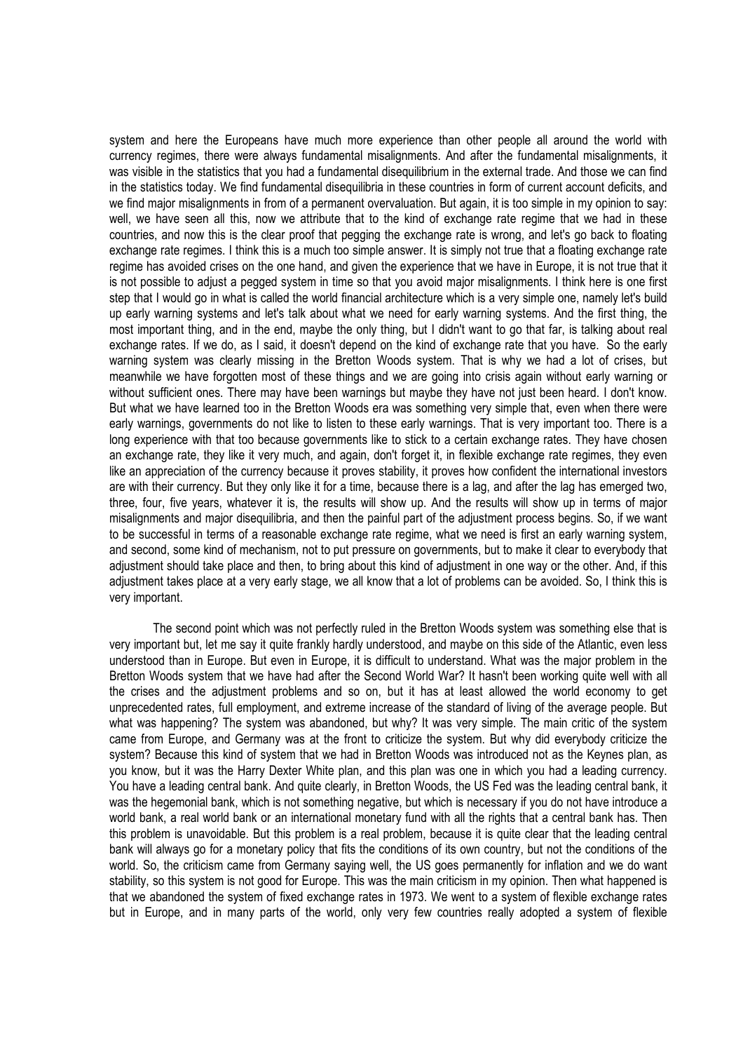system and here the Europeans have much more experience than other people all around the world with currency regimes, there were always fundamental misalignments. And after the fundamental misalignments, it was visible in the statistics that you had a fundamental disequilibrium in the external trade. And those we can find in the statistics today. We find fundamental disequilibria in these countries in form of current account deficits, and we find major misalignments in from of a permanent overvaluation. But again, it is too simple in my opinion to say: well, we have seen all this, now we attribute that to the kind of exchange rate regime that we had in these countries, and now this is the clear proof that pegging the exchange rate is wrong, and let's go back to floating exchange rate regimes. I think this is a much too simple answer. It is simply not true that a floating exchange rate regime has avoided crises on the one hand, and given the experience that we have in Europe, it is not true that it is not possible to adjust a pegged system in time so that you avoid major misalignments. I think here is one first step that I would go in what is called the world financial architecture which is a very simple one, namely let's build up early warning systems and let's talk about what we need for early warning systems. And the first thing, the most important thing, and in the end, maybe the only thing, but I didn't want to go that far, is talking about real exchange rates. If we do, as I said, it doesn't depend on the kind of exchange rate that you have. So the early warning system was clearly missing in the Bretton Woods system. That is why we had a lot of crises, but meanwhile we have forgotten most of these things and we are going into crisis again without early warning or without sufficient ones. There may have been warnings but maybe they have not just been heard. I don't know. But what we have learned too in the Bretton Woods era was something very simple that, even when there were early warnings, governments do not like to listen to these early warnings. That is very important too. There is a long experience with that too because governments like to stick to a certain exchange rates. They have chosen an exchange rate, they like it very much, and again, don't forget it, in flexible exchange rate regimes, they even like an appreciation of the currency because it proves stability, it proves how confident the international investors are with their currency. But they only like it for a time, because there is a lag, and after the lag has emerged two, three, four, five years, whatever it is, the results will show up. And the results will show up in terms of major misalignments and major disequilibria, and then the painful part of the adjustment process begins. So, if we want to be successful in terms of a reasonable exchange rate regime, what we need is first an early warning system, and second, some kind of mechanism, not to put pressure on governments, but to make it clear to everybody that adjustment should take place and then, to bring about this kind of adjustment in one way or the other. And, if this adjustment takes place at a very early stage, we all know that a lot of problems can be avoided. So, I think this is very important.

The second point which was not perfectly ruled in the Bretton Woods system was something else that is very important but, let me say it quite frankly hardly understood, and maybe on this side of the Atlantic, even less understood than in Europe. But even in Europe, it is difficult to understand. What was the major problem in the Bretton Woods system that we have had after the Second World War? It hasn't been working quite well with all the crises and the adjustment problems and so on, but it has at least allowed the world economy to get unprecedented rates, full employment, and extreme increase of the standard of living of the average people. But what was happening? The system was abandoned, but why? It was very simple. The main critic of the system came from Europe, and Germany was at the front to criticize the system. But why did everybody criticize the system? Because this kind of system that we had in Bretton Woods was introduced not as the Keynes plan, as you know, but it was the Harry Dexter White plan, and this plan was one in which you had a leading currency. You have a leading central bank. And quite clearly, in Bretton Woods, the US Fed was the leading central bank, it was the hegemonial bank, which is not something negative, but which is necessary if you do not have introduce a world bank, a real world bank or an international monetary fund with all the rights that a central bank has. Then this problem is unavoidable. But this problem is a real problem, because it is quite clear that the leading central bank will always go for a monetary policy that fits the conditions of its own country, but not the conditions of the world. So, the criticism came from Germany saying well, the US goes permanently for inflation and we do want stability, so this system is not good for Europe. This was the main criticism in my opinion. Then what happened is that we abandoned the system of fixed exchange rates in 1973. We went to a system of flexible exchange rates but in Europe, and in many parts of the world, only very few countries really adopted a system of flexible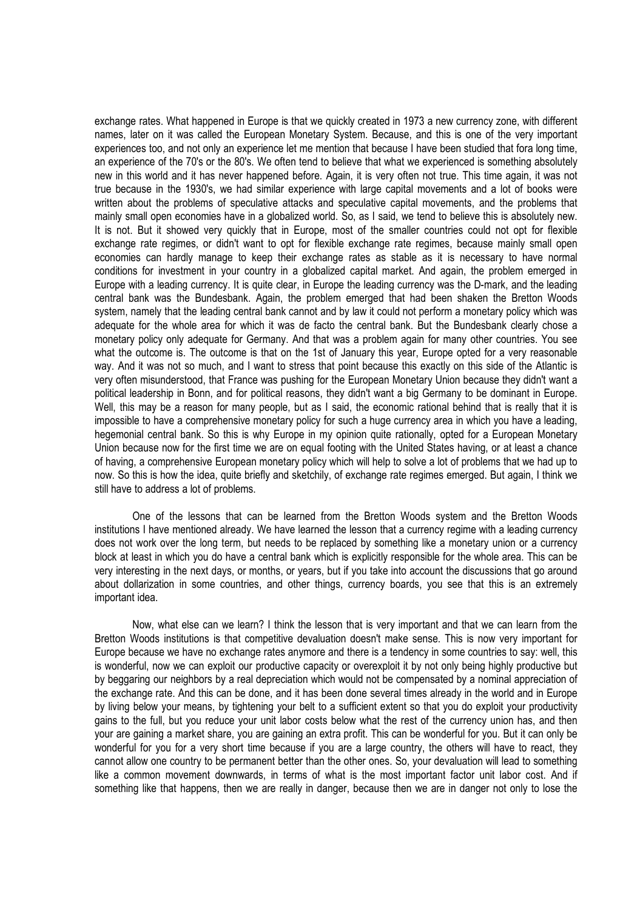exchange rates. What happened in Europe is that we quickly created in 1973 a new currency zone, with different names, later on it was called the European Monetary System. Because, and this is one of the very important experiences too, and not only an experience let me mention that because I have been studied that fora long time, an experience of the 70's or the 80's. We often tend to believe that what we experienced is something absolutely new in this world and it has never happened before. Again, it is very often not true. This time again, it was not true because in the 1930's, we had similar experience with large capital movements and a lot of books were written about the problems of speculative attacks and speculative capital movements, and the problems that mainly small open economies have in a globalized world. So, as I said, we tend to believe this is absolutely new. It is not. But it showed very quickly that in Europe, most of the smaller countries could not opt for flexible exchange rate regimes, or didn't want to opt for flexible exchange rate regimes, because mainly small open economies can hardly manage to keep their exchange rates as stable as it is necessary to have normal conditions for investment in your country in a globalized capital market. And again, the problem emerged in Europe with a leading currency. It is quite clear, in Europe the leading currency was the D-mark, and the leading central bank was the Bundesbank. Again, the problem emerged that had been shaken the Bretton Woods system, namely that the leading central bank cannot and by law it could not perform a monetary policy which was adequate for the whole area for which it was de facto the central bank. But the Bundesbank clearly chose a monetary policy only adequate for Germany. And that was a problem again for many other countries. You see what the outcome is. The outcome is that on the 1st of January this year, Europe opted for a very reasonable way. And it was not so much, and I want to stress that point because this exactly on this side of the Atlantic is very often misunderstood, that France was pushing for the European Monetary Union because they didn't want a political leadership in Bonn, and for political reasons, they didn't want a big Germany to be dominant in Europe. Well, this may be a reason for many people, but as I said, the economic rational behind that is really that it is impossible to have a comprehensive monetary policy for such a huge currency area in which you have a leading, hegemonial central bank. So this is why Europe in my opinion quite rationally, opted for a European Monetary Union because now for the first time we are on equal footing with the United States having, or at least a chance of having, a comprehensive European monetary policy which will help to solve a lot of problems that we had up to now. So this is how the idea, quite briefly and sketchily, of exchange rate regimes emerged. But again, I think we still have to address a lot of problems.

One of the lessons that can be learned from the Bretton Woods system and the Bretton Woods institutions I have mentioned already. We have learned the lesson that a currency regime with a leading currency does not work over the long term, but needs to be replaced by something like a monetary union or a currency block at least in which you do have a central bank which is explicitly responsible for the whole area. This can be very interesting in the next days, or months, or years, but if you take into account the discussions that go around about dollarization in some countries, and other things, currency boards, you see that this is an extremely important idea.

Now, what else can we learn? I think the lesson that is very important and that we can learn from the Bretton Woods institutions is that competitive devaluation doesn't make sense. This is now very important for Europe because we have no exchange rates anymore and there is a tendency in some countries to say: well, this is wonderful, now we can exploit our productive capacity or overexploit it by not only being highly productive but by beggaring our neighbors by a real depreciation which would not be compensated by a nominal appreciation of the exchange rate. And this can be done, and it has been done several times already in the world and in Europe by living below your means, by tightening your belt to a sufficient extent so that you do exploit your productivity gains to the full, but you reduce your unit labor costs below what the rest of the currency union has, and then your are gaining a market share, you are gaining an extra profit. This can be wonderful for you. But it can only be wonderful for you for a very short time because if you are a large country, the others will have to react, they cannot allow one country to be permanent better than the other ones. So, your devaluation will lead to something like a common movement downwards, in terms of what is the most important factor unit labor cost. And if something like that happens, then we are really in danger, because then we are in danger not only to lose the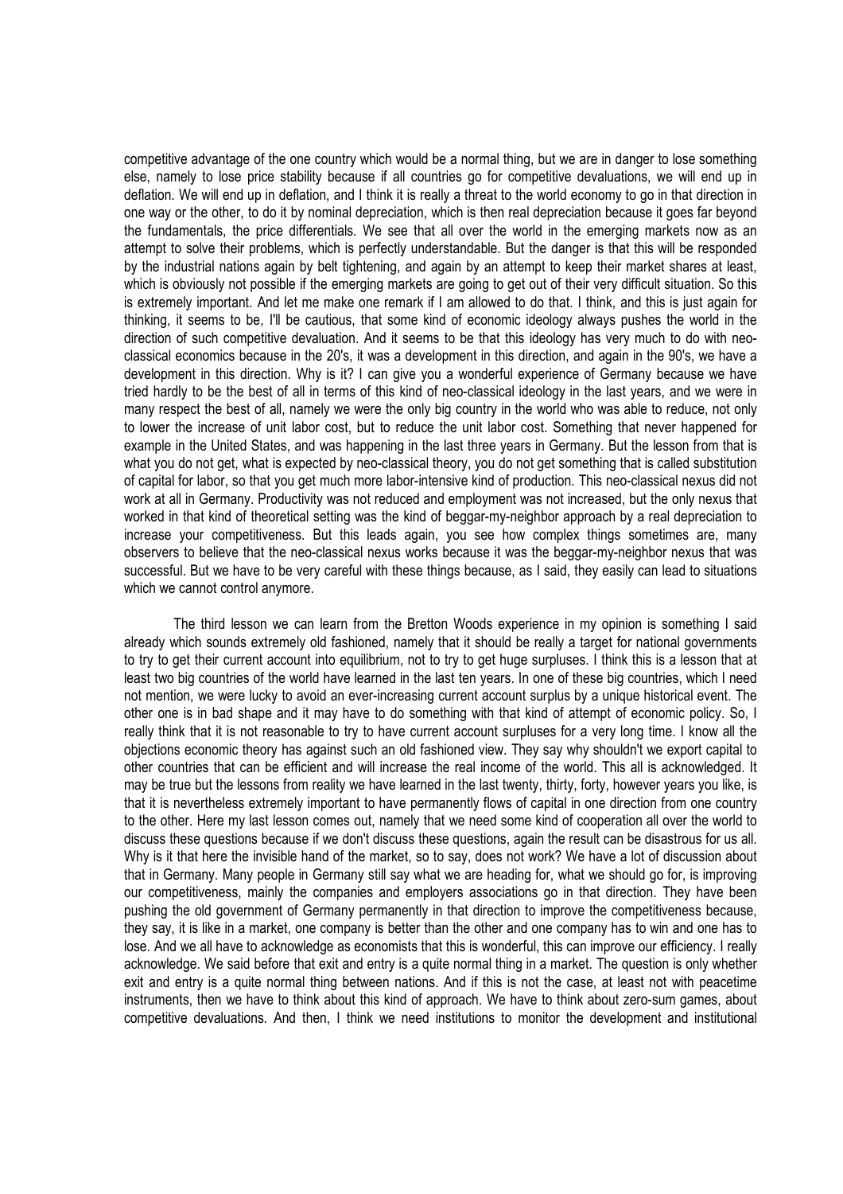competitive advantage of the one country which would be a normal thing, but we are in danger to lose something else, namely to lose price stability because if all countries go for competitive devaluations, we will end up in deflation. We will end up in deflation, and I think it is really a threat to the world economy to go in that direction in one way or the other, to do it by nominal depreciation, which is then real depreciation because it goes far beyond the fundamentals, the price differentials. We see that all over the world in the emerging markets now as an attempt to solve their problems, which is perfectly understandable. But the danger is that this will be responded by the industrial nations again by belt tightening, and again by an attempt to keep their market shares at least, which is obviously not possible if the emerging markets are going to get out of their very difficult situation. So this is extremely important. And let me make one remark if I am allowed to do that. I think, and this is just again for thinking, it seems to be, I'll be cautious, that some kind of economic ideology always pushes the world in the direction of such competitive devaluation. And it seems to be that this ideology has very much to do with neo-classical economics because in the 20's, it was a development in this direction, and again in the 90's, we have a development in this direction. Why is it? I can give you a wonderful experience of Germany because we have tried hardly to be the best of all in terms of this kind of neo-classical ideology in the last years, and we were in many respect the best of all, namely we were the only big country in the world who was able to reduce, not only to lower the increase of unit labor cost, but to reduce the unit labor cost. Something that never happened for example in the United States, and was happening in the last three years in Germany. But the lesson from that is what you do not get, what is expected by neo-classical theory, you do not get something that is called substitution of capital for labor, so that you get much more labor-intensive kind of production. This neo-classical nexus did not work at all in Germany. Productivity was not reduced and employment was not increased, but the only nexus that worked in that kind of theoretical setting was the kind of beggar-my-neighbor approach by a real depreciation to increase your competitiveness. But this leads again, you see how complex things sometimes are, many observers to believe that the neo-classical nexus works because it was the beggar-my-neighbor nexus that was successful. But we have to be very careful with these things because, as I said, they easily can lead to situations which we cannot control anymore.

The third lesson we can learn from the Bretton Woods experience in my opinion is something I said already which sounds extremely old fashioned, namely that it should be really a target for national governments to try to get their current account into equilibrium, not to try to get huge surpluses. I think this is a lesson that at least two big countries of the world have learned in the last ten years. In one of these big countries, which I need not mention, we were lucky to avoid an ever-increasing current account surplus by a unique historical event. The other one is in bad shape and it may have to do something with that kind of attempt of economic policy. So, I really think that it is not reasonable to try to have current account surpluses for a very long time. I know all the objections economic theory has against such an old fashioned view. They say why shouldn't we export capital to other countries that can be efficient and will increase the real income of the world. This all is acknowledged. It may be true but the lessons from reality we have learned in the last twenty, thirty, forty, however years you like, is that it is nevertheless extremely important to have permanently flows of capital in one direction from one country to the other. Here my last lesson comes out, namely that we need some kind of cooperation all over the world to discuss these questions because if we don't discuss these questions, again the result can be disastrous for us all. Why is it that here the invisible hand of the market, so to say, does not work? We have a lot of discussion about that in Germany. Many people in Germany still say what we are heading for, what we should go for, is improving our competitiveness, mainly the companies and employers associations go in that direction. They have been pushing the old government of Germany permanently in that direction to improve the competitiveness because, they say, it is like in a market, one company is better than the other and one company has to win and one has to lose. And we all have to acknowledge as economists that this is wonderful, this can improve our efficiency. I really acknowledge. We said before that exit and entry is a quite normal thing in a market. The question is only whether exit and entry is a quite normal thing between nations. And if this is not the case, at least not with peacetime instruments, then we have to think about this kind of approach. We have to think about zero-sum games, about competitive devaluations. And then, I think we need institutions to monitor the development and institutional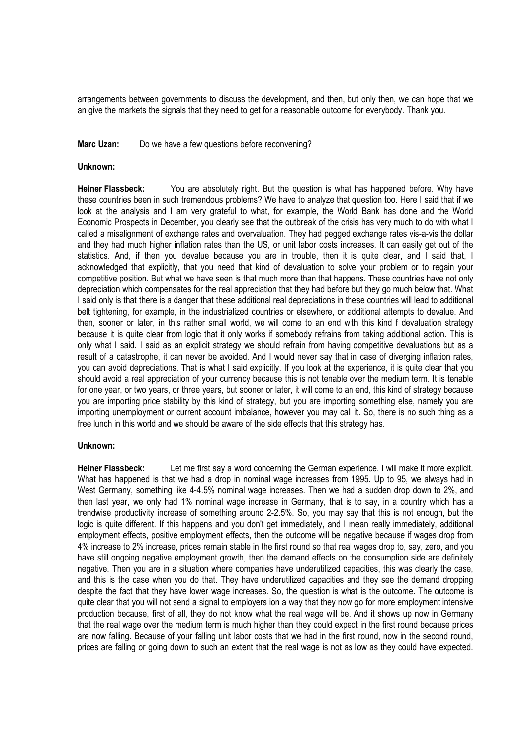arrangements between governments to discuss the development, and then, but only then, we can hope that we an give the markets the signals that they need to get for a reasonable outcome for everybody. Thank you.

**Marc Uzan:** Do we have a few questions before reconvening?

**Unknown:**

**Heiner Flassbeck:** You are absolutely right. But the question is what has happened before. Why have these countries been in such tremendous problems? We have to analyze that question too. Here I said that if we look at the analysis and I am very grateful to what, for example, the World Bank has done and the World Economic Prospects in December, you clearly see that the outbreak of the crisis has very much to do with what I called a misalignment of exchange rates and overvaluation. They had pegged exchange rates vis-a-vis the dollar and they had much higher inflation rates than the US, or unit labor costs increases. It can easily get out of the statistics. And, if then you devalue because you are in trouble, then it is quite clear, and I said that, I acknowledged that explicitly, that you need that kind of devaluation to solve your problem or to regain your competitive position. But what we have seen is that much more than that happens. These countries have not only depreciation which compensates for the real appreciation that they had before but they go much below that. What I said only is that there is a danger that these additional real depreciations in these countries will lead to additional belt tightening, for example, in the industrialized countries or elsewhere, or additional attempts to devalue. And then, sooner or later, in this rather small world, we will come to an end with this kind f devaluation strategy because it is quite clear from logic that it only works if somebody refrains from taking additional action. This is only what I said. I said as an explicit strategy we should refrain from having competitive devaluations but as a result of a catastrophe, it can never be avoided. And I would never say that in case of diverging inflation rates, you can avoid depreciations. That is what I said explicitly. If you look at the experience, it is quite clear that you should avoid a real appreciation of your currency because this is not tenable over the medium term. It is tenable for one year, or two years, or three years, but sooner or later, it will come to an end, this kind of strategy because you are importing price stability by this kind of strategy, but you are importing something else, namely you are importing unemployment or current account imbalance, however you may call it. So, there is no such thing as a free lunch in this world and we should be aware of the side effects that this strategy has.

**Unknown:**

**Heiner Flassbeck:** Let me first say a word concerning the German experience. I will make it more explicit. What has happened is that we had a drop in nominal wage increases from 1995. Up to 95, we always had in West Germany, something like 4-4.5% nominal wage increases. Then we had a sudden drop down to 2%, and then last year, we only had 1% nominal wage increase in Germany, that is to say, in a country which has a trendwise productivity increase of something around 2-2.5%. So, you may say that this is not enough, but the logic is quite different. If this happens and you don't get immediately, and I mean really immediately, additional employment effects, positive employment effects, then the outcome will be negative because if wages drop from 4% increase to 2% increase, prices remain stable in the first round so that real wages drop to, say, zero, and you have still ongoing negative employment growth, then the demand effects on the consumption side are definitely negative. Then you are in a situation where companies have underutilized capacities, this was clearly the case, and this is the case when you do that. They have underutilized capacities and they see the demand dropping despite the fact that they have lower wage increases. So, the question is what is the outcome. The outcome is quite clear that you will not send a signal to employers ion a way that they now go for more employment intensive production because, first of all, they do not know what the real wage will be. And it shows up now in Germany that the real wage over the medium term is much higher than they could expect in the first round because prices are now falling. Because of your falling unit labor costs that we had in the first round, now in the second round, prices are falling or going down to such an extent that the real wage is not as low as they could have expected.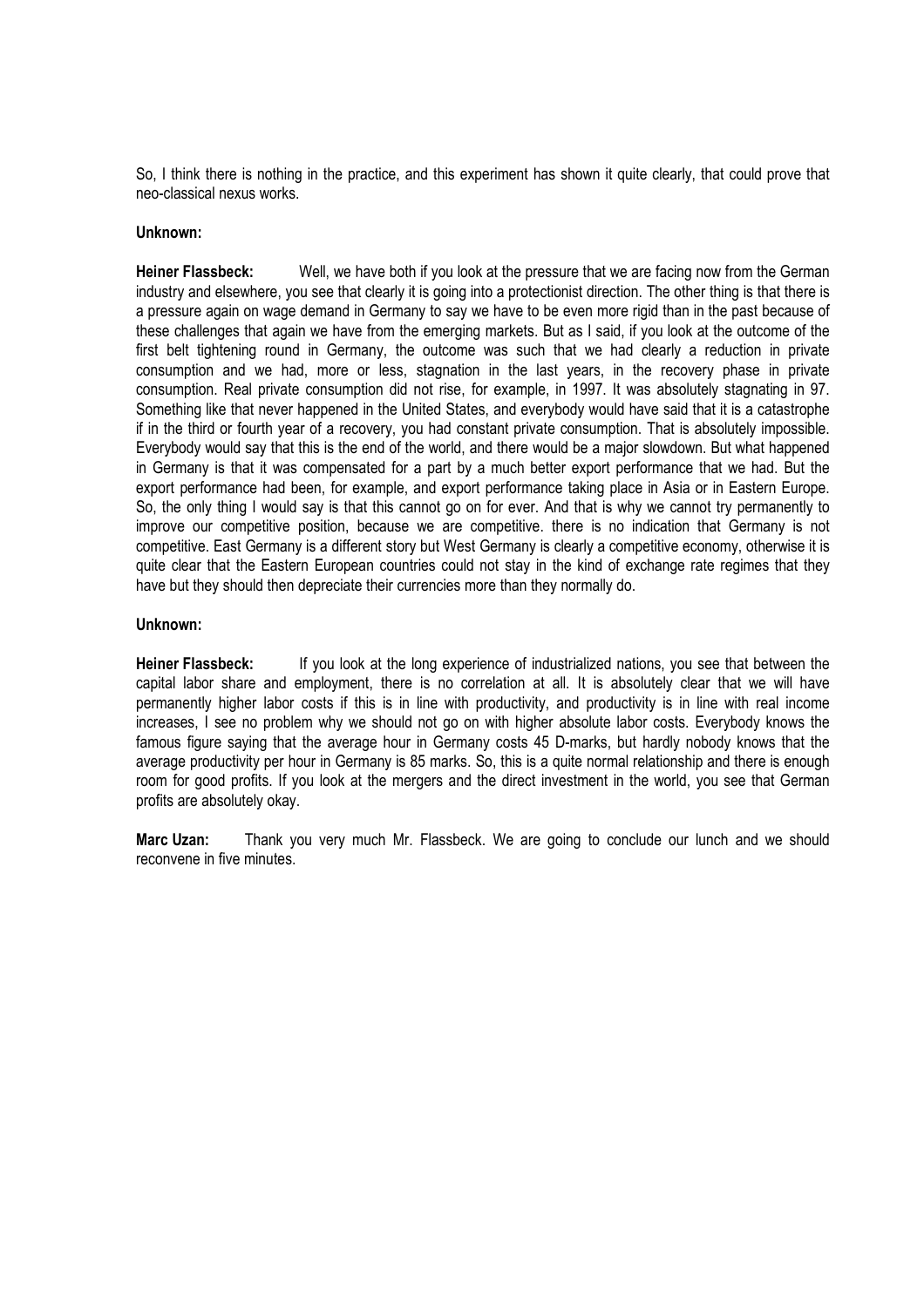So, I think there is nothing in the practice, and this experiment has shown it quite clearly, that could prove that neo-classical nexus works.

**Unknown:**

**Heiner Flassbeck:** Well, we have both if you look at the pressure that we are facing now from the German industry and elsewhere, you see that clearly it is going into a protectionist direction. The other thing is that there is a pressure again on wage demand in Germany to say we have to be even more rigid than in the past because of these challenges that again we have from the emerging markets. But as I said, if you look at the outcome of the first belt tightening round in Germany, the outcome was such that we had clearly a reduction in private consumption and we had, more or less, stagnation in the last years, in the recovery phase in private consumption. Real private consumption did not rise, for example, in 1997. It was absolutely stagnating in 97. Something like that never happened in the United States, and everybody would have said that it is a catastrophe if in the third or fourth year of a recovery, you had constant private consumption. That is absolutely impossible. Everybody would say that this is the end of the world, and there would be a major slowdown. But what happened in Germany is that it was compensated for a part by a much better export performance that we had. But the export performance had been, for example, and export performance taking place in Asia or in Eastern Europe. So, the only thing I would say is that this cannot go on for ever. And that is why we cannot try permanently to improve our competitive position, because we are competitive. there is no indication that Germany is not competitive. East Germany is a different story but West Germany is clearly a competitive economy, otherwise it is quite clear that the Eastern European countries could not stay in the kind of exchange rate regimes that they have but they should then depreciate their currencies more than they normally do.

**Unknown:**

**Heiner Flassbeck:** If you look at the long experience of industrialized nations, you see that between the capital labor share and employment, there is no correlation at all. It is absolutely clear that we will have permanently higher labor costs if this is in line with productivity, and productivity is in line with real income increases, I see no problem why we should not go on with higher absolute labor costs. Everybody knows the famous figure saying that the average hour in Germany costs 45 D-marks, but hardly nobody knows that the average productivity per hour in Germany is 85 marks. So, this is a quite normal relationship and there is enough room for good profits. If you look at the mergers and the direct investment in the world, you see that German profits are absolutely okay.

**Marc Uzan:** Thank you very much Mr. Flassbeck. We are going to conclude our lunch and we should reconvene in five minutes.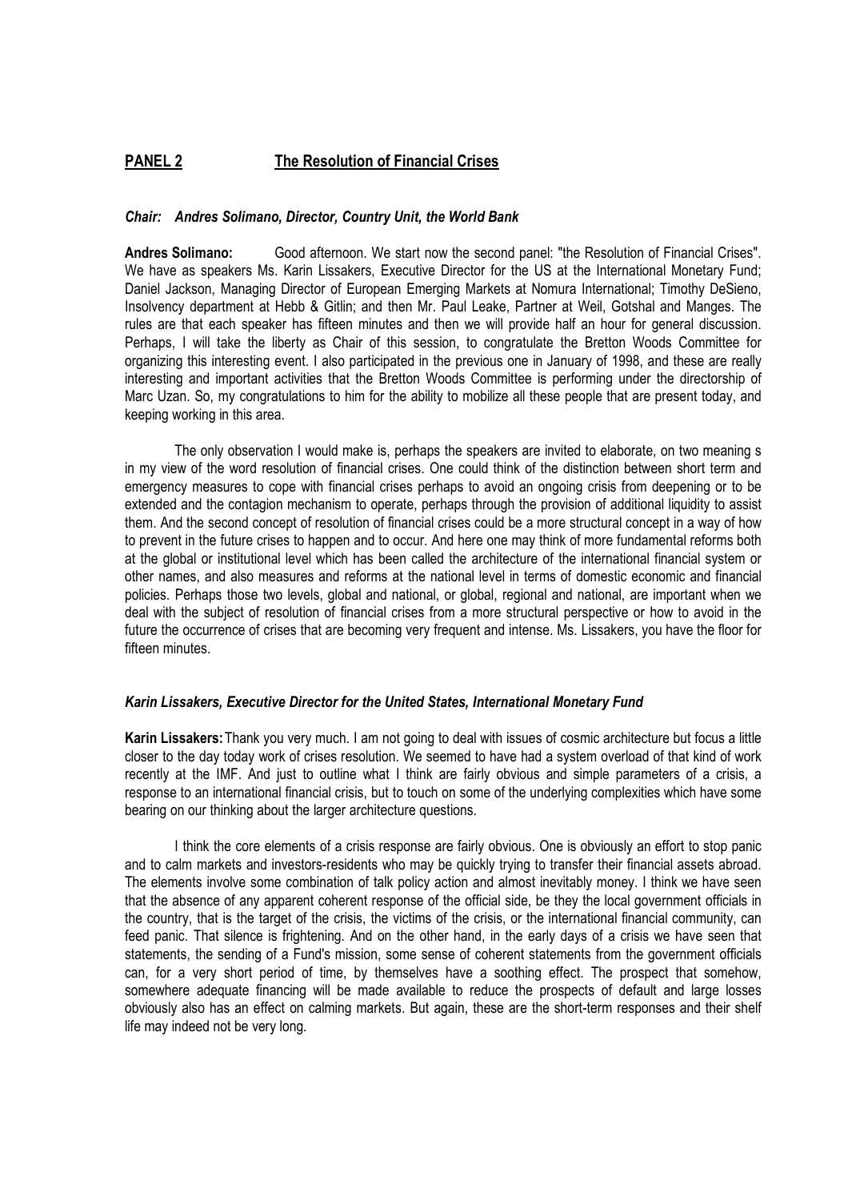## **PANEL 2** **The Resolution of Financial Crises**

***Chair: Andres Solimano, Director, Country Unit, the World Bank***

**Andres Solimano:** Good afternoon. We start now the second panel: "the Resolution of Financial Crises". We have as speakers Ms. Karin Lissakers, Executive Director for the US at the International Monetary Fund; Daniel Jackson, Managing Director of European Emerging Markets at Nomura International; Timothy DeSieno, Insolvency department at Hebb & Gitlin; and then Mr. Paul Leake, Partner at Weil, Gotshal and Manges. The rules are that each speaker has fifteen minutes and then we will provide half an hour for general discussion. Perhaps, I will take the liberty as Chair of this session, to congratulate the Bretton Woods Committee for organizing this interesting event. I also participated in the previous one in January of 1998, and these are really interesting and important activities that the Bretton Woods Committee is performing under the directorship of Marc Uzan. So, my congratulations to him for the ability to mobilize all these people that are present today, and keeping working in this area.

The only observation I would make is, perhaps the speakers are invited to elaborate, on two meaning s in my view of the word resolution of financial crises. One could think of the distinction between short term and emergency measures to cope with financial crises perhaps to avoid an ongoing crisis from deepening or to be extended and the contagion mechanism to operate, perhaps through the provision of additional liquidity to assist them. And the second concept of resolution of financial crises could be a more structural concept in a way of how to prevent in the future crises to happen and to occur. And here one may think of more fundamental reforms both at the global or institutional level which has been called the architecture of the international financial system or other names, and also measures and reforms at the national level in terms of domestic economic and financial policies. Perhaps those two levels, global and national, or global, regional and national, are important when we deal with the subject of resolution of financial crises from a more structural perspective or how to avoid in the future the occurrence of crises that are becoming very frequent and intense. Ms. Lissakers, you have the floor for fifteen minutes.

***Karin Lissakers, Executive Director for the United States, International Monetary Fund***

**Karin Lissakers:** Thank you very much. I am not going to deal with issues of cosmic architecture but focus a little closer to the day today work of crises resolution. We seemed to have had a system overload of that kind of work recently at the IMF. And just to outline what I think are fairly obvious and simple parameters of a crisis, a response to an international financial crisis, but to touch on some of the underlying complexities which have some bearing on our thinking about the larger architecture questions.

I think the core elements of a crisis response are fairly obvious. One is obviously an effort to stop panic and to calm markets and investors-residents who may be quickly trying to transfer their financial assets abroad. The elements involve some combination of talk policy action and almost inevitably money. I think we have seen that the absence of any apparent coherent response of the official side, be they the local government officials in the country, that is the target of the crisis, the victims of the crisis, or the international financial community, can feed panic. That silence is frightening. And on the other hand, in the early days of a crisis we have seen that statements, the sending of a Fund's mission, some sense of coherent statements from the government officials can, for a very short period of time, by themselves have a soothing effect. The prospect that somehow, somewhere adequate financing will be made available to reduce the prospects of default and large losses obviously also has an effect on calming markets. But again, these are the short-term responses and their shelf life may indeed not be very long.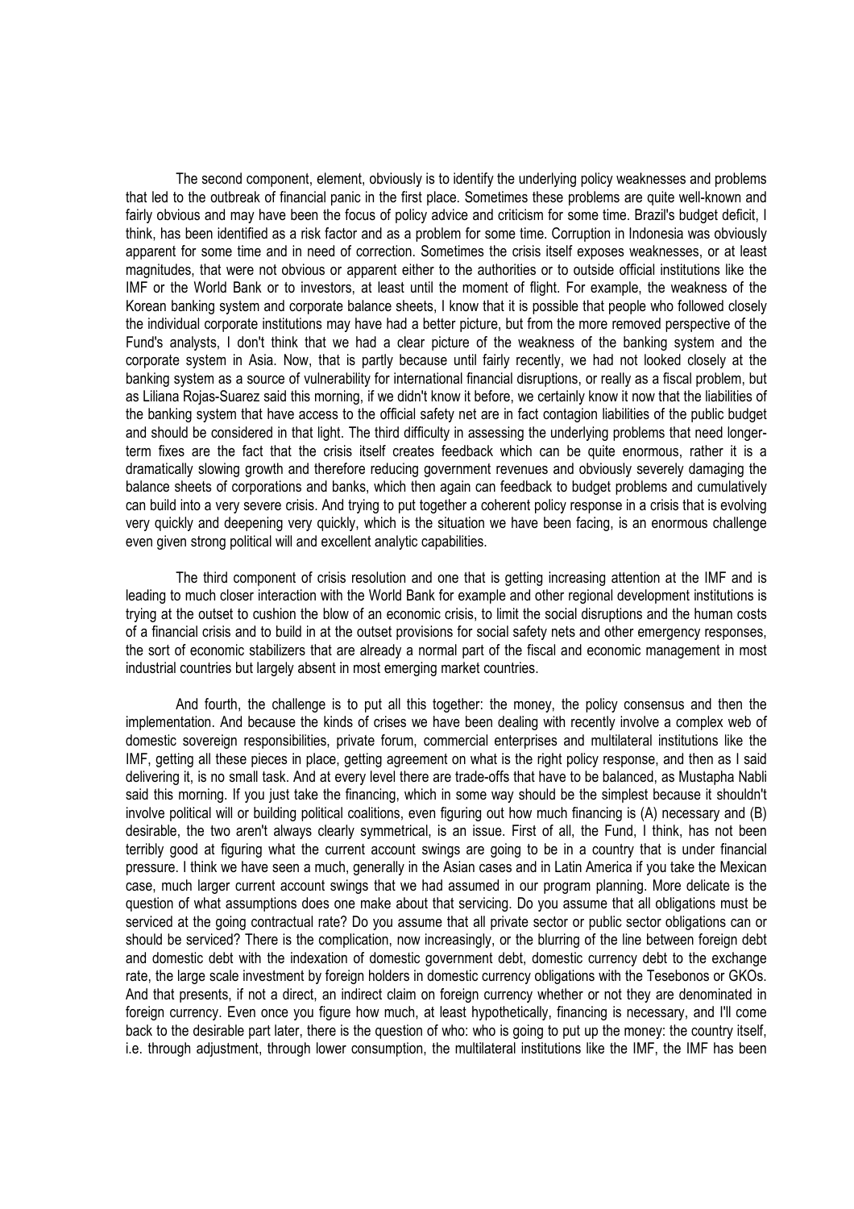The second component, element, obviously is to identify the underlying policy weaknesses and problems that led to the outbreak of financial panic in the first place. Sometimes these problems are quite well-known and fairly obvious and may have been the focus of policy advice and criticism for some time. Brazil's budget deficit, I think, has been identified as a risk factor and as a problem for some time. Corruption in Indonesia was obviously apparent for some time and in need of correction. Sometimes the crisis itself exposes weaknesses, or at least magnitudes, that were not obvious or apparent either to the authorities or to outside official institutions like the IMF or the World Bank or to investors, at least until the moment of flight. For example, the weakness of the Korean banking system and corporate balance sheets, I know that it is possible that people who followed closely the individual corporate institutions may have had a better picture, but from the more removed perspective of the Fund's analysts, I don't think that we had a clear picture of the weakness of the banking system and the corporate system in Asia. Now, that is partly because until fairly recently, we had not looked closely at the banking system as a source of vulnerability for international financial disruptions, or really as a fiscal problem, but as Liliana Rojas-Suarez said this morning, if we didn't know it before, we certainly know it now that the liabilities of the banking system that have access to the official safety net are in fact contagion liabilities of the public budget and should be considered in that light. The third difficulty in assessing the underlying problems that need longer-term fixes are the fact that the crisis itself creates feedback which can be quite enormous, rather it is a dramatically slowing growth and therefore reducing government revenues and obviously severely damaging the balance sheets of corporations and banks, which then again can feedback to budget problems and cumulatively can build into a very severe crisis. And trying to put together a coherent policy response in a crisis that is evolving very quickly and deepening very quickly, which is the situation we have been facing, is an enormous challenge even given strong political will and excellent analytic capabilities.

The third component of crisis resolution and one that is getting increasing attention at the IMF and is leading to much closer interaction with the World Bank for example and other regional development institutions is trying at the outset to cushion the blow of an economic crisis, to limit the social disruptions and the human costs of a financial crisis and to build in at the outset provisions for social safety nets and other emergency responses, the sort of economic stabilizers that are already a normal part of the fiscal and economic management in most industrial countries but largely absent in most emerging market countries.

And fourth, the challenge is to put all this together: the money, the policy consensus and then the implementation. And because the kinds of crises we have been dealing with recently involve a complex web of domestic sovereign responsibilities, private forum, commercial enterprises and multilateral institutions like the IMF, getting all these pieces in place, getting agreement on what is the right policy response, and then as I said delivering it, is no small task. And at every level there are trade-offs that have to be balanced, as Mustapha Nabli said this morning. If you just take the financing, which in some way should be the simplest because it shouldn't involve political will or building political coalitions, even figuring out how much financing is (A) necessary and (B) desirable, the two aren't always clearly symmetrical, is an issue. First of all, the Fund, I think, has not been terribly good at figuring what the current account swings are going to be in a country that is under financial pressure. I think we have seen a much, generally in the Asian cases and in Latin America if you take the Mexican case, much larger current account swings that we had assumed in our program planning. More delicate is the question of what assumptions does one make about that servicing. Do you assume that all obligations must be serviced at the going contractual rate? Do you assume that all private sector or public sector obligations can or should be serviced? There is the complication, now increasingly, or the blurring of the line between foreign debt and domestic debt with the indexation of domestic government debt, domestic currency debt to the exchange rate, the large scale investment by foreign holders in domestic currency obligations with the Tesebonos or GKOs. And that presents, if not a direct, an indirect claim on foreign currency whether or not they are denominated in foreign currency. Even once you figure how much, at least hypothetically, financing is necessary, and I'll come back to the desirable part later, there is the question of who: who is going to put up the money: the country itself, i.e. through adjustment, through lower consumption, the multilateral institutions like the IMF, the IMF has been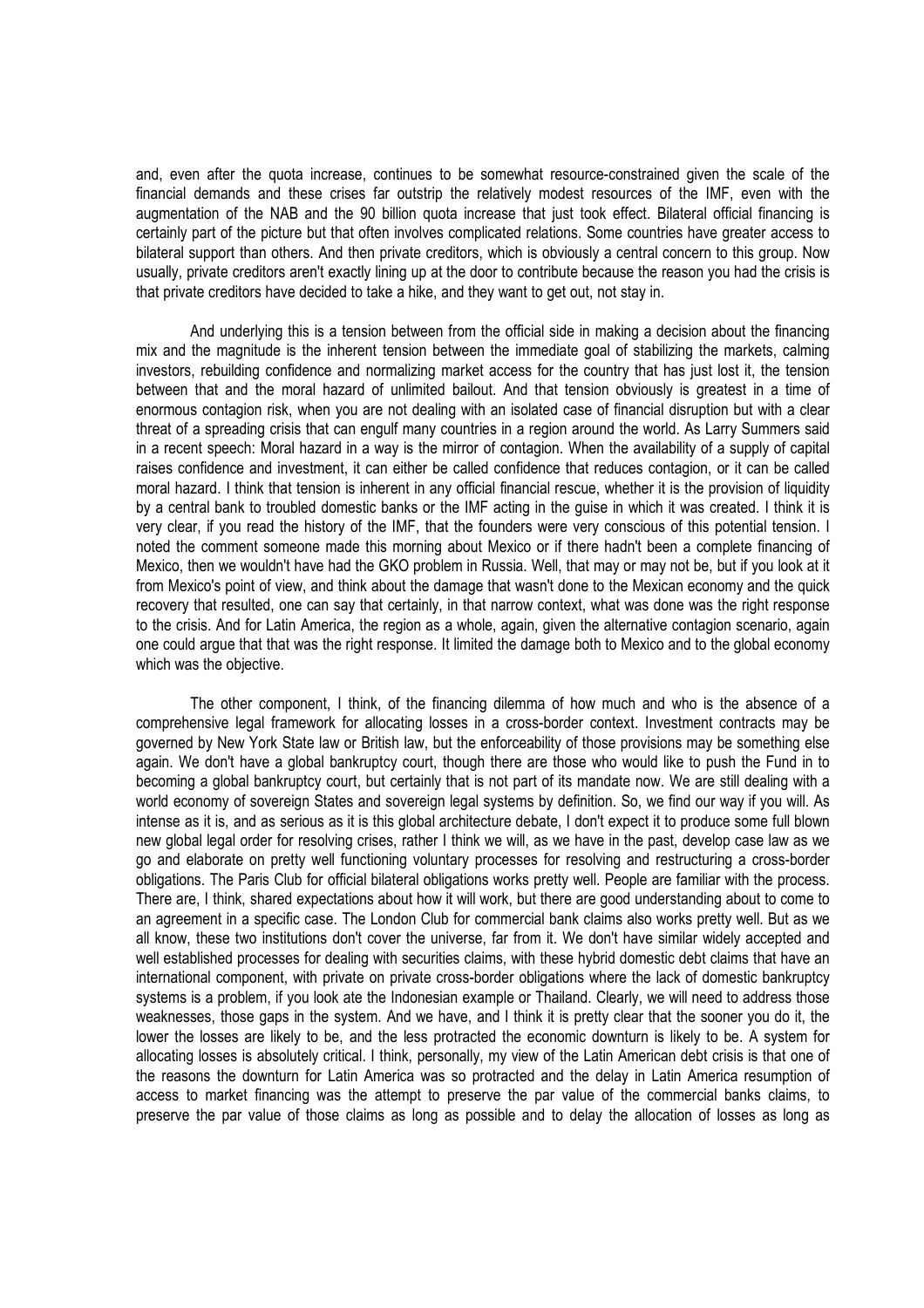and, even after the quota increase, continues to be somewhat resource-constrained given the scale of the financial demands and these crises far outstrip the relatively modest resources of the IMF, even with the augmentation of the NAB and the 90 billion quota increase that just took effect. Bilateral official financing is certainly part of the picture but that often involves complicated relations. Some countries have greater access to bilateral support than others. And then private creditors, which is obviously a central concern to this group. Now usually, private creditors aren't exactly lining up at the door to contribute because the reason you had the crisis is that private creditors have decided to take a hike, and they want to get out, not stay in.

And underlying this is a tension between from the official side in making a decision about the financing mix and the magnitude is the inherent tension between the immediate goal of stabilizing the markets, calming investors, rebuilding confidence and normalizing market access for the country that has just lost it, the tension between that and the moral hazard of unlimited bailout. And that tension obviously is greatest in a time of enormous contagion risk, when you are not dealing with an isolated case of financial disruption but with a clear threat of a spreading crisis that can engulf many countries in a region around the world. As Larry Summers said in a recent speech: Moral hazard in a way is the mirror of contagion. When the availability of a supply of capital raises confidence and investment, it can either be called confidence that reduces contagion, or it can be called moral hazard. I think that tension is inherent in any official financial rescue, whether it is the provision of liquidity by a central bank to troubled domestic banks or the IMF acting in the guise in which it was created. I think it is very clear, if you read the history of the IMF, that the founders were very conscious of this potential tension. I noted the comment someone made this morning about Mexico or if there hadn't been a complete financing of Mexico, then we wouldn't have had the GKO problem in Russia. Well, that may or may not be, but if you look at it from Mexico's point of view, and think about the damage that wasn't done to the Mexican economy and the quick recovery that resulted, one can say that certainly, in that narrow context, what was done was the right response to the crisis. And for Latin America, the region as a whole, again, given the alternative contagion scenario, again one could argue that that was the right response. It limited the damage both to Mexico and to the global economy which was the objective.

The other component, I think, of the financing dilemma of how much and who is the absence of a comprehensive legal framework for allocating losses in a cross-border context. Investment contracts may be governed by New York State law or British law, but the enforceability of those provisions may be something else again. We don't have a global bankruptcy court, though there are those who would like to push the Fund in to becoming a global bankruptcy court, but certainly that is not part of its mandate now. We are still dealing with a world economy of sovereign States and sovereign legal systems by definition. So, we find our way if you will. As intense as it is, and as serious as it is this global architecture debate, I don't expect it to produce some full blown new global legal order for resolving crises, rather I think we will, as we have in the past, develop case law as we go and elaborate on pretty well functioning voluntary processes for resolving and restructuring a cross-border obligations. The Paris Club for official bilateral obligations works pretty well. People are familiar with the process. There are, I think, shared expectations about how it will work, but there are good understanding about to come to an agreement in a specific case. The London Club for commercial bank claims also works pretty well. But as we all know, these two institutions don't cover the universe, far from it. We don't have similar widely accepted and well established processes for dealing with securities claims, with these hybrid domestic debt claims that have an international component, with private on private cross-border obligations where the lack of domestic bankruptcy systems is a problem, if you look ate the Indonesian example or Thailand. Clearly, we will need to address those weaknesses, those gaps in the system. And we have, and I think it is pretty clear that the sooner you do it, the lower the losses are likely to be, and the less protracted the economic downturn is likely to be. A system for allocating losses is absolutely critical. I think, personally, my view of the Latin American debt crisis is that one of the reasons the downturn for Latin America was so protracted and the delay in Latin America resumption of access to market financing was the attempt to preserve the par value of the commercial banks claims, to preserve the par value of those claims as long as possible and to delay the allocation of losses as long as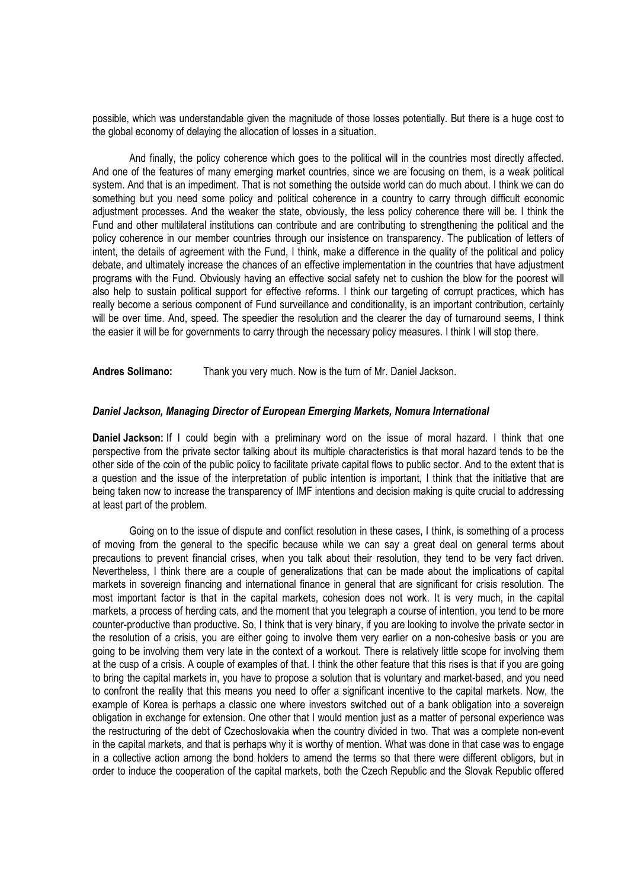possible, which was understandable given the magnitude of those losses potentially. But there is a huge cost to the global economy of delaying the allocation of losses in a situation.

And finally, the policy coherence which goes to the political will in the countries most directly affected. And one of the features of many emerging market countries, since we are focusing on them, is a weak political system. And that is an impediment. That is not something the outside world can do much about. I think we can do something but you need some policy and political coherence in a country to carry through difficult economic adjustment processes. And the weaker the state, obviously, the less policy coherence there will be. I think the Fund and other multilateral institutions can contribute and are contributing to strengthening the political and the policy coherence in our member countries through our insistence on transparency. The publication of letters of intent, the details of agreement with the Fund, I think, make a difference in the quality of the political and policy debate, and ultimately increase the chances of an effective implementation in the countries that have adjustment programs with the Fund. Obviously having an effective social safety net to cushion the blow for the poorest will also help to sustain political support for effective reforms. I think our targeting of corrupt practices, which has really become a serious component of Fund surveillance and conditionality, is an important contribution, certainly will be over time. And, speed. The speedier the resolution and the clearer the day of turnaround seems, I think the easier it will be for governments to carry through the necessary policy measures. I think I will stop there.

**Andres Solimano:** Thank you very much. Now is the turn of Mr. Daniel Jackson.

***Daniel Jackson, Managing Director of European Emerging Markets, Nomura International***

**Daniel Jackson:** If I could begin with a preliminary word on the issue of moral hazard. I think that one perspective from the private sector talking about its multiple characteristics is that moral hazard tends to be the other side of the coin of the public policy to facilitate private capital flows to public sector. And to the extent that is a question and the issue of the interpretation of public intention is important, I think that the initiative that are being taken now to increase the transparency of IMF intentions and decision making is quite crucial to addressing at least part of the problem.

Going on to the issue of dispute and conflict resolution in these cases, I think, is something of a process of moving from the general to the specific because while we can say a great deal on general terms about precautions to prevent financial crises, when you talk about their resolution, they tend to be very fact driven. Nevertheless, I think there are a couple of generalizations that can be made about the implications of capital markets in sovereign financing and international finance in general that are significant for crisis resolution. The most important factor is that in the capital markets, cohesion does not work. It is very much, in the capital markets, a process of herding cats, and the moment that you telegraph a course of intention, you tend to be more counter-productive than productive. So, I think that is very binary, if you are looking to involve the private sector in the resolution of a crisis, you are either going to involve them very earlier on a non-cohesive basis or you are going to be involving them very late in the context of a workout. There is relatively little scope for involving them at the cusp of a crisis. A couple of examples of that. I think the other feature that this rises is that if you are going to bring the capital markets in, you have to propose a solution that is voluntary and market-based, and you need to confront the reality that this means you need to offer a significant incentive to the capital markets. Now, the example of Korea is perhaps a classic one where investors switched out of a bank obligation into a sovereign obligation in exchange for extension. One other that I would mention just as a matter of personal experience was the restructuring of the debt of Czechoslovakia when the country divided in two. That was a complete non-event in the capital markets, and that is perhaps why it is worthy of mention. What was done in that case was to engage in a collective action among the bond holders to amend the terms so that there were different obligors, but in order to induce the cooperation of the capital markets, both the Czech Republic and the Slovak Republic offered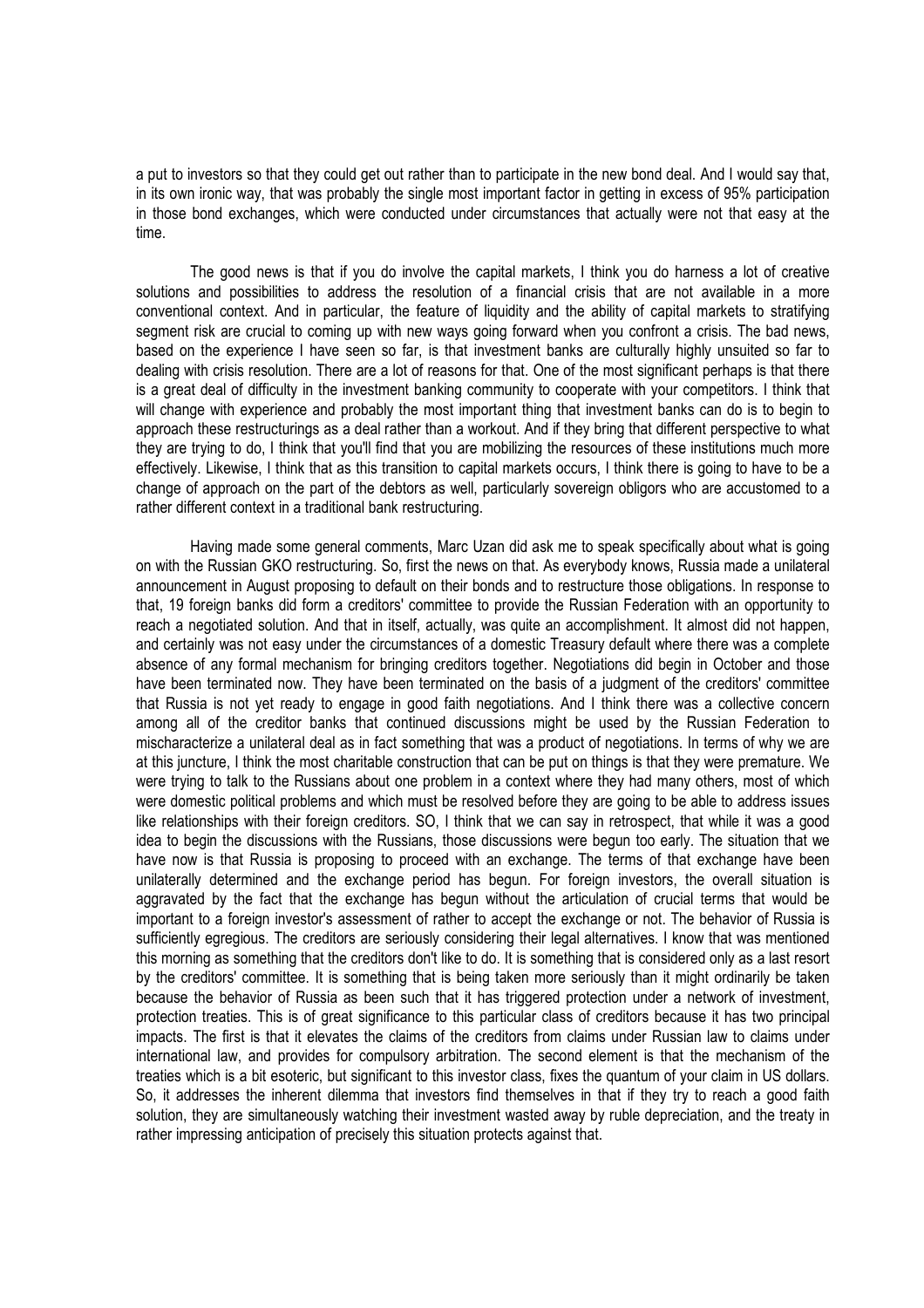a put to investors so that they could get out rather than to participate in the new bond deal. And I would say that, in its own ironic way, that was probably the single most important factor in getting in excess of 95% participation in those bond exchanges, which were conducted under circumstances that actually were not that easy at the time.

The good news is that if you do involve the capital markets, I think you do harness a lot of creative solutions and possibilities to address the resolution of a financial crisis that are not available in a more conventional context. And in particular, the feature of liquidity and the ability of capital markets to stratifying segment risk are crucial to coming up with new ways going forward when you confront a crisis. The bad news, based on the experience I have seen so far, is that investment banks are culturally highly unsuited so far to dealing with crisis resolution. There are a lot of reasons for that. One of the most significant perhaps is that there is a great deal of difficulty in the investment banking community to cooperate with your competitors. I think that will change with experience and probably the most important thing that investment banks can do is to begin to approach these restructurings as a deal rather than a workout. And if they bring that different perspective to what they are trying to do, I think that you'll find that you are mobilizing the resources of these institutions much more effectively. Likewise, I think that as this transition to capital markets occurs, I think there is going to have to be a change of approach on the part of the debtors as well, particularly sovereign obligors who are accustomed to a rather different context in a traditional bank restructuring.

Having made some general comments, Marc Uzan did ask me to speak specifically about what is going on with the Russian GKO restructuring. So, first the news on that. As everybody knows, Russia made a unilateral announcement in August proposing to default on their bonds and to restructure those obligations. In response to that, 19 foreign banks did form a creditors' committee to provide the Russian Federation with an opportunity to reach a negotiated solution. And that in itself, actually, was quite an accomplishment. It almost did not happen, and certainly was not easy under the circumstances of a domestic Treasury default where there was a complete absence of any formal mechanism for bringing creditors together. Negotiations did begin in October and those have been terminated now. They have been terminated on the basis of a judgment of the creditors' committee that Russia is not yet ready to engage in good faith negotiations. And I think there was a collective concern among all of the creditor banks that continued discussions might be used by the Russian Federation to mischaracterize a unilateral deal as in fact something that was a product of negotiations. In terms of why we are at this juncture, I think the most charitable construction that can be put on things is that they were premature. We were trying to talk to the Russians about one problem in a context where they had many others, most of which were domestic political problems and which must be resolved before they are going to be able to address issues like relationships with their foreign creditors. SO, I think that we can say in retrospect, that while it was a good idea to begin the discussions with the Russians, those discussions were begun too early. The situation that we have now is that Russia is proposing to proceed with an exchange. The terms of that exchange have been unilaterally determined and the exchange period has begun. For foreign investors, the overall situation is aggravated by the fact that the exchange has begun without the articulation of crucial terms that would be important to a foreign investor's assessment of rather to accept the exchange or not. The behavior of Russia is sufficiently egregious. The creditors are seriously considering their legal alternatives. I know that was mentioned this morning as something that the creditors don't like to do. It is something that is considered only as a last resort by the creditors' committee. It is something that is being taken more seriously than it might ordinarily be taken because the behavior of Russia as been such that it has triggered protection under a network of investment, protection treaties. This is of great significance to this particular class of creditors because it has two principal impacts. The first is that it elevates the claims of the creditors from claims under Russian law to claims under international law, and provides for compulsory arbitration. The second element is that the mechanism of the treaties which is a bit esoteric, but significant to this investor class, fixes the quantum of your claim in US dollars. So, it addresses the inherent dilemma that investors find themselves in that if they try to reach a good faith solution, they are simultaneously watching their investment wasted away by ruble depreciation, and the treaty in rather impressing anticipation of precisely this situation protects against that.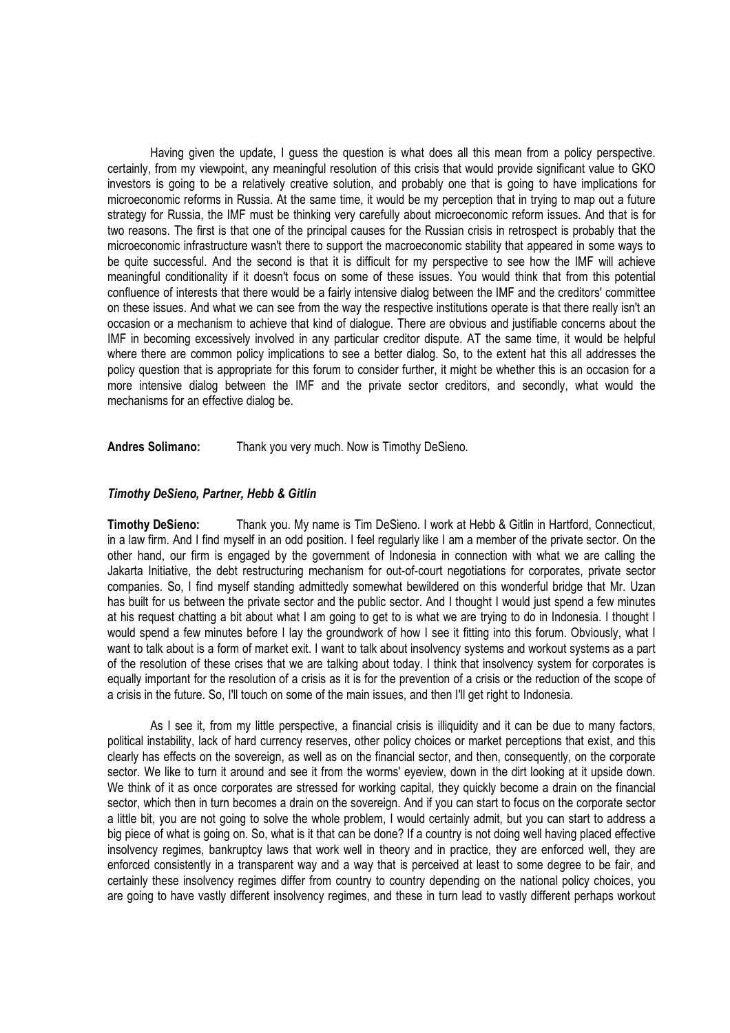Having given the update, I guess the question is what does all this mean from a policy perspective. certainly, from my viewpoint, any meaningful resolution of this crisis that would provide significant value to GKO investors is going to be a relatively creative solution, and probably one that is going to have implications for microeconomic reforms in Russia. At the same time, it would be my perception that in trying to map out a future strategy for Russia, the IMF must be thinking very carefully about microeconomic reform issues. And that is for two reasons. The first is that one of the principal causes for the Russian crisis in retrospect is probably that the microeconomic infrastructure wasn't there to support the macroeconomic stability that appeared in some ways to be quite successful. And the second is that it is difficult for my perspective to see how the IMF will achieve meaningful conditionality if it doesn't focus on some of these issues. You would think that from this potential confluence of interests that there would be a fairly intensive dialog between the IMF and the creditors' committee on these issues. And what we can see from the way the respective institutions operate is that there really isn't an occasion or a mechanism to achieve that kind of dialogue. There are obvious and justifiable concerns about the IMF in becoming excessively involved in any particular creditor dispute. AT the same time, it would be helpful where there are common policy implications to see a better dialog. So, to the extent hat this all addresses the policy question that is appropriate for this forum to consider further, it might be whether this is an occasion for a more intensive dialog between the IMF and the private sector creditors, and secondly, what would the mechanisms for an effective dialog be.

**Andres Solimano:** Thank you very much. Now is Timothy DeSieno.

### *Timothy DeSieno, Partner, Hebb & Gitlin*

**Timothy DeSieno:** Thank you. My name is Tim DeSieno. I work at Hebb & Gitlin in Hartford, Connecticut, in a law firm. And I find myself in an odd position. I feel regularly like I am a member of the private sector. On the other hand, our firm is engaged by the government of Indonesia in connection with what we are calling the Jakarta Initiative, the debt restructuring mechanism for out-of-court negotiations for corporates, private sector companies. So, I find myself standing admittedly somewhat bewildered on this wonderful bridge that Mr. Uzan has built for us between the private sector and the public sector. And I thought I would just spend a few minutes at his request chatting a bit about what I am going to get to is what we are trying to do in Indonesia. I thought I would spend a few minutes before I lay the groundwork of how I see it fitting into this forum. Obviously, what I want to talk about is a form of market exit. I want to talk about insolvency systems and workout systems as a part of the resolution of these crises that we are talking about today. I think that insolvency system for corporates is equally important for the resolution of a crisis as it is for the prevention of a crisis or the reduction of the scope of a crisis in the future. So, I'll touch on some of the main issues, and then I'll get right to Indonesia.

As I see it, from my little perspective, a financial crisis is illiquidity and it can be due to many factors, political instability, lack of hard currency reserves, other policy choices or market perceptions that exist, and this clearly has effects on the sovereign, as well as on the financial sector, and then, consequently, on the corporate sector. We like to turn it around and see it from the worms' eyeview, down in the dirt looking at it upside down. We think of it as once corporates are stressed for working capital, they quickly become a drain on the financial sector, which then in turn becomes a drain on the sovereign. And if you can start to focus on the corporate sector a little bit, you are not going to solve the whole problem, I would certainly admit, but you can start to address a big piece of what is going on. So, what is it that can be done? If a country is not doing well having placed effective insolvency regimes, bankruptcy laws that work well in theory and in practice, they are enforced well, they are enforced consistently in a transparent way and a way that is perceived at least to some degree to be fair, and certainly these insolvency regimes differ from country to country depending on the national policy choices, you are going to have vastly different insolvency regimes, and these in turn lead to vastly different perhaps workout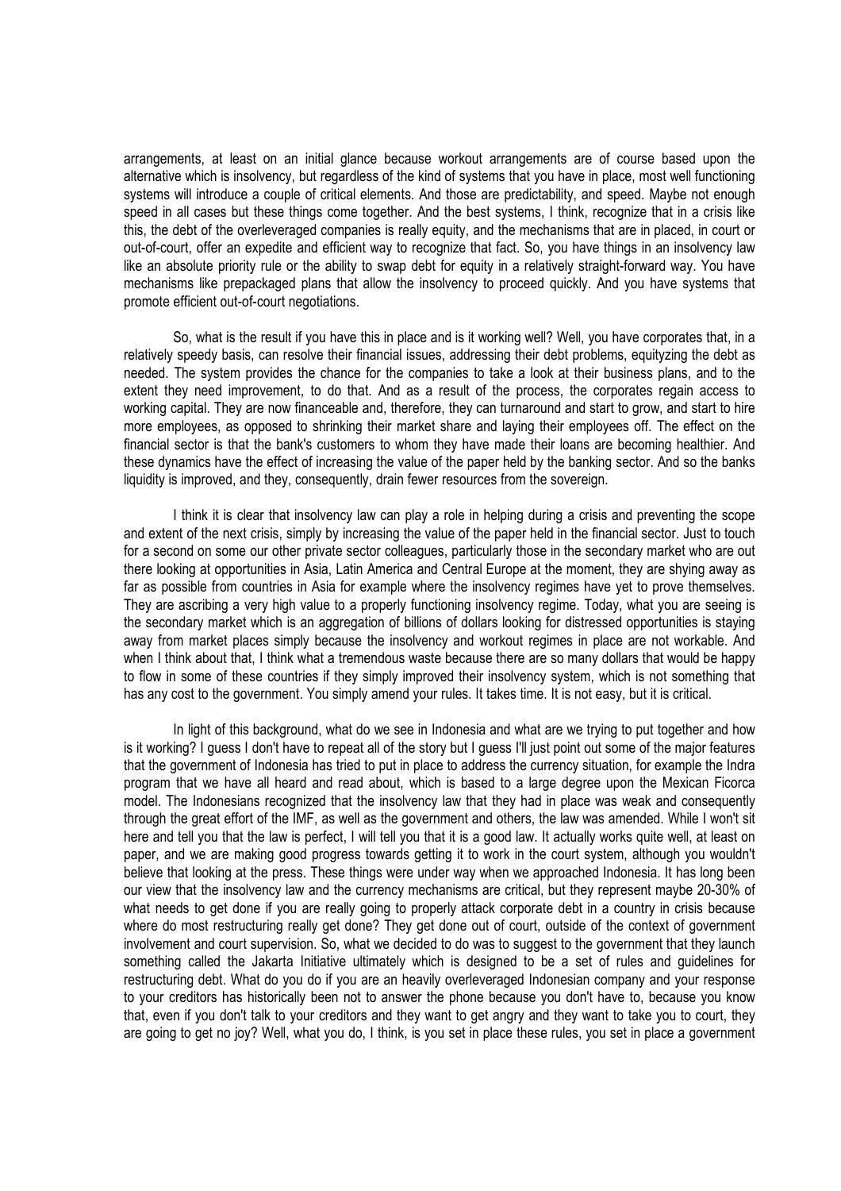arrangements, at least on an initial glance because workout arrangements are of course based upon the alternative which is insolvency, but regardless of the kind of systems that you have in place, most well functioning systems will introduce a couple of critical elements. And those are predictability, and speed. Maybe not enough speed in all cases but these things come together. And the best systems, I think, recognize that in a crisis like this, the debt of the overleveraged companies is really equity, and the mechanisms that are in placed, in court or out-of-court, offer an expedite and efficient way to recognize that fact. So, you have things in an insolvency law like an absolute priority rule or the ability to swap debt for equity in a relatively straight-forward way. You have mechanisms like prepackaged plans that allow the insolvency to proceed quickly. And you have systems that promote efficient out-of-court negotiations.

So, what is the result if you have this in place and is it working well? Well, you have corporates that, in a relatively speedy basis, can resolve their financial issues, addressing their debt problems, equityzing the debt as needed. The system provides the chance for the companies to take a look at their business plans, and to the extent they need improvement, to do that. And as a result of the process, the corporates regain access to working capital. They are now financeable and, therefore, they can turnaround and start to grow, and start to hire more employees, as opposed to shrinking their market share and laying their employees off. The effect on the financial sector is that the bank's customers to whom they have made their loans are becoming healthier. And these dynamics have the effect of increasing the value of the paper held by the banking sector. And so the banks liquidity is improved, and they, consequently, drain fewer resources from the sovereign.

I think it is clear that insolvency law can play a role in helping during a crisis and preventing the scope and extent of the next crisis, simply by increasing the value of the paper held in the financial sector. Just to touch for a second on some our other private sector colleagues, particularly those in the secondary market who are out there looking at opportunities in Asia, Latin America and Central Europe at the moment, they are shying away as far as possible from countries in Asia for example where the insolvency regimes have yet to prove themselves. They are ascribing a very high value to a properly functioning insolvency regime. Today, what you are seeing is the secondary market which is an aggregation of billions of dollars looking for distressed opportunities is staying away from market places simply because the insolvency and workout regimes in place are not workable. And when I think about that, I think what a tremendous waste because there are so many dollars that would be happy to flow in some of these countries if they simply improved their insolvency system, which is not something that has any cost to the government. You simply amend your rules. It takes time. It is not easy, but it is critical.

In light of this background, what do we see in Indonesia and what are we trying to put together and how is it working? I guess I don't have to repeat all of the story but I guess I'll just point out some of the major features that the government of Indonesia has tried to put in place to address the currency situation, for example the Indra program that we have all heard and read about, which is based to a large degree upon the Mexican Ficorca model. The Indonesians recognized that the insolvency law that they had in place was weak and consequently through the great effort of the IMF, as well as the government and others, the law was amended. While I won't sit here and tell you that the law is perfect, I will tell you that it is a good law. It actually works quite well, at least on paper, and we are making good progress towards getting it to work in the court system, although you wouldn't believe that looking at the press. These things were under way when we approached Indonesia. It has long been our view that the insolvency law and the currency mechanisms are critical, but they represent maybe 20-30% of what needs to get done if you are really going to properly attack corporate debt in a country in crisis because where do most restructuring really get done? They get done out of court, outside of the context of government involvement and court supervision. So, what we decided to do was to suggest to the government that they launch something called the Jakarta Initiative ultimately which is designed to be a set of rules and guidelines for restructuring debt. What do you do if you are an heavily overleveraged Indonesian company and your response to your creditors has historically been not to answer the phone because you don't have to, because you know that, even if you don't talk to your creditors and they want to get angry and they want to take you to court, they are going to get no joy? Well, what you do, I think, is you set in place these rules, you set in place a government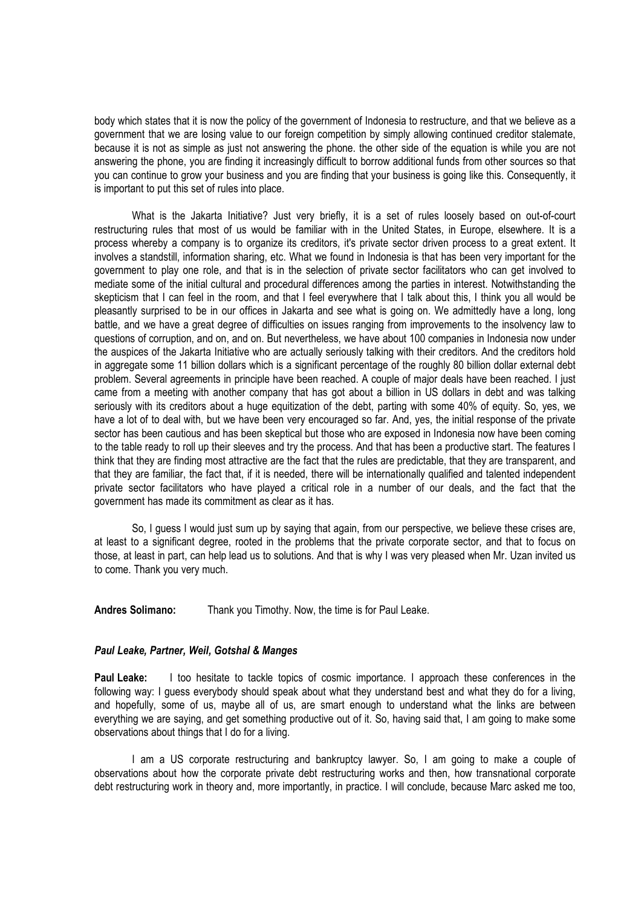body which states that it is now the policy of the government of Indonesia to restructure, and that we believe as a government that we are losing value to our foreign competition by simply allowing continued creditor stalemate, because it is not as simple as just not answering the phone. the other side of the equation is while you are not answering the phone, you are finding it increasingly difficult to borrow additional funds from other sources so that you can continue to grow your business and you are finding that your business is going like this. Consequently, it is important to put this set of rules into place.

What is the Jakarta Initiative? Just very briefly, it is a set of rules loosely based on out-of-court restructuring rules that most of us would be familiar with in the United States, in Europe, elsewhere. It is a process whereby a company is to organize its creditors, it's private sector driven process to a great extent. It involves a standstill, information sharing, etc. What we found in Indonesia is that has been very important for the government to play one role, and that is in the selection of private sector facilitators who can get involved to mediate some of the initial cultural and procedural differences among the parties in interest. Notwithstanding the skepticism that I can feel in the room, and that I feel everywhere that I talk about this, I think you all would be pleasantly surprised to be in our offices in Jakarta and see what is going on. We admittedly have a long, long battle, and we have a great degree of difficulties on issues ranging from improvements to the insolvency law to questions of corruption, and on, and on. But nevertheless, we have about 100 companies in Indonesia now under the auspices of the Jakarta Initiative who are actually seriously talking with their creditors. And the creditors hold in aggregate some 11 billion dollars which is a significant percentage of the roughly 80 billion dollar external debt problem. Several agreements in principle have been reached. A couple of major deals have been reached. I just came from a meeting with another company that has got about a billion in US dollars in debt and was talking seriously with its creditors about a huge equitization of the debt, parting with some 40% of equity. So, yes, we have a lot of to deal with, but we have been very encouraged so far. And, yes, the initial response of the private sector has been cautious and has been skeptical but those who are exposed in Indonesia now have been coming to the table ready to roll up their sleeves and try the process. And that has been a productive start. The features I think that they are finding most attractive are the fact that the rules are predictable, that they are transparent, and that they are familiar, the fact that, if it is needed, there will be internationally qualified and talented independent private sector facilitators who have played a critical role in a number of our deals, and the fact that the government has made its commitment as clear as it has.

So, I guess I would just sum up by saying that again, from our perspective, we believe these crises are, at least to a significant degree, rooted in the problems that the private corporate sector, and that to focus on those, at least in part, can help lead us to solutions. And that is why I was very pleased when Mr. Uzan invited us to come. Thank you very much.

**Andres Solimano:** Thank you Timothy. Now, the time is for Paul Leake.

***Paul Leake, Partner, Weil, Gotshal & Manges***

**Paul Leake:** I too hesitate to tackle topics of cosmic importance. I approach these conferences in the following way: I guess everybody should speak about what they understand best and what they do for a living, and hopefully, some of us, maybe all of us, are smart enough to understand what the links are between everything we are saying, and get something productive out of it. So, having said that, I am going to make some observations about things that I do for a living.

I am a US corporate restructuring and bankruptcy lawyer. So, I am going to make a couple of observations about how the corporate private debt restructuring works and then, how transnational corporate debt restructuring work in theory and, more importantly, in practice. I will conclude, because Marc asked me too,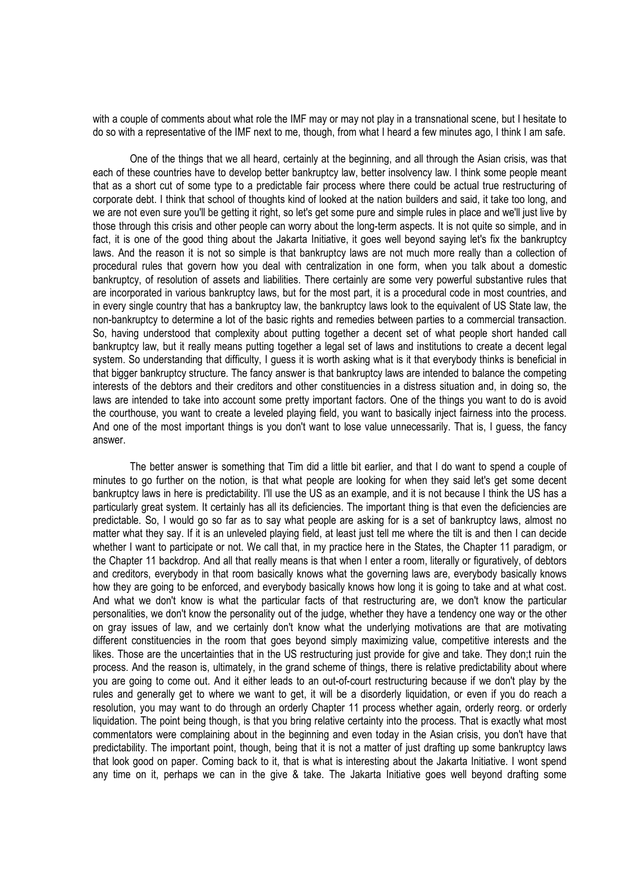with a couple of comments about what role the IMF may or may not play in a transnational scene, but I hesitate to do so with a representative of the IMF next to me, though, from what I heard a few minutes ago, I think I am safe.

One of the things that we all heard, certainly at the beginning, and all through the Asian crisis, was that each of these countries have to develop better bankruptcy law, better insolvency law. I think some people meant that as a short cut of some type to a predictable fair process where there could be actual true restructuring of corporate debt. I think that school of thoughts kind of looked at the nation builders and said, it take too long, and we are not even sure you'll be getting it right, so let's get some pure and simple rules in place and we'll just live by those through this crisis and other people can worry about the long-term aspects. It is not quite so simple, and in fact, it is one of the good thing about the Jakarta Initiative, it goes well beyond saying let's fix the bankruptcy laws. And the reason it is not so simple is that bankruptcy laws are not much more really than a collection of procedural rules that govern how you deal with centralization in one form, when you talk about a domestic bankruptcy, of resolution of assets and liabilities. There certainly are some very powerful substantive rules that are incorporated in various bankruptcy laws, but for the most part, it is a procedural code in most countries, and in every single country that has a bankruptcy law, the bankruptcy laws look to the equivalent of US State law, the non-bankruptcy to determine a lot of the basic rights and remedies between parties to a commercial transaction. So, having understood that complexity about putting together a decent set of what people short handed call bankruptcy law, but it really means putting together a legal set of laws and institutions to create a decent legal system. So understanding that difficulty, I guess it is worth asking what is it that everybody thinks is beneficial in that bigger bankruptcy structure. The fancy answer is that bankruptcy laws are intended to balance the competing interests of the debtors and their creditors and other constituencies in a distress situation and, in doing so, the laws are intended to take into account some pretty important factors. One of the things you want to do is avoid the courthouse, you want to create a leveled playing field, you want to basically inject fairness into the process. And one of the most important things is you don't want to lose value unnecessarily. That is, I guess, the fancy answer.

The better answer is something that Tim did a little bit earlier, and that I do want to spend a couple of minutes to go further on the notion, is that what people are looking for when they said let's get some decent bankruptcy laws in here is predictability. I'll use the US as an example, and it is not because I think the US has a particularly great system. It certainly has all its deficiencies. The important thing is that even the deficiencies are predictable. So, I would go so far as to say what people are asking for is a set of bankruptcy laws, almost no matter what they say. If it is an unleveled playing field, at least just tell me where the tilt is and then I can decide whether I want to participate or not. We call that, in my practice here in the States, the Chapter 11 paradigm, or the Chapter 11 backdrop. And all that really means is that when I enter a room, literally or figuratively, of debtors and creditors, everybody in that room basically knows what the governing laws are, everybody basically knows how they are going to be enforced, and everybody basically knows how long it is going to take and at what cost. And what we don't know is what the particular facts of that restructuring are, we don't know the particular personalities, we don't know the personality out of the judge, whether they have a tendency one way or the other on gray issues of law, and we certainly don't know what the underlying motivations are that are motivating different constituencies in the room that goes beyond simply maximizing value, competitive interests and the likes. Those are the uncertainties that in the US restructuring just provide for give and take. They don;t ruin the process. And the reason is, ultimately, in the grand scheme of things, there is relative predictability about where you are going to come out. And it either leads to an out-of-court restructuring because if we don't play by the rules and generally get to where we want to get, it will be a disorderly liquidation, or even if you do reach a resolution, you may want to do through an orderly Chapter 11 process whether again, orderly reorg. or orderly liquidation. The point being though, is that you bring relative certainty into the process. That is exactly what most commentators were complaining about in the beginning and even today in the Asian crisis, you don't have that predictability. The important point, though, being that it is not a matter of just drafting up some bankruptcy laws that look good on paper. Coming back to it, that is what is interesting about the Jakarta Initiative. I wont spend any time on it, perhaps we can in the give & take. The Jakarta Initiative goes well beyond drafting some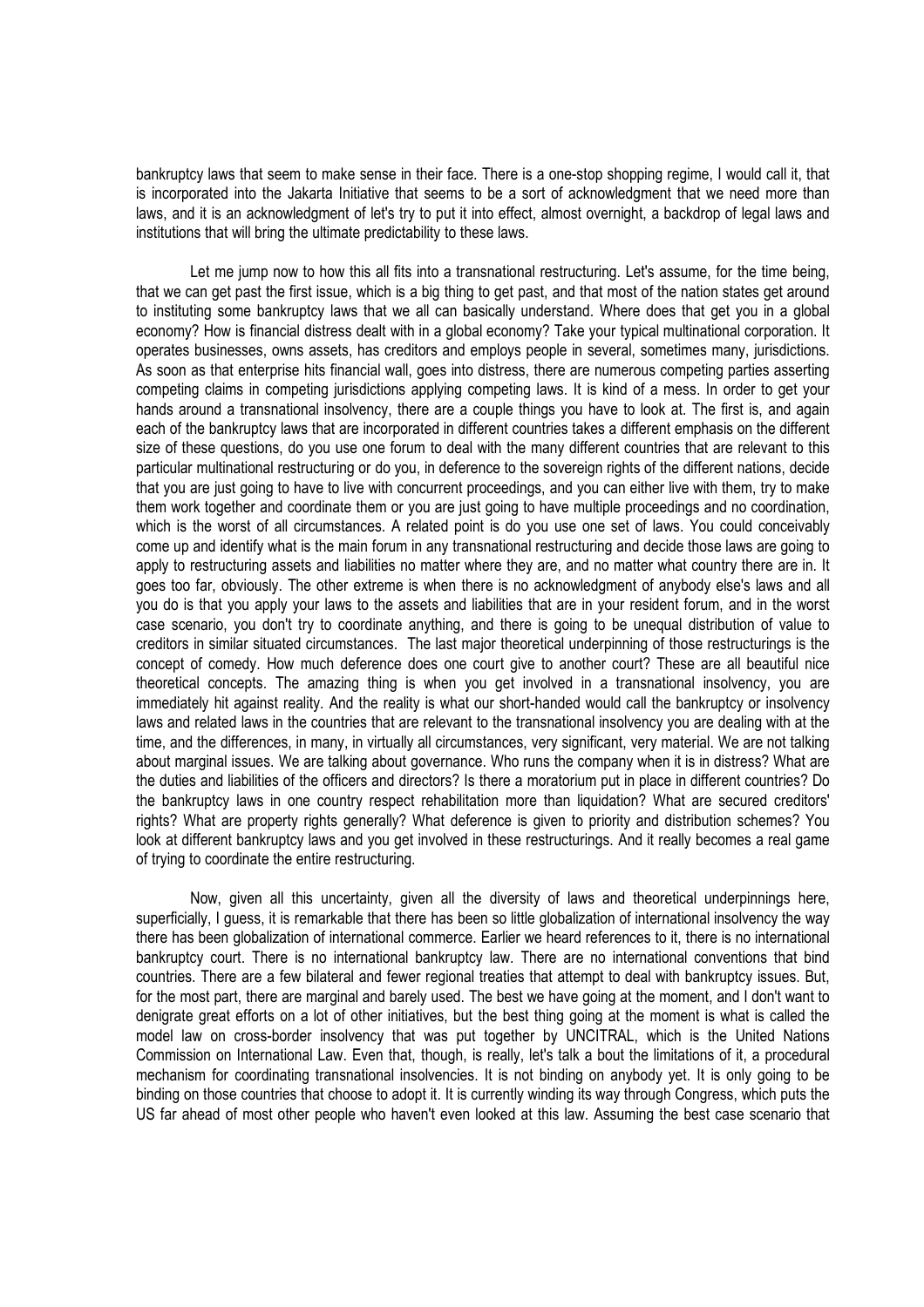bankruptcy laws that seem to make sense in their face. There is a one-stop shopping regime, I would call it, that is incorporated into the Jakarta Initiative that seems to be a sort of acknowledgment that we need more than laws, and it is an acknowledgment of let's try to put it into effect, almost overnight, a backdrop of legal laws and institutions that will bring the ultimate predictability to these laws.

Let me jump now to how this all fits into a transnational restructuring. Let's assume, for the time being, that we can get past the first issue, which is a big thing to get past, and that most of the nation states get around to instituting some bankruptcy laws that we all can basically understand. Where does that get you in a global economy? How is financial distress dealt with in a global economy? Take your typical multinational corporation. It operates businesses, owns assets, has creditors and employs people in several, sometimes many, jurisdictions. As soon as that enterprise hits financial wall, goes into distress, there are numerous competing parties asserting competing claims in competing jurisdictions applying competing laws. It is kind of a mess. In order to get your hands around a transnational insolvency, there are a couple things you have to look at. The first is, and again each of the bankruptcy laws that are incorporated in different countries takes a different emphasis on the different size of these questions, do you use one forum to deal with the many different countries that are relevant to this particular multinational restructuring or do you, in deference to the sovereign rights of the different nations, decide that you are just going to have to live with concurrent proceedings, and you can either live with them, try to make them work together and coordinate them or you are just going to have multiple proceedings and no coordination, which is the worst of all circumstances. A related point is do you use one set of laws. You could conceivably come up and identify what is the main forum in any transnational restructuring and decide those laws are going to apply to restructuring assets and liabilities no matter where they are, and no matter what country there are in. It goes too far, obviously. The other extreme is when there is no acknowledgment of anybody else's laws and all you do is that you apply your laws to the assets and liabilities that are in your resident forum, and in the worst case scenario, you don't try to coordinate anything, and there is going to be unequal distribution of value to creditors in similar situated circumstances. The last major theoretical underpinning of those restructurings is the concept of comedy. How much deference does one court give to another court? These are all beautiful nice theoretical concepts. The amazing thing is when you get involved in a transnational insolvency, you are immediately hit against reality. And the reality is what our short-handed would call the bankruptcy or insolvency laws and related laws in the countries that are relevant to the transnational insolvency you are dealing with at the time, and the differences, in many, in virtually all circumstances, very significant, very material. We are not talking about marginal issues. We are talking about governance. Who runs the company when it is in distress? What are the duties and liabilities of the officers and directors? Is there a moratorium put in place in different countries? Do the bankruptcy laws in one country respect rehabilitation more than liquidation? What are secured creditors' rights? What are property rights generally? What deference is given to priority and distribution schemes? You look at different bankruptcy laws and you get involved in these restructurings. And it really becomes a real game of trying to coordinate the entire restructuring.

Now, given all this uncertainty, given all the diversity of laws and theoretical underpinnings here, superficially, I guess, it is remarkable that there has been so little globalization of international insolvency the way there has been globalization of international commerce. Earlier we heard references to it, there is no international bankruptcy court. There is no international bankruptcy law. There are no international conventions that bind countries. There are a few bilateral and fewer regional treaties that attempt to deal with bankruptcy issues. But, for the most part, there are marginal and barely used. The best we have going at the moment, and I don't want to denigrate great efforts on a lot of other initiatives, but the best thing going at the moment is what is called the model law on cross-border insolvency that was put together by UNCITRAL, which is the United Nations Commission on International Law. Even that, though, is really, let's talk a bout the limitations of it, a procedural mechanism for coordinating transnational insolvencies. It is not binding on anybody yet. It is only going to be binding on those countries that choose to adopt it. It is currently winding its way through Congress, which puts the US far ahead of most other people who haven't even looked at this law. Assuming the best case scenario that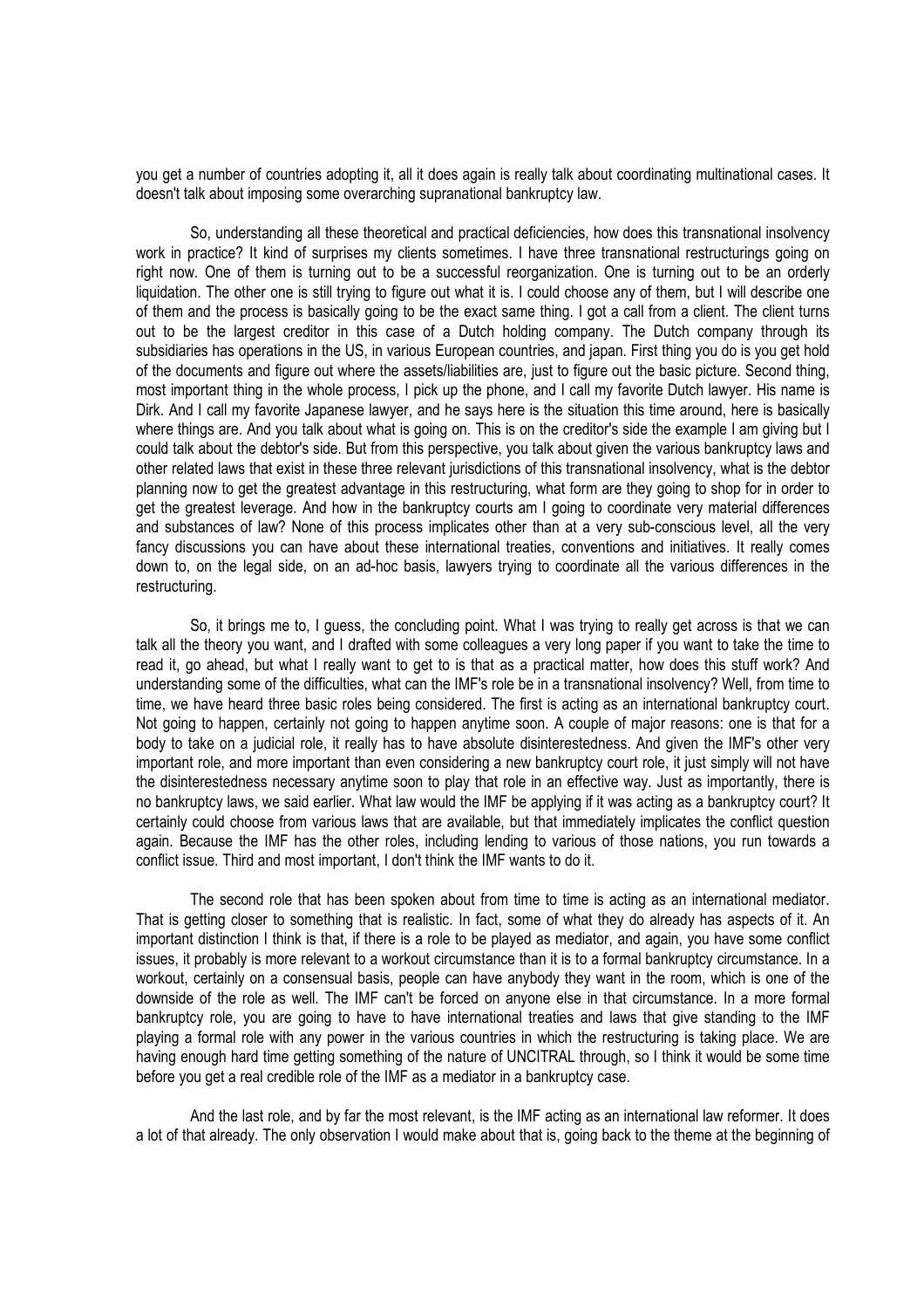you get a number of countries adopting it, all it does again is really talk about coordinating multinational cases. It doesn't talk about imposing some overarching supranational bankruptcy law.

So, understanding all these theoretical and practical deficiencies, how does this transnational insolvency work in practice? It kind of surprises my clients sometimes. I have three transnational restructurings going on right now. One of them is turning out to be a successful reorganization. One is turning out to be an orderly liquidation. The other one is still trying to figure out what it is. I could choose any of them, but I will describe one of them and the process is basically going to be the exact same thing. I got a call from a client. The client turns out to be the largest creditor in this case of a Dutch holding company. The Dutch company through its subsidiaries has operations in the US, in various European countries, and japan. First thing you do is you get hold of the documents and figure out where the assets/liabilities are, just to figure out the basic picture. Second thing, most important thing in the whole process, I pick up the phone, and I call my favorite Dutch lawyer. His name is Dirk. And I call my favorite Japanese lawyer, and he says here is the situation this time around, here is basically where things are. And you talk about what is going on. This is on the creditor's side the example I am giving but I could talk about the debtor's side. But from this perspective, you talk about given the various bankruptcy laws and other related laws that exist in these three relevant jurisdictions of this transnational insolvency, what is the debtor planning now to get the greatest advantage in this restructuring, what form are they going to shop for in order to get the greatest leverage. And how in the bankruptcy courts am I going to coordinate very material differences and substances of law? None of this process implicates other than at a very sub-conscious level, all the very fancy discussions you can have about these international treaties, conventions and initiatives. It really comes down to, on the legal side, on an ad-hoc basis, lawyers trying to coordinate all the various differences in the restructuring.

So, it brings me to, I guess, the concluding point. What I was trying to really get across is that we can talk all the theory you want, and I drafted with some colleagues a very long paper if you want to take the time to read it, go ahead, but what I really want to get to is that as a practical matter, how does this stuff work? And understanding some of the difficulties, what can the IMF's role be in a transnational insolvency? Well, from time to time, we have heard three basic roles being considered. The first is acting as an international bankruptcy court. Not going to happen, certainly not going to happen anytime soon. A couple of major reasons: one is that for a body to take on a judicial role, it really has to have absolute disinterestedness. And given the IMF's other very important role, and more important than even considering a new bankruptcy court role, it just simply will not have the disinterestedness necessary anytime soon to play that role in an effective way. Just as importantly, there is no bankruptcy laws, we said earlier. What law would the IMF be applying if it was acting as a bankruptcy court? It certainly could choose from various laws that are available, but that immediately implicates the conflict question again. Because the IMF has the other roles, including lending to various of those nations, you run towards a conflict issue. Third and most important, I don't think the IMF wants to do it.

The second role that has been spoken about from time to time is acting as an international mediator. That is getting closer to something that is realistic. In fact, some of what they do already has aspects of it. An important distinction I think is that, if there is a role to be played as mediator, and again, you have some conflict issues, it probably is more relevant to a workout circumstance than it is to a formal bankruptcy circumstance. In a workout, certainly on a consensual basis, people can have anybody they want in the room, which is one of the downside of the role as well. The IMF can't be forced on anyone else in that circumstance. In a more formal bankruptcy role, you are going to have to have international treaties and laws that give standing to the IMF playing a formal role with any power in the various countries in which the restructuring is taking place. We are having enough hard time getting something of the nature of UNCITRAL through, so I think it would be some time before you get a real credible role of the IMF as a mediator in a bankruptcy case.

And the last role, and by far the most relevant, is the IMF acting as an international law reformer. It does a lot of that already. The only observation I would make about that is, going back to the theme at the beginning of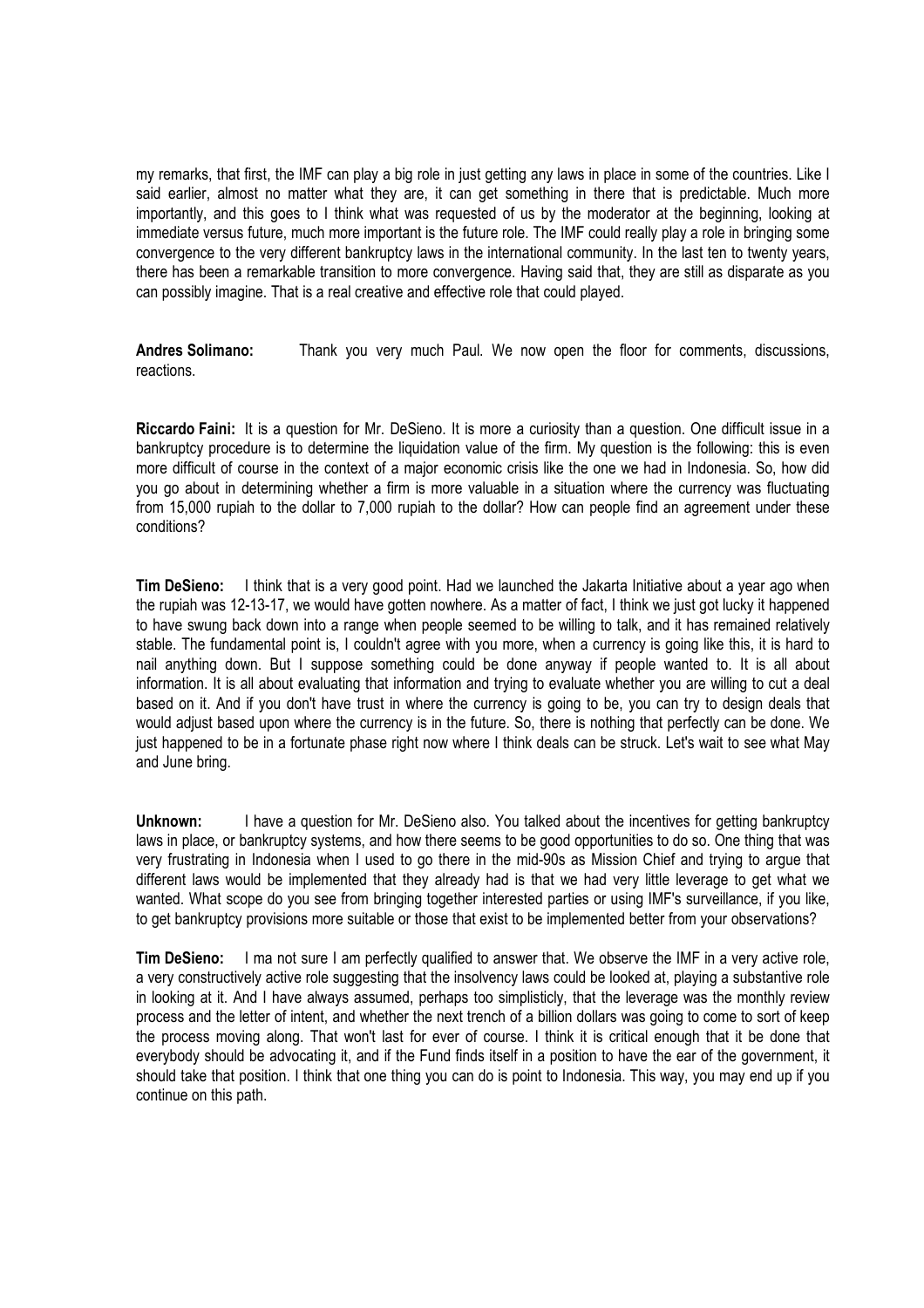my remarks, that first, the IMF can play a big role in just getting any laws in place in some of the countries. Like I said earlier, almost no matter what they are, it can get something in there that is predictable. Much more importantly, and this goes to I think what was requested of us by the moderator at the beginning, looking at immediate versus future, much more important is the future role. The IMF could really play a role in bringing some convergence to the very different bankruptcy laws in the international community. In the last ten to twenty years, there has been a remarkable transition to more convergence. Having said that, they are still as disparate as you can possibly imagine. That is a real creative and effective role that could played.

**Andres Solimano:** Thank you very much Paul. We now open the floor for comments, discussions, reactions.

**Riccardo Faini:** It is a question for Mr. DeSieno. It is more a curiosity than a question. One difficult issue in a bankruptcy procedure is to determine the liquidation value of the firm. My question is the following: this is even more difficult of course in the context of a major economic crisis like the one we had in Indonesia. So, how did you go about in determining whether a firm is more valuable in a situation where the currency was fluctuating from 15,000 rupiah to the dollar to 7,000 rupiah to the dollar? How can people find an agreement under these conditions?

**Tim DeSieno:** I think that is a very good point. Had we launched the Jakarta Initiative about a year ago when the rupiah was 12-13-17, we would have gotten nowhere. As a matter of fact, I think we just got lucky it happened to have swung back down into a range when people seemed to be willing to talk, and it has remained relatively stable. The fundamental point is, I couldn't agree with you more, when a currency is going like this, it is hard to nail anything down. But I suppose something could be done anyway if people wanted to. It is all about information. It is all about evaluating that information and trying to evaluate whether you are willing to cut a deal based on it. And if you don't have trust in where the currency is going to be, you can try to design deals that would adjust based upon where the currency is in the future. So, there is nothing that perfectly can be done. We just happened to be in a fortunate phase right now where I think deals can be struck. Let's wait to see what May and June bring.

**Unknown:** I have a question for Mr. DeSieno also. You talked about the incentives for getting bankruptcy laws in place, or bankruptcy systems, and how there seems to be good opportunities to do so. One thing that was very frustrating in Indonesia when I used to go there in the mid-90s as Mission Chief and trying to argue that different laws would be implemented that they already had is that we had very little leverage to get what we wanted. What scope do you see from bringing together interested parties or using IMF's surveillance, if you like, to get bankruptcy provisions more suitable or those that exist to be implemented better from your observations?

**Tim DeSieno:** I ma not sure I am perfectly qualified to answer that. We observe the IMF in a very active role, a very constructively active role suggesting that the insolvency laws could be looked at, playing a substantive role in looking at it. And I have always assumed, perhaps too simplisticly, that the leverage was the monthly review process and the letter of intent, and whether the next trench of a billion dollars was going to come to sort of keep the process moving along. That won't last for ever of course. I think it is critical enough that it be done that everybody should be advocating it, and if the Fund finds itself in a position to have the ear of the government, it should take that position. I think that one thing you can do is point to Indonesia. This way, you may end up if you continue on this path.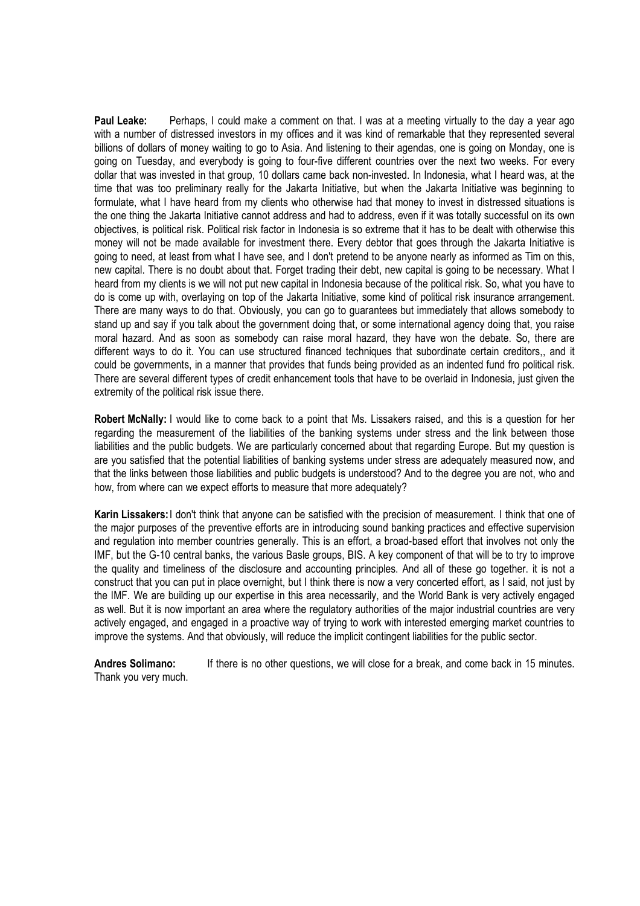**Paul Leake:** Perhaps, I could make a comment on that. I was at a meeting virtually to the day a year ago with a number of distressed investors in my offices and it was kind of remarkable that they represented several billions of dollars of money waiting to go to Asia. And listening to their agendas, one is going on Monday, one is going on Tuesday, and everybody is going to four-five different countries over the next two weeks. For every dollar that was invested in that group, 10 dollars came back non-invested. In Indonesia, what I heard was, at the time that was too preliminary really for the Jakarta Initiative, but when the Jakarta Initiative was beginning to formulate, what I have heard from my clients who otherwise had that money to invest in distressed situations is the one thing the Jakarta Initiative cannot address and had to address, even if it was totally successful on its own objectives, is political risk. Political risk factor in Indonesia is so extreme that it has to be dealt with otherwise this money will not be made available for investment there. Every debtor that goes through the Jakarta Initiative is going to need, at least from what I have see, and I don't pretend to be anyone nearly as informed as Tim on this, new capital. There is no doubt about that. Forget trading their debt, new capital is going to be necessary. What I heard from my clients is we will not put new capital in Indonesia because of the political risk. So, what you have to do is come up with, overlaying on top of the Jakarta Initiative, some kind of political risk insurance arrangement. There are many ways to do that. Obviously, you can go to guarantees but immediately that allows somebody to stand up and say if you talk about the government doing that, or some international agency doing that, you raise moral hazard. And as soon as somebody can raise moral hazard, they have won the debate. So, there are different ways to do it. You can use structured financed techniques that subordinate certain creditors,, and it could be governments, in a manner that provides that funds being provided as an indented fund fro political risk. There are several different types of credit enhancement tools that have to be overlaid in Indonesia, just given the extremity of the political risk issue there.

**Robert McNally:** I would like to come back to a point that Ms. Lissakers raised, and this is a question for her regarding the measurement of the liabilities of the banking systems under stress and the link between those liabilities and the public budgets. We are particularly concerned about that regarding Europe. But my question is are you satisfied that the potential liabilities of banking systems under stress are adequately measured now, and that the links between those liabilities and public budgets is understood? And to the degree you are not, who and how, from where can we expect efforts to measure that more adequately?

**Karin Lissakers:** I don't think that anyone can be satisfied with the precision of measurement. I think that one of the major purposes of the preventive efforts are in introducing sound banking practices and effective supervision and regulation into member countries generally. This is an effort, a broad-based effort that involves not only the IMF, but the G-10 central banks, the various Basle groups, BIS. A key component of that will be to try to improve the quality and timeliness of the disclosure and accounting principles. And all of these go together. it is not a construct that you can put in place overnight, but I think there is now a very concerted effort, as I said, not just by the IMF. We are building up our expertise in this area necessarily, and the World Bank is very actively engaged as well. But it is now important an area where the regulatory authorities of the major industrial countries are very actively engaged, and engaged in a proactive way of trying to work with interested emerging market countries to improve the systems. And that obviously, will reduce the implicit contingent liabilities for the public sector.

**Andres Solimano:** If there is no other questions, we will close for a break, and come back in 15 minutes. Thank you very much.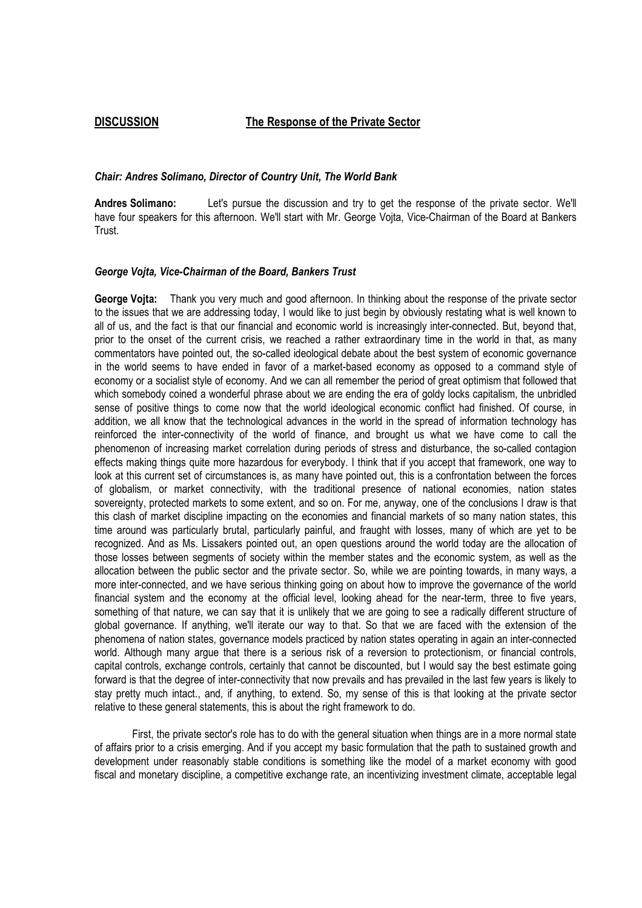**DISCUSSION** **The Response of the Private Sector**

***Chair: Andres Solimano, Director of Country Unit, The World Bank***

**Andres Solimano:** Let's pursue the discussion and try to get the response of the private sector. We'll have four speakers for this afternoon. We'll start with Mr. George Vojta, Vice-Chairman of the Board at Bankers Trust.

***George Vojta, Vice-Chairman of the Board, Bankers Trust***

**George Vojta:** Thank you very much and good afternoon. In thinking about the response of the private sector to the issues that we are addressing today, I would like to just begin by obviously restating what is well known to all of us, and the fact is that our financial and economic world is increasingly inter-connected. But, beyond that, prior to the onset of the current crisis, we reached a rather extraordinary time in the world in that, as many commentators have pointed out, the so-called ideological debate about the best system of economic governance in the world seems to have ended in favor of a market-based economy as opposed to a command style of economy or a socialist style of economy. And we can all remember the period of great optimism that followed that which somebody coined a wonderful phrase about we are ending the era of goldy locks capitalism, the unbridled sense of positive things to come now that the world ideological economic conflict had finished. Of course, in addition, we all know that the technological advances in the world in the spread of information technology has reinforced the inter-connectivity of the world of finance, and brought us what we have come to call the phenomenon of increasing market correlation during periods of stress and disturbance, the so-called contagion effects making things quite more hazardous for everybody. I think that if you accept that framework, one way to look at this current set of circumstances is, as many have pointed out, this is a confrontation between the forces of globalism, or market connectivity, with the traditional presence of national economies, nation states sovereignty, protected markets to some extent, and so on. For me, anyway, one of the conclusions I draw is that this clash of market discipline impacting on the economies and financial markets of so many nation states, this time around was particularly brutal, particularly painful, and fraught with losses, many of which are yet to be recognized. And as Ms. Lissakers pointed out, an open questions around the world today are the allocation of those losses between segments of society within the member states and the economic system, as well as the allocation between the public sector and the private sector. So, while we are pointing towards, in many ways, a more inter-connected, and we have serious thinking going on about how to improve the governance of the world financial system and the economy at the official level, looking ahead for the near-term, three to five years, something of that nature, we can say that it is unlikely that we are going to see a radically different structure of global governance. If anything, we'll iterate our way to that. So that we are faced with the extension of the phenomena of nation states, governance models practiced by nation states operating in again an inter-connected world. Although many argue that there is a serious risk of a reversion to protectionism, or financial controls, capital controls, exchange controls, certainly that cannot be discounted, but I would say the best estimate going forward is that the degree of inter-connectivity that now prevails and has prevailed in the last few years is likely to stay pretty much intact., and, if anything, to extend. So, my sense of this is that looking at the private sector relative to these general statements, this is about the right framework to do.

First, the private sector's role has to do with the general situation when things are in a more normal state of affairs prior to a crisis emerging. And if you accept my basic formulation that the path to sustained growth and development under reasonably stable conditions is something like the model of a market economy with good fiscal and monetary discipline, a competitive exchange rate, an incentivizing investment climate, acceptable legal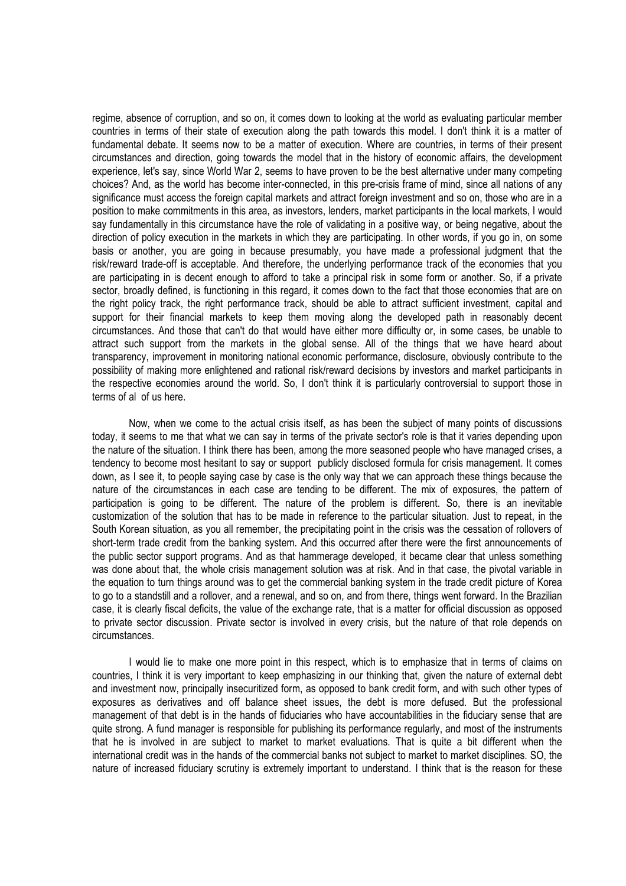regime, absence of corruption, and so on, it comes down to looking at the world as evaluating particular member countries in terms of their state of execution along the path towards this model. I don't think it is a matter of fundamental debate. It seems now to be a matter of execution. Where are countries, in terms of their present circumstances and direction, going towards the model that in the history of economic affairs, the development experience, let's say, since World War 2, seems to have proven to be the best alternative under many competing choices? And, as the world has become inter-connected, in this pre-crisis frame of mind, since all nations of any significance must access the foreign capital markets and attract foreign investment and so on, those who are in a position to make commitments in this area, as investors, lenders, market participants in the local markets, I would say fundamentally in this circumstance have the role of validating in a positive way, or being negative, about the direction of policy execution in the markets in which they are participating. In other words, if you go in, on some basis or another, you are going in because presumably, you have made a professional judgment that the risk/reward trade-off is acceptable. And therefore, the underlying performance track of the economies that you are participating in is decent enough to afford to take a principal risk in some form or another. So, if a private sector, broadly defined, is functioning in this regard, it comes down to the fact that those economies that are on the right policy track, the right performance track, should be able to attract sufficient investment, capital and support for their financial markets to keep them moving along the developed path in reasonably decent circumstances. And those that can't do that would have either more difficulty or, in some cases, be unable to attract such support from the markets in the global sense. All of the things that we have heard about transparency, improvement in monitoring national economic performance, disclosure, obviously contribute to the possibility of making more enlightened and rational risk/reward decisions by investors and market participants in the respective economies around the world. So, I don't think it is particularly controversial to support those in terms of al of us here.

Now, when we come to the actual crisis itself, as has been the subject of many points of discussions today, it seems to me that what we can say in terms of the private sector's role is that it varies depending upon the nature of the situation. I think there has been, among the more seasoned people who have managed crises, a tendency to become most hesitant to say or support publicly disclosed formula for crisis management. It comes down, as I see it, to people saying case by case is the only way that we can approach these things because the nature of the circumstances in each case are tending to be different. The mix of exposures, the pattern of participation is going to be different. The nature of the problem is different. So, there is an inevitable customization of the solution that has to be made in reference to the particular situation. Just to repeat, in the South Korean situation, as you all remember, the precipitating point in the crisis was the cessation of rollovers of short-term trade credit from the banking system. And this occurred after there were the first announcements of the public sector support programs. And as that hammerage developed, it became clear that unless something was done about that, the whole crisis management solution was at risk. And in that case, the pivotal variable in the equation to turn things around was to get the commercial banking system in the trade credit picture of Korea to go to a standstill and a rollover, and a renewal, and so on, and from there, things went forward. In the Brazilian case, it is clearly fiscal deficits, the value of the exchange rate, that is a matter for official discussion as opposed to private sector discussion. Private sector is involved in every crisis, but the nature of that role depends on circumstances.

I would lie to make one more point in this respect, which is to emphasize that in terms of claims on countries, I think it is very important to keep emphasizing in our thinking that, given the nature of external debt and investment now, principally insecuritized form, as opposed to bank credit form, and with such other types of exposures as derivatives and off balance sheet issues, the debt is more defused. But the professional management of that debt is in the hands of fiduciaries who have accountabilities in the fiduciary sense that are quite strong. A fund manager is responsible for publishing its performance regularly, and most of the instruments that he is involved in are subject to market to market evaluations. That is quite a bit different when the international credit was in the hands of the commercial banks not subject to market to market disciplines. SO, the nature of increased fiduciary scrutiny is extremely important to understand. I think that is the reason for these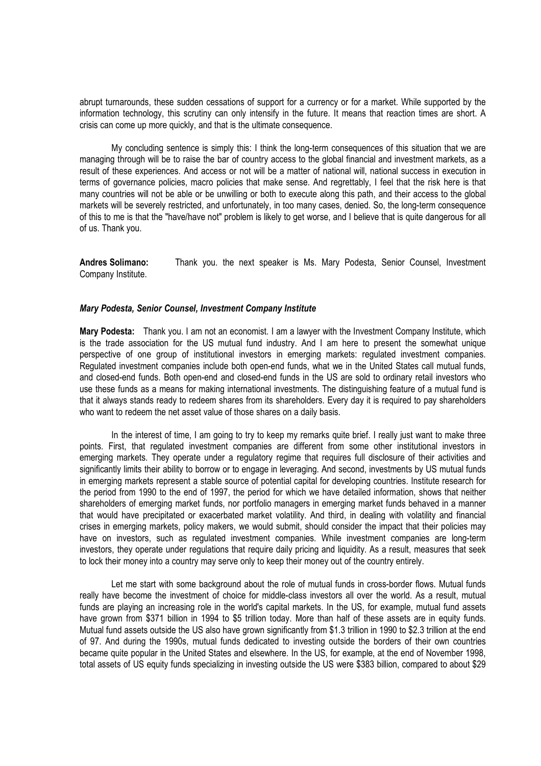abrupt turnarounds, these sudden cessations of support for a currency or for a market. While supported by the information technology, this scrutiny can only intensify in the future. It means that reaction times are short. A crisis can come up more quickly, and that is the ultimate consequence.

My concluding sentence is simply this: I think the long-term consequences of this situation that we are managing through will be to raise the bar of country access to the global financial and investment markets, as a result of these experiences. And access or not will be a matter of national will, national success in execution in terms of governance policies, macro policies that make sense. And regrettably, I feel that the risk here is that many countries will not be able or be unwilling or both to execute along this path, and their access to the global markets will be severely restricted, and unfortunately, in too many cases, denied. So, the long-term consequence of this to me is that the "have/have not" problem is likely to get worse, and I believe that is quite dangerous for all of us. Thank you.

**Andres Solimano:** Thank you. the next speaker is Ms. Mary Podesta, Senior Counsel, Investment Company Institute.

***Mary Podesta, Senior Counsel, Investment Company Institute***

**Mary Podesta:** Thank you. I am not an economist. I am a lawyer with the Investment Company Institute, which is the trade association for the US mutual fund industry. And I am here to present the somewhat unique perspective of one group of institutional investors in emerging markets: regulated investment companies. Regulated investment companies include both open-end funds, what we in the United States call mutual funds, and closed-end funds. Both open-end and closed-end funds in the US are sold to ordinary retail investors who use these funds as a means for making international investments. The distinguishing feature of a mutual fund is that it always stands ready to redeem shares from its shareholders. Every day it is required to pay shareholders who want to redeem the net asset value of those shares on a daily basis.

In the interest of time, I am going to try to keep my remarks quite brief. I really just want to make three points. First, that regulated investment companies are different from some other institutional investors in emerging markets. They operate under a regulatory regime that requires full disclosure of their activities and significantly limits their ability to borrow or to engage in leveraging. And second, investments by US mutual funds in emerging markets represent a stable source of potential capital for developing countries. Institute research for the period from 1990 to the end of 1997, the period for which we have detailed information, shows that neither shareholders of emerging market funds, nor portfolio managers in emerging market funds behaved in a manner that would have precipitated or exacerbated market volatility. And third, in dealing with volatility and financial crises in emerging markets, policy makers, we would submit, should consider the impact that their policies may have on investors, such as regulated investment companies. While investment companies are long-term investors, they operate under regulations that require daily pricing and liquidity. As a result, measures that seek to lock their money into a country may serve only to keep their money out of the country entirely.

Let me start with some background about the role of mutual funds in cross-border flows. Mutual funds really have become the investment of choice for middle-class investors all over the world. As a result, mutual funds are playing an increasing role in the world's capital markets. In the US, for example, mutual fund assets have grown from $371 billion in 1994 to $5 trillion today. More than half of these assets are in equity funds. Mutual fund assets outside the US also have grown significantly from $1.3 trillion in 1990 to $2.3 trillion at the end of 97. And during the 1990s, mutual funds dedicated to investing outside the borders of their own countries became quite popular in the United States and elsewhere. In the US, for example, at the end of November 1998, total assets of US equity funds specializing in investing outside the US were $383 billion, compared to about $29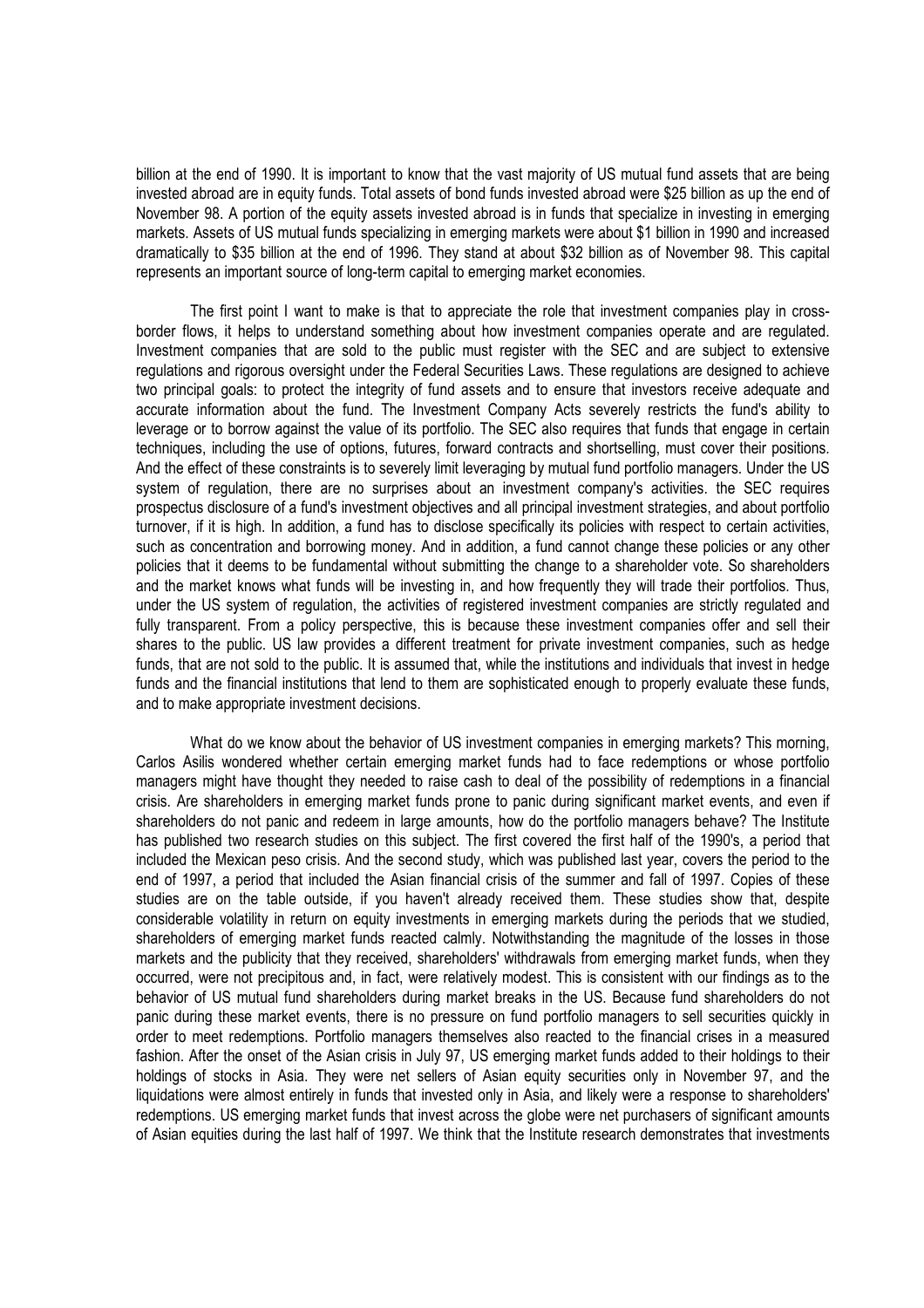billion at the end of 1990. It is important to know that the vast majority of US mutual fund assets that are being invested abroad are in equity funds. Total assets of bond funds invested abroad were $25 billion as up the end of November 98. A portion of the equity assets invested abroad is in funds that specialize in investing in emerging markets. Assets of US mutual funds specializing in emerging markets were about $1 billion in 1990 and increased dramatically to $35 billion at the end of 1996. They stand at about $32 billion as of November 98. This capital represents an important source of long-term capital to emerging market economies.

The first point I want to make is that to appreciate the role that investment companies play in cross-border flows, it helps to understand something about how investment companies operate and are regulated. Investment companies that are sold to the public must register with the SEC and are subject to extensive regulations and rigorous oversight under the Federal Securities Laws. These regulations are designed to achieve two principal goals: to protect the integrity of fund assets and to ensure that investors receive adequate and accurate information about the fund. The Investment Company Acts severely restricts the fund's ability to leverage or to borrow against the value of its portfolio. The SEC also requires that funds that engage in certain techniques, including the use of options, futures, forward contracts and shortselling, must cover their positions. And the effect of these constraints is to severely limit leveraging by mutual fund portfolio managers. Under the US system of regulation, there are no surprises about an investment company's activities. the SEC requires prospectus disclosure of a fund's investment objectives and all principal investment strategies, and about portfolio turnover, if it is high. In addition, a fund has to disclose specifically its policies with respect to certain activities, such as concentration and borrowing money. And in addition, a fund cannot change these policies or any other policies that it deems to be fundamental without submitting the change to a shareholder vote. So shareholders and the market knows what funds will be investing in, and how frequently they will trade their portfolios. Thus, under the US system of regulation, the activities of registered investment companies are strictly regulated and fully transparent. From a policy perspective, this is because these investment companies offer and sell their shares to the public. US law provides a different treatment for private investment companies, such as hedge funds, that are not sold to the public. It is assumed that, while the institutions and individuals that invest in hedge funds and the financial institutions that lend to them are sophisticated enough to properly evaluate these funds, and to make appropriate investment decisions.

What do we know about the behavior of US investment companies in emerging markets? This morning, Carlos Asilis wondered whether certain emerging market funds had to face redemptions or whose portfolio managers might have thought they needed to raise cash to deal of the possibility of redemptions in a financial crisis. Are shareholders in emerging market funds prone to panic during significant market events, and even if shareholders do not panic and redeem in large amounts, how do the portfolio managers behave? The Institute has published two research studies on this subject. The first covered the first half of the 1990's, a period that included the Mexican peso crisis. And the second study, which was published last year, covers the period to the end of 1997, a period that included the Asian financial crisis of the summer and fall of 1997. Copies of these studies are on the table outside, if you haven't already received them. These studies show that, despite considerable volatility in return on equity investments in emerging markets during the periods that we studied, shareholders of emerging market funds reacted calmly. Notwithstanding the magnitude of the losses in those markets and the publicity that they received, shareholders' withdrawals from emerging market funds, when they occurred, were not precipitous and, in fact, were relatively modest. This is consistent with our findings as to the behavior of US mutual fund shareholders during market breaks in the US. Because fund shareholders do not panic during these market events, there is no pressure on fund portfolio managers to sell securities quickly in order to meet redemptions. Portfolio managers themselves also reacted to the financial crises in a measured fashion. After the onset of the Asian crisis in July 97, US emerging market funds added to their holdings to their holdings of stocks in Asia. They were net sellers of Asian equity securities only in November 97, and the liquidations were almost entirely in funds that invested only in Asia, and likely were a response to shareholders' redemptions. US emerging market funds that invest across the globe were net purchasers of significant amounts of Asian equities during the last half of 1997. We think that the Institute research demonstrates that investments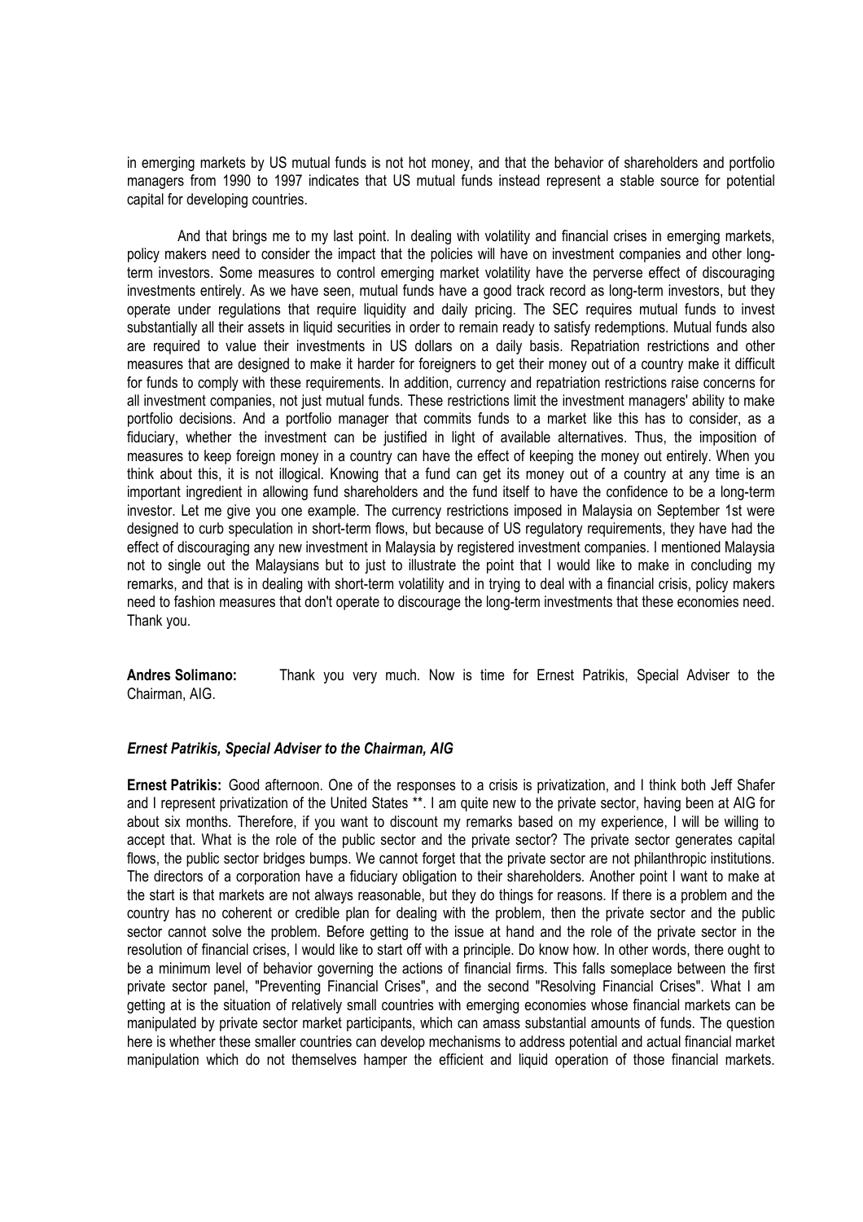in emerging markets by US mutual funds is not hot money, and that the behavior of shareholders and portfolio managers from 1990 to 1997 indicates that US mutual funds instead represent a stable source for potential capital for developing countries.

And that brings me to my last point. In dealing with volatility and financial crises in emerging markets, policy makers need to consider the impact that the policies will have on investment companies and other long-term investors. Some measures to control emerging market volatility have the perverse effect of discouraging investments entirely. As we have seen, mutual funds have a good track record as long-term investors, but they operate under regulations that require liquidity and daily pricing. The SEC requires mutual funds to invest substantially all their assets in liquid securities in order to remain ready to satisfy redemptions. Mutual funds also are required to value their investments in US dollars on a daily basis. Repatriation restrictions and other measures that are designed to make it harder for foreigners to get their money out of a country make it difficult for funds to comply with these requirements. In addition, currency and repatriation restrictions raise concerns for all investment companies, not just mutual funds. These restrictions limit the investment managers' ability to make portfolio decisions. And a portfolio manager that commits funds to a market like this has to consider, as a fiduciary, whether the investment can be justified in light of available alternatives. Thus, the imposition of measures to keep foreign money in a country can have the effect of keeping the money out entirely. When you think about this, it is not illogical. Knowing that a fund can get its money out of a country at any time is an important ingredient in allowing fund shareholders and the fund itself to have the confidence to be a long-term investor. Let me give you one example. The currency restrictions imposed in Malaysia on September 1st were designed to curb speculation in short-term flows, but because of US regulatory requirements, they have had the effect of discouraging any new investment in Malaysia by registered investment companies. I mentioned Malaysia not to single out the Malaysians but to just to illustrate the point that I would like to make in concluding my remarks, and that is in dealing with short-term volatility and in trying to deal with a financial crisis, policy makers need to fashion measures that don't operate to discourage the long-term investments that these economies need. Thank you.

**Andres Solimano:** Thank you very much. Now is time for Ernest Patrikis, Special Adviser to the Chairman, AIG.

### *Ernest Patrikis, Special Adviser to the Chairman, AIG*

**Ernest Patrikis:** Good afternoon. One of the responses to a crisis is privatization, and I think both Jeff Shafer and I represent privatization of the United States **. I am quite new to the private sector, having been at AIG for about six months. Therefore, if you want to discount my remarks based on my experience, I will be willing to accept that. What is the role of the public sector and the private sector? The private sector generates capital flows, the public sector bridges bumps. We cannot forget that the private sector are not philanthropic institutions. The directors of a corporation have a fiduciary obligation to their shareholders. Another point I want to make at the start is that markets are not always reasonable, but they do things for reasons. If there is a problem and the country has no coherent or credible plan for dealing with the problem, then the private sector and the public sector cannot solve the problem. Before getting to the issue at hand and the role of the private sector in the resolution of financial crises, I would like to start off with a principle. Do know how. In other words, there ought to be a minimum level of behavior governing the actions of financial firms. This falls someplace between the first private sector panel, "Preventing Financial Crises", and the second "Resolving Financial Crises". What I am getting at is the situation of relatively small countries with emerging economies whose financial markets can be manipulated by private sector market participants, which can amass substantial amounts of funds. The question here is whether these smaller countries can develop mechanisms to address potential and actual financial market manipulation which do not themselves hamper the efficient and liquid operation of those financial markets.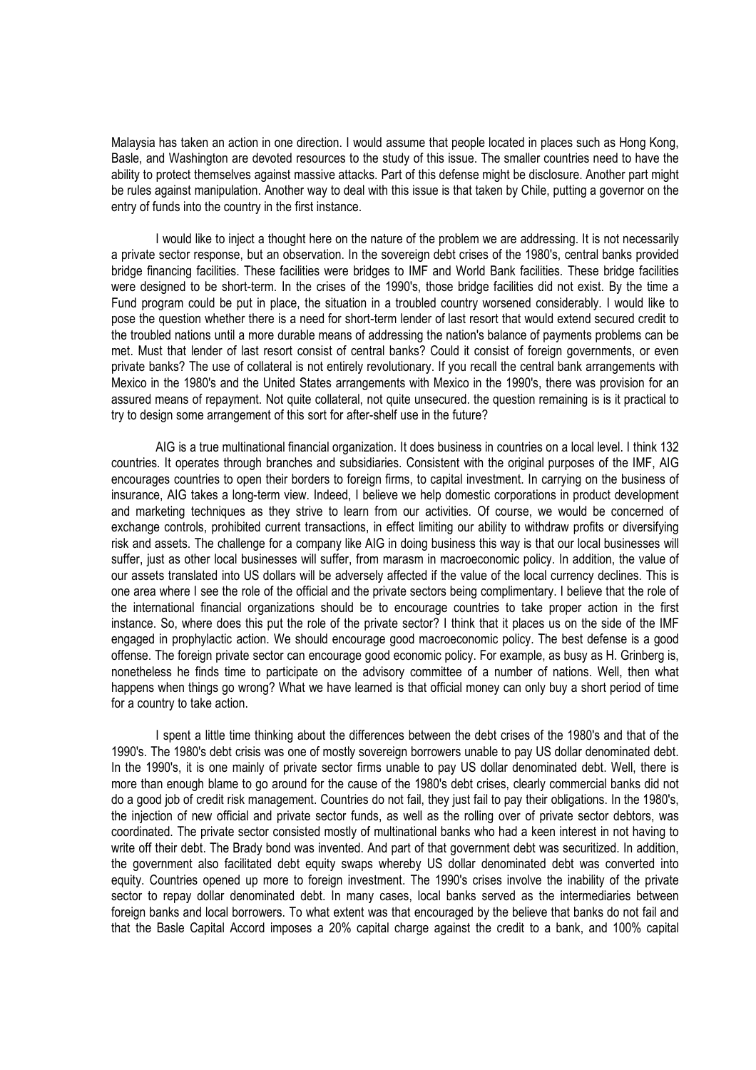Malaysia has taken an action in one direction. I would assume that people located in places such as Hong Kong, Basle, and Washington are devoted resources to the study of this issue. The smaller countries need to have the ability to protect themselves against massive attacks. Part of this defense might be disclosure. Another part might be rules against manipulation. Another way to deal with this issue is that taken by Chile, putting a governor on the entry of funds into the country in the first instance.

I would like to inject a thought here on the nature of the problem we are addressing. It is not necessarily a private sector response, but an observation. In the sovereign debt crises of the 1980's, central banks provided bridge financing facilities. These facilities were bridges to IMF and World Bank facilities. These bridge facilities were designed to be short-term. In the crises of the 1990's, those bridge facilities did not exist. By the time a Fund program could be put in place, the situation in a troubled country worsened considerably. I would like to pose the question whether there is a need for short-term lender of last resort that would extend secured credit to the troubled nations until a more durable means of addressing the nation's balance of payments problems can be met. Must that lender of last resort consist of central banks? Could it consist of foreign governments, or even private banks? The use of collateral is not entirely revolutionary. If you recall the central bank arrangements with Mexico in the 1980's and the United States arrangements with Mexico in the 1990's, there was provision for an assured means of repayment. Not quite collateral, not quite unsecured. the question remaining is is it practical to try to design some arrangement of this sort for after-shelf use in the future?

AIG is a true multinational financial organization. It does business in countries on a local level. I think 132 countries. It operates through branches and subsidiaries. Consistent with the original purposes of the IMF, AIG encourages countries to open their borders to foreign firms, to capital investment. In carrying on the business of insurance, AIG takes a long-term view. Indeed, I believe we help domestic corporations in product development and marketing techniques as they strive to learn from our activities. Of course, we would be concerned of exchange controls, prohibited current transactions, in effect limiting our ability to withdraw profits or diversifying risk and assets. The challenge for a company like AIG in doing business this way is that our local businesses will suffer, just as other local businesses will suffer, from marasm in macroeconomic policy. In addition, the value of our assets translated into US dollars will be adversely affected if the value of the local currency declines. This is one area where I see the role of the official and the private sectors being complimentary. I believe that the role of the international financial organizations should be to encourage countries to take proper action in the first instance. So, where does this put the role of the private sector? I think that it places us on the side of the IMF engaged in prophylactic action. We should encourage good macroeconomic policy. The best defense is a good offense. The foreign private sector can encourage good economic policy. For example, as busy as H. Grinberg is, nonetheless he finds time to participate on the advisory committee of a number of nations. Well, then what happens when things go wrong? What we have learned is that official money can only buy a short period of time for a country to take action.

I spent a little time thinking about the differences between the debt crises of the 1980's and that of the 1990's. The 1980's debt crisis was one of mostly sovereign borrowers unable to pay US dollar denominated debt. In the 1990's, it is one mainly of private sector firms unable to pay US dollar denominated debt. Well, there is more than enough blame to go around for the cause of the 1980's debt crises, clearly commercial banks did not do a good job of credit risk management. Countries do not fail, they just fail to pay their obligations. In the 1980's, the injection of new official and private sector funds, as well as the rolling over of private sector debtors, was coordinated. The private sector consisted mostly of multinational banks who had a keen interest in not having to write off their debt. The Brady bond was invented. And part of that government debt was securitized. In addition, the government also facilitated debt equity swaps whereby US dollar denominated debt was converted into equity. Countries opened up more to foreign investment. The 1990's crises involve the inability of the private sector to repay dollar denominated debt. In many cases, local banks served as the intermediaries between foreign banks and local borrowers. To what extent was that encouraged by the believe that banks do not fail and that the Basle Capital Accord imposes a 20% capital charge against the credit to a bank, and 100% capital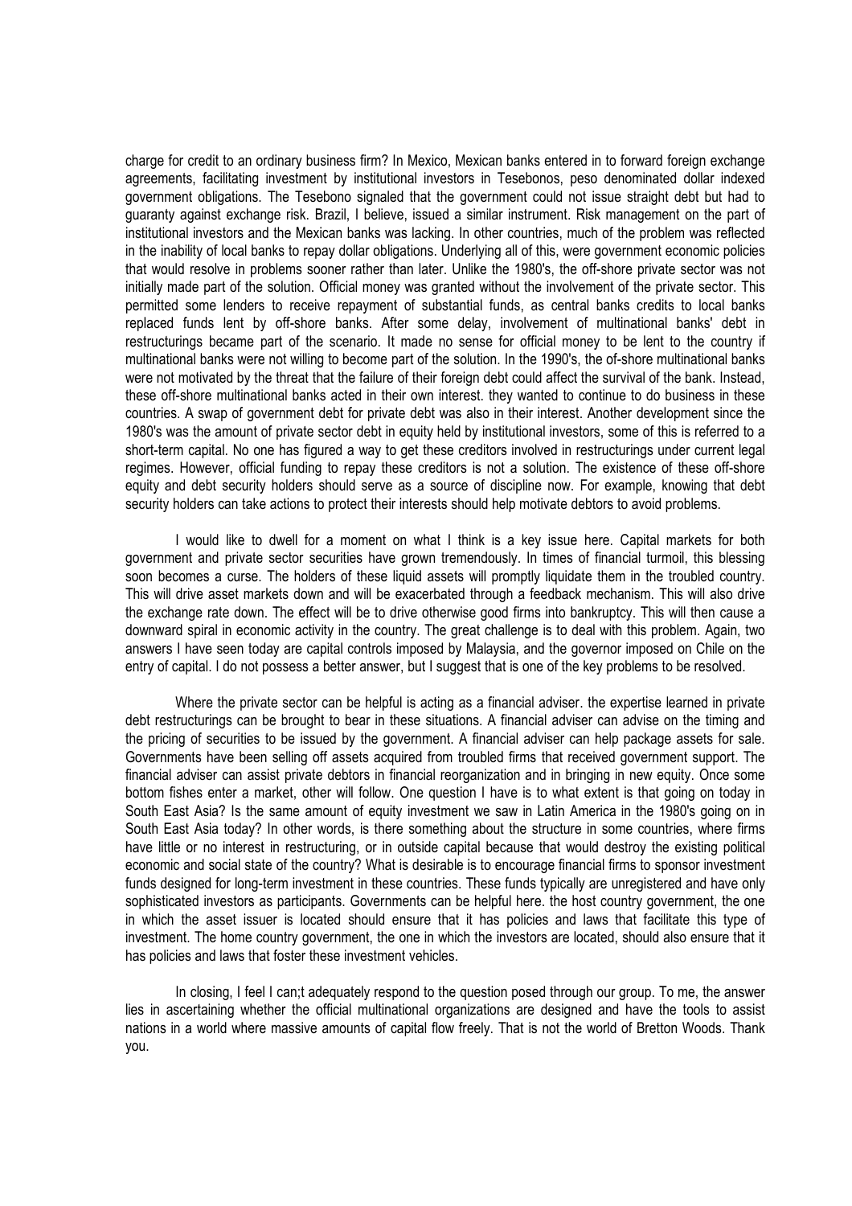charge for credit to an ordinary business firm? In Mexico, Mexican banks entered in to forward foreign exchange agreements, facilitating investment by institutional investors in Tesebonos, peso denominated dollar indexed government obligations. The Tesebono signaled that the government could not issue straight debt but had to guaranty against exchange risk. Brazil, I believe, issued a similar instrument. Risk management on the part of institutional investors and the Mexican banks was lacking. In other countries, much of the problem was reflected in the inability of local banks to repay dollar obligations. Underlying all of this, were government economic policies that would resolve in problems sooner rather than later. Unlike the 1980's, the off-shore private sector was not initially made part of the solution. Official money was granted without the involvement of the private sector. This permitted some lenders to receive repayment of substantial funds, as central banks credits to local banks replaced funds lent by off-shore banks. After some delay, involvement of multinational banks' debt in restructurings became part of the scenario. It made no sense for official money to be lent to the country if multinational banks were not willing to become part of the solution. In the 1990's, the of-shore multinational banks were not motivated by the threat that the failure of their foreign debt could affect the survival of the bank. Instead, these off-shore multinational banks acted in their own interest. they wanted to continue to do business in these countries. A swap of government debt for private debt was also in their interest. Another development since the 1980's was the amount of private sector debt in equity held by institutional investors, some of this is referred to a short-term capital. No one has figured a way to get these creditors involved in restructurings under current legal regimes. However, official funding to repay these creditors is not a solution. The existence of these off-shore equity and debt security holders should serve as a source of discipline now. For example, knowing that debt security holders can take actions to protect their interests should help motivate debtors to avoid problems.

I would like to dwell for a moment on what I think is a key issue here. Capital markets for both government and private sector securities have grown tremendously. In times of financial turmoil, this blessing soon becomes a curse. The holders of these liquid assets will promptly liquidate them in the troubled country. This will drive asset markets down and will be exacerbated through a feedback mechanism. This will also drive the exchange rate down. The effect will be to drive otherwise good firms into bankruptcy. This will then cause a downward spiral in economic activity in the country. The great challenge is to deal with this problem. Again, two answers I have seen today are capital controls imposed by Malaysia, and the governor imposed on Chile on the entry of capital. I do not possess a better answer, but I suggest that is one of the key problems to be resolved.

Where the private sector can be helpful is acting as a financial adviser. the expertise learned in private debt restructurings can be brought to bear in these situations. A financial adviser can advise on the timing and the pricing of securities to be issued by the government. A financial adviser can help package assets for sale. Governments have been selling off assets acquired from troubled firms that received government support. The financial adviser can assist private debtors in financial reorganization and in bringing in new equity. Once some bottom fishes enter a market, other will follow. One question I have is to what extent is that going on today in South East Asia? Is the same amount of equity investment we saw in Latin America in the 1980's going on in South East Asia today? In other words, is there something about the structure in some countries, where firms have little or no interest in restructuring, or in outside capital because that would destroy the existing political economic and social state of the country? What is desirable is to encourage financial firms to sponsor investment funds designed for long-term investment in these countries. These funds typically are unregistered and have only sophisticated investors as participants. Governments can be helpful here. the host country government, the one in which the asset issuer is located should ensure that it has policies and laws that facilitate this type of investment. The home country government, the one in which the investors are located, should also ensure that it has policies and laws that foster these investment vehicles.

In closing, I feel I can;t adequately respond to the question posed through our group. To me, the answer lies in ascertaining whether the official multinational organizations are designed and have the tools to assist nations in a world where massive amounts of capital flow freely. That is not the world of Bretton Woods. Thank you.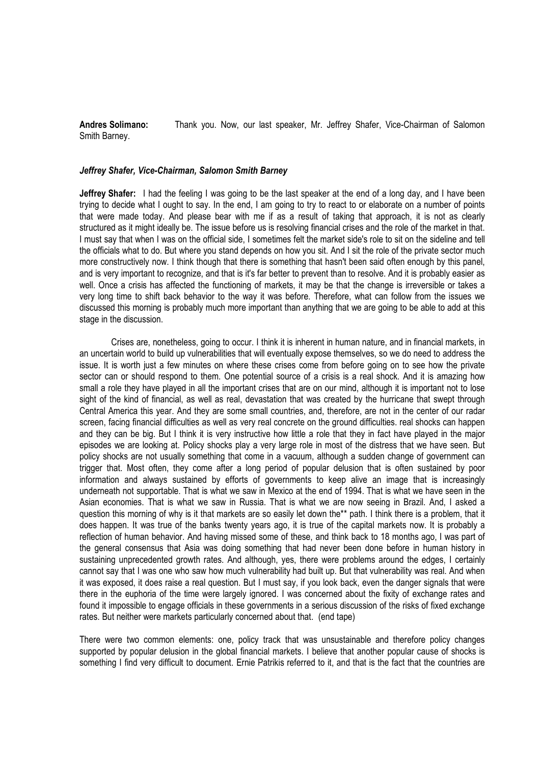**Andres Solimano:** Thank you. Now, our last speaker, Mr. Jeffrey Shafer, Vice-Chairman of Salomon Smith Barney.

***Jeffrey Shafer, Vice-Chairman, Salomon Smith Barney***

**Jeffrey Shafer:** I had the feeling I was going to be the last speaker at the end of a long day, and I have been trying to decide what I ought to say. In the end, I am going to try to react to or elaborate on a number of points that were made today. And please bear with me if as a result of taking that approach, it is not as clearly structured as it might ideally be. The issue before us is resolving financial crises and the role of the market in that. I must say that when I was on the official side, I sometimes felt the market side's role to sit on the sideline and tell the officials what to do. But where you stand depends on how you sit. And I sit the role of the private sector much more constructively now. I think though that there is something that hasn't been said often enough by this panel, and is very important to recognize, and that is it's far better to prevent than to resolve. And it is probably easier as well. Once a crisis has affected the functioning of markets, it may be that the change is irreversible or takes a very long time to shift back behavior to the way it was before. Therefore, what can follow from the issues we discussed this morning is probably much more important than anything that we are going to be able to add at this stage in the discussion.

Crises are, nonetheless, going to occur. I think it is inherent in human nature, and in financial markets, in an uncertain world to build up vulnerabilities that will eventually expose themselves, so we do need to address the issue. It is worth just a few minutes on where these crises come from before going on to see how the private sector can or should respond to them. One potential source of a crisis is a real shock. And it is amazing how small a role they have played in all the important crises that are on our mind, although it is important not to lose sight of the kind of financial, as well as real, devastation that was created by the hurricane that swept through Central America this year. And they are some small countries, and, therefore, are not in the center of our radar screen, facing financial difficulties as well as very real concrete on the ground difficulties. real shocks can happen and they can be big. But I think it is very instructive how little a role that they in fact have played in the major episodes we are looking at. Policy shocks play a very large role in most of the distress that we have seen. But policy shocks are not usually something that come in a vacuum, although a sudden change of government can trigger that. Most often, they come after a long period of popular delusion that is often sustained by poor information and always sustained by efforts of governments to keep alive an image that is increasingly underneath not supportable. That is what we saw in Mexico at the end of 1994. That is what we have seen in the Asian economies. That is what we saw in Russia. That is what we are now seeing in Brazil. And, I asked a question this morning of why is it that markets are so easily let down the** path. I think there is a problem, that it does happen. It was true of the banks twenty years ago, it is true of the capital markets now. It is probably a reflection of human behavior. And having missed some of these, and think back to 18 months ago, I was part of the general consensus that Asia was doing something that had never been done before in human history in sustaining unprecedented growth rates. And although, yes, there were problems around the edges, I certainly cannot say that I was one who saw how much vulnerability had built up. But that vulnerability was real. And when it was exposed, it does raise a real question. But I must say, if you look back, even the danger signals that were there in the euphoria of the time were largely ignored. I was concerned about the fixity of exchange rates and found it impossible to engage officials in these governments in a serious discussion of the risks of fixed exchange rates. But neither were markets particularly concerned about that. (end tape)

There were two common elements: one, policy track that was unsustainable and therefore policy changes supported by popular delusion in the global financial markets. I believe that another popular cause of shocks is something I find very difficult to document. Ernie Patrikis referred to it, and that is the fact that the countries are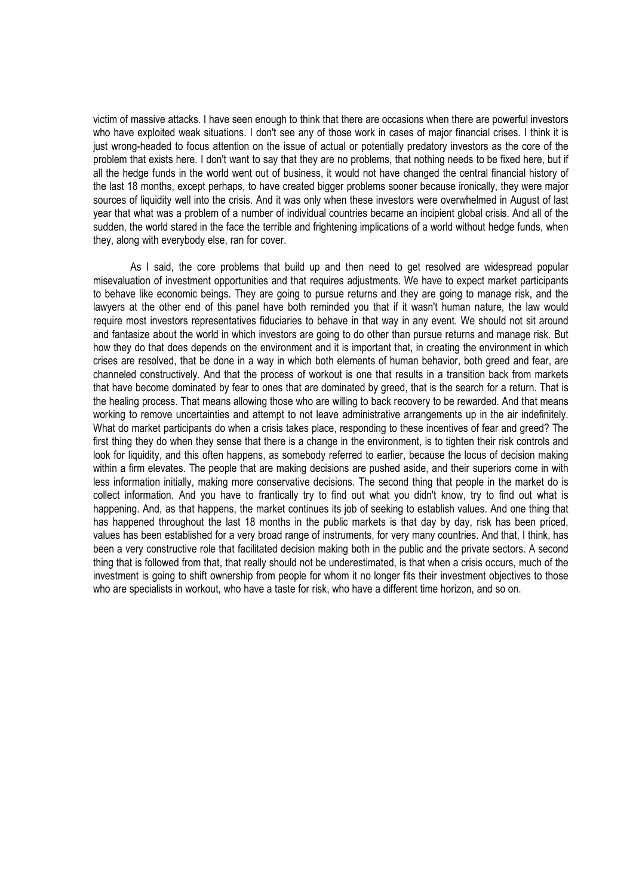victim of massive attacks. I have seen enough to think that there are occasions when there are powerful investors who have exploited weak situations. I don't see any of those work in cases of major financial crises. I think it is just wrong-headed to focus attention on the issue of actual or potentially predatory investors as the core of the problem that exists here. I don't want to say that they are no problems, that nothing needs to be fixed here, but if all the hedge funds in the world went out of business, it would not have changed the central financial history of the last 18 months, except perhaps, to have created bigger problems sooner because ironically, they were major sources of liquidity well into the crisis. And it was only when these investors were overwhelmed in August of last year that what was a problem of a number of individual countries became an incipient global crisis. And all of the sudden, the world stared in the face the terrible and frightening implications of a world without hedge funds, when they, along with everybody else, ran for cover.

As I said, the core problems that build up and then need to get resolved are widespread popular misevaluation of investment opportunities and that requires adjustments. We have to expect market participants to behave like economic beings. They are going to pursue returns and they are going to manage risk, and the lawyers at the other end of this panel have both reminded you that if it wasn't human nature, the law would require most investors representatives fiduciaries to behave in that way in any event. We should not sit around and fantasize about the world in which investors are going to do other than pursue returns and manage risk. But how they do that does depends on the environment and it is important that, in creating the environment in which crises are resolved, that be done in a way in which both elements of human behavior, both greed and fear, are channeled constructively. And that the process of workout is one that results in a transition back from markets that have become dominated by fear to ones that are dominated by greed, that is the search for a return. That is the healing process. That means allowing those who are willing to back recovery to be rewarded. And that means working to remove uncertainties and attempt to not leave administrative arrangements up in the air indefinitely. What do market participants do when a crisis takes place, responding to these incentives of fear and greed? The first thing they do when they sense that there is a change in the environment, is to tighten their risk controls and look for liquidity, and this often happens, as somebody referred to earlier, because the locus of decision making within a firm elevates. The people that are making decisions are pushed aside, and their superiors come in with less information initially, making more conservative decisions. The second thing that people in the market do is collect information. And you have to frantically try to find out what you didn't know, try to find out what is happening. And, as that happens, the market continues its job of seeking to establish values. And one thing that has happened throughout the last 18 months in the public markets is that day by day, risk has been priced, values has been established for a very broad range of instruments, for very many countries. And that, I think, has been a very constructive role that facilitated decision making both in the public and the private sectors. A second thing that is followed from that, that really should not be underestimated, is that when a crisis occurs, much of the investment is going to shift ownership from people for whom it no longer fits their investment objectives to those who are specialists in workout, who have a taste for risk, who have a different time horizon, and so on.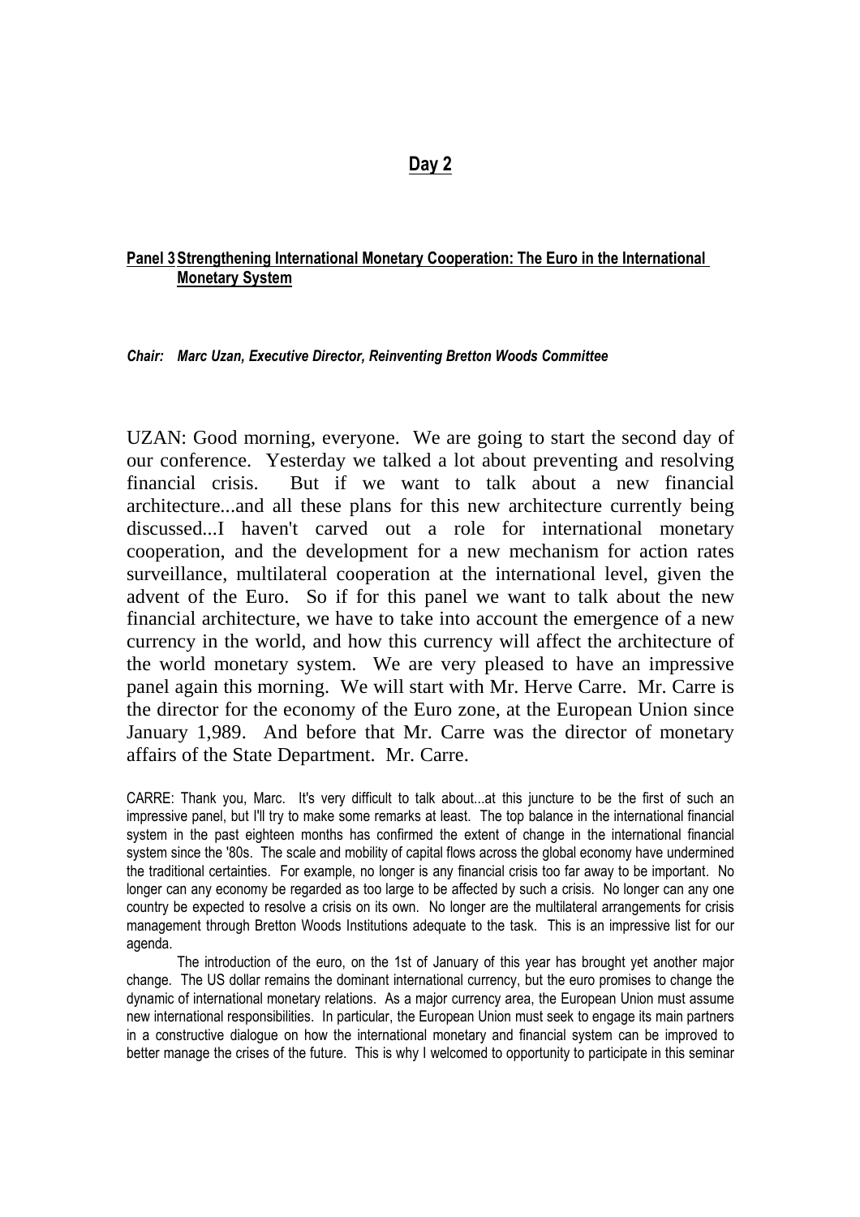## Day 2

### Panel 3 Strengthening International Monetary Cooperation: The Euro in the International Monetary System

***Chair: Marc Uzan, Executive Director, Reinventing Bretton Woods Committee***

UZAN: Good morning, everyone. We are going to start the second day of our conference. Yesterday we talked a lot about preventing and resolving financial crisis. But if we want to talk about a new financial architecture...and all these plans for this new architecture currently being discussed...I haven't carved out a role for international monetary cooperation, and the development for a new mechanism for action rates surveillance, multilateral cooperation at the international level, given the advent of the Euro. So if for this panel we want to talk about the new financial architecture, we have to take into account the emergence of a new currency in the world, and how this currency will affect the architecture of the world monetary system. We are very pleased to have an impressive panel again this morning. We will start with Mr. Herve Carre. Mr. Carre is the director for the economy of the Euro zone, at the European Union since January 1,989. And before that Mr. Carre was the director of monetary affairs of the State Department. Mr. Carre.

CARRE: Thank you, Marc. It's very difficult to talk about...at this juncture to be the first of such an impressive panel, but I'll try to make some remarks at least. The top balance in the international financial system in the past eighteen months has confirmed the extent of change in the international financial system since the '80s. The scale and mobility of capital flows across the global economy have undermined the traditional certainties. For example, no longer is any financial crisis too far away to be important. No longer can any economy be regarded as too large to be affected by such a crisis. No longer can any one country be expected to resolve a crisis on its own. No longer are the multilateral arrangements for crisis management through Bretton Woods Institutions adequate to the task. This is an impressive list for our agenda.

The introduction of the euro, on the 1st of January of this year has brought yet another major change. The US dollar remains the dominant international currency, but the euro promises to change the dynamic of international monetary relations. As a major currency area, the European Union must assume new international responsibilities. In particular, the European Union must seek to engage its main partners in a constructive dialogue on how the international monetary and financial system can be improved to better manage the crises of the future. This is why I welcomed to opportunity to participate in this seminar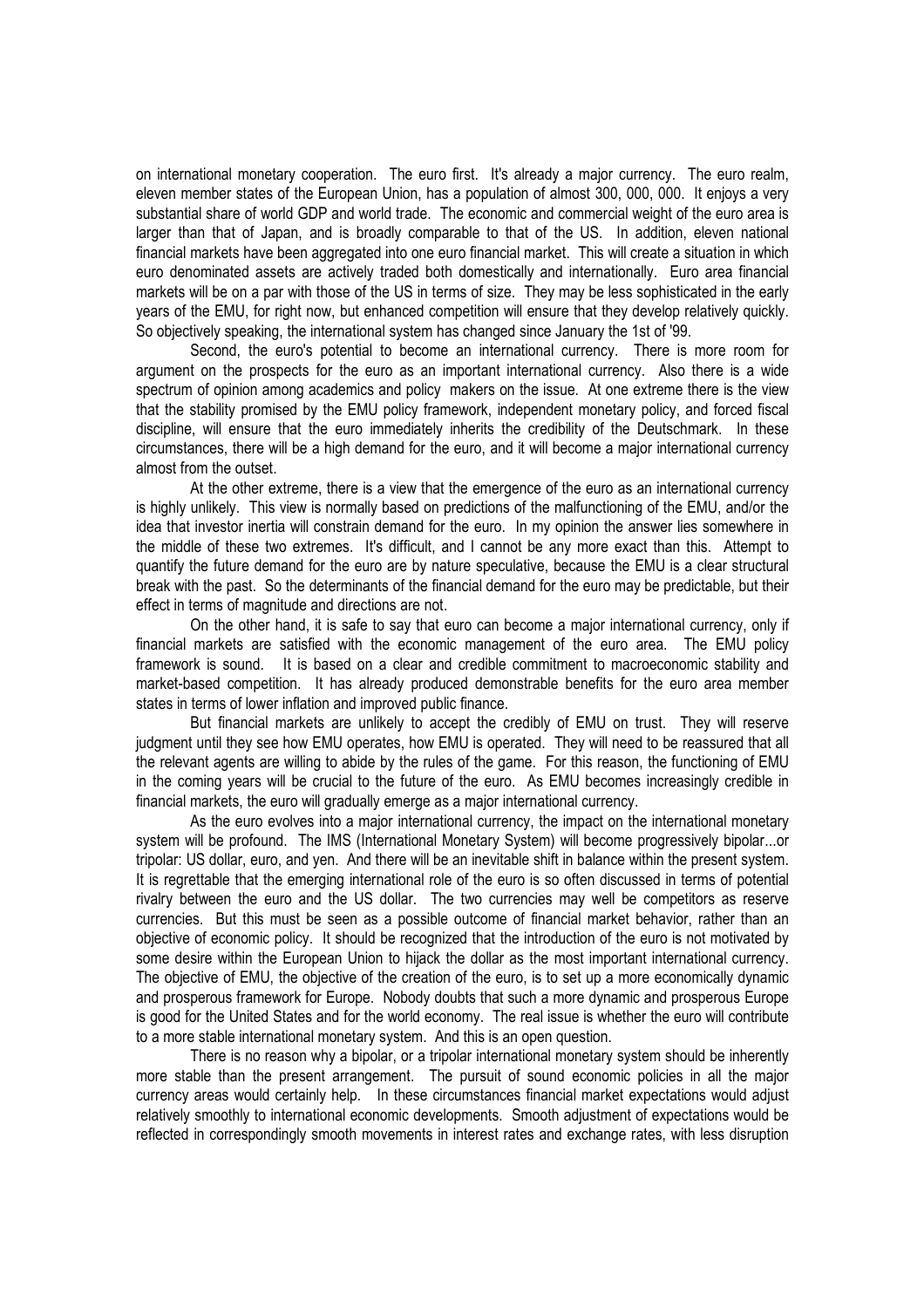on international monetary cooperation. The euro first. It's already a major currency. The euro realm, eleven member states of the European Union, has a population of almost 300, 000, 000. It enjoys a very substantial share of world GDP and world trade. The economic and commercial weight of the euro area is larger than that of Japan, and is broadly comparable to that of the US. In addition, eleven national financial markets have been aggregated into one euro financial market. This will create a situation in which euro denominated assets are actively traded both domestically and internationally. Euro area financial markets will be on a par with those of the US in terms of size. They may be less sophisticated in the early years of the EMU, for right now, but enhanced competition will ensure that they develop relatively quickly. So objectively speaking, the international system has changed since January the 1st of '99.

Second, the euro's potential to become an international currency. There is more room for argument on the prospects for the euro as an important international currency. Also there is a wide spectrum of opinion among academics and policy makers on the issue. At one extreme there is the view that the stability promised by the EMU policy framework, independent monetary policy, and forced fiscal discipline, will ensure that the euro immediately inherits the credibility of the Deutschmark. In these circumstances, there will be a high demand for the euro, and it will become a major international currency almost from the outset.

At the other extreme, there is a view that the emergence of the euro as an international currency is highly unlikely. This view is normally based on predictions of the malfunctioning of the EMU, and/or the idea that investor inertia will constrain demand for the euro. In my opinion the answer lies somewhere in the middle of these two extremes. It's difficult, and I cannot be any more exact than this. Attempt to quantify the future demand for the euro are by nature speculative, because the EMU is a clear structural break with the past. So the determinants of the financial demand for the euro may be predictable, but their effect in terms of magnitude and directions are not.

On the other hand, it is safe to say that euro can become a major international currency, only if financial markets are satisfied with the economic management of the euro area. The EMU policy framework is sound. It is based on a clear and credible commitment to macroeconomic stability and market-based competition. It has already produced demonstrable benefits for the euro area member states in terms of lower inflation and improved public finance.

But financial markets are unlikely to accept the credibly of EMU on trust. They will reserve judgment until they see how EMU operates, how EMU is operated. They will need to be reassured that all the relevant agents are willing to abide by the rules of the game. For this reason, the functioning of EMU in the coming years will be crucial to the future of the euro. As EMU becomes increasingly credible in financial markets, the euro will gradually emerge as a major international currency.

As the euro evolves into a major international currency, the impact on the international monetary system will be profound. The IMS (International Monetary System) will become progressively bipolar...or tripolar: US dollar, euro, and yen. And there will be an inevitable shift in balance within the present system. It is regrettable that the emerging international role of the euro is so often discussed in terms of potential rivalry between the euro and the US dollar. The two currencies may well be competitors as reserve currencies. But this must be seen as a possible outcome of financial market behavior, rather than an objective of economic policy. It should be recognized that the introduction of the euro is not motivated by some desire within the European Union to hijack the dollar as the most important international currency. The objective of EMU, the objective of the creation of the euro, is to set up a more economically dynamic and prosperous framework for Europe. Nobody doubts that such a more dynamic and prosperous Europe is good for the United States and for the world economy. The real issue is whether the euro will contribute to a more stable international monetary system. And this is an open question.

There is no reason why a bipolar, or a tripolar international monetary system should be inherently more stable than the present arrangement. The pursuit of sound economic policies in all the major currency areas would certainly help. In these circumstances financial market expectations would adjust relatively smoothly to international economic developments. Smooth adjustment of expectations would be reflected in correspondingly smooth movements in interest rates and exchange rates, with less disruption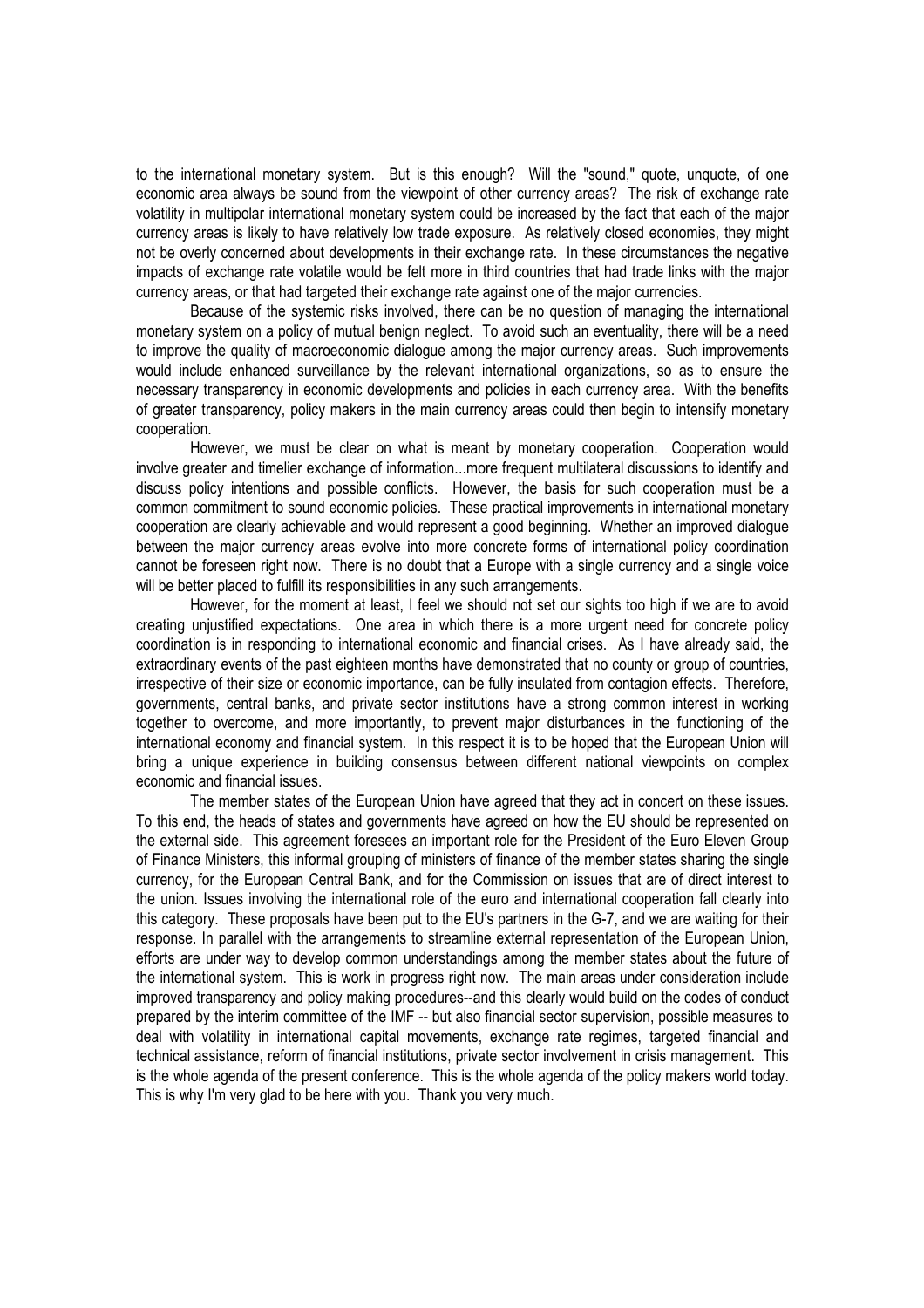to the international monetary system. But is this enough? Will the "sound," quote, unquote, of one economic area always be sound from the viewpoint of other currency areas? The risk of exchange rate volatility in multipolar international monetary system could be increased by the fact that each of the major currency areas is likely to have relatively low trade exposure. As relatively closed economies, they might not be overly concerned about developments in their exchange rate. In these circumstances the negative impacts of exchange rate volatile would be felt more in third countries that had trade links with the major currency areas, or that had targeted their exchange rate against one of the major currencies.

Because of the systemic risks involved, there can be no question of managing the international monetary system on a policy of mutual benign neglect. To avoid such an eventuality, there will be a need to improve the quality of macroeconomic dialogue among the major currency areas. Such improvements would include enhanced surveillance by the relevant international organizations, so as to ensure the necessary transparency in economic developments and policies in each currency area. With the benefits of greater transparency, policy makers in the main currency areas could then begin to intensify monetary cooperation.

However, we must be clear on what is meant by monetary cooperation. Cooperation would involve greater and timelier exchange of information...more frequent multilateral discussions to identify and discuss policy intentions and possible conflicts. However, the basis for such cooperation must be a common commitment to sound economic policies. These practical improvements in international monetary cooperation are clearly achievable and would represent a good beginning. Whether an improved dialogue between the major currency areas evolve into more concrete forms of international policy coordination cannot be foreseen right now. There is no doubt that a Europe with a single currency and a single voice will be better placed to fulfill its responsibilities in any such arrangements.

However, for the moment at least, I feel we should not set our sights too high if we are to avoid creating unjustified expectations. One area in which there is a more urgent need for concrete policy coordination is in responding to international economic and financial crises. As I have already said, the extraordinary events of the past eighteen months have demonstrated that no county or group of countries, irrespective of their size or economic importance, can be fully insulated from contagion effects. Therefore, governments, central banks, and private sector institutions have a strong common interest in working together to overcome, and more importantly, to prevent major disturbances in the functioning of the international economy and financial system. In this respect it is to be hoped that the European Union will bring a unique experience in building consensus between different national viewpoints on complex economic and financial issues.

The member states of the European Union have agreed that they act in concert on these issues. To this end, the heads of states and governments have agreed on how the EU should be represented on the external side. This agreement foresees an important role for the President of the Euro Eleven Group of Finance Ministers, this informal grouping of ministers of finance of the member states sharing the single currency, for the European Central Bank, and for the Commission on issues that are of direct interest to the union. Issues involving the international role of the euro and international cooperation fall clearly into this category. These proposals have been put to the EU's partners in the G-7, and we are waiting for their response. In parallel with the arrangements to streamline external representation of the European Union, efforts are under way to develop common understandings among the member states about the future of the international system. This is work in progress right now. The main areas under consideration include improved transparency and policy making procedures--and this clearly would build on the codes of conduct prepared by the interim committee of the IMF -- but also financial sector supervision, possible measures to deal with volatility in international capital movements, exchange rate regimes, targeted financial and technical assistance, reform of financial institutions, private sector involvement in crisis management. This is the whole agenda of the present conference. This is the whole agenda of the policy makers world today. This is why I'm very glad to be here with you. Thank you very much.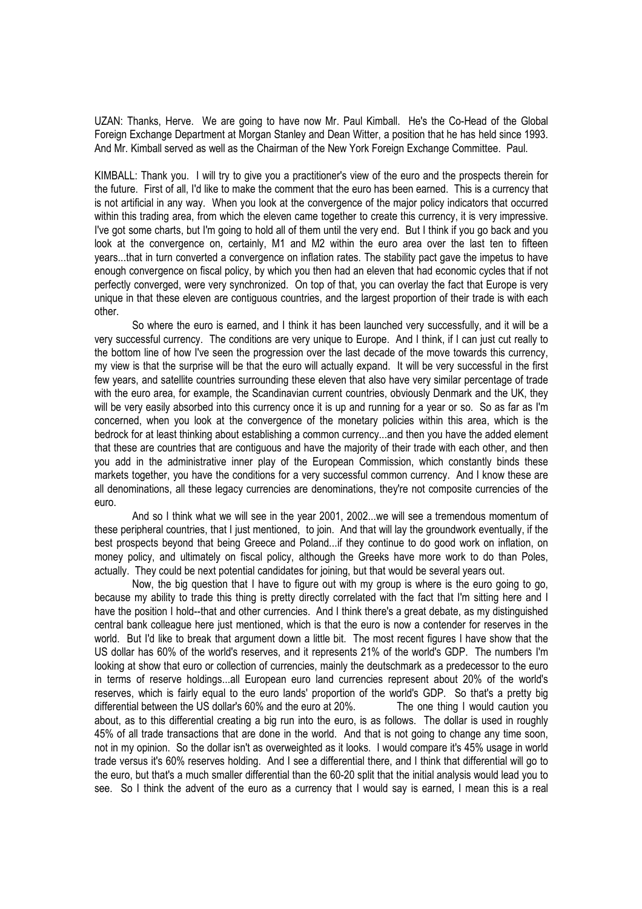UZAN: Thanks, Herve. We are going to have now Mr. Paul Kimball. He's the Co-Head of the Global Foreign Exchange Department at Morgan Stanley and Dean Witter, a position that he has held since 1993. And Mr. Kimball served as well as the Chairman of the New York Foreign Exchange Committee. Paul.

KIMBALL: Thank you. I will try to give you a practitioner's view of the euro and the prospects therein for the future. First of all, I'd like to make the comment that the euro has been earned. This is a currency that is not artificial in any way. When you look at the convergence of the major policy indicators that occurred within this trading area, from which the eleven came together to create this currency, it is very impressive. I've got some charts, but I'm going to hold all of them until the very end. But I think if you go back and you look at the convergence on, certainly, M1 and M2 within the euro area over the last ten to fifteen years...that in turn converted a convergence on inflation rates. The stability pact gave the impetus to have enough convergence on fiscal policy, by which you then had an eleven that had economic cycles that if not perfectly converged, were very synchronized. On top of that, you can overlay the fact that Europe is very unique in that these eleven are contiguous countries, and the largest proportion of their trade is with each other.

So where the euro is earned, and I think it has been launched very successfully, and it will be a very successful currency. The conditions are very unique to Europe. And I think, if I can just cut really to the bottom line of how I've seen the progression over the last decade of the move towards this currency, my view is that the surprise will be that the euro will actually expand. It will be very successful in the first few years, and satellite countries surrounding these eleven that also have very similar percentage of trade with the euro area, for example, the Scandinavian current countries, obviously Denmark and the UK, they will be very easily absorbed into this currency once it is up and running for a year or so. So as far as I'm concerned, when you look at the convergence of the monetary policies within this area, which is the bedrock for at least thinking about establishing a common currency...and then you have the added element that these are countries that are contiguous and have the majority of their trade with each other, and then you add in the administrative inner play of the European Commission, which constantly binds these markets together, you have the conditions for a very successful common currency. And I know these are all denominations, all these legacy currencies are denominations, they're not composite currencies of the euro.

And so I think what we will see in the year 2001, 2002...we will see a tremendous momentum of these peripheral countries, that I just mentioned, to join. And that will lay the groundwork eventually, if the best prospects beyond that being Greece and Poland...if they continue to do good work on inflation, on money policy, and ultimately on fiscal policy, although the Greeks have more work to do than Poles, actually. They could be next potential candidates for joining, but that would be several years out.

Now, the big question that I have to figure out with my group is where is the euro going to go, because my ability to trade this thing is pretty directly correlated with the fact that I'm sitting here and I have the position I hold--that and other currencies. And I think there's a great debate, as my distinguished central bank colleague here just mentioned, which is that the euro is now a contender for reserves in the world. But I'd like to break that argument down a little bit. The most recent figures I have show that the US dollar has 60% of the world's reserves, and it represents 21% of the world's GDP. The numbers I'm looking at show that euro or collection of currencies, mainly the deutschmark as a predecessor to the euro in terms of reserve holdings...all European euro land currencies represent about 20% of the world's reserves, which is fairly equal to the euro lands' proportion of the world's GDP. So that's a pretty big differential between the US dollar's 60% and the euro at 20%. The one thing I would caution you about, as to this differential creating a big run into the euro, is as follows. The dollar is used in roughly 45% of all trade transactions that are done in the world. And that is not going to change any time soon, not in my opinion. So the dollar isn't as overweighted as it looks. I would compare it's 45% usage in world trade versus it's 60% reserves holding. And I see a differential there, and I think that differential will go to the euro, but that's a much smaller differential than the 60-20 split that the initial analysis would lead you to see. So I think the advent of the euro as a currency that I would say is earned, I mean this is a real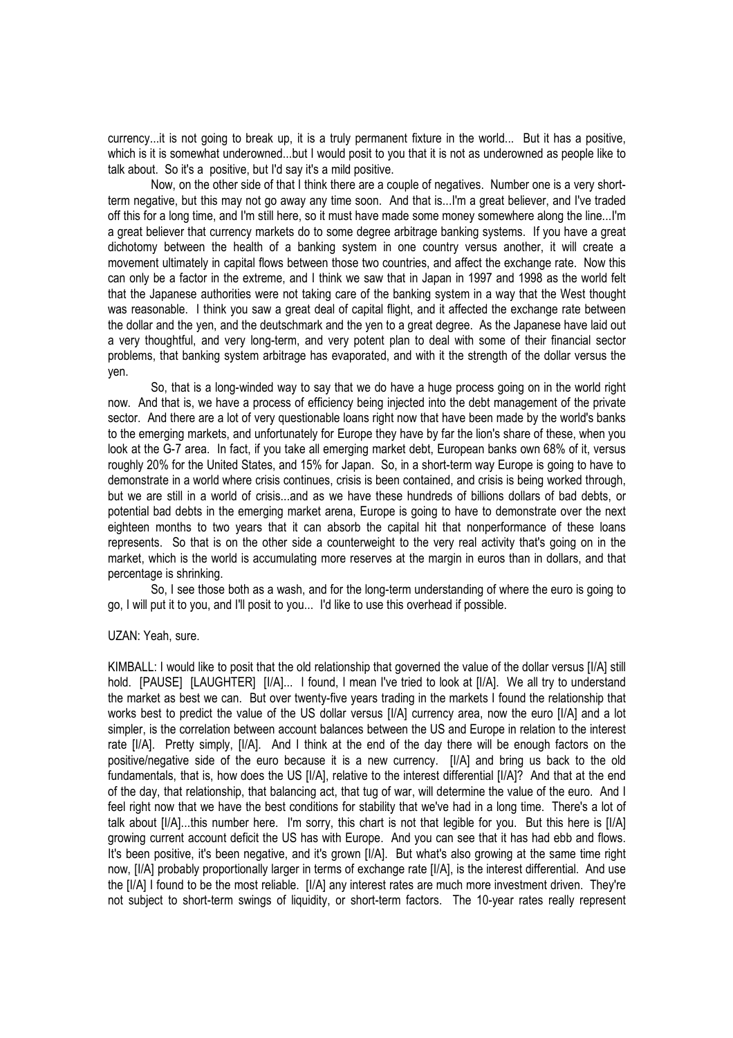currency...it is not going to break up, it is a truly permanent fixture in the world... But it has a positive, which is it is somewhat underowned...but I would posit to you that it is not as underowned as people like to talk about. So it's a positive, but I'd say it's a mild positive.

Now, on the other side of that I think there are a couple of negatives. Number one is a very short-term negative, but this may not go away any time soon. And that is...I'm a great believer, and I've traded off this for a long time, and I'm still here, so it must have made some money somewhere along the line...I'm a great believer that currency markets do to some degree arbitrage banking systems. If you have a great dichotomy between the health of a banking system in one country versus another, it will create a movement ultimately in capital flows between those two countries, and affect the exchange rate. Now this can only be a factor in the extreme, and I think we saw that in Japan in 1997 and 1998 as the world felt that the Japanese authorities were not taking care of the banking system in a way that the West thought was reasonable. I think you saw a great deal of capital flight, and it affected the exchange rate between the dollar and the yen, and the deutschmark and the yen to a great degree. As the Japanese have laid out a very thoughtful, and very long-term, and very potent plan to deal with some of their financial sector problems, that banking system arbitrage has evaporated, and with it the strength of the dollar versus the yen.

So, that is a long-winded way to say that we do have a huge process going on in the world right now. And that is, we have a process of efficiency being injected into the debt management of the private sector. And there are a lot of very questionable loans right now that have been made by the world's banks to the emerging markets, and unfortunately for Europe they have by far the lion's share of these, when you look at the G-7 area. In fact, if you take all emerging market debt, European banks own 68% of it, versus roughly 20% for the United States, and 15% for Japan. So, in a short-term way Europe is going to have to demonstrate in a world where crisis continues, crisis is been contained, and crisis is being worked through, but we are still in a world of crisis...and as we have these hundreds of billions dollars of bad debts, or potential bad debts in the emerging market arena, Europe is going to have to demonstrate over the next eighteen months to two years that it can absorb the capital hit that nonperformance of these loans represents. So that is on the other side a counterweight to the very real activity that's going on in the market, which is the world is accumulating more reserves at the margin in euros than in dollars, and that percentage is shrinking.

So, I see those both as a wash, and for the long-term understanding of where the euro is going to go, I will put it to you, and I'll posit to you... I'd like to use this overhead if possible.

UZAN: Yeah, sure.

KIMBALL: I would like to posit that the old relationship that governed the value of the dollar versus [I/A] still hold. [PAUSE] [LAUGHTER] [I/A]... I found, I mean I've tried to look at [I/A]. We all try to understand the market as best we can. But over twenty-five years trading in the markets I found the relationship that works best to predict the value of the US dollar versus [I/A] currency area, now the euro [I/A] and a lot simpler, is the correlation between account balances between the US and Europe in relation to the interest rate [I/A]. Pretty simply, [I/A]. And I think at the end of the day there will be enough factors on the positive/negative side of the euro because it is a new currency. [I/A] and bring us back to the old fundamentals, that is, how does the US [I/A], relative to the interest differential [I/A]? And that at the end of the day, that relationship, that balancing act, that tug of war, will determine the value of the euro. And I feel right now that we have the best conditions for stability that we've had in a long time. There's a lot of talk about [I/A]...this number here. I'm sorry, this chart is not that legible for you. But this here is [I/A] growing current account deficit the US has with Europe. And you can see that it has had ebb and flows. It's been positive, it's been negative, and it's grown [I/A]. But what's also growing at the same time right now, [I/A] probably proportionally larger in terms of exchange rate [I/A], is the interest differential. And use the [I/A] I found to be the most reliable. [I/A] any interest rates are much more investment driven. They're not subject to short-term swings of liquidity, or short-term factors. The 10-year rates really represent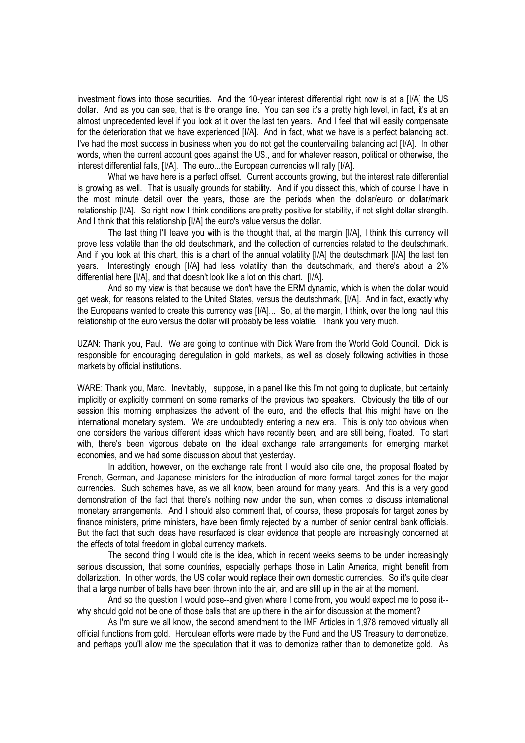investment flows into those securities. And the 10-year interest differential right now is at a [I/A] the US dollar. And as you can see, that is the orange line. You can see it's a pretty high level, in fact, it's at an almost unprecedented level if you look at it over the last ten years. And I feel that will easily compensate for the deterioration that we have experienced [I/A]. And in fact, what we have is a perfect balancing act. I've had the most success in business when you do not get the countervailing balancing act [I/A]. In other words, when the current account goes against the US., and for whatever reason, political or otherwise, the interest differential falls, [I/A]. The euro...the European currencies will rally [I/A].

What we have here is a perfect offset. Current accounts growing, but the interest rate differential is growing as well. That is usually grounds for stability. And if you dissect this, which of course I have in the most minute detail over the years, those are the periods when the dollar/euro or dollar/mark relationship [I/A]. So right now I think conditions are pretty positive for stability, if not slight dollar strength. And I think that this relationship [I/A] the euro's value versus the dollar.

The last thing I'll leave you with is the thought that, at the margin [I/A], I think this currency will prove less volatile than the old deutschmark, and the collection of currencies related to the deutschmark. And if you look at this chart, this is a chart of the annual volatility [I/A] the deutschmark [I/A] the last ten years. Interestingly enough [I/A] had less volatility than the deutschmark, and there's about a 2% differential here [I/A], and that doesn't look like a lot on this chart. [I/A].

And so my view is that because we don't have the ERM dynamic, which is when the dollar would get weak, for reasons related to the United States, versus the deutschmark, [I/A]. And in fact, exactly why the Europeans wanted to create this currency was [I/A]... So, at the margin, I think, over the long haul this relationship of the euro versus the dollar will probably be less volatile. Thank you very much.

UZAN: Thank you, Paul. We are going to continue with Dick Ware from the World Gold Council. Dick is responsible for encouraging deregulation in gold markets, as well as closely following activities in those markets by official institutions.

WARE: Thank you, Marc. Inevitably, I suppose, in a panel like this I'm not going to duplicate, but certainly implicitly or explicitly comment on some remarks of the previous two speakers. Obviously the title of our session this morning emphasizes the advent of the euro, and the effects that this might have on the international monetary system. We are undoubtedly entering a new era. This is only too obvious when one considers the various different ideas which have recently been, and are still being, floated. To start with, there's been vigorous debate on the ideal exchange rate arrangements for emerging market economies, and we had some discussion about that yesterday.

In addition, however, on the exchange rate front I would also cite one, the proposal floated by French, German, and Japanese ministers for the introduction of more formal target zones for the major currencies. Such schemes have, as we all know, been around for many years. And this is a very good demonstration of the fact that there's nothing new under the sun, when comes to discuss international monetary arrangements. And I should also comment that, of course, these proposals for target zones by finance ministers, prime ministers, have been firmly rejected by a number of senior central bank officials. But the fact that such ideas have resurfaced is clear evidence that people are increasingly concerned at the effects of total freedom in global currency markets.

The second thing I would cite is the idea, which in recent weeks seems to be under increasingly serious discussion, that some countries, especially perhaps those in Latin America, might benefit from dollarization. In other words, the US dollar would replace their own domestic currencies. So it's quite clear that a large number of balls have been thrown into the air, and are still up in the air at the moment.

And so the question I would pose--and given where I come from, you would expect me to pose it--why should gold not be one of those balls that are up there in the air for discussion at the moment?

As I'm sure we all know, the second amendment to the IMF Articles in 1,978 removed virtually all official functions from gold. Herculean efforts were made by the Fund and the US Treasury to demonetize, and perhaps you'll allow me the speculation that it was to demonize rather than to demonetize gold. As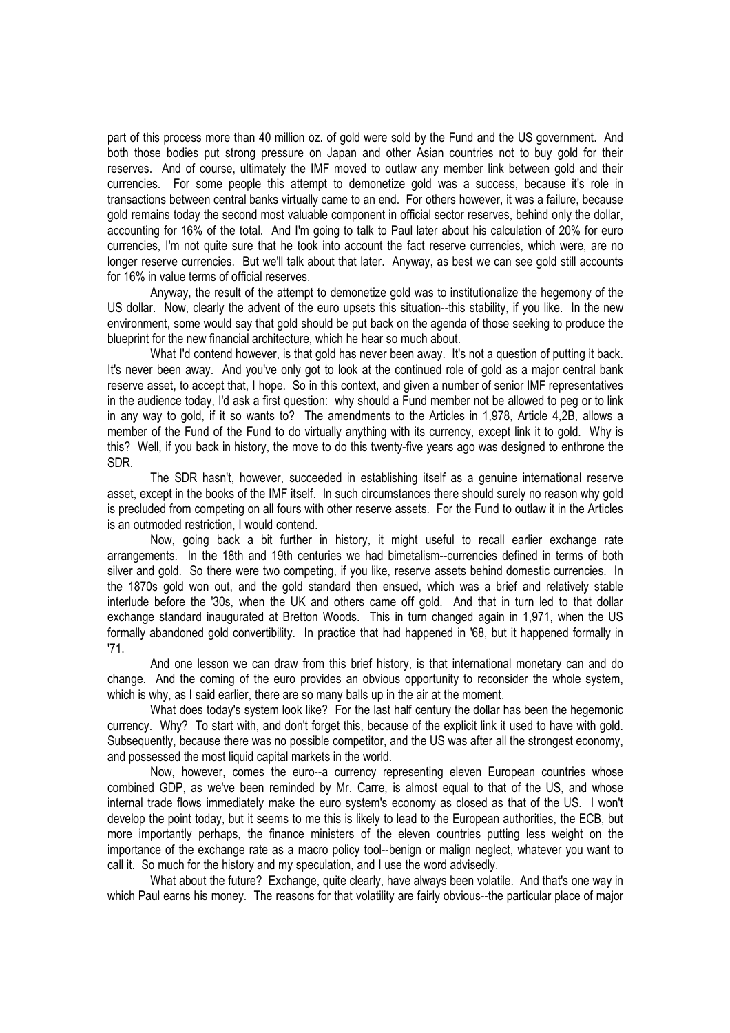part of this process more than 40 million oz. of gold were sold by the Fund and the US government. And both those bodies put strong pressure on Japan and other Asian countries not to buy gold for their reserves. And of course, ultimately the IMF moved to outlaw any member link between gold and their currencies. For some people this attempt to demonetize gold was a success, because it's role in transactions between central banks virtually came to an end. For others however, it was a failure, because gold remains today the second most valuable component in official sector reserves, behind only the dollar, accounting for 16% of the total. And I'm going to talk to Paul later about his calculation of 20% for euro currencies, I'm not quite sure that he took into account the fact reserve currencies, which were, are no longer reserve currencies. But we'll talk about that later. Anyway, as best we can see gold still accounts for 16% in value terms of official reserves.

Anyway, the result of the attempt to demonetize gold was to institutionalize the hegemony of the US dollar. Now, clearly the advent of the euro upsets this situation--this stability, if you like. In the new environment, some would say that gold should be put back on the agenda of those seeking to produce the blueprint for the new financial architecture, which he hear so much about.

What I'd contend however, is that gold has never been away. It's not a question of putting it back. It's never been away. And you've only got to look at the continued role of gold as a major central bank reserve asset, to accept that, I hope. So in this context, and given a number of senior IMF representatives in the audience today, I'd ask a first question: why should a Fund member not be allowed to peg or to link in any way to gold, if it so wants to? The amendments to the Articles in 1,978, Article 4,2B, allows a member of the Fund of the Fund to do virtually anything with its currency, except link it to gold. Why is this? Well, if you back in history, the move to do this twenty-five years ago was designed to enthrone the SDR.

The SDR hasn't, however, succeeded in establishing itself as a genuine international reserve asset, except in the books of the IMF itself. In such circumstances there should surely no reason why gold is precluded from competing on all fours with other reserve assets. For the Fund to outlaw it in the Articles is an outmoded restriction, I would contend.

Now, going back a bit further in history, it might useful to recall earlier exchange rate arrangements. In the 18th and 19th centuries we had bimetalism--currencies defined in terms of both silver and gold. So there were two competing, if you like, reserve assets behind domestic currencies. In the 1870s gold won out, and the gold standard then ensued, which was a brief and relatively stable interlude before the '30s, when the UK and others came off gold. And that in turn led to that dollar exchange standard inaugurated at Bretton Woods. This in turn changed again in 1,971, when the US formally abandoned gold convertibility. In practice that had happened in '68, but it happened formally in '71.

And one lesson we can draw from this brief history, is that international monetary can and do change. And the coming of the euro provides an obvious opportunity to reconsider the whole system, which is why, as I said earlier, there are so many balls up in the air at the moment.

What does today's system look like? For the last half century the dollar has been the hegemonic currency. Why? To start with, and don't forget this, because of the explicit link it used to have with gold. Subsequently, because there was no possible competitor, and the US was after all the strongest economy, and possessed the most liquid capital markets in the world.

Now, however, comes the euro--a currency representing eleven European countries whose combined GDP, as we've been reminded by Mr. Carre, is almost equal to that of the US, and whose internal trade flows immediately make the euro system's economy as closed as that of the US. I won't develop the point today, but it seems to me this is likely to lead to the European authorities, the ECB, but more importantly perhaps, the finance ministers of the eleven countries putting less weight on the importance of the exchange rate as a macro policy tool--benign or malign neglect, whatever you want to call it. So much for the history and my speculation, and I use the word advisedly.

What about the future? Exchange, quite clearly, have always been volatile. And that's one way in which Paul earns his money. The reasons for that volatility are fairly obvious--the particular place of major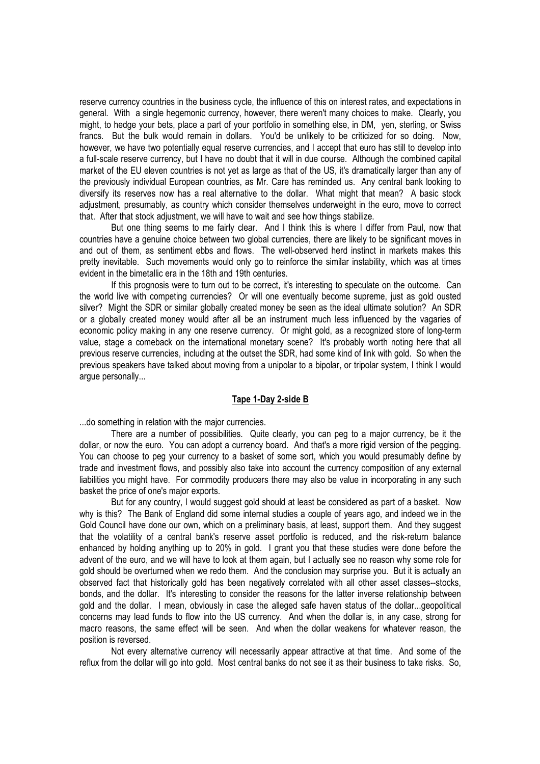reserve currency countries in the business cycle, the influence of this on interest rates, and expectations in general. With a single hegemonic currency, however, there weren't many choices to make. Clearly, you might, to hedge your bets, place a part of your portfolio in something else, in DM, yen, sterling, or Swiss francs. But the bulk would remain in dollars. You'd be unlikely to be criticized for so doing. Now, however, we have two potentially equal reserve currencies, and I accept that euro has still to develop into a full-scale reserve currency, but I have no doubt that it will in due course. Although the combined capital market of the EU eleven countries is not yet as large as that of the US, it's dramatically larger than any of the previously individual European countries, as Mr. Care has reminded us. Any central bank looking to diversify its reserves now has a real alternative to the dollar. What might that mean? A basic stock adjustment, presumably, as country which consider themselves underweight in the euro, move to correct that. After that stock adjustment, we will have to wait and see how things stabilize.

But one thing seems to me fairly clear. And I think this is where I differ from Paul, now that countries have a genuine choice between two global currencies, there are likely to be significant moves in and out of them, as sentiment ebbs and flows. The well-observed herd instinct in markets makes this pretty inevitable. Such movements would only go to reinforce the similar instability, which was at times evident in the bimetallic era in the 18th and 19th centuries.

If this prognosis were to turn out to be correct, it's interesting to speculate on the outcome. Can the world live with competing currencies? Or will one eventually become supreme, just as gold ousted silver? Might the SDR or similar globally created money be seen as the ideal ultimate solution? An SDR or a globally created money would after all be an instrument much less influenced by the vagaries of economic policy making in any one reserve currency. Or might gold, as a recognized store of long-term value, stage a comeback on the international monetary scene? It's probably worth noting here that all previous reserve currencies, including at the outset the SDR, had some kind of link with gold. So when the previous speakers have talked about moving from a unipolar to a bipolar, or tripolar system, I think I would argue personally...

**<u>Tape 1-Day 2-side B</u>**

...do something in relation with the major currencies.

There are a number of possibilities. Quite clearly, you can peg to a major currency, be it the dollar, or now the euro. You can adopt a currency board. And that's a more rigid version of the pegging. You can choose to peg your currency to a basket of some sort, which you would presumably define by trade and investment flows, and possibly also take into account the currency composition of any external liabilities you might have. For commodity producers there may also be value in incorporating in any such basket the price of one's major exports.

But for any country, I would suggest gold should at least be considered as part of a basket. Now why is this? The Bank of England did some internal studies a couple of years ago, and indeed we in the Gold Council have done our own, which on a preliminary basis, at least, support them. And they suggest that the volatility of a central bank's reserve asset portfolio is reduced, and the risk-return balance enhanced by holding anything up to 20% in gold. I grant you that these studies were done before the advent of the euro, and we will have to look at them again, but I actually see no reason why some role for gold should be overturned when we redo them. And the conclusion may surprise you. But it is actually an observed fact that historically gold has been negatively correlated with all other asset classes--stocks, bonds, and the dollar. It's interesting to consider the reasons for the latter inverse relationship between gold and the dollar. I mean, obviously in case the alleged safe haven status of the dollar...geopolitical concerns may lead funds to flow into the US currency. And when the dollar is, in any case, strong for macro reasons, the same effect will be seen. And when the dollar weakens for whatever reason, the position is reversed.

Not every alternative currency will necessarily appear attractive at that time. And some of the reflux from the dollar will go into gold. Most central banks do not see it as their business to take risks. So,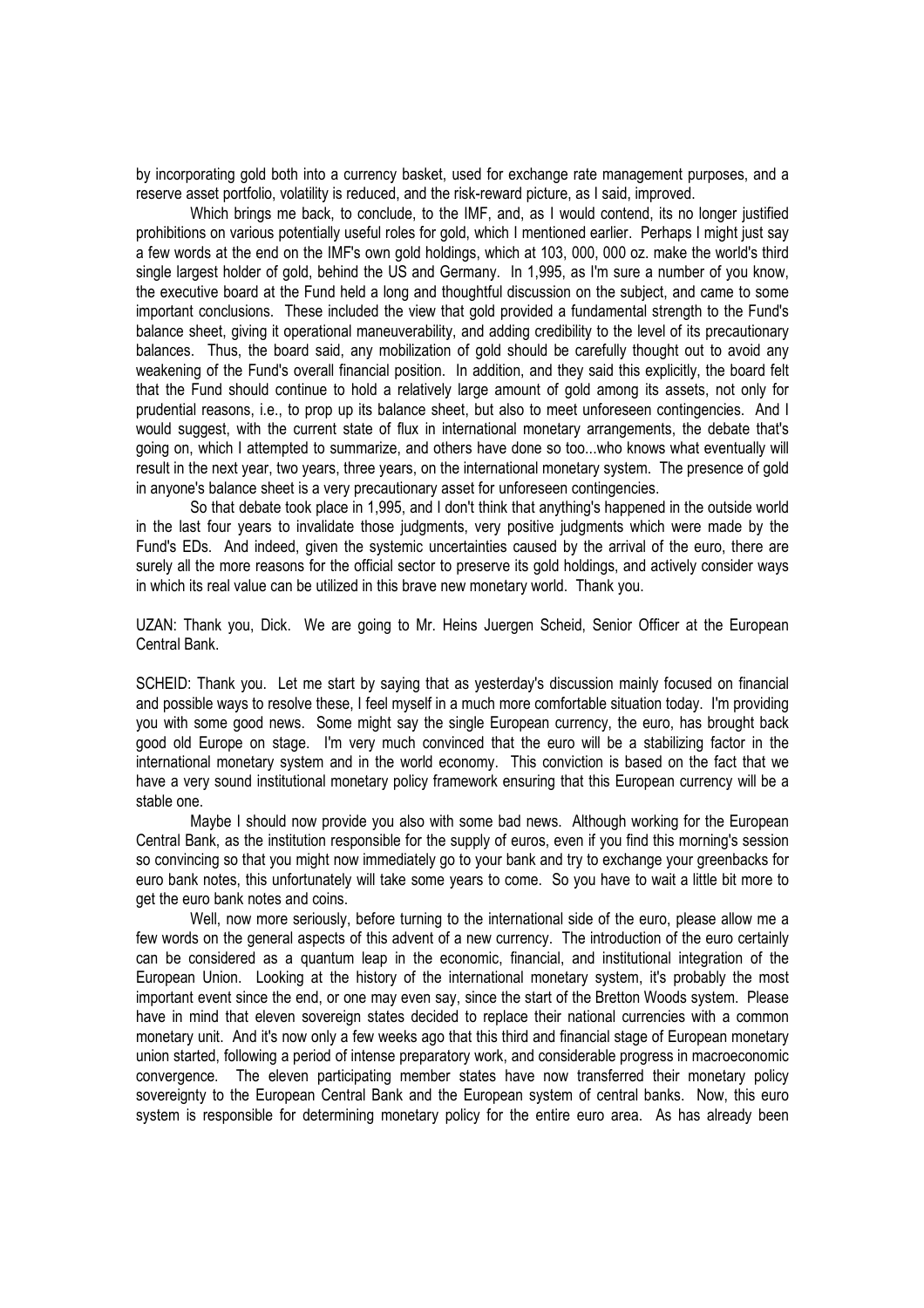by incorporating gold both into a currency basket, used for exchange rate management purposes, and a reserve asset portfolio, volatility is reduced, and the risk-reward picture, as I said, improved.

Which brings me back, to conclude, to the IMF, and, as I would contend, its no longer justified prohibitions on various potentially useful roles for gold, which I mentioned earlier. Perhaps I might just say a few words at the end on the IMF's own gold holdings, which at 103, 000, 000 oz. make the world's third single largest holder of gold, behind the US and Germany. In 1,995, as I'm sure a number of you know, the executive board at the Fund held a long and thoughtful discussion on the subject, and came to some important conclusions. These included the view that gold provided a fundamental strength to the Fund's balance sheet, giving it operational maneuverability, and adding credibility to the level of its precautionary balances. Thus, the board said, any mobilization of gold should be carefully thought out to avoid any weakening of the Fund's overall financial position. In addition, and they said this explicitly, the board felt that the Fund should continue to hold a relatively large amount of gold among its assets, not only for prudential reasons, i.e., to prop up its balance sheet, but also to meet unforeseen contingencies. And I would suggest, with the current state of flux in international monetary arrangements, the debate that's going on, which I attempted to summarize, and others have done so too...who knows what eventually will result in the next year, two years, three years, on the international monetary system. The presence of gold in anyone's balance sheet is a very precautionary asset for unforeseen contingencies.

So that debate took place in 1,995, and I don't think that anything's happened in the outside world in the last four years to invalidate those judgments, very positive judgments which were made by the Fund's EDs. And indeed, given the systemic uncertainties caused by the arrival of the euro, there are surely all the more reasons for the official sector to preserve its gold holdings, and actively consider ways in which its real value can be utilized in this brave new monetary world. Thank you.

UZAN: Thank you, Dick. We are going to Mr. Heins Juergen Scheid, Senior Officer at the European Central Bank.

SCHEID: Thank you. Let me start by saying that as yesterday's discussion mainly focused on financial and possible ways to resolve these, I feel myself in a much more comfortable situation today. I'm providing you with some good news. Some might say the single European currency, the euro, has brought back good old Europe on stage. I'm very much convinced that the euro will be a stabilizing factor in the international monetary system and in the world economy. This conviction is based on the fact that we have a very sound institutional monetary policy framework ensuring that this European currency will be a stable one.

Maybe I should now provide you also with some bad news. Although working for the European Central Bank, as the institution responsible for the supply of euros, even if you find this morning's session so convincing so that you might now immediately go to your bank and try to exchange your greenbacks for euro bank notes, this unfortunately will take some years to come. So you have to wait a little bit more to get the euro bank notes and coins.

Well, now more seriously, before turning to the international side of the euro, please allow me a few words on the general aspects of this advent of a new currency. The introduction of the euro certainly can be considered as a quantum leap in the economic, financial, and institutional integration of the European Union. Looking at the history of the international monetary system, it's probably the most important event since the end, or one may even say, since the start of the Bretton Woods system. Please have in mind that eleven sovereign states decided to replace their national currencies with a common monetary unit. And it's now only a few weeks ago that this third and financial stage of European monetary union started, following a period of intense preparatory work, and considerable progress in macroeconomic convergence. The eleven participating member states have now transferred their monetary policy sovereignty to the European Central Bank and the European system of central banks. Now, this euro system is responsible for determining monetary policy for the entire euro area. As has already been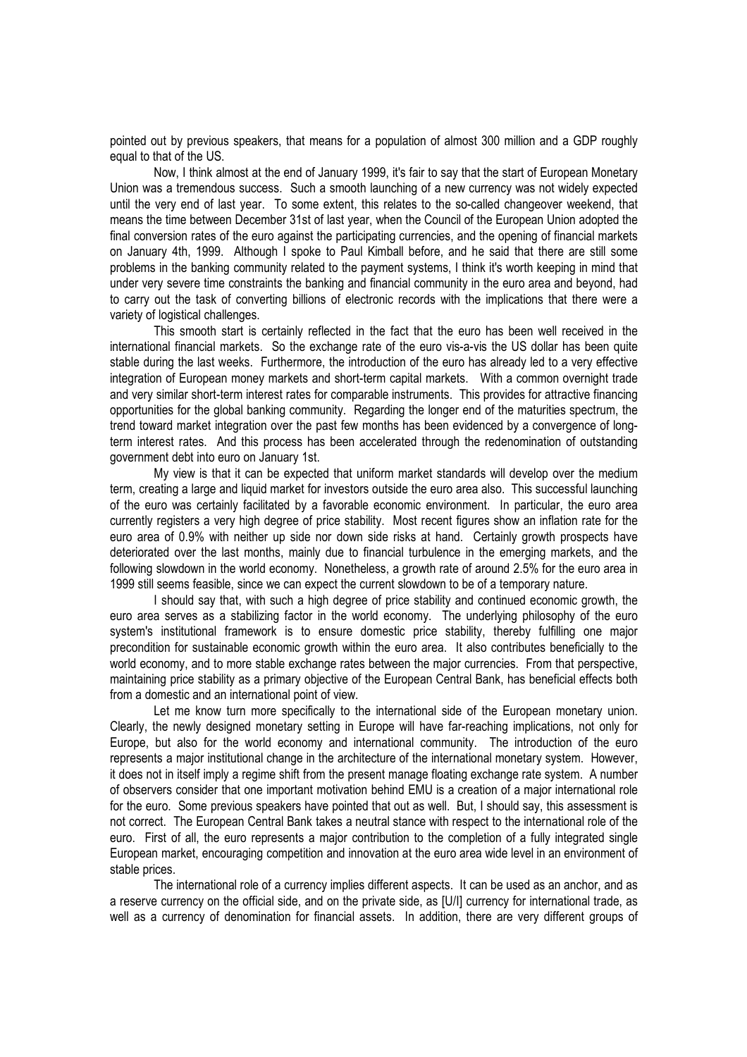pointed out by previous speakers, that means for a population of almost 300 million and a GDP roughly equal to that of the US.

Now, I think almost at the end of January 1999, it's fair to say that the start of European Monetary Union was a tremendous success. Such a smooth launching of a new currency was not widely expected until the very end of last year. To some extent, this relates to the so-called changeover weekend, that means the time between December 31st of last year, when the Council of the European Union adopted the final conversion rates of the euro against the participating currencies, and the opening of financial markets on January 4th, 1999. Although I spoke to Paul Kimball before, and he said that there are still some problems in the banking community related to the payment systems, I think it's worth keeping in mind that under very severe time constraints the banking and financial community in the euro area and beyond, had to carry out the task of converting billions of electronic records with the implications that there were a variety of logistical challenges.

This smooth start is certainly reflected in the fact that the euro has been well received in the international financial markets. So the exchange rate of the euro vis-a-vis the US dollar has been quite stable during the last weeks. Furthermore, the introduction of the euro has already led to a very effective integration of European money markets and short-term capital markets. With a common overnight trade and very similar short-term interest rates for comparable instruments. This provides for attractive financing opportunities for the global banking community. Regarding the longer end of the maturities spectrum, the trend toward market integration over the past few months has been evidenced by a convergence of long-term interest rates. And this process has been accelerated through the redenomination of outstanding government debt into euro on January 1st.

My view is that it can be expected that uniform market standards will develop over the medium term, creating a large and liquid market for investors outside the euro area also. This successful launching of the euro was certainly facilitated by a favorable economic environment. In particular, the euro area currently registers a very high degree of price stability. Most recent figures show an inflation rate for the euro area of 0.9% with neither up side nor down side risks at hand. Certainly growth prospects have deteriorated over the last months, mainly due to financial turbulence in the emerging markets, and the following slowdown in the world economy. Nonetheless, a growth rate of around 2.5% for the euro area in 1999 still seems feasible, since we can expect the current slowdown to be of a temporary nature.

I should say that, with such a high degree of price stability and continued economic growth, the euro area serves as a stabilizing factor in the world economy. The underlying philosophy of the euro system's institutional framework is to ensure domestic price stability, thereby fulfilling one major precondition for sustainable economic growth within the euro area. It also contributes beneficially to the world economy, and to more stable exchange rates between the major currencies. From that perspective, maintaining price stability as a primary objective of the European Central Bank, has beneficial effects both from a domestic and an international point of view.

Let me know turn more specifically to the international side of the European monetary union. Clearly, the newly designed monetary setting in Europe will have far-reaching implications, not only for Europe, but also for the world economy and international community. The introduction of the euro represents a major institutional change in the architecture of the international monetary system. However, it does not in itself imply a regime shift from the present manage floating exchange rate system. A number of observers consider that one important motivation behind EMU is a creation of a major international role for the euro. Some previous speakers have pointed that out as well. But, I should say, this assessment is not correct. The European Central Bank takes a neutral stance with respect to the international role of the euro. First of all, the euro represents a major contribution to the completion of a fully integrated single European market, encouraging competition and innovation at the euro area wide level in an environment of stable prices.

The international role of a currency implies different aspects. It can be used as an anchor, and as a reserve currency on the official side, and on the private side, as [U/I] currency for international trade, as well as a currency of denomination for financial assets. In addition, there are very different groups of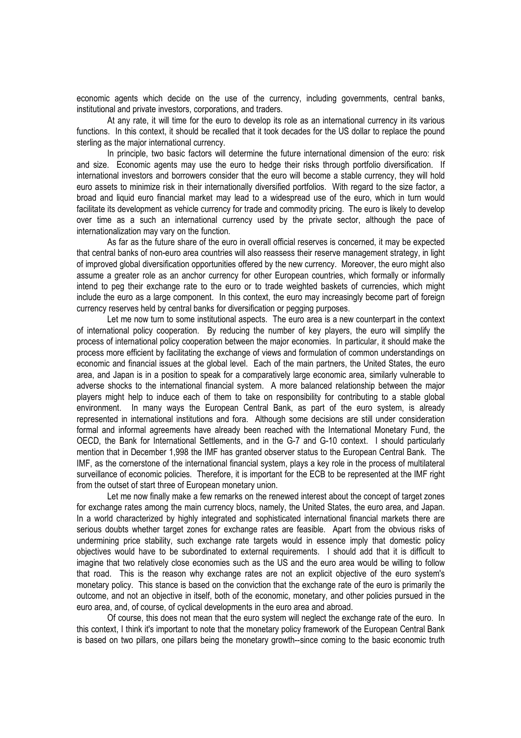economic agents which decide on the use of the currency, including governments, central banks, institutional and private investors, corporations, and traders.

At any rate, it will time for the euro to develop its role as an international currency in its various functions. In this context, it should be recalled that it took decades for the US dollar to replace the pound sterling as the major international currency.

In principle, two basic factors will determine the future international dimension of the euro: risk and size. Economic agents may use the euro to hedge their risks through portfolio diversification. If international investors and borrowers consider that the euro will become a stable currency, they will hold euro assets to minimize risk in their internationally diversified portfolios. With regard to the size factor, a broad and liquid euro financial market may lead to a widespread use of the euro, which in turn would facilitate its development as vehicle currency for trade and commodity pricing. The euro is likely to develop over time as a such an international currency used by the private sector, although the pace of internationalization may vary on the function.

As far as the future share of the euro in overall official reserves is concerned, it may be expected that central banks of non-euro area countries will also reassess their reserve management strategy, in light of improved global diversification opportunities offered by the new currency. Moreover, the euro might also assume a greater role as an anchor currency for other European countries, which formally or informally intend to peg their exchange rate to the euro or to trade weighted baskets of currencies, which might include the euro as a large component. In this context, the euro may increasingly become part of foreign currency reserves held by central banks for diversification or pegging purposes.

Let me now turn to some institutional aspects. The euro area is a new counterpart in the context of international policy cooperation. By reducing the number of key players, the euro will simplify the process of international policy cooperation between the major economies. In particular, it should make the process more efficient by facilitating the exchange of views and formulation of common understandings on economic and financial issues at the global level. Each of the main partners, the United States, the euro area, and Japan is in a position to speak for a comparatively large economic area, similarly vulnerable to adverse shocks to the international financial system. A more balanced relationship between the major players might help to induce each of them to take on responsibility for contributing to a stable global environment. In many ways the European Central Bank, as part of the euro system, is already represented in international institutions and fora. Although some decisions are still under consideration formal and informal agreements have already been reached with the International Monetary Fund, the OECD, the Bank for International Settlements, and in the G-7 and G-10 context. I should particularly mention that in December 1,998 the IMF has granted observer status to the European Central Bank. The IMF, as the cornerstone of the international financial system, plays a key role in the process of multilateral surveillance of economic policies. Therefore, it is important for the ECB to be represented at the IMF right from the outset of start three of European monetary union.

Let me now finally make a few remarks on the renewed interest about the concept of target zones for exchange rates among the main currency blocs, namely, the United States, the euro area, and Japan. In a world characterized by highly integrated and sophisticated international financial markets there are serious doubts whether target zones for exchange rates are feasible. Apart from the obvious risks of undermining price stability, such exchange rate targets would in essence imply that domestic policy objectives would have to be subordinated to external requirements. I should add that it is difficult to imagine that two relatively close economies such as the US and the euro area would be willing to follow that road. This is the reason why exchange rates are not an explicit objective of the euro system's monetary policy. This stance is based on the conviction that the exchange rate of the euro is primarily the outcome, and not an objective in itself, both of the economic, monetary, and other policies pursued in the euro area, and, of course, of cyclical developments in the euro area and abroad.

Of course, this does not mean that the euro system will neglect the exchange rate of the euro. In this context, I think it's important to note that the monetary policy framework of the European Central Bank is based on two pillars, one pillars being the monetary growth--since coming to the basic economic truth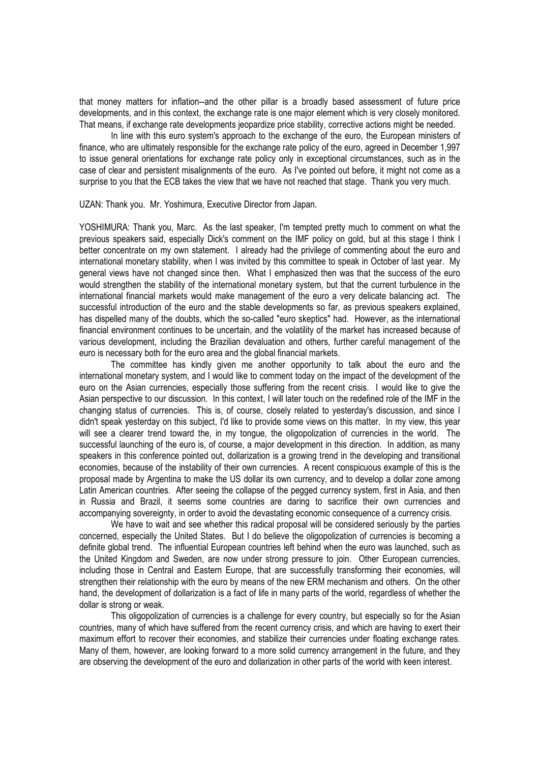that money matters for inflation--and the other pillar is a broadly based assessment of future price developments, and in this context, the exchange rate is one major element which is very closely monitored. That means, if exchange rate developments jeopardize price stability, corrective actions might be needed.

In line with this euro system's approach to the exchange of the euro, the European ministers of finance, who are ultimately responsible for the exchange rate policy of the euro, agreed in December 1,997 to issue general orientations for exchange rate policy only in exceptional circumstances, such as in the case of clear and persistent misalignments of the euro. As I've pointed out before, it might not come as a surprise to you that the ECB takes the view that we have not reached that stage. Thank you very much.

UZAN: Thank you. Mr. Yoshimura, Executive Director from Japan.

YOSHIMURA: Thank you, Marc. As the last speaker, I'm tempted pretty much to comment on what the previous speakers said, especially Dick's comment on the IMF policy on gold, but at this stage I think I better concentrate on my own statement. I already had the privilege of commenting about the euro and international monetary stability, when I was invited by this committee to speak in October of last year. My general views have not changed since then. What I emphasized then was that the success of the euro would strengthen the stability of the international monetary system, but that the current turbulence in the international financial markets would make management of the euro a very delicate balancing act. The successful introduction of the euro and the stable developments so far, as previous speakers explained, has dispelled many of the doubts, which the so-called "euro skeptics" had. However, as the international financial environment continues to be uncertain, and the volatility of the market has increased because of various development, including the Brazilian devaluation and others, further careful management of the euro is necessary both for the euro area and the global financial markets.

The committee has kindly given me another opportunity to talk about the euro and the international monetary system, and I would like to comment today on the impact of the development of the euro on the Asian currencies, especially those suffering from the recent crisis. I would like to give the Asian perspective to our discussion. In this context, I will later touch on the redefined role of the IMF in the changing status of currencies. This is, of course, closely related to yesterday's discussion, and since I didn't speak yesterday on this subject, I'd like to provide some views on this matter. In my view, this year will see a clearer trend toward the, in my tongue, the oligopolization of currencies in the world. The successful launching of the euro is, of course, a major development in this direction. In addition, as many speakers in this conference pointed out, dollarization is a growing trend in the developing and transitional economies, because of the instability of their own currencies. A recent conspicuous example of this is the proposal made by Argentina to make the US dollar its own currency, and to develop a dollar zone among Latin American countries. After seeing the collapse of the pegged currency system, first in Asia, and then in Russia and Brazil, it seems some countries are daring to sacrifice their own currencies and accompanying sovereignty, in order to avoid the devastating economic consequence of a currency crisis.

We have to wait and see whether this radical proposal will be considered seriously by the parties concerned, especially the United States. But I do believe the oligopolization of currencies is becoming a definite global trend. The influential European countries left behind when the euro was launched, such as the United Kingdom and Sweden, are now under strong pressure to join. Other European currencies, including those in Central and Eastern Europe, that are successfully transforming their economies, will strengthen their relationship with the euro by means of the new ERM mechanism and others. On the other hand, the development of dollarization is a fact of life in many parts of the world, regardless of whether the dollar is strong or weak.

This oligopolization of currencies is a challenge for every country, but especially so for the Asian countries, many of which have suffered from the recent currency crisis, and which are having to exert their maximum effort to recover their economies, and stabilize their currencies under floating exchange rates. Many of them, however, are looking forward to a more solid currency arrangement in the future, and they are observing the development of the euro and dollarization in other parts of the world with keen interest.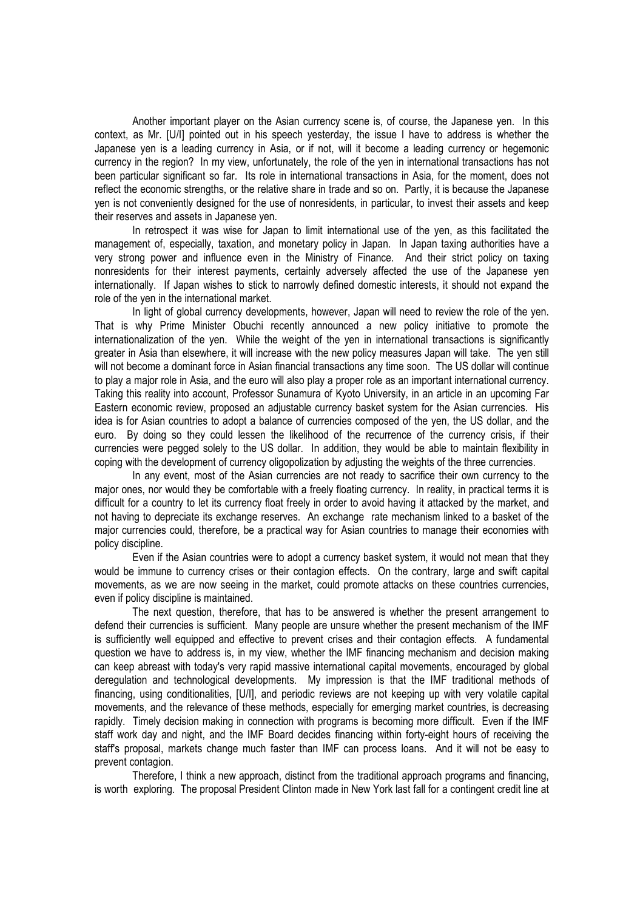Another important player on the Asian currency scene is, of course, the Japanese yen. In this context, as Mr. [U/I] pointed out in his speech yesterday, the issue I have to address is whether the Japanese yen is a leading currency in Asia, or if not, will it become a leading currency or hegemonic currency in the region? In my view, unfortunately, the role of the yen in international transactions has not been particular significant so far. Its role in international transactions in Asia, for the moment, does not reflect the economic strengths, or the relative share in trade and so on. Partly, it is because the Japanese yen is not conveniently designed for the use of nonresidents, in particular, to invest their assets and keep their reserves and assets in Japanese yen.

In retrospect it was wise for Japan to limit international use of the yen, as this facilitated the management of, especially, taxation, and monetary policy in Japan. In Japan taxing authorities have a very strong power and influence even in the Ministry of Finance. And their strict policy on taxing nonresidents for their interest payments, certainly adversely affected the use of the Japanese yen internationally. If Japan wishes to stick to narrowly defined domestic interests, it should not expand the role of the yen in the international market.

In light of global currency developments, however, Japan will need to review the role of the yen. That is why Prime Minister Obuchi recently announced a new policy initiative to promote the internationalization of the yen. While the weight of the yen in international transactions is significantly greater in Asia than elsewhere, it will increase with the new policy measures Japan will take. The yen still will not become a dominant force in Asian financial transactions any time soon. The US dollar will continue to play a major role in Asia, and the euro will also play a proper role as an important international currency. Taking this reality into account, Professor Sunamura of Kyoto University, in an article in an upcoming Far Eastern economic review, proposed an adjustable currency basket system for the Asian currencies. His idea is for Asian countries to adopt a balance of currencies composed of the yen, the US dollar, and the euro. By doing so they could lessen the likelihood of the recurrence of the currency crisis, if their currencies were pegged solely to the US dollar. In addition, they would be able to maintain flexibility in coping with the development of currency oligopolization by adjusting the weights of the three currencies.

In any event, most of the Asian currencies are not ready to sacrifice their own currency to the major ones, nor would they be comfortable with a freely floating currency. In reality, in practical terms it is difficult for a country to let its currency float freely in order to avoid having it attacked by the market, and not having to depreciate its exchange reserves. An exchange rate mechanism linked to a basket of the major currencies could, therefore, be a practical way for Asian countries to manage their economies with policy discipline.

Even if the Asian countries were to adopt a currency basket system, it would not mean that they would be immune to currency crises or their contagion effects. On the contrary, large and swift capital movements, as we are now seeing in the market, could promote attacks on these countries currencies, even if policy discipline is maintained.

The next question, therefore, that has to be answered is whether the present arrangement to defend their currencies is sufficient. Many people are unsure whether the present mechanism of the IMF is sufficiently well equipped and effective to prevent crises and their contagion effects. A fundamental question we have to address is, in my view, whether the IMF financing mechanism and decision making can keep abreast with today's very rapid massive international capital movements, encouraged by global deregulation and technological developments. My impression is that the IMF traditional methods of financing, using conditionalities, [U/I], and periodic reviews are not keeping up with very volatile capital movements, and the relevance of these methods, especially for emerging market countries, is decreasing rapidly. Timely decision making in connection with programs is becoming more difficult. Even if the IMF staff work day and night, and the IMF Board decides financing within forty-eight hours of receiving the staff's proposal, markets change much faster than IMF can process loans. And it will not be easy to prevent contagion.

Therefore, I think a new approach, distinct from the traditional approach programs and financing, is worth exploring. The proposal President Clinton made in New York last fall for a contingent credit line at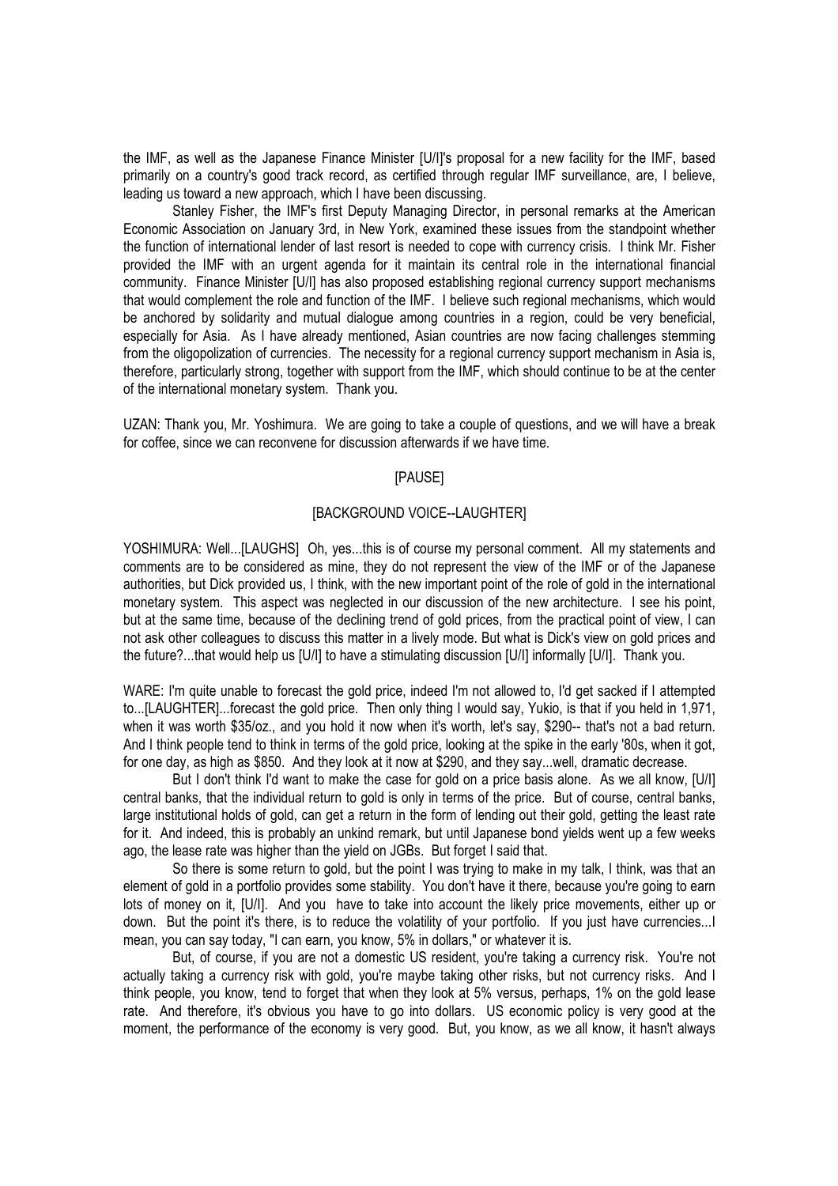the IMF, as well as the Japanese Finance Minister [U/I]'s proposal for a new facility for the IMF, based primarily on a country's good track record, as certified through regular IMF surveillance, are, I believe, leading us toward a new approach, which I have been discussing.

Stanley Fisher, the IMF's first Deputy Managing Director, in personal remarks at the American Economic Association on January 3rd, in New York, examined these issues from the standpoint whether the function of international lender of last resort is needed to cope with currency crisis. I think Mr. Fisher provided the IMF with an urgent agenda for it maintain its central role in the international financial community. Finance Minister [U/I] has also proposed establishing regional currency support mechanisms that would complement the role and function of the IMF. I believe such regional mechanisms, which would be anchored by solidarity and mutual dialogue among countries in a region, could be very beneficial, especially for Asia. As I have already mentioned, Asian countries are now facing challenges stemming from the oligopolization of currencies. The necessity for a regional currency support mechanism in Asia is, therefore, particularly strong, together with support from the IMF, which should continue to be at the center of the international monetary system. Thank you.

UZAN: Thank you, Mr. Yoshimura. We are going to take a couple of questions, and we will have a break for coffee, since we can reconvene for discussion afterwards if we have time.

[PAUSE]

[BACKGROUND VOICE--LAUGHTER]

YOSHIMURA: Well...[LAUGHS] Oh, yes...this is of course my personal comment. All my statements and comments are to be considered as mine, they do not represent the view of the IMF or of the Japanese authorities, but Dick provided us, I think, with the new important point of the role of gold in the international monetary system. This aspect was neglected in our discussion of the new architecture. I see his point, but at the same time, because of the declining trend of gold prices, from the practical point of view, I can not ask other colleagues to discuss this matter in a lively mode. But what is Dick's view on gold prices and the future?...that would help us [U/I] to have a stimulating discussion [U/I] informally [U/I]. Thank you.

WARE: I'm quite unable to forecast the gold price, indeed I'm not allowed to, I'd get sacked if I attempted to...[LAUGHTER]...forecast the gold price. Then only thing I would say, Yukio, is that if you held in 1,971, when it was worth $35/oz., and you hold it now when it's worth, let's say, $290-- that's not a bad return. And I think people tend to think in terms of the gold price, looking at the spike in the early '80s, when it got, for one day, as high as $850. And they look at it now at $290, and they say...well, dramatic decrease.

But I don't think I'd want to make the case for gold on a price basis alone. As we all know, [U/I] central banks, that the individual return to gold is only in terms of the price. But of course, central banks, large institutional holds of gold, can get a return in the form of lending out their gold, getting the least rate for it. And indeed, this is probably an unkind remark, but until Japanese bond yields went up a few weeks ago, the lease rate was higher than the yield on JGBs. But forget I said that.

So there is some return to gold, but the point I was trying to make in my talk, I think, was that an element of gold in a portfolio provides some stability. You don't have it there, because you're going to earn lots of money on it, [U/I]. And you have to take into account the likely price movements, either up or down. But the point it's there, is to reduce the volatility of your portfolio. If you just have currencies...I mean, you can say today, "I can earn, you know, 5% in dollars," or whatever it is.

But, of course, if you are not a domestic US resident, you're taking a currency risk. You're not actually taking a currency risk with gold, you're maybe taking other risks, but not currency risks. And I think people, you know, tend to forget that when they look at 5% versus, perhaps, 1% on the gold lease rate. And therefore, it's obvious you have to go into dollars. US economic policy is very good at the moment, the performance of the economy is very good. But, you know, as we all know, it hasn't always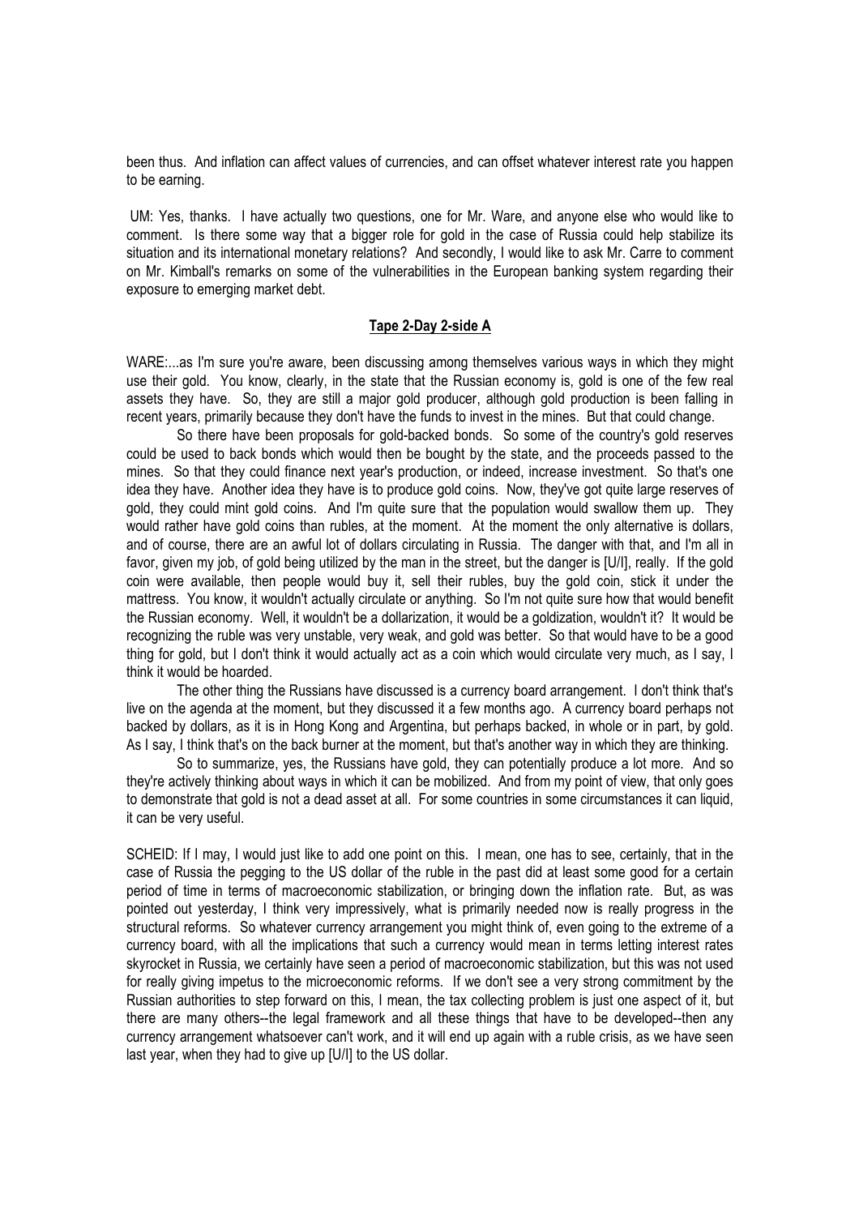been thus. And inflation can affect values of currencies, and can offset whatever interest rate you happen to be earning.

UM: Yes, thanks. I have actually two questions, one for Mr. Ware, and anyone else who would like to comment. Is there some way that a bigger role for gold in the case of Russia could help stabilize its situation and its international monetary relations? And secondly, I would like to ask Mr. Carre to comment on Mr. Kimball's remarks on some of the vulnerabilities in the European banking system regarding their exposure to emerging market debt.

## Tape 2-Day 2-side A

WARE:...as I'm sure you're aware, been discussing among themselves various ways in which they might use their gold. You know, clearly, in the state that the Russian economy is, gold is one of the few real assets they have. So, they are still a major gold producer, although gold production is been falling in recent years, primarily because they don't have the funds to invest in the mines. But that could change.

So there have been proposals for gold-backed bonds. So some of the country's gold reserves could be used to back bonds which would then be bought by the state, and the proceeds passed to the mines. So that they could finance next year's production, or indeed, increase investment. So that's one idea they have. Another idea they have is to produce gold coins. Now, they've got quite large reserves of gold, they could mint gold coins. And I'm quite sure that the population would swallow them up. They would rather have gold coins than rubles, at the moment. At the moment the only alternative is dollars, and of course, there are an awful lot of dollars circulating in Russia. The danger with that, and I'm all in favor, given my job, of gold being utilized by the man in the street, but the danger is [U/I], really. If the gold coin were available, then people would buy it, sell their rubles, buy the gold coin, stick it under the mattress. You know, it wouldn't actually circulate or anything. So I'm not quite sure how that would benefit the Russian economy. Well, it wouldn't be a dollarization, it would be a goldization, wouldn't it? It would be recognizing the ruble was very unstable, very weak, and gold was better. So that would have to be a good thing for gold, but I don't think it would actually act as a coin which would circulate very much, as I say, I think it would be hoarded.

The other thing the Russians have discussed is a currency board arrangement. I don't think that's live on the agenda at the moment, but they discussed it a few months ago. A currency board perhaps not backed by dollars, as it is in Hong Kong and Argentina, but perhaps backed, in whole or in part, by gold. As I say, I think that's on the back burner at the moment, but that's another way in which they are thinking.

So to summarize, yes, the Russians have gold, they can potentially produce a lot more. And so they're actively thinking about ways in which it can be mobilized. And from my point of view, that only goes to demonstrate that gold is not a dead asset at all. For some countries in some circumstances it can liquid, it can be very useful.

SCHEID: If I may, I would just like to add one point on this. I mean, one has to see, certainly, that in the case of Russia the pegging to the US dollar of the ruble in the past did at least some good for a certain period of time in terms of macroeconomic stabilization, or bringing down the inflation rate. But, as was pointed out yesterday, I think very impressively, what is primarily needed now is really progress in the structural reforms. So whatever currency arrangement you might think of, even going to the extreme of a currency board, with all the implications that such a currency would mean in terms letting interest rates skyrocket in Russia, we certainly have seen a period of macroeconomic stabilization, but this was not used for really giving impetus to the microeconomic reforms. If we don't see a very strong commitment by the Russian authorities to step forward on this, I mean, the tax collecting problem is just one aspect of it, but there are many others--the legal framework and all these things that have to be developed--then any currency arrangement whatsoever can't work, and it will end up again with a ruble crisis, as we have seen last year, when they had to give up [U/I] to the US dollar.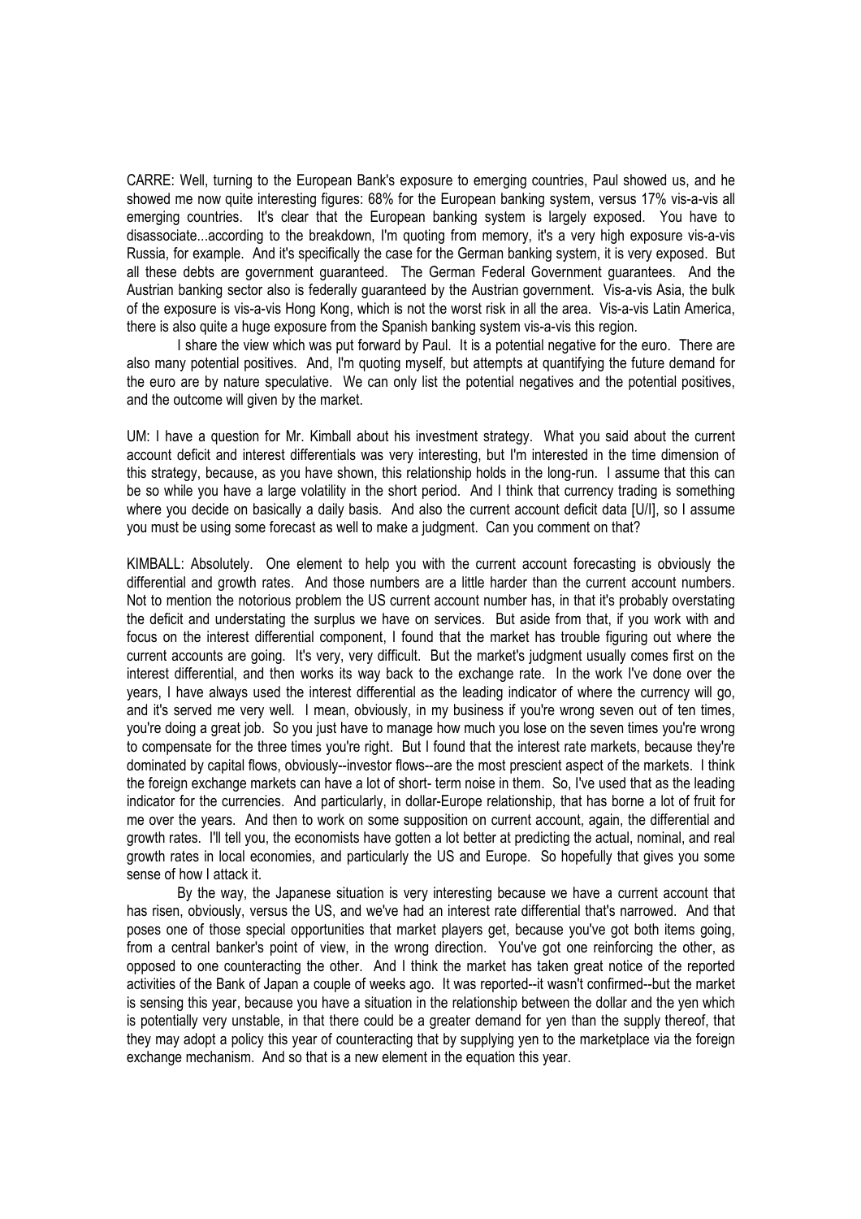CARRE: Well, turning to the European Bank's exposure to emerging countries, Paul showed us, and he showed me now quite interesting figures: 68% for the European banking system, versus 17% vis-a-vis all emerging countries. It's clear that the European banking system is largely exposed. You have to disassociate...according to the breakdown, I'm quoting from memory, it's a very high exposure vis-a-vis Russia, for example. And it's specifically the case for the German banking system, it is very exposed. But all these debts are government guaranteed. The German Federal Government guarantees. And the Austrian banking sector also is federally guaranteed by the Austrian government. Vis-a-vis Asia, the bulk of the exposure is vis-a-vis Hong Kong, which is not the worst risk in all the area. Vis-a-vis Latin America, there is also quite a huge exposure from the Spanish banking system vis-a-vis this region.

I share the view which was put forward by Paul. It is a potential negative for the euro. There are also many potential positives. And, I'm quoting myself, but attempts at quantifying the future demand for the euro are by nature speculative. We can only list the potential negatives and the potential positives, and the outcome will given by the market.

UM: I have a question for Mr. Kimball about his investment strategy. What you said about the current account deficit and interest differentials was very interesting, but I'm interested in the time dimension of this strategy, because, as you have shown, this relationship holds in the long-run. I assume that this can be so while you have a large volatility in the short period. And I think that currency trading is something where you decide on basically a daily basis. And also the current account deficit data [U/I], so I assume you must be using some forecast as well to make a judgment. Can you comment on that?

KIMBALL: Absolutely. One element to help you with the current account forecasting is obviously the differential and growth rates. And those numbers are a little harder than the current account numbers. Not to mention the notorious problem the US current account number has, in that it's probably overstating the deficit and understating the surplus we have on services. But aside from that, if you work with and focus on the interest differential component, I found that the market has trouble figuring out where the current accounts are going. It's very, very difficult. But the market's judgment usually comes first on the interest differential, and then works its way back to the exchange rate. In the work I've done over the years, I have always used the interest differential as the leading indicator of where the currency will go, and it's served me very well. I mean, obviously, in my business if you're wrong seven out of ten times, you're doing a great job. So you just have to manage how much you lose on the seven times you're wrong to compensate for the three times you're right. But I found that the interest rate markets, because they're dominated by capital flows, obviously--investor flows--are the most prescient aspect of the markets. I think the foreign exchange markets can have a lot of short- term noise in them. So, I've used that as the leading indicator for the currencies. And particularly, in dollar-Europe relationship, that has borne a lot of fruit for me over the years. And then to work on some supposition on current account, again, the differential and growth rates. I'll tell you, the economists have gotten a lot better at predicting the actual, nominal, and real growth rates in local economies, and particularly the US and Europe. So hopefully that gives you some sense of how I attack it.

By the way, the Japanese situation is very interesting because we have a current account that has risen, obviously, versus the US, and we've had an interest rate differential that's narrowed. And that poses one of those special opportunities that market players get, because you've got both items going, from a central banker's point of view, in the wrong direction. You've got one reinforcing the other, as opposed to one counteracting the other. And I think the market has taken great notice of the reported activities of the Bank of Japan a couple of weeks ago. It was reported--it wasn't confirmed--but the market is sensing this year, because you have a situation in the relationship between the dollar and the yen which is potentially very unstable, in that there could be a greater demand for yen than the supply thereof, that they may adopt a policy this year of counteracting that by supplying yen to the marketplace via the foreign exchange mechanism. And so that is a new element in the equation this year.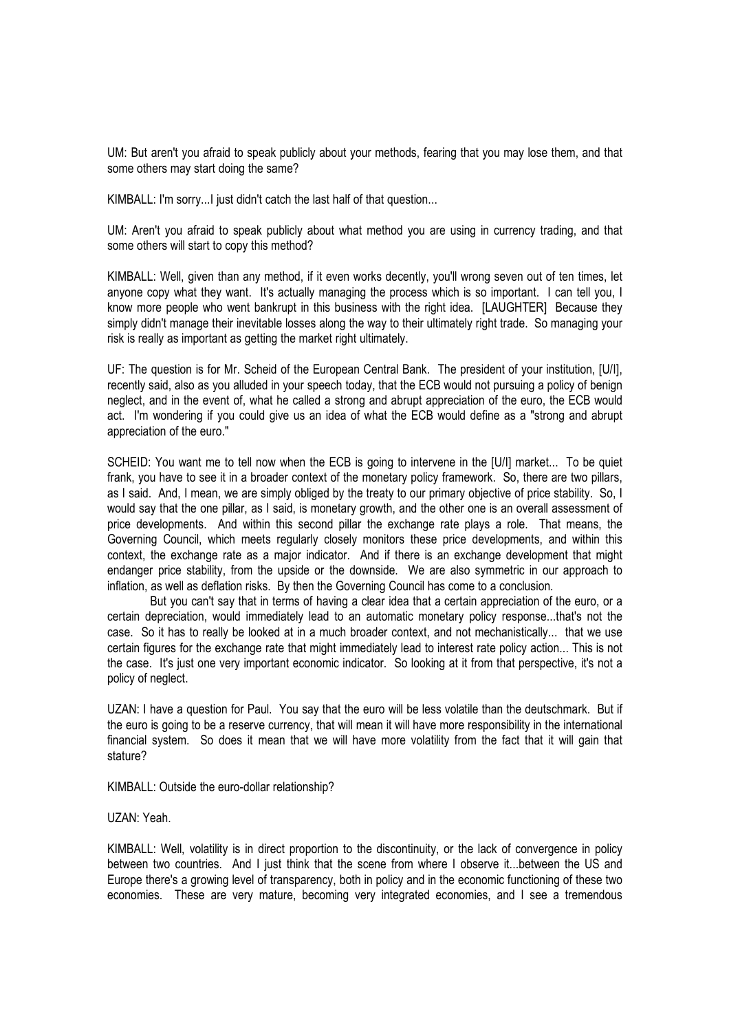UM: But aren't you afraid to speak publicly about your methods, fearing that you may lose them, and that some others may start doing the same?

KIMBALL: I'm sorry...I just didn't catch the last half of that question...

UM: Aren't you afraid to speak publicly about what method you are using in currency trading, and that some others will start to copy this method?

KIMBALL: Well, given than any method, if it even works decently, you'll wrong seven out of ten times, let anyone copy what they want. It's actually managing the process which is so important. I can tell you, I know more people who went bankrupt in this business with the right idea. [LAUGHTER] Because they simply didn't manage their inevitable losses along the way to their ultimately right trade. So managing your risk is really as important as getting the market right ultimately.

UF: The question is for Mr. Scheid of the European Central Bank. The president of your institution, [U/I], recently said, also as you alluded in your speech today, that the ECB would not pursuing a policy of benign neglect, and in the event of, what he called a strong and abrupt appreciation of the euro, the ECB would act. I'm wondering if you could give us an idea of what the ECB would define as a "strong and abrupt appreciation of the euro."

SCHEID: You want me to tell now when the ECB is going to intervene in the [U/I] market... To be quiet frank, you have to see it in a broader context of the monetary policy framework. So, there are two pillars, as I said. And, I mean, we are simply obliged by the treaty to our primary objective of price stability. So, I would say that the one pillar, as I said, is monetary growth, and the other one is an overall assessment of price developments. And within this second pillar the exchange rate plays a role. That means, the Governing Council, which meets regularly closely monitors these price developments, and within this context, the exchange rate as a major indicator. And if there is an exchange development that might endanger price stability, from the upside or the downside. We are also symmetric in our approach to inflation, as well as deflation risks. By then the Governing Council has come to a conclusion.

But you can't say that in terms of having a clear idea that a certain appreciation of the euro, or a certain depreciation, would immediately lead to an automatic monetary policy response...that's not the case. So it has to really be looked at in a much broader context, and not mechanistically... that we use certain figures for the exchange rate that might immediately lead to interest rate policy action... This is not the case. It's just one very important economic indicator. So looking at it from that perspective, it's not a policy of neglect.

UZAN: I have a question for Paul. You say that the euro will be less volatile than the deutschmark. But if the euro is going to be a reserve currency, that will mean it will have more responsibility in the international financial system. So does it mean that we will have more volatility from the fact that it will gain that stature?

KIMBALL: Outside the euro-dollar relationship?

UZAN: Yeah.

KIMBALL: Well, volatility is in direct proportion to the discontinuity, or the lack of convergence in policy between two countries. And I just think that the scene from where I observe it...between the US and Europe there's a growing level of transparency, both in policy and in the economic functioning of these two economies. These are very mature, becoming very integrated economies, and I see a tremendous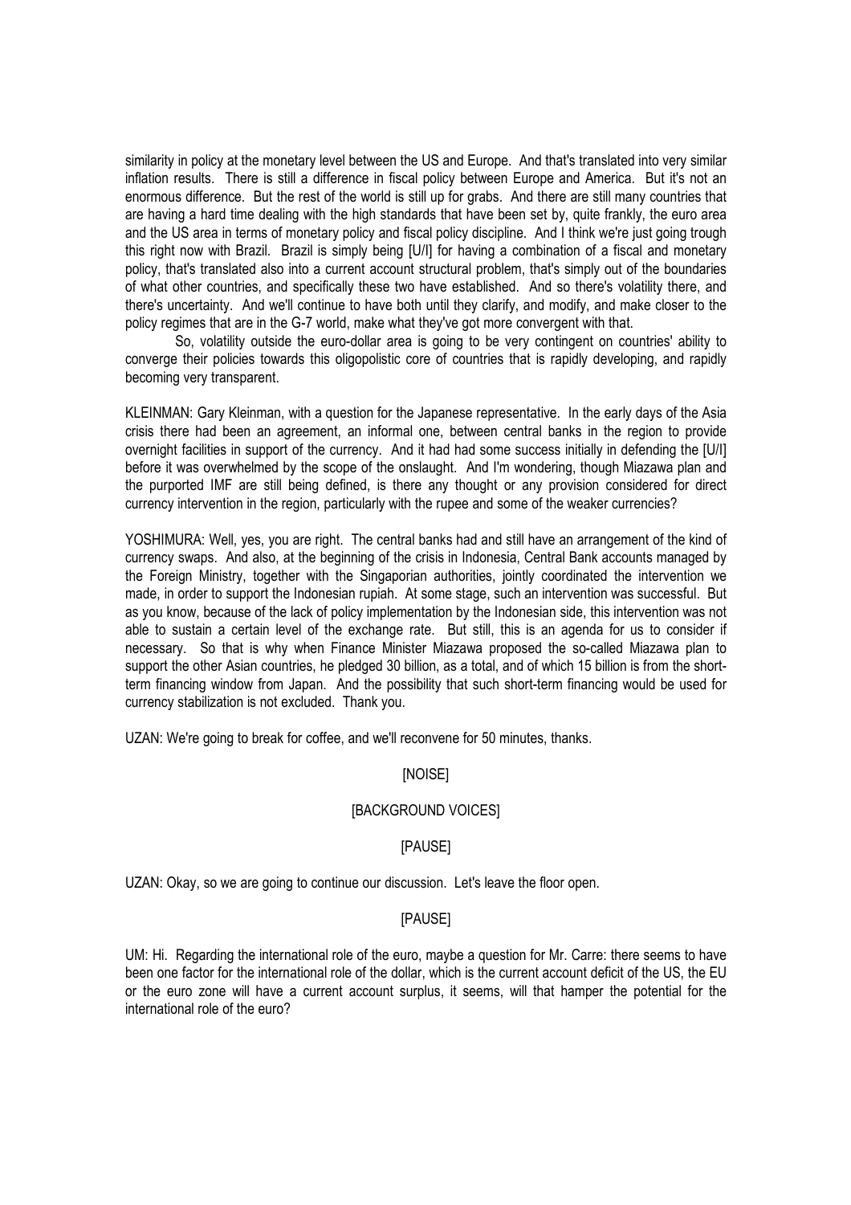similarity in policy at the monetary level between the US and Europe. And that's translated into very similar inflation results. There is still a difference in fiscal policy between Europe and America. But it's not an enormous difference. But the rest of the world is still up for grabs. And there are still many countries that are having a hard time dealing with the high standards that have been set by, quite frankly, the euro area and the US area in terms of monetary policy and fiscal policy discipline. And I think we're just going trough this right now with Brazil. Brazil is simply being [U/I] for having a combination of a fiscal and monetary policy, that's translated also into a current account structural problem, that's simply out of the boundaries of what other countries, and specifically these two have established. And so there's volatility there, and there's uncertainty. And we'll continue to have both until they clarify, and modify, and make closer to the policy regimes that are in the G-7 world, make what they've got more convergent with that.

So, volatility outside the euro-dollar area is going to be very contingent on countries' ability to converge their policies towards this oligopolistic core of countries that is rapidly developing, and rapidly becoming very transparent.

KLEINMAN: Gary Kleinman, with a question for the Japanese representative. In the early days of the Asia crisis there had been an agreement, an informal one, between central banks in the region to provide overnight facilities in support of the currency. And it had had some success initially in defending the [U/I] before it was overwhelmed by the scope of the onslaught. And I'm wondering, though Miazawa plan and the purported IMF are still being defined, is there any thought or any provision considered for direct currency intervention in the region, particularly with the rupee and some of the weaker currencies?

YOSHIMURA: Well, yes, you are right. The central banks had and still have an arrangement of the kind of currency swaps. And also, at the beginning of the crisis in Indonesia, Central Bank accounts managed by the Foreign Ministry, together with the Singaporian authorities, jointly coordinated the intervention we made, in order to support the Indonesian rupiah. At some stage, such an intervention was successful. But as you know, because of the lack of policy implementation by the Indonesian side, this intervention was not able to sustain a certain level of the exchange rate. But still, this is an agenda for us to consider if necessary. So that is why when Finance Minister Miazawa proposed the so-called Miazawa plan to support the other Asian countries, he pledged 30 billion, as a total, and of which 15 billion is from the short-term financing window from Japan. And the possibility that such short-term financing would be used for currency stabilization is not excluded. Thank you.

UZAN: We're going to break for coffee, and we'll reconvene for 50 minutes, thanks.

[NOISE]

[BACKGROUND VOICES]

[PAUSE]

UZAN: Okay, so we are going to continue our discussion. Let's leave the floor open.

[PAUSE]

UM: Hi. Regarding the international role of the euro, maybe a question for Mr. Carre: there seems to have been one factor for the international role of the dollar, which is the current account deficit of the US, the EU or the euro zone will have a current account surplus, it seems, will that hamper the potential for the international role of the euro?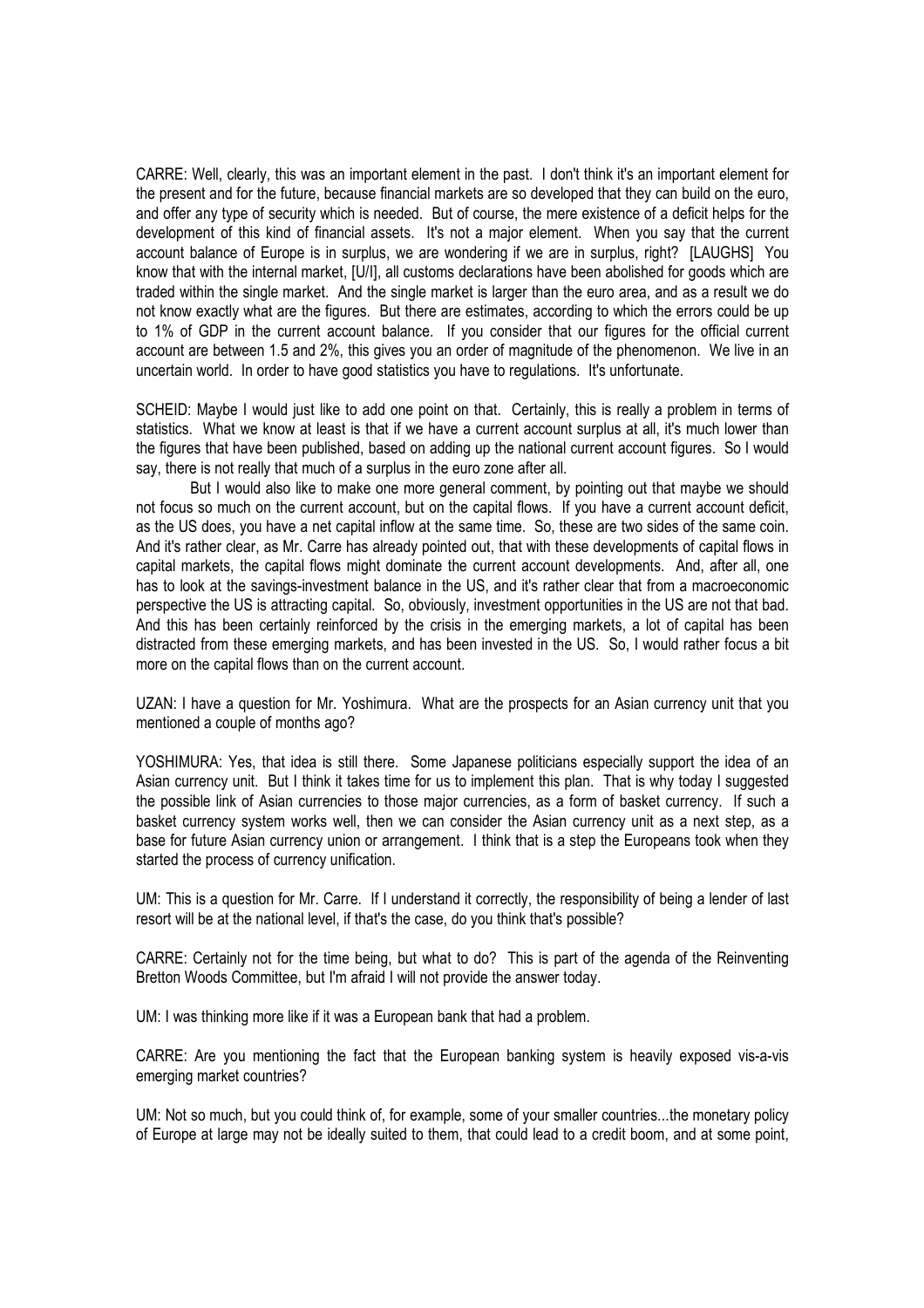CARRE: Well, clearly, this was an important element in the past. I don't think it's an important element for the present and for the future, because financial markets are so developed that they can build on the euro, and offer any type of security which is needed. But of course, the mere existence of a deficit helps for the development of this kind of financial assets. It's not a major element. When you say that the current account balance of Europe is in surplus, we are wondering if we are in surplus, right? [LAUGHS] You know that with the internal market, [U/I], all customs declarations have been abolished for goods which are traded within the single market. And the single market is larger than the euro area, and as a result we do not know exactly what are the figures. But there are estimates, according to which the errors could be up to 1% of GDP in the current account balance. If you consider that our figures for the official current account are between 1.5 and 2%, this gives you an order of magnitude of the phenomenon. We live in an uncertain world. In order to have good statistics you have to regulations. It's unfortunate.

SCHEID: Maybe I would just like to add one point on that. Certainly, this is really a problem in terms of statistics. What we know at least is that if we have a current account surplus at all, it's much lower than the figures that have been published, based on adding up the national current account figures. So I would say, there is not really that much of a surplus in the euro zone after all.

But I would also like to make one more general comment, by pointing out that maybe we should not focus so much on the current account, but on the capital flows. If you have a current account deficit, as the US does, you have a net capital inflow at the same time. So, these are two sides of the same coin. And it's rather clear, as Mr. Carre has already pointed out, that with these developments of capital flows in capital markets, the capital flows might dominate the current account developments. And, after all, one has to look at the savings-investment balance in the US, and it's rather clear that from a macroeconomic perspective the US is attracting capital. So, obviously, investment opportunities in the US are not that bad. And this has been certainly reinforced by the crisis in the emerging markets, a lot of capital has been distracted from these emerging markets, and has been invested in the US. So, I would rather focus a bit more on the capital flows than on the current account.

UZAN: I have a question for Mr. Yoshimura. What are the prospects for an Asian currency unit that you mentioned a couple of months ago?

YOSHIMURA: Yes, that idea is still there. Some Japanese politicians especially support the idea of an Asian currency unit. But I think it takes time for us to implement this plan. That is why today I suggested the possible link of Asian currencies to those major currencies, as a form of basket currency. If such a basket currency system works well, then we can consider the Asian currency unit as a next step, as a base for future Asian currency union or arrangement. I think that is a step the Europeans took when they started the process of currency unification.

UM: This is a question for Mr. Carre. If I understand it correctly, the responsibility of being a lender of last resort will be at the national level, if that's the case, do you think that's possible?

CARRE: Certainly not for the time being, but what to do? This is part of the agenda of the Reinventing Bretton Woods Committee, but I'm afraid I will not provide the answer today.

UM: I was thinking more like if it was a European bank that had a problem.

CARRE: Are you mentioning the fact that the European banking system is heavily exposed vis-a-vis emerging market countries?

UM: Not so much, but you could think of, for example, some of your smaller countries...the monetary policy of Europe at large may not be ideally suited to them, that could lead to a credit boom, and at some point,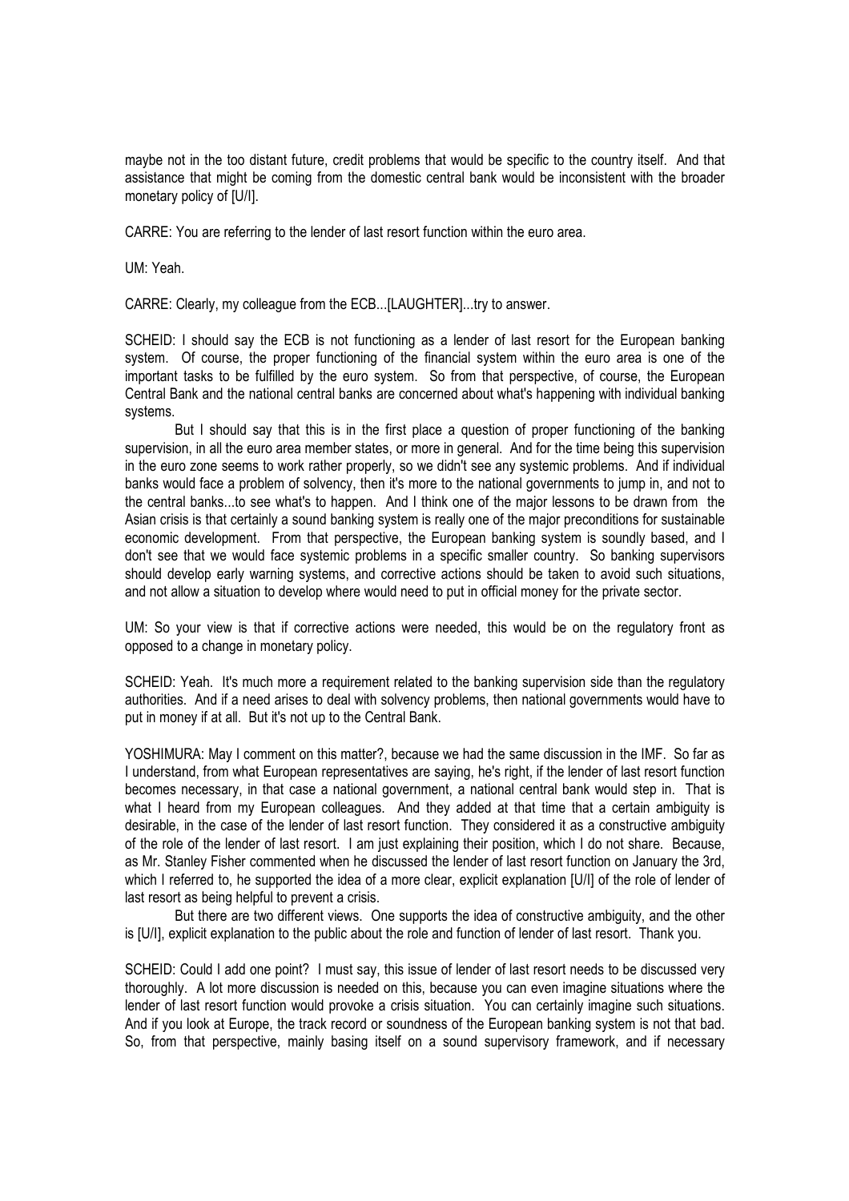maybe not in the too distant future, credit problems that would be specific to the country itself. And that assistance that might be coming from the domestic central bank would be inconsistent with the broader monetary policy of [U/I].

CARRE: You are referring to the lender of last resort function within the euro area.

UM: Yeah.

CARRE: Clearly, my colleague from the ECB...[LAUGHTER]...try to answer.

SCHEID: I should say the ECB is not functioning as a lender of last resort for the European banking system. Of course, the proper functioning of the financial system within the euro area is one of the important tasks to be fulfilled by the euro system. So from that perspective, of course, the European Central Bank and the national central banks are concerned about what's happening with individual banking systems.

But I should say that this is in the first place a question of proper functioning of the banking supervision, in all the euro area member states, or more in general. And for the time being this supervision in the euro zone seems to work rather properly, so we didn't see any systemic problems. And if individual banks would face a problem of solvency, then it's more to the national governments to jump in, and not to the central banks...to see what's to happen. And I think one of the major lessons to be drawn from the Asian crisis is that certainly a sound banking system is really one of the major preconditions for sustainable economic development. From that perspective, the European banking system is soundly based, and I don't see that we would face systemic problems in a specific smaller country. So banking supervisors should develop early warning systems, and corrective actions should be taken to avoid such situations, and not allow a situation to develop where would need to put in official money for the private sector.

UM: So your view is that if corrective actions were needed, this would be on the regulatory front as opposed to a change in monetary policy.

SCHEID: Yeah. It's much more a requirement related to the banking supervision side than the regulatory authorities. And if a need arises to deal with solvency problems, then national governments would have to put in money if at all. But it's not up to the Central Bank.

YOSHIMURA: May I comment on this matter?, because we had the same discussion in the IMF. So far as I understand, from what European representatives are saying, he's right, if the lender of last resort function becomes necessary, in that case a national government, a national central bank would step in. That is what I heard from my European colleagues. And they added at that time that a certain ambiguity is desirable, in the case of the lender of last resort function. They considered it as a constructive ambiguity of the role of the lender of last resort. I am just explaining their position, which I do not share. Because, as Mr. Stanley Fisher commented when he discussed the lender of last resort function on January the 3rd, which I referred to, he supported the idea of a more clear, explicit explanation [U/I] of the role of lender of last resort as being helpful to prevent a crisis.

But there are two different views. One supports the idea of constructive ambiguity, and the other is [U/I], explicit explanation to the public about the role and function of lender of last resort. Thank you.

SCHEID: Could I add one point? I must say, this issue of lender of last resort needs to be discussed very thoroughly. A lot more discussion is needed on this, because you can even imagine situations where the lender of last resort function would provoke a crisis situation. You can certainly imagine such situations. And if you look at Europe, the track record or soundness of the European banking system is not that bad. So, from that perspective, mainly basing itself on a sound supervisory framework, and if necessary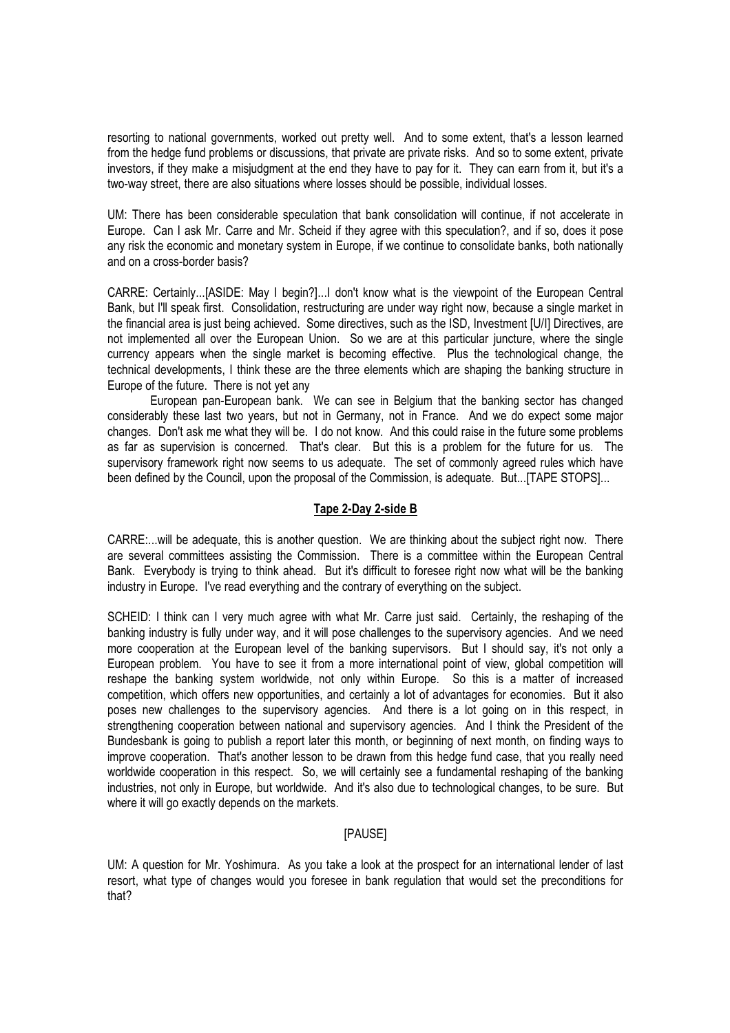resorting to national governments, worked out pretty well. And to some extent, that's a lesson learned from the hedge fund problems or discussions, that private are private risks. And so to some extent, private investors, if they make a misjudgment at the end they have to pay for it. They can earn from it, but it's a two-way street, there are also situations where losses should be possible, individual losses.

UM: There has been considerable speculation that bank consolidation will continue, if not accelerate in Europe. Can I ask Mr. Carre and Mr. Scheid if they agree with this speculation?, and if so, does it pose any risk the economic and monetary system in Europe, if we continue to consolidate banks, both nationally and on a cross-border basis?

CARRE: Certainly...[ASIDE: May I begin?]...I don't know what is the viewpoint of the European Central Bank, but I'll speak first. Consolidation, restructuring are under way right now, because a single market in the financial area is just being achieved. Some directives, such as the ISD, Investment [U/I] Directives, are not implemented all over the European Union. So we are at this particular juncture, where the single currency appears when the single market is becoming effective. Plus the technological change, the technical developments, I think these are the three elements which are shaping the banking structure in Europe of the future. There is not yet any

European pan-European bank. We can see in Belgium that the banking sector has changed considerably these last two years, but not in Germany, not in France. And we do expect some major changes. Don't ask me what they will be. I do not know. And this could raise in the future some problems as far as supervision is concerned. That's clear. But this is a problem for the future for us. The supervisory framework right now seems to us adequate. The set of commonly agreed rules which have been defined by the Council, upon the proposal of the Commission, is adequate. But...[TAPE STOPS]...

## Tape 2-Day 2-side B

CARRE:...will be adequate, this is another question. We are thinking about the subject right now. There are several committees assisting the Commission. There is a committee within the European Central Bank. Everybody is trying to think ahead. But it's difficult to foresee right now what will be the banking industry in Europe. I've read everything and the contrary of everything on the subject.

SCHEID: I think can I very much agree with what Mr. Carre just said. Certainly, the reshaping of the banking industry is fully under way, and it will pose challenges to the supervisory agencies. And we need more cooperation at the European level of the banking supervisors. But I should say, it's not only a European problem. You have to see it from a more international point of view, global competition will reshape the banking system worldwide, not only within Europe. So this is a matter of increased competition, which offers new opportunities, and certainly a lot of advantages for economies. But it also poses new challenges to the supervisory agencies. And there is a lot going on in this respect, in strengthening cooperation between national and supervisory agencies. And I think the President of the Bundesbank is going to publish a report later this month, or beginning of next month, on finding ways to improve cooperation. That's another lesson to be drawn from this hedge fund case, that you really need worldwide cooperation in this respect. So, we will certainly see a fundamental reshaping of the banking industries, not only in Europe, but worldwide. And it's also due to technological changes, to be sure. But where it will go exactly depends on the markets.

[PAUSE]

UM: A question for Mr. Yoshimura. As you take a look at the prospect for an international lender of last resort, what type of changes would you foresee in bank regulation that would set the preconditions for that?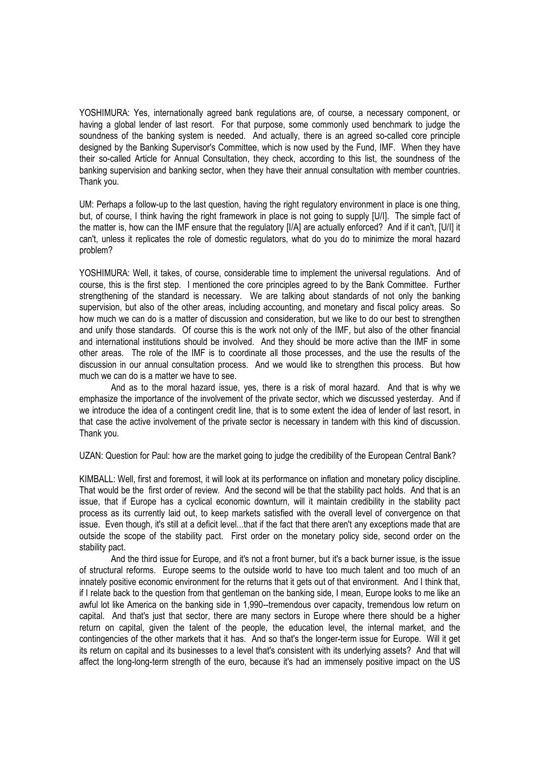YOSHIMURA: Yes, internationally agreed bank regulations are, of course, a necessary component, or having a global lender of last resort. For that purpose, some commonly used benchmark to judge the soundness of the banking system is needed. And actually, there is an agreed so-called core principle designed by the Banking Supervisor's Committee, which is now used by the Fund, IMF. When they have their so-called Article for Annual Consultation, they check, according to this list, the soundness of the banking supervision and banking sector, when they have their annual consultation with member countries. Thank you.

UM: Perhaps a follow-up to the last question, having the right regulatory environment in place is one thing, but, of course, I think having the right framework in place is not going to supply [U/I]. The simple fact of the matter is, how can the IMF ensure that the regulatory [I/A] are actually enforced? And if it can't, [U/I] it can't, unless it replicates the role of domestic regulators, what do you do to minimize the moral hazard problem?

YOSHIMURA: Well, it takes, of course, considerable time to implement the universal regulations. And of course, this is the first step. I mentioned the core principles agreed to by the Bank Committee. Further strengthening of the standard is necessary. We are talking about standards of not only the banking supervision, but also of the other areas, including accounting, and monetary and fiscal policy areas. So how much we can do is a matter of discussion and consideration, but we like to do our best to strengthen and unify those standards. Of course this is the work not only of the IMF, but also of the other financial and international institutions should be involved. And they should be more active than the IMF in some other areas. The role of the IMF is to coordinate all those processes, and the use the results of the discussion in our annual consultation process. And we would like to strengthen this process. But how much we can do is a matter we have to see.

And as to the moral hazard issue, yes, there is a risk of moral hazard. And that is why we emphasize the importance of the involvement of the private sector, which we discussed yesterday. And if we introduce the idea of a contingent credit line, that is to some extent the idea of lender of last resort, in that case the active involvement of the private sector is necessary in tandem with this kind of discussion. Thank you.

UZAN: Question for Paul: how are the market going to judge the credibility of the European Central Bank?

KIMBALL: Well, first and foremost, it will look at its performance on inflation and monetary policy discipline. That would be the first order of review. And the second will be that the stability pact holds. And that is an issue, that if Europe has a cyclical economic downturn, will it maintain credibility in the stability pact process as its currently laid out, to keep markets satisfied with the overall level of convergence on that issue. Even though, it's still at a deficit level...that if the fact that there aren't any exceptions made that are outside the scope of the stability pact. First order on the monetary policy side, second order on the stability pact.

And the third issue for Europe, and it's not a front burner, but it's a back burner issue, is the issue of structural reforms. Europe seems to the outside world to have too much talent and too much of an innately positive economic environment for the returns that it gets out of that environment. And I think that, if I relate back to the question from that gentleman on the banking side, I mean, Europe looks to me like an awful lot like America on the banking side in 1,990--tremendous over capacity, tremendous low return on capital. And that's just that sector, there are many sectors in Europe where there should be a higher return on capital, given the talent of the people, the education level, the internal market, and the contingencies of the other markets that it has. And so that's the longer-term issue for Europe. Will it get its return on capital and its businesses to a level that's consistent with its underlying assets? And that will affect the long-long-term strength of the euro, because it's had an immensely positive impact on the US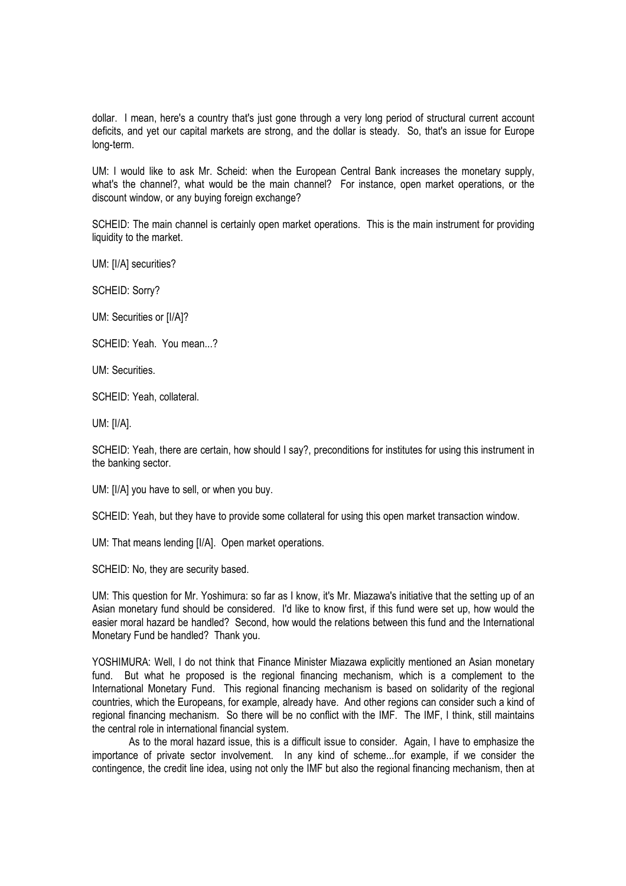dollar. I mean, here's a country that's just gone through a very long period of structural current account deficits, and yet our capital markets are strong, and the dollar is steady. So, that's an issue for Europe long-term.

UM: I would like to ask Mr. Scheid: when the European Central Bank increases the monetary supply, what's the channel?, what would be the main channel? For instance, open market operations, or the discount window, or any buying foreign exchange?

SCHEID: The main channel is certainly open market operations. This is the main instrument for providing liquidity to the market.

UM: [I/A] securities?

SCHEID: Sorry?

UM: Securities or [I/A]?

SCHEID: Yeah. You mean...?

UM: Securities.

SCHEID: Yeah, collateral.

UM: [I/A].

SCHEID: Yeah, there are certain, how should I say?, preconditions for institutes for using this instrument in the banking sector.

UM: [I/A] you have to sell, or when you buy.

SCHEID: Yeah, but they have to provide some collateral for using this open market transaction window.

UM: That means lending [I/A]. Open market operations.

SCHEID: No, they are security based.

UM: This question for Mr. Yoshimura: so far as I know, it's Mr. Miazawa's initiative that the setting up of an Asian monetary fund should be considered. I'd like to know first, if this fund were set up, how would the easier moral hazard be handled? Second, how would the relations between this fund and the International Monetary Fund be handled? Thank you.

YOSHIMURA: Well, I do not think that Finance Minister Miazawa explicitly mentioned an Asian monetary fund. But what he proposed is the regional financing mechanism, which is a complement to the International Monetary Fund. This regional financing mechanism is based on solidarity of the regional countries, which the Europeans, for example, already have. And other regions can consider such a kind of regional financing mechanism. So there will be no conflict with the IMF. The IMF, I think, still maintains the central role in international financial system.

As to the moral hazard issue, this is a difficult issue to consider. Again, I have to emphasize the importance of private sector involvement. In any kind of scheme...for example, if we consider the contingence, the credit line idea, using not only the IMF but also the regional financing mechanism, then at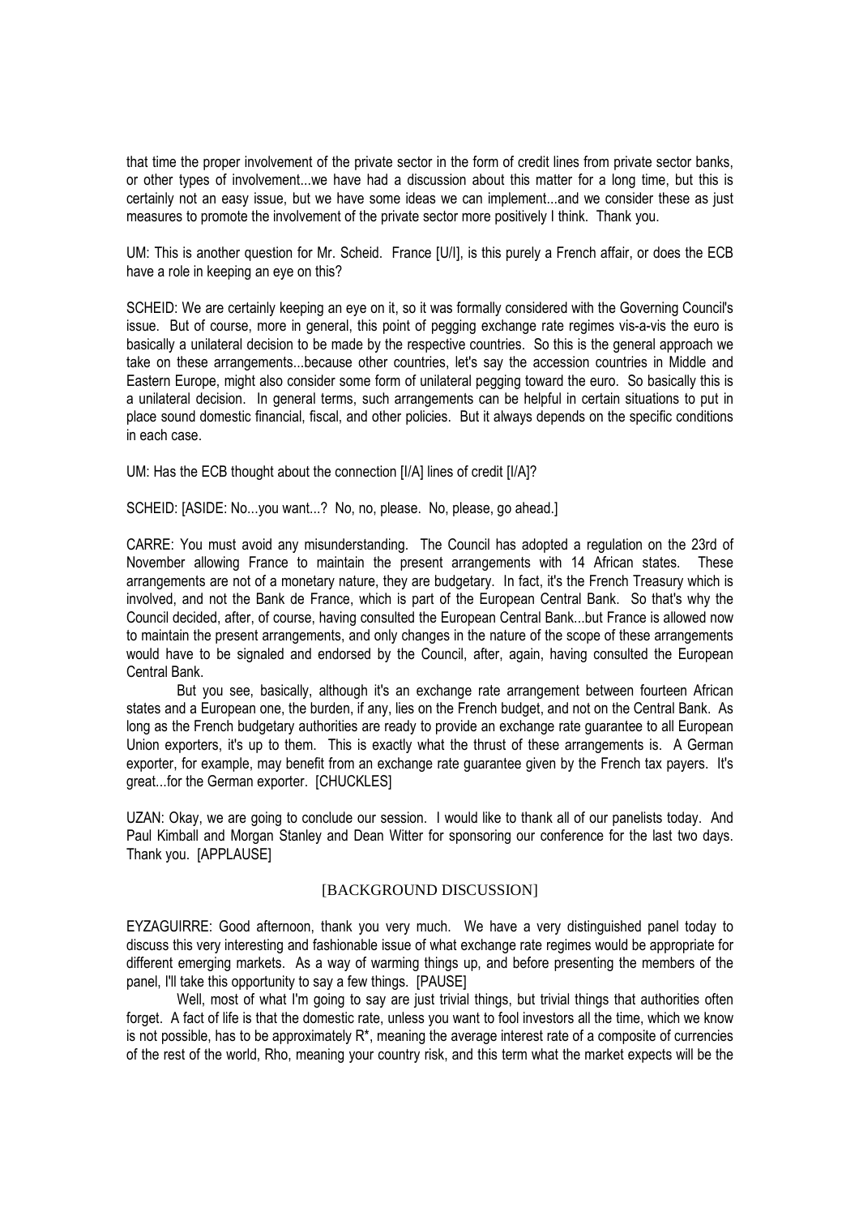that time the proper involvement of the private sector in the form of credit lines from private sector banks, or other types of involvement...we have had a discussion about this matter for a long time, but this is certainly not an easy issue, but we have some ideas we can implement...and we consider these as just measures to promote the involvement of the private sector more positively I think. Thank you.

UM: This is another question for Mr. Scheid. France [U/I], is this purely a French affair, or does the ECB have a role in keeping an eye on this?

SCHEID: We are certainly keeping an eye on it, so it was formally considered with the Governing Council's issue. But of course, more in general, this point of pegging exchange rate regimes vis-a-vis the euro is basically a unilateral decision to be made by the respective countries. So this is the general approach we take on these arrangements...because other countries, let's say the accession countries in Middle and Eastern Europe, might also consider some form of unilateral pegging toward the euro. So basically this is a unilateral decision. In general terms, such arrangements can be helpful in certain situations to put in place sound domestic financial, fiscal, and other policies. But it always depends on the specific conditions in each case.

UM: Has the ECB thought about the connection [I/A] lines of credit [I/A]?

SCHEID: [ASIDE: No...you want...? No, no, please. No, please, go ahead.]

CARRE: You must avoid any misunderstanding. The Council has adopted a regulation on the 23rd of November allowing France to maintain the present arrangements with 14 African states. These arrangements are not of a monetary nature, they are budgetary. In fact, it's the French Treasury which is involved, and not the Bank de France, which is part of the European Central Bank. So that's why the Council decided, after, of course, having consulted the European Central Bank...but France is allowed now to maintain the present arrangements, and only changes in the nature of the scope of these arrangements would have to be signaled and endorsed by the Council, after, again, having consulted the European Central Bank.

But you see, basically, although it's an exchange rate arrangement between fourteen African states and a European one, the burden, if any, lies on the French budget, and not on the Central Bank. As long as the French budgetary authorities are ready to provide an exchange rate guarantee to all European Union exporters, it's up to them. This is exactly what the thrust of these arrangements is. A German exporter, for example, may benefit from an exchange rate guarantee given by the French tax payers. It's great...for the German exporter. [CHUCKLES]

UZAN: Okay, we are going to conclude our session. I would like to thank all of our panelists today. And Paul Kimball and Morgan Stanley and Dean Witter for sponsoring our conference for the last two days. Thank you. [APPLAUSE]

[BACKGROUND DISCUSSION]

EYZAGUIRRE: Good afternoon, thank you very much. We have a very distinguished panel today to discuss this very interesting and fashionable issue of what exchange rate regimes would be appropriate for different emerging markets. As a way of warming things up, and before presenting the members of the panel, I'll take this opportunity to say a few things. [PAUSE]

Well, most of what I'm going to say are just trivial things, but trivial things that authorities often forget. A fact of life is that the domestic rate, unless you want to fool investors all the time, which we know is not possible, has to be approximately R*, meaning the average interest rate of a composite of currencies of the rest of the world, Rho, meaning your country risk, and this term what the market expects will be the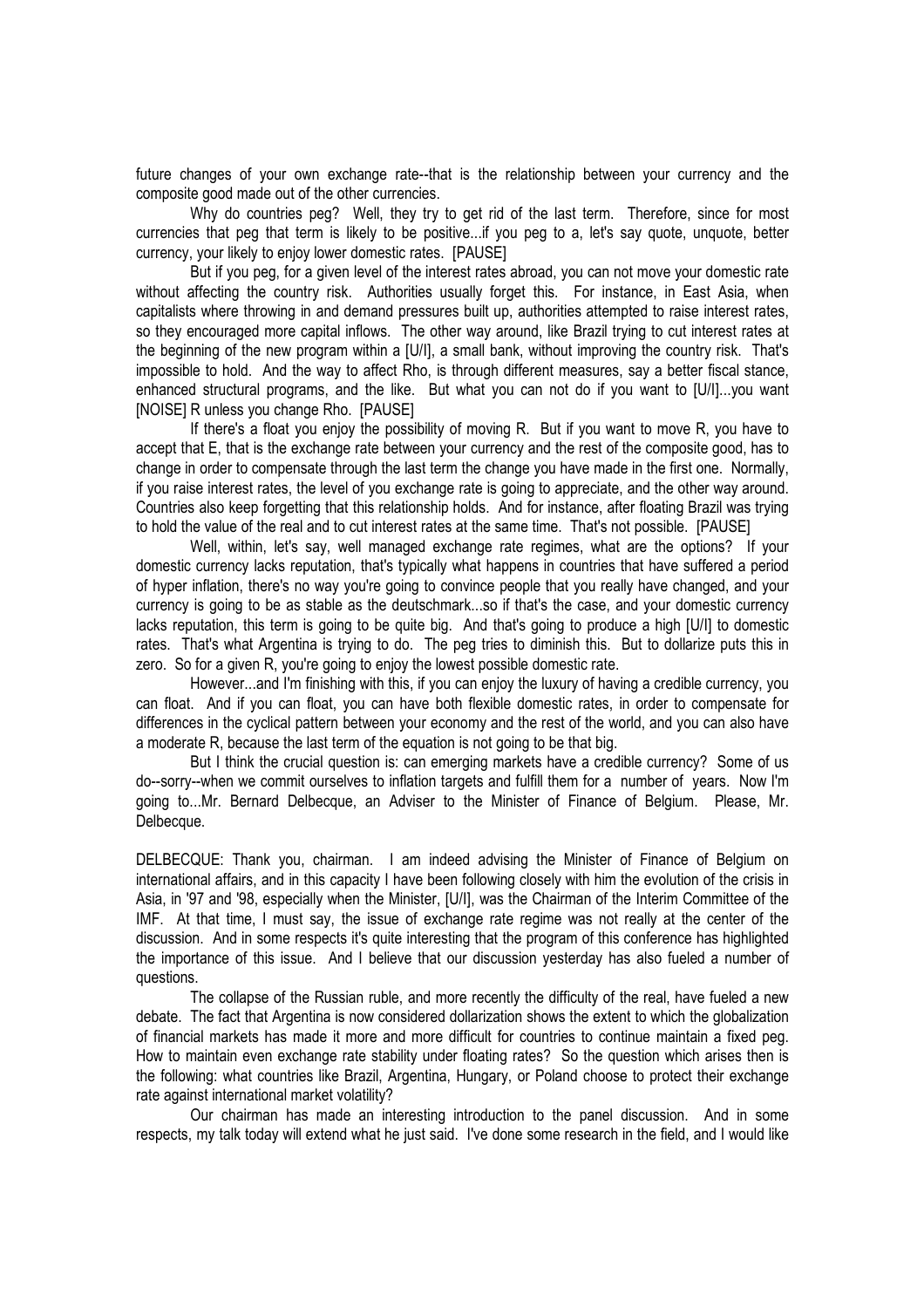future changes of your own exchange rate--that is the relationship between your currency and the composite good made out of the other currencies.

Why do countries peg? Well, they try to get rid of the last term. Therefore, since for most currencies that peg that term is likely to be positive...if you peg to a, let's say quote, unquote, better currency, your likely to enjoy lower domestic rates. [PAUSE]

But if you peg, for a given level of the interest rates abroad, you can not move your domestic rate without affecting the country risk. Authorities usually forget this. For instance, in East Asia, when capitalists where throwing in and demand pressures built up, authorities attempted to raise interest rates, so they encouraged more capital inflows. The other way around, like Brazil trying to cut interest rates at the beginning of the new program within a [U/I], a small bank, without improving the country risk. That's impossible to hold. And the way to affect Rho, is through different measures, say a better fiscal stance, enhanced structural programs, and the like. But what you can not do if you want to [U/I]...you want [NOISE] R unless you change Rho. [PAUSE]

If there's a float you enjoy the possibility of moving R. But if you want to move R, you have to accept that E, that is the exchange rate between your currency and the rest of the composite good, has to change in order to compensate through the last term the change you have made in the first one. Normally, if you raise interest rates, the level of you exchange rate is going to appreciate, and the other way around. Countries also keep forgetting that this relationship holds. And for instance, after floating Brazil was trying to hold the value of the real and to cut interest rates at the same time. That's not possible. [PAUSE]

Well, within, let's say, well managed exchange rate regimes, what are the options? If your domestic currency lacks reputation, that's typically what happens in countries that have suffered a period of hyper inflation, there's no way you're going to convince people that you really have changed, and your currency is going to be as stable as the deutschmark...so if that's the case, and your domestic currency lacks reputation, this term is going to be quite big. And that's going to produce a high [U/I] to domestic rates. That's what Argentina is trying to do. The peg tries to diminish this. But to dollarize puts this in zero. So for a given R, you're going to enjoy the lowest possible domestic rate.

However...and I'm finishing with this, if you can enjoy the luxury of having a credible currency, you can float. And if you can float, you can have both flexible domestic rates, in order to compensate for differences in the cyclical pattern between your economy and the rest of the world, and you can also have a moderate R, because the last term of the equation is not going to be that big.

But I think the crucial question is: can emerging markets have a credible currency? Some of us do--sorry--when we commit ourselves to inflation targets and fulfill them for a number of years. Now I'm going to...Mr. Bernard Delbecque, an Adviser to the Minister of Finance of Belgium. Please, Mr. Delbecque.

DELBECQUE: Thank you, chairman. I am indeed advising the Minister of Finance of Belgium on international affairs, and in this capacity I have been following closely with him the evolution of the crisis in Asia, in '97 and '98, especially when the Minister, [U/I], was the Chairman of the Interim Committee of the IMF. At that time, I must say, the issue of exchange rate regime was not really at the center of the discussion. And in some respects it's quite interesting that the program of this conference has highlighted the importance of this issue. And I believe that our discussion yesterday has also fueled a number of questions.

The collapse of the Russian ruble, and more recently the difficulty of the real, have fueled a new debate. The fact that Argentina is now considered dollarization shows the extent to which the globalization of financial markets has made it more and more difficult for countries to continue maintain a fixed peg. How to maintain even exchange rate stability under floating rates? So the question which arises then is the following: what countries like Brazil, Argentina, Hungary, or Poland choose to protect their exchange rate against international market volatility?

Our chairman has made an interesting introduction to the panel discussion. And in some respects, my talk today will extend what he just said. I've done some research in the field, and I would like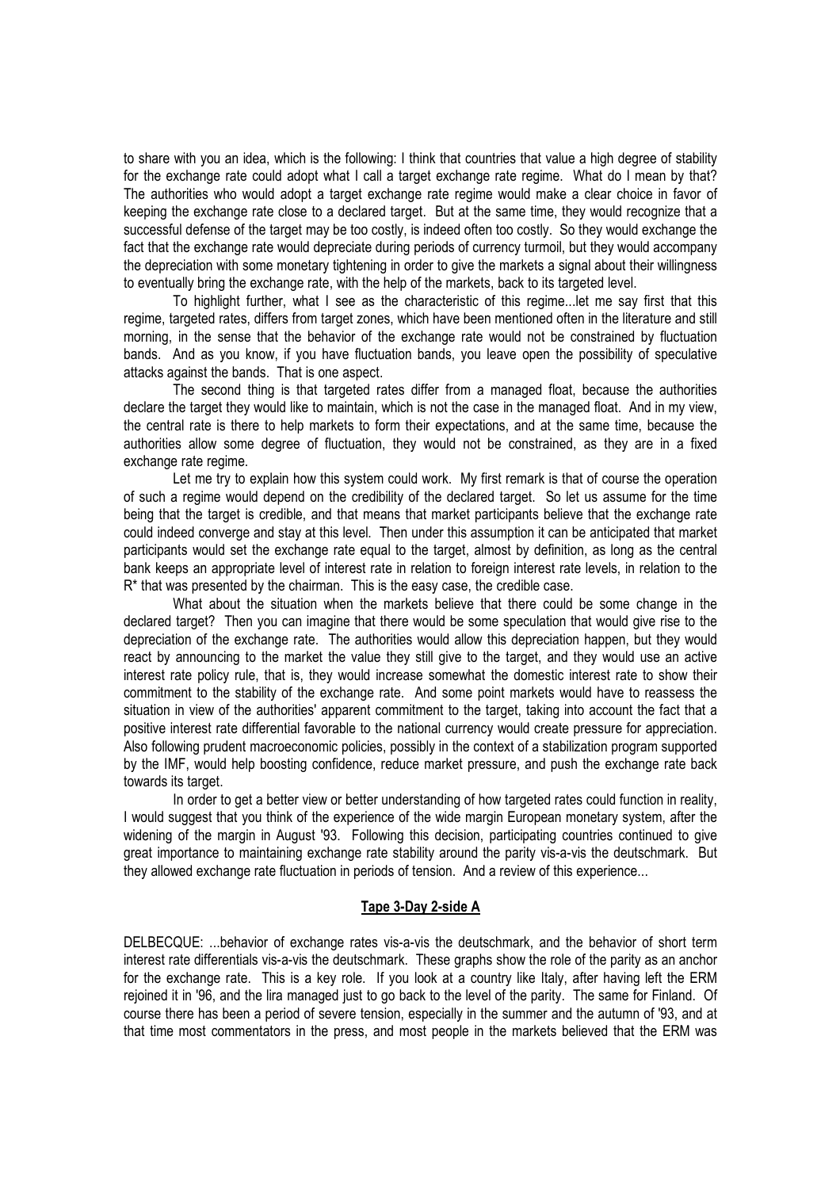to share with you an idea, which is the following: I think that countries that value a high degree of stability for the exchange rate could adopt what I call a target exchange rate regime. What do I mean by that? The authorities who would adopt a target exchange rate regime would make a clear choice in favor of keeping the exchange rate close to a declared target. But at the same time, they would recognize that a successful defense of the target may be too costly, is indeed often too costly. So they would exchange the fact that the exchange rate would depreciate during periods of currency turmoil, but they would accompany the depreciation with some monetary tightening in order to give the markets a signal about their willingness to eventually bring the exchange rate, with the help of the markets, back to its targeted level.

To highlight further, what I see as the characteristic of this regime...let me say first that this regime, targeted rates, differs from target zones, which have been mentioned often in the literature and still morning, in the sense that the behavior of the exchange rate would not be constrained by fluctuation bands. And as you know, if you have fluctuation bands, you leave open the possibility of speculative attacks against the bands. That is one aspect.

The second thing is that targeted rates differ from a managed float, because the authorities declare the target they would like to maintain, which is not the case in the managed float. And in my view, the central rate is there to help markets to form their expectations, and at the same time, because the authorities allow some degree of fluctuation, they would not be constrained, as they are in a fixed exchange rate regime.

Let me try to explain how this system could work. My first remark is that of course the operation of such a regime would depend on the credibility of the declared target. So let us assume for the time being that the target is credible, and that means that market participants believe that the exchange rate could indeed converge and stay at this level. Then under this assumption it can be anticipated that market participants would set the exchange rate equal to the target, almost by definition, as long as the central bank keeps an appropriate level of interest rate in relation to foreign interest rate levels, in relation to the R* that was presented by the chairman. This is the easy case, the credible case.

What about the situation when the markets believe that there could be some change in the declared target? Then you can imagine that there would be some speculation that would give rise to the depreciation of the exchange rate. The authorities would allow this depreciation happen, but they would react by announcing to the market the value they still give to the target, and they would use an active interest rate policy rule, that is, they would increase somewhat the domestic interest rate to show their commitment to the stability of the exchange rate. And some point markets would have to reassess the situation in view of the authorities' apparent commitment to the target, taking into account the fact that a positive interest rate differential favorable to the national currency would create pressure for appreciation. Also following prudent macroeconomic policies, possibly in the context of a stabilization program supported by the IMF, would help boosting confidence, reduce market pressure, and push the exchange rate back towards its target.

In order to get a better view or better understanding of how targeted rates could function in reality, I would suggest that you think of the experience of the wide margin European monetary system, after the widening of the margin in August '93. Following this decision, participating countries continued to give great importance to maintaining exchange rate stability around the parity vis-a-vis the deutschmark. But they allowed exchange rate fluctuation in periods of tension. And a review of this experience...

**Tape 3-Day 2-side A**

DELBECQUE: ...behavior of exchange rates vis-a-vis the deutschmark, and the behavior of short term interest rate differentials vis-a-vis the deutschmark. These graphs show the role of the parity as an anchor for the exchange rate. This is a key role. If you look at a country like Italy, after having left the ERM rejoined it in '96, and the lira managed just to go back to the level of the parity. The same for Finland. Of course there has been a period of severe tension, especially in the summer and the autumn of '93, and at that time most commentators in the press, and most people in the markets believed that the ERM was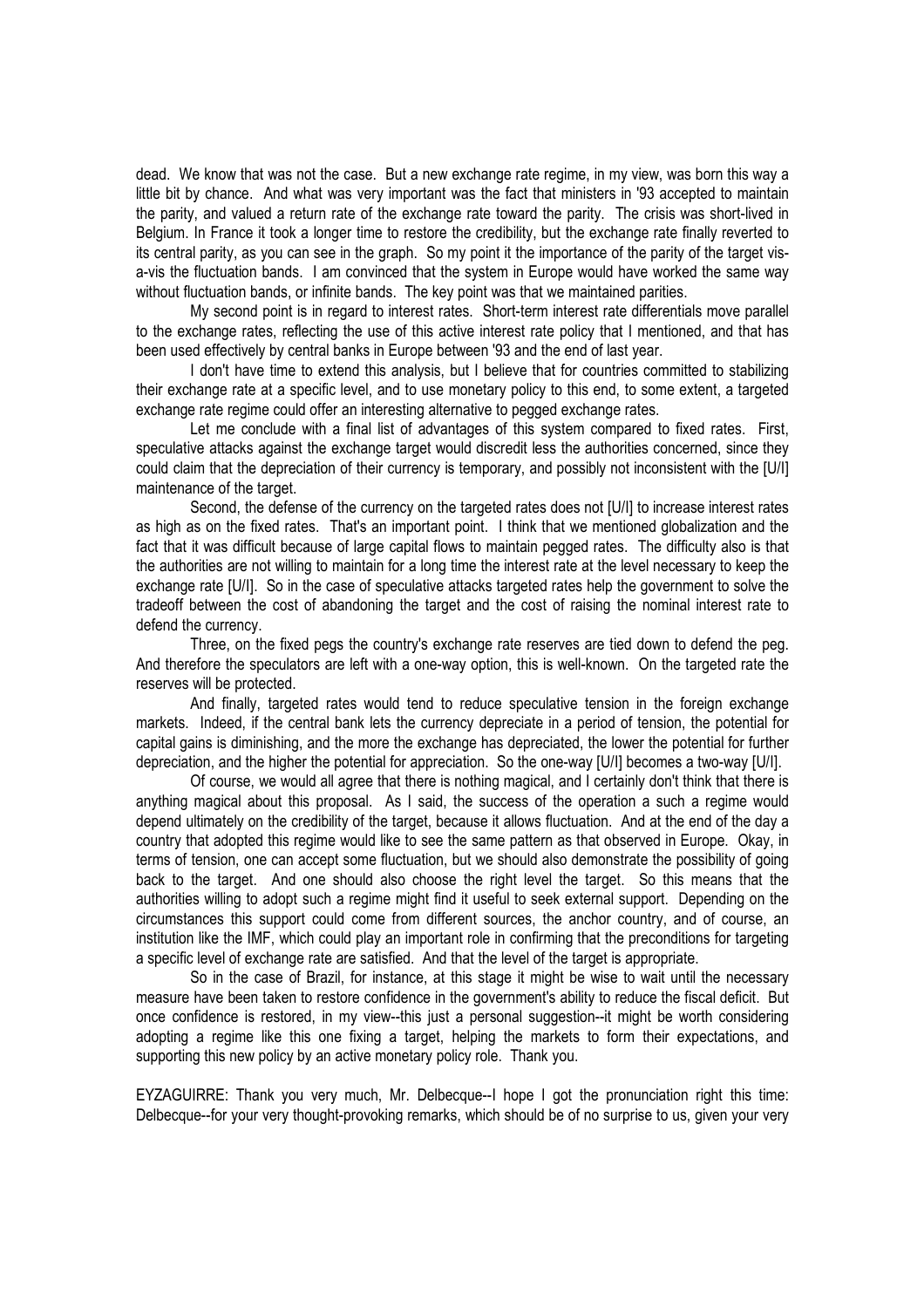dead. We know that was not the case. But a new exchange rate regime, in my view, was born this way a little bit by chance. And what was very important was the fact that ministers in '93 accepted to maintain the parity, and valued a return rate of the exchange rate toward the parity. The crisis was short-lived in Belgium. In France it took a longer time to restore the credibility, but the exchange rate finally reverted to its central parity, as you can see in the graph. So my point it the importance of the parity of the target vis-a-vis the fluctuation bands. I am convinced that the system in Europe would have worked the same way without fluctuation bands, or infinite bands. The key point was that we maintained parities.

My second point is in regard to interest rates. Short-term interest rate differentials move parallel to the exchange rates, reflecting the use of this active interest rate policy that I mentioned, and that has been used effectively by central banks in Europe between '93 and the end of last year.

I don't have time to extend this analysis, but I believe that for countries committed to stabilizing their exchange rate at a specific level, and to use monetary policy to this end, to some extent, a targeted exchange rate regime could offer an interesting alternative to pegged exchange rates.

Let me conclude with a final list of advantages of this system compared to fixed rates. First, speculative attacks against the exchange target would discredit less the authorities concerned, since they could claim that the depreciation of their currency is temporary, and possibly not inconsistent with the [U/I] maintenance of the target.

Second, the defense of the currency on the targeted rates does not [U/I] to increase interest rates as high as on the fixed rates. That's an important point. I think that we mentioned globalization and the fact that it was difficult because of large capital flows to maintain pegged rates. The difficulty also is that the authorities are not willing to maintain for a long time the interest rate at the level necessary to keep the exchange rate [U/I]. So in the case of speculative attacks targeted rates help the government to solve the tradeoff between the cost of abandoning the target and the cost of raising the nominal interest rate to defend the currency.

Three, on the fixed pegs the country's exchange rate reserves are tied down to defend the peg. And therefore the speculators are left with a one-way option, this is well-known. On the targeted rate the reserves will be protected.

And finally, targeted rates would tend to reduce speculative tension in the foreign exchange markets. Indeed, if the central bank lets the currency depreciate in a period of tension, the potential for capital gains is diminishing, and the more the exchange has depreciated, the lower the potential for further depreciation, and the higher the potential for appreciation. So the one-way [U/I] becomes a two-way [U/I].

Of course, we would all agree that there is nothing magical, and I certainly don't think that there is anything magical about this proposal. As I said, the success of the operation a such a regime would depend ultimately on the credibility of the target, because it allows fluctuation. And at the end of the day a country that adopted this regime would like to see the same pattern as that observed in Europe. Okay, in terms of tension, one can accept some fluctuation, but we should also demonstrate the possibility of going back to the target. And one should also choose the right level the target. So this means that the authorities willing to adopt such a regime might find it useful to seek external support. Depending on the circumstances this support could come from different sources, the anchor country, and of course, an institution like the IMF, which could play an important role in confirming that the preconditions for targeting a specific level of exchange rate are satisfied. And that the level of the target is appropriate.

So in the case of Brazil, for instance, at this stage it might be wise to wait until the necessary measure have been taken to restore confidence in the government's ability to reduce the fiscal deficit. But once confidence is restored, in my view--this just a personal suggestion--it might be worth considering adopting a regime like this one fixing a target, helping the markets to form their expectations, and supporting this new policy by an active monetary policy role. Thank you.

EYZAGUIRRE: Thank you very much, Mr. Delbecque--I hope I got the pronunciation right this time: Delbecque--for your very thought-provoking remarks, which should be of no surprise to us, given your very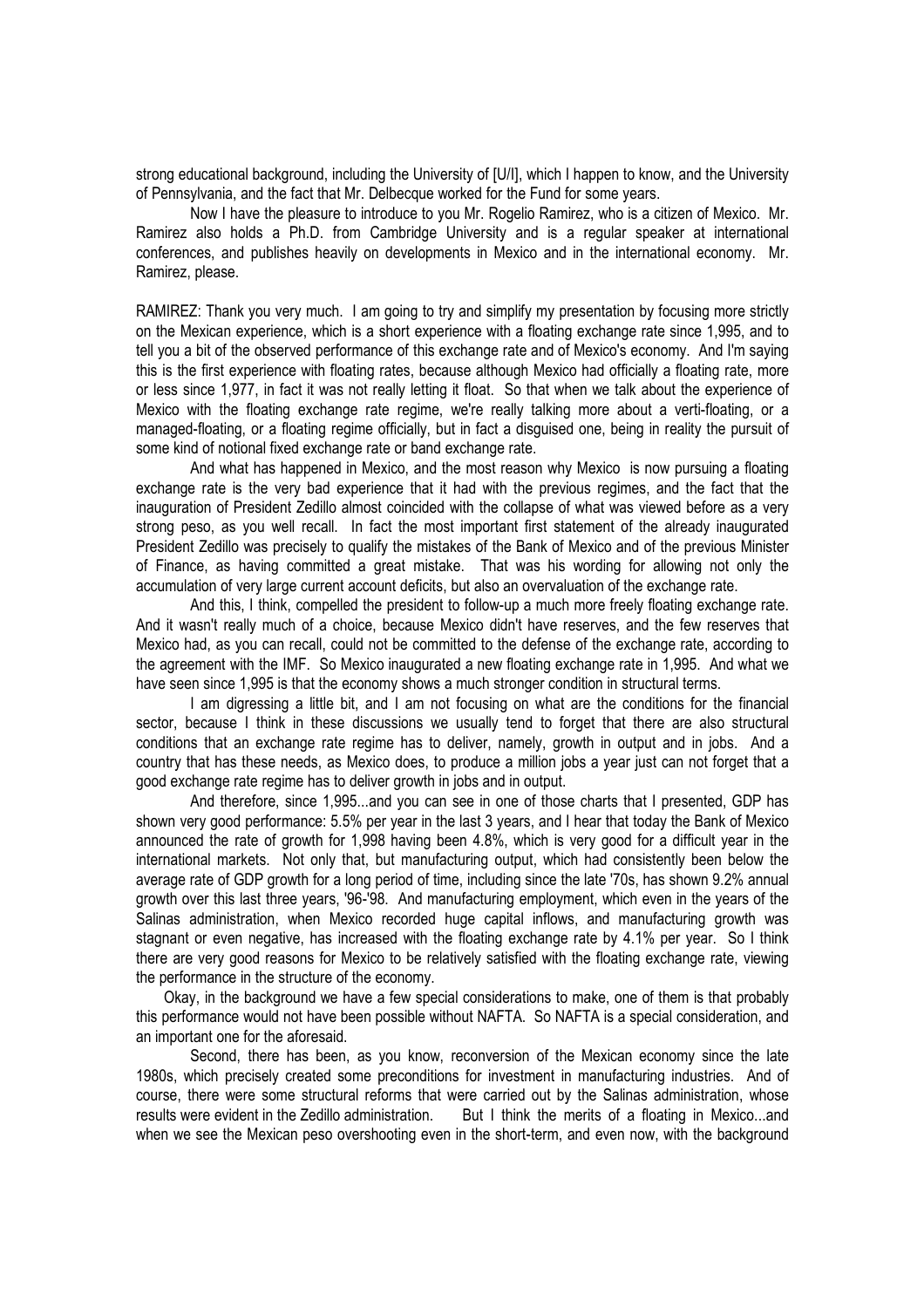strong educational background, including the University of [U/I], which I happen to know, and the University of Pennsylvania, and the fact that Mr. Delbecque worked for the Fund for some years.

Now I have the pleasure to introduce to you Mr. Rogelio Ramirez, who is a citizen of Mexico. Mr. Ramirez also holds a Ph.D. from Cambridge University and is a regular speaker at international conferences, and publishes heavily on developments in Mexico and in the international economy. Mr. Ramirez, please.

RAMIREZ: Thank you very much. I am going to try and simplify my presentation by focusing more strictly on the Mexican experience, which is a short experience with a floating exchange rate since 1,995, and to tell you a bit of the observed performance of this exchange rate and of Mexico's economy. And I'm saying this is the first experience with floating rates, because although Mexico had officially a floating rate, more or less since 1,977, in fact it was not really letting it float. So that when we talk about the experience of Mexico with the floating exchange rate regime, we're really talking more about a verti-floating, or a managed-floating, or a floating regime officially, but in fact a disguised one, being in reality the pursuit of some kind of notional fixed exchange rate or band exchange rate.

And what has happened in Mexico, and the most reason why Mexico is now pursuing a floating exchange rate is the very bad experience that it had with the previous regimes, and the fact that the inauguration of President Zedillo almost coincided with the collapse of what was viewed before as a very strong peso, as you well recall. In fact the most important first statement of the already inaugurated President Zedillo was precisely to qualify the mistakes of the Bank of Mexico and of the previous Minister of Finance, as having committed a great mistake. That was his wording for allowing not only the accumulation of very large current account deficits, but also an overvaluation of the exchange rate.

And this, I think, compelled the president to follow-up a much more freely floating exchange rate. And it wasn't really much of a choice, because Mexico didn't have reserves, and the few reserves that Mexico had, as you can recall, could not be committed to the defense of the exchange rate, according to the agreement with the IMF. So Mexico inaugurated a new floating exchange rate in 1,995. And what we have seen since 1,995 is that the economy shows a much stronger condition in structural terms.

I am digressing a little bit, and I am not focusing on what are the conditions for the financial sector, because I think in these discussions we usually tend to forget that there are also structural conditions that an exchange rate regime has to deliver, namely, growth in output and in jobs. And a country that has these needs, as Mexico does, to produce a million jobs a year just can not forget that a good exchange rate regime has to deliver growth in jobs and in output.

And therefore, since 1,995...and you can see in one of those charts that I presented, GDP has shown very good performance: 5.5% per year in the last 3 years, and I hear that today the Bank of Mexico announced the rate of growth for 1,998 having been 4.8%, which is very good for a difficult year in the international markets. Not only that, but manufacturing output, which had consistently been below the average rate of GDP growth for a long period of time, including since the late '70s, has shown 9.2% annual growth over this last three years, '96-'98. And manufacturing employment, which even in the years of the Salinas administration, when Mexico recorded huge capital inflows, and manufacturing growth was stagnant or even negative, has increased with the floating exchange rate by 4.1% per year. So I think there are very good reasons for Mexico to be relatively satisfied with the floating exchange rate, viewing the performance in the structure of the economy.

Okay, in the background we have a few special considerations to make, one of them is that probably this performance would not have been possible without NAFTA. So NAFTA is a special consideration, and an important one for the aforesaid.

Second, there has been, as you know, reconversion of the Mexican economy since the late 1980s, which precisely created some preconditions for investment in manufacturing industries. And of course, there were some structural reforms that were carried out by the Salinas administration, whose results were evident in the Zedillo administration. But I think the merits of a floating in Mexico...and when we see the Mexican peso overshooting even in the short-term, and even now, with the background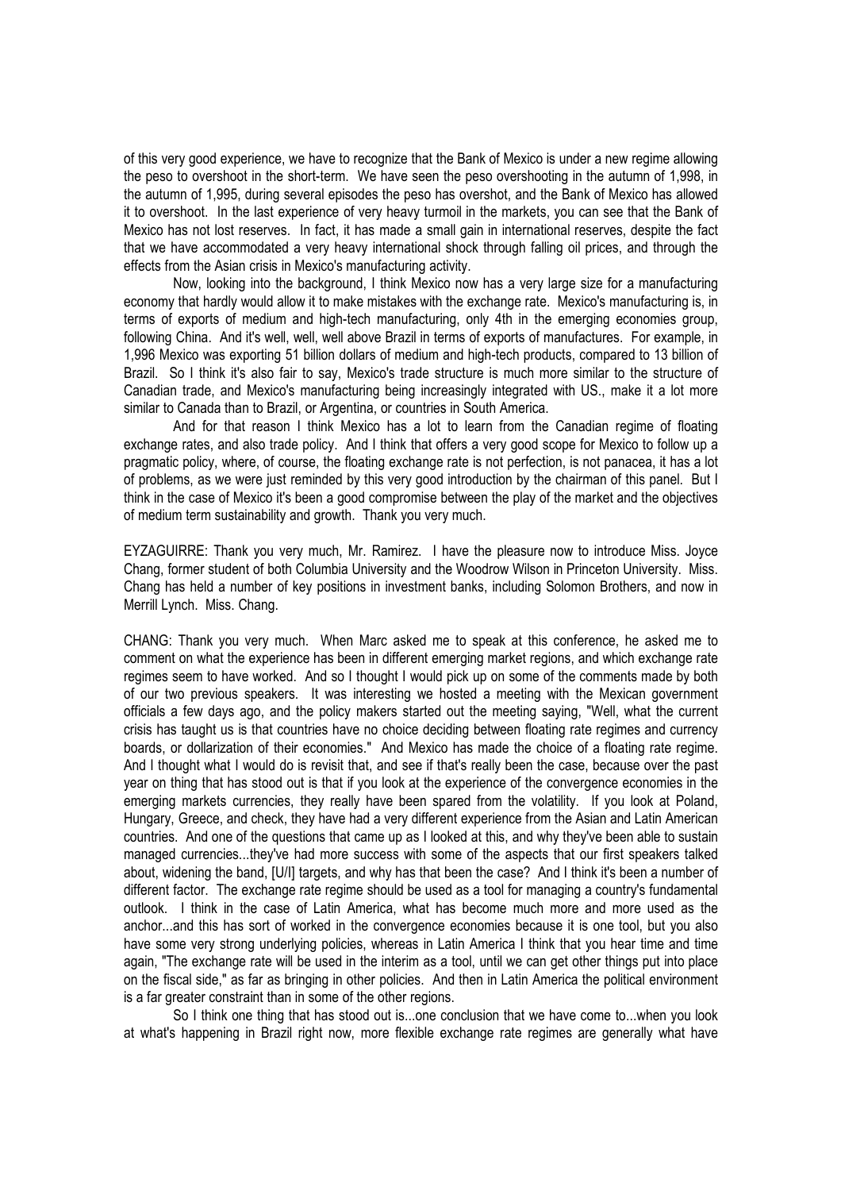of this very good experience, we have to recognize that the Bank of Mexico is under a new regime allowing the peso to overshoot in the short-term. We have seen the peso overshooting in the autumn of 1,998, in the autumn of 1,995, during several episodes the peso has overshot, and the Bank of Mexico has allowed it to overshoot. In the last experience of very heavy turmoil in the markets, you can see that the Bank of Mexico has not lost reserves. In fact, it has made a small gain in international reserves, despite the fact that we have accommodated a very heavy international shock through falling oil prices, and through the effects from the Asian crisis in Mexico's manufacturing activity.

Now, looking into the background, I think Mexico now has a very large size for a manufacturing economy that hardly would allow it to make mistakes with the exchange rate. Mexico's manufacturing is, in terms of exports of medium and high-tech manufacturing, only 4th in the emerging economies group, following China. And it's well, well, well above Brazil in terms of exports of manufactures. For example, in 1,996 Mexico was exporting 51 billion dollars of medium and high-tech products, compared to 13 billion of Brazil. So I think it's also fair to say, Mexico's trade structure is much more similar to the structure of Canadian trade, and Mexico's manufacturing being increasingly integrated with US., make it a lot more similar to Canada than to Brazil, or Argentina, or countries in South America.

And for that reason I think Mexico has a lot to learn from the Canadian regime of floating exchange rates, and also trade policy. And I think that offers a very good scope for Mexico to follow up a pragmatic policy, where, of course, the floating exchange rate is not perfection, is not panacea, it has a lot of problems, as we were just reminded by this very good introduction by the chairman of this panel. But I think in the case of Mexico it's been a good compromise between the play of the market and the objectives of medium term sustainability and growth. Thank you very much.

EYZAGUIRRE: Thank you very much, Mr. Ramirez. I have the pleasure now to introduce Miss. Joyce Chang, former student of both Columbia University and the Woodrow Wilson in Princeton University. Miss. Chang has held a number of key positions in investment banks, including Solomon Brothers, and now in Merrill Lynch. Miss. Chang.

CHANG: Thank you very much. When Marc asked me to speak at this conference, he asked me to comment on what the experience has been in different emerging market regions, and which exchange rate regimes seem to have worked. And so I thought I would pick up on some of the comments made by both of our two previous speakers. It was interesting we hosted a meeting with the Mexican government officials a few days ago, and the policy makers started out the meeting saying, "Well, what the current crisis has taught us is that countries have no choice deciding between floating rate regimes and currency boards, or dollarization of their economies." And Mexico has made the choice of a floating rate regime. And I thought what I would do is revisit that, and see if that's really been the case, because over the past year on thing that has stood out is that if you look at the experience of the convergence economies in the emerging markets currencies, they really have been spared from the volatility. If you look at Poland, Hungary, Greece, and check, they have had a very different experience from the Asian and Latin American countries. And one of the questions that came up as I looked at this, and why they've been able to sustain managed currencies...they've had more success with some of the aspects that our first speakers talked about, widening the band, [U/I] targets, and why has that been the case? And I think it's been a number of different factor. The exchange rate regime should be used as a tool for managing a country's fundamental outlook. I think in the case of Latin America, what has become much more and more used as the anchor...and this has sort of worked in the convergence economies because it is one tool, but you also have some very strong underlying policies, whereas in Latin America I think that you hear time and time again, "The exchange rate will be used in the interim as a tool, until we can get other things put into place on the fiscal side," as far as bringing in other policies. And then in Latin America the political environment is a far greater constraint than in some of the other regions.

So I think one thing that has stood out is...one conclusion that we have come to...when you look at what's happening in Brazil right now, more flexible exchange rate regimes are generally what have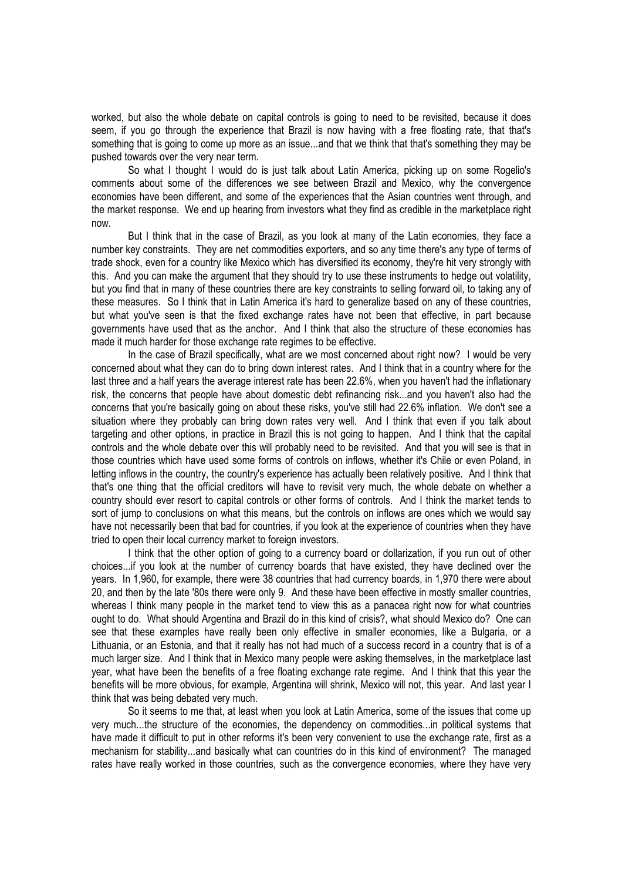worked, but also the whole debate on capital controls is going to need to be revisited, because it does seem, if you go through the experience that Brazil is now having with a free floating rate, that that's something that is going to come up more as an issue...and that we think that that's something they may be pushed towards over the very near term.

So what I thought I would do is just talk about Latin America, picking up on some Rogelio's comments about some of the differences we see between Brazil and Mexico, why the convergence economies have been different, and some of the experiences that the Asian countries went through, and the market response. We end up hearing from investors what they find as credible in the marketplace right now.

But I think that in the case of Brazil, as you look at many of the Latin economies, they face a number key constraints. They are net commodities exporters, and so any time there's any type of terms of trade shock, even for a country like Mexico which has diversified its economy, they're hit very strongly with this. And you can make the argument that they should try to use these instruments to hedge out volatility, but you find that in many of these countries there are key constraints to selling forward oil, to taking any of these measures. So I think that in Latin America it's hard to generalize based on any of these countries, but what you've seen is that the fixed exchange rates have not been that effective, in part because governments have used that as the anchor. And I think that also the structure of these economies has made it much harder for those exchange rate regimes to be effective.

In the case of Brazil specifically, what are we most concerned about right now? I would be very concerned about what they can do to bring down interest rates. And I think that in a country where for the last three and a half years the average interest rate has been 22.6%, when you haven't had the inflationary risk, the concerns that people have about domestic debt refinancing risk...and you haven't also had the concerns that you're basically going on about these risks, you've still had 22.6% inflation. We don't see a situation where they probably can bring down rates very well. And I think that even if you talk about targeting and other options, in practice in Brazil this is not going to happen. And I think that the capital controls and the whole debate over this will probably need to be revisited. And that you will see is that in those countries which have used some forms of controls on inflows, whether it's Chile or even Poland, in letting inflows in the country, the country's experience has actually been relatively positive. And I think that that's one thing that the official creditors will have to revisit very much, the whole debate on whether a country should ever resort to capital controls or other forms of controls. And I think the market tends to sort of jump to conclusions on what this means, but the controls on inflows are ones which we would say have not necessarily been that bad for countries, if you look at the experience of countries when they have tried to open their local currency market to foreign investors.

I think that the other option of going to a currency board or dollarization, if you run out of other choices...if you look at the number of currency boards that have existed, they have declined over the years. In 1,960, for example, there were 38 countries that had currency boards, in 1,970 there were about 20, and then by the late '80s there were only 9. And these have been effective in mostly smaller countries, whereas I think many people in the market tend to view this as a panacea right now for what countries ought to do. What should Argentina and Brazil do in this kind of crisis?, what should Mexico do? One can see that these examples have really been only effective in smaller economies, like a Bulgaria, or a Lithuania, or an Estonia, and that it really has not had much of a success record in a country that is of a much larger size. And I think that in Mexico many people were asking themselves, in the marketplace last year, what have been the benefits of a free floating exchange rate regime. And I think that this year the benefits will be more obvious, for example, Argentina will shrink, Mexico will not, this year. And last year I think that was being debated very much.

So it seems to me that, at least when you look at Latin America, some of the issues that come up very much...the structure of the economies, the dependency on commodities...in political systems that have made it difficult to put in other reforms it's been very convenient to use the exchange rate, first as a mechanism for stability...and basically what can countries do in this kind of environment? The managed rates have really worked in those countries, such as the convergence economies, where they have very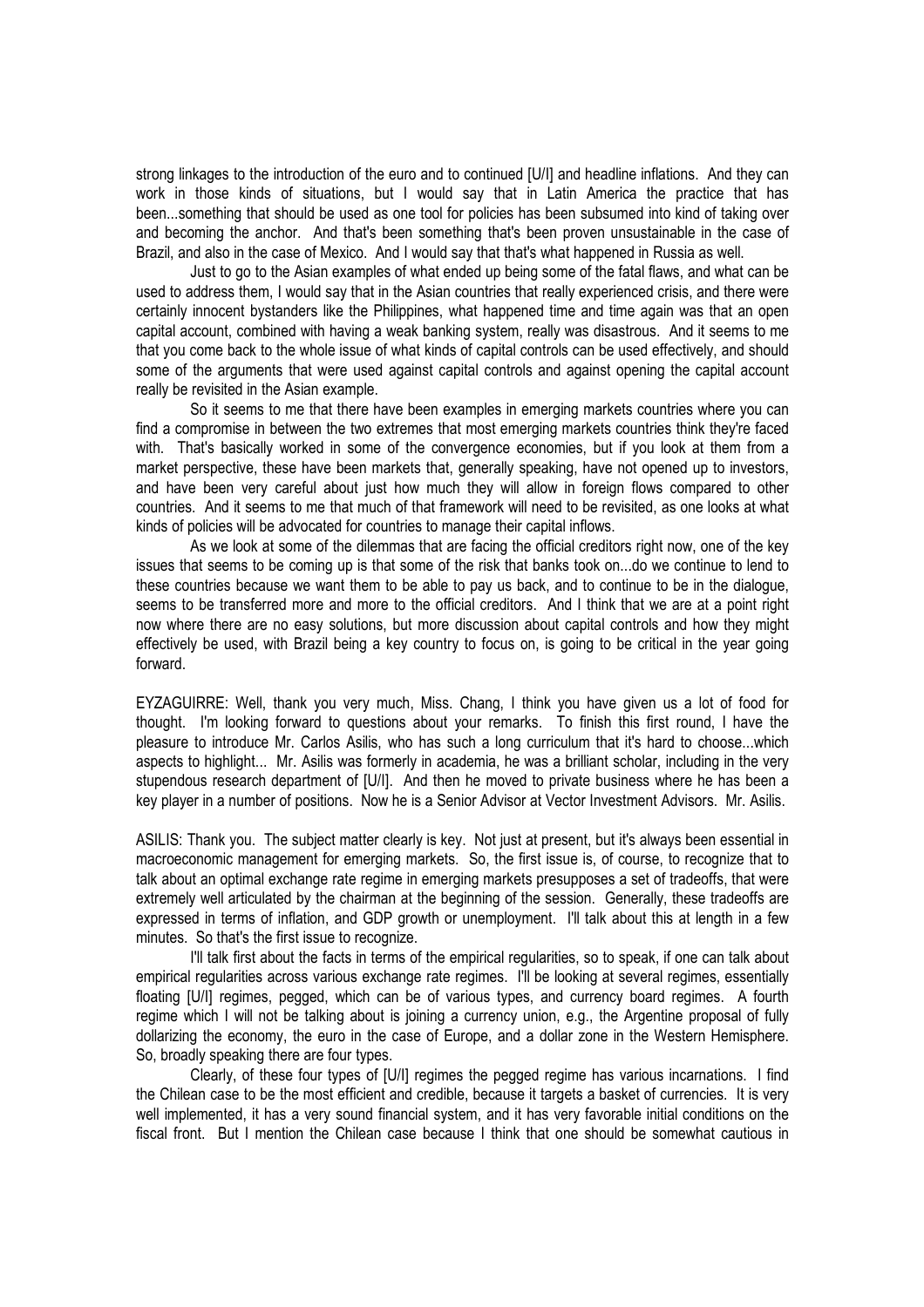strong linkages to the introduction of the euro and to continued [U/I] and headline inflations. And they can work in those kinds of situations, but I would say that in Latin America the practice that has been...something that should be used as one tool for policies has been subsumed into kind of taking over and becoming the anchor. And that's been something that's been proven unsustainable in the case of Brazil, and also in the case of Mexico. And I would say that that's what happened in Russia as well.

Just to go to the Asian examples of what ended up being some of the fatal flaws, and what can be used to address them, I would say that in the Asian countries that really experienced crisis, and there were certainly innocent bystanders like the Philippines, what happened time and time again was that an open capital account, combined with having a weak banking system, really was disastrous. And it seems to me that you come back to the whole issue of what kinds of capital controls can be used effectively, and should some of the arguments that were used against capital controls and against opening the capital account really be revisited in the Asian example.

So it seems to me that there have been examples in emerging markets countries where you can find a compromise in between the two extremes that most emerging markets countries think they're faced with. That's basically worked in some of the convergence economies, but if you look at them from a market perspective, these have been markets that, generally speaking, have not opened up to investors, and have been very careful about just how much they will allow in foreign flows compared to other countries. And it seems to me that much of that framework will need to be revisited, as one looks at what kinds of policies will be advocated for countries to manage their capital inflows.

As we look at some of the dilemmas that are facing the official creditors right now, one of the key issues that seems to be coming up is that some of the risk that banks took on...do we continue to lend to these countries because we want them to be able to pay us back, and to continue to be in the dialogue, seems to be transferred more and more to the official creditors. And I think that we are at a point right now where there are no easy solutions, but more discussion about capital controls and how they might effectively be used, with Brazil being a key country to focus on, is going to be critical in the year going forward.

EYZAGUIRRE: Well, thank you very much, Miss. Chang, I think you have given us a lot of food for thought. I'm looking forward to questions about your remarks. To finish this first round, I have the pleasure to introduce Mr. Carlos Asilis, who has such a long curriculum that it's hard to choose...which aspects to highlight... Mr. Asilis was formerly in academia, he was a brilliant scholar, including in the very stupendous research department of [U/I]. And then he moved to private business where he has been a key player in a number of positions. Now he is a Senior Advisor at Vector Investment Advisors. Mr. Asilis.

ASILIS: Thank you. The subject matter clearly is key. Not just at present, but it's always been essential in macroeconomic management for emerging markets. So, the first issue is, of course, to recognize that to talk about an optimal exchange rate regime in emerging markets presupposes a set of tradeoffs, that were extremely well articulated by the chairman at the beginning of the session. Generally, these tradeoffs are expressed in terms of inflation, and GDP growth or unemployment. I'll talk about this at length in a few minutes. So that's the first issue to recognize.

I'll talk first about the facts in terms of the empirical regularities, so to speak, if one can talk about empirical regularities across various exchange rate regimes. I'll be looking at several regimes, essentially floating [U/I] regimes, pegged, which can be of various types, and currency board regimes. A fourth regime which I will not be talking about is joining a currency union, e.g., the Argentine proposal of fully dollarizing the economy, the euro in the case of Europe, and a dollar zone in the Western Hemisphere. So, broadly speaking there are four types.

Clearly, of these four types of [U/I] regimes the pegged regime has various incarnations. I find the Chilean case to be the most efficient and credible, because it targets a basket of currencies. It is very well implemented, it has a very sound financial system, and it has very favorable initial conditions on the fiscal front. But I mention the Chilean case because I think that one should be somewhat cautious in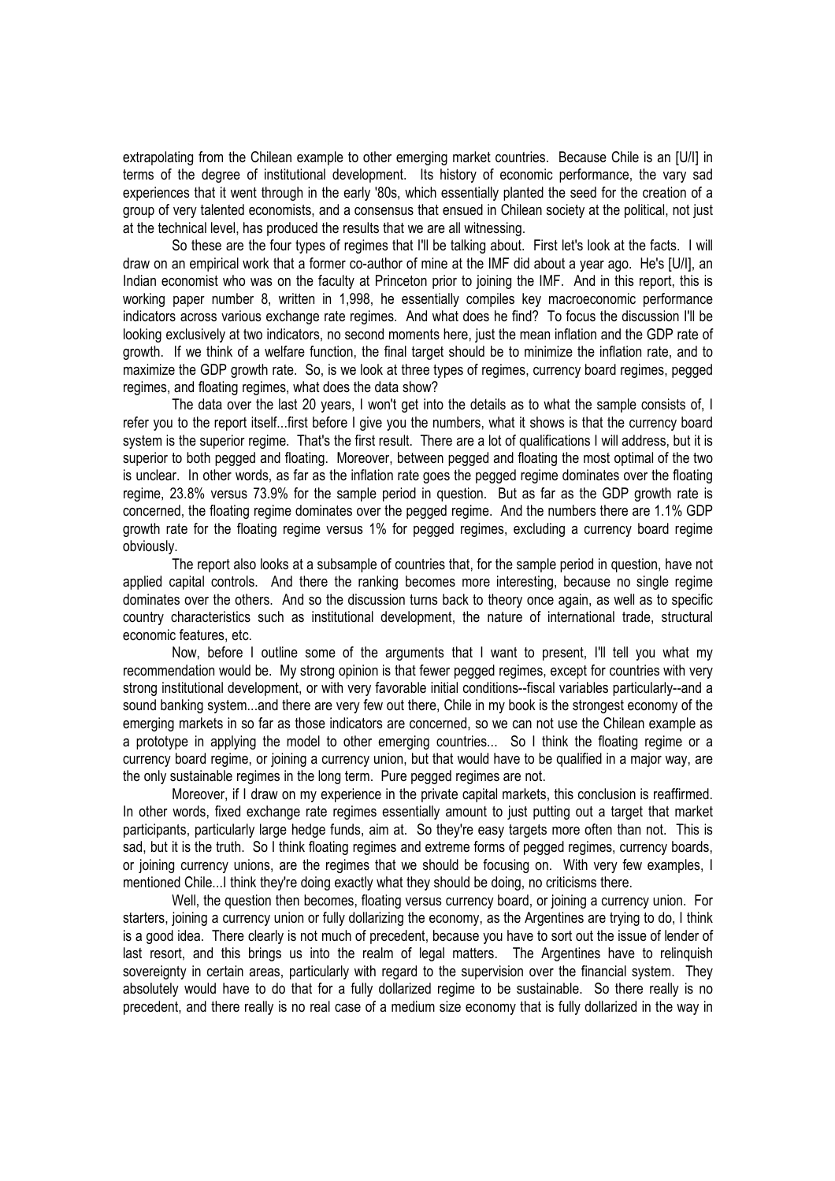extrapolating from the Chilean example to other emerging market countries. Because Chile is an [U/I] in terms of the degree of institutional development. Its history of economic performance, the vary sad experiences that it went through in the early '80s, which essentially planted the seed for the creation of a group of very talented economists, and a consensus that ensued in Chilean society at the political, not just at the technical level, has produced the results that we are all witnessing.

So these are the four types of regimes that I'll be talking about. First let's look at the facts. I will draw on an empirical work that a former co-author of mine at the IMF did about a year ago. He's [U/I], an Indian economist who was on the faculty at Princeton prior to joining the IMF. And in this report, this is working paper number 8, written in 1,998, he essentially compiles key macroeconomic performance indicators across various exchange rate regimes. And what does he find? To focus the discussion I'll be looking exclusively at two indicators, no second moments here, just the mean inflation and the GDP rate of growth. If we think of a welfare function, the final target should be to minimize the inflation rate, and to maximize the GDP growth rate. So, is we look at three types of regimes, currency board regimes, pegged regimes, and floating regimes, what does the data show?

The data over the last 20 years, I won't get into the details as to what the sample consists of, I refer you to the report itself...first before I give you the numbers, what it shows is that the currency board system is the superior regime. That's the first result. There are a lot of qualifications I will address, but it is superior to both pegged and floating. Moreover, between pegged and floating the most optimal of the two is unclear. In other words, as far as the inflation rate goes the pegged regime dominates over the floating regime, 23.8% versus 73.9% for the sample period in question. But as far as the GDP growth rate is concerned, the floating regime dominates over the pegged regime. And the numbers there are 1.1% GDP growth rate for the floating regime versus 1% for pegged regimes, excluding a currency board regime obviously.

The report also looks at a subsample of countries that, for the sample period in question, have not applied capital controls. And there the ranking becomes more interesting, because no single regime dominates over the others. And so the discussion turns back to theory once again, as well as to specific country characteristics such as institutional development, the nature of international trade, structural economic features, etc.

Now, before I outline some of the arguments that I want to present, I'll tell you what my recommendation would be. My strong opinion is that fewer pegged regimes, except for countries with very strong institutional development, or with very favorable initial conditions--fiscal variables particularly--and a sound banking system...and there are very few out there, Chile in my book is the strongest economy of the emerging markets in so far as those indicators are concerned, so we can not use the Chilean example as a prototype in applying the model to other emerging countries... So I think the floating regime or a currency board regime, or joining a currency union, but that would have to be qualified in a major way, are the only sustainable regimes in the long term. Pure pegged regimes are not.

Moreover, if I draw on my experience in the private capital markets, this conclusion is reaffirmed. In other words, fixed exchange rate regimes essentially amount to just putting out a target that market participants, particularly large hedge funds, aim at. So they're easy targets more often than not. This is sad, but it is the truth. So I think floating regimes and extreme forms of pegged regimes, currency boards, or joining currency unions, are the regimes that we should be focusing on. With very few examples, I mentioned Chile...I think they're doing exactly what they should be doing, no criticisms there.

Well, the question then becomes, floating versus currency board, or joining a currency union. For starters, joining a currency union or fully dollarizing the economy, as the Argentines are trying to do, I think is a good idea. There clearly is not much of precedent, because you have to sort out the issue of lender of last resort, and this brings us into the realm of legal matters. The Argentines have to relinquish sovereignty in certain areas, particularly with regard to the supervision over the financial system. They absolutely would have to do that for a fully dollarized regime to be sustainable. So there really is no precedent, and there really is no real case of a medium size economy that is fully dollarized in the way in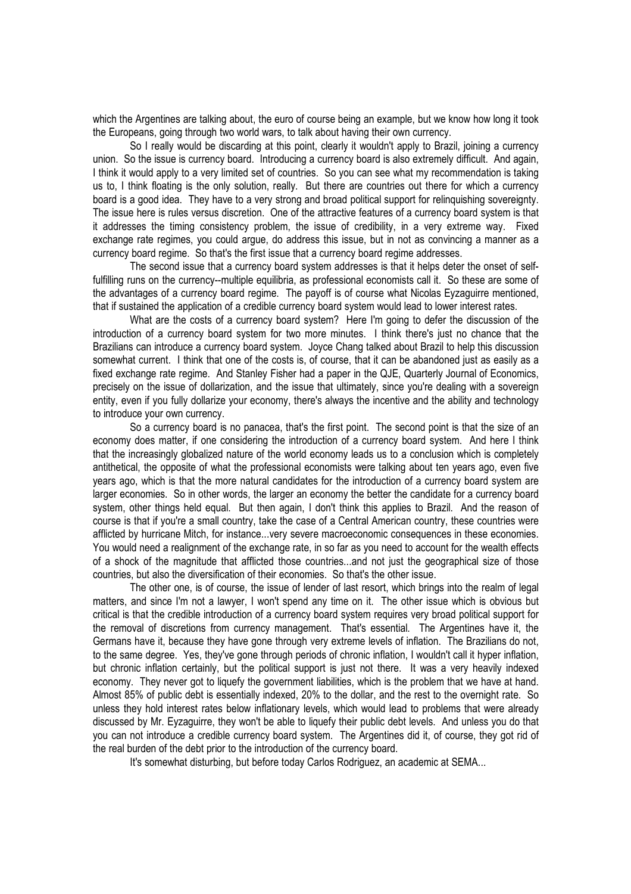which the Argentines are talking about, the euro of course being an example, but we know how long it took the Europeans, going through two world wars, to talk about having their own currency.

So I really would be discarding at this point, clearly it wouldn't apply to Brazil, joining a currency union. So the issue is currency board. Introducing a currency board is also extremely difficult. And again, I think it would apply to a very limited set of countries. So you can see what my recommendation is taking us to, I think floating is the only solution, really. But there are countries out there for which a currency board is a good idea. They have to a very strong and broad political support for relinquishing sovereignty. The issue here is rules versus discretion. One of the attractive features of a currency board system is that it addresses the timing consistency problem, the issue of credibility, in a very extreme way. Fixed exchange rate regimes, you could argue, do address this issue, but in not as convincing a manner as a currency board regime. So that's the first issue that a currency board regime addresses.

The second issue that a currency board system addresses is that it helps deter the onset of self-fulfilling runs on the currency--multiple equilibria, as professional economists call it. So these are some of the advantages of a currency board regime. The payoff is of course what Nicolas Eyzaguirre mentioned, that if sustained the application of a credible currency board system would lead to lower interest rates.

What are the costs of a currency board system? Here I'm going to defer the discussion of the introduction of a currency board system for two more minutes. I think there's just no chance that the Brazilians can introduce a currency board system. Joyce Chang talked about Brazil to help this discussion somewhat current. I think that one of the costs is, of course, that it can be abandoned just as easily as a fixed exchange rate regime. And Stanley Fisher had a paper in the QJE, Quarterly Journal of Economics, precisely on the issue of dollarization, and the issue that ultimately, since you're dealing with a sovereign entity, even if you fully dollarize your economy, there's always the incentive and the ability and technology to introduce your own currency.

So a currency board is no panacea, that's the first point. The second point is that the size of an economy does matter, if one considering the introduction of a currency board system. And here I think that the increasingly globalized nature of the world economy leads us to a conclusion which is completely antithetical, the opposite of what the professional economists were talking about ten years ago, even five years ago, which is that the more natural candidates for the introduction of a currency board system are larger economies. So in other words, the larger an economy the better the candidate for a currency board system, other things held equal. But then again, I don't think this applies to Brazil. And the reason of course is that if you're a small country, take the case of a Central American country, these countries were afflicted by hurricane Mitch, for instance...very severe macroeconomic consequences in these economies. You would need a realignment of the exchange rate, in so far as you need to account for the wealth effects of a shock of the magnitude that afflicted those countries...and not just the geographical size of those countries, but also the diversification of their economies. So that's the other issue.

The other one, is of course, the issue of lender of last resort, which brings into the realm of legal matters, and since I'm not a lawyer, I won't spend any time on it. The other issue which is obvious but critical is that the credible introduction of a currency board system requires very broad political support for the removal of discretions from currency management. That's essential. The Argentines have it, the Germans have it, because they have gone through very extreme levels of inflation. The Brazilians do not, to the same degree. Yes, they've gone through periods of chronic inflation, I wouldn't call it hyper inflation, but chronic inflation certainly, but the political support is just not there. It was a very heavily indexed economy. They never got to liquefy the government liabilities, which is the problem that we have at hand. Almost 85% of public debt is essentially indexed, 20% to the dollar, and the rest to the overnight rate. So unless they hold interest rates below inflationary levels, which would lead to problems that were already discussed by Mr. Eyzaguirre, they won't be able to liquefy their public debt levels. And unless you do that you can not introduce a credible currency board system. The Argentines did it, of course, they got rid of the real burden of the debt prior to the introduction of the currency board.

It's somewhat disturbing, but before today Carlos Rodriguez, an academic at SEMA...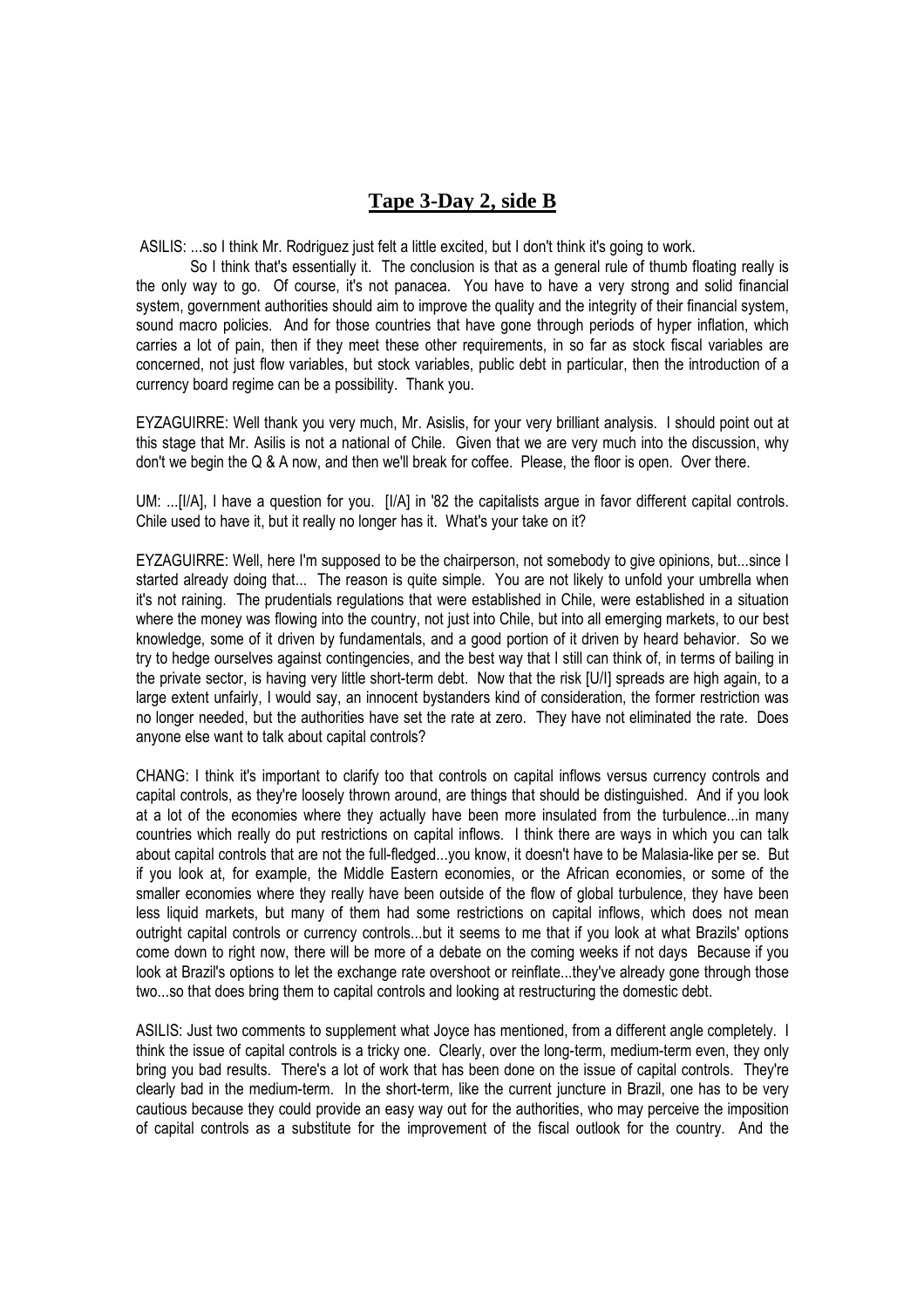## Tape 3-Day 2, side B

ASILIS: ...so I think Mr. Rodriguez just felt a little excited, but I don't think it's going to work.

So I think that's essentially it. The conclusion is that as a general rule of thumb floating really is the only way to go. Of course, it's not panacea. You have to have a very strong and solid financial system, government authorities should aim to improve the quality and the integrity of their financial system, sound macro policies. And for those countries that have gone through periods of hyper inflation, which carries a lot of pain, then if they meet these other requirements, in so far as stock fiscal variables are concerned, not just flow variables, but stock variables, public debt in particular, then the introduction of a currency board regime can be a possibility. Thank you.

EYZAGUIRRE: Well thank you very much, Mr. Asislis, for your very brilliant analysis. I should point out at this stage that Mr. Asilis is not a national of Chile. Given that we are very much into the discussion, why don't we begin the Q & A now, and then we'll break for coffee. Please, the floor is open. Over there.

UM: ...[I/A], I have a question for you. [I/A] in '82 the capitalists argue in favor different capital controls. Chile used to have it, but it really no longer has it. What's your take on it?

EYZAGUIRRE: Well, here I'm supposed to be the chairperson, not somebody to give opinions, but...since I started already doing that... The reason is quite simple. You are not likely to unfold your umbrella when it's not raining. The prudentials regulations that were established in Chile, were established in a situation where the money was flowing into the country, not just into Chile, but into all emerging markets, to our best knowledge, some of it driven by fundamentals, and a good portion of it driven by heard behavior. So we try to hedge ourselves against contingencies, and the best way that I still can think of, in terms of bailing in the private sector, is having very little short-term debt. Now that the risk [U/I] spreads are high again, to a large extent unfairly, I would say, an innocent bystanders kind of consideration, the former restriction was no longer needed, but the authorities have set the rate at zero. They have not eliminated the rate. Does anyone else want to talk about capital controls?

CHANG: I think it's important to clarify too that controls on capital inflows versus currency controls and capital controls, as they're loosely thrown around, are things that should be distinguished. And if you look at a lot of the economies where they actually have been more insulated from the turbulence...in many countries which really do put restrictions on capital inflows. I think there are ways in which you can talk about capital controls that are not the full-fledged...you know, it doesn't have to be Malasia-like per se. But if you look at, for example, the Middle Eastern economies, or the African economies, or some of the smaller economies where they really have been outside of the flow of global turbulence, they have been less liquid markets, but many of them had some restrictions on capital inflows, which does not mean outright capital controls or currency controls...but it seems to me that if you look at what Brazils' options come down to right now, there will be more of a debate on the coming weeks if not days Because if you look at Brazil's options to let the exchange rate overshoot or reinflate...they've already gone through those two...so that does bring them to capital controls and looking at restructuring the domestic debt.

ASILIS: Just two comments to supplement what Joyce has mentioned, from a different angle completely. I think the issue of capital controls is a tricky one. Clearly, over the long-term, medium-term even, they only bring you bad results. There's a lot of work that has been done on the issue of capital controls. They're clearly bad in the medium-term. In the short-term, like the current juncture in Brazil, one has to be very cautious because they could provide an easy way out for the authorities, who may perceive the imposition of capital controls as a substitute for the improvement of the fiscal outlook for the country. And the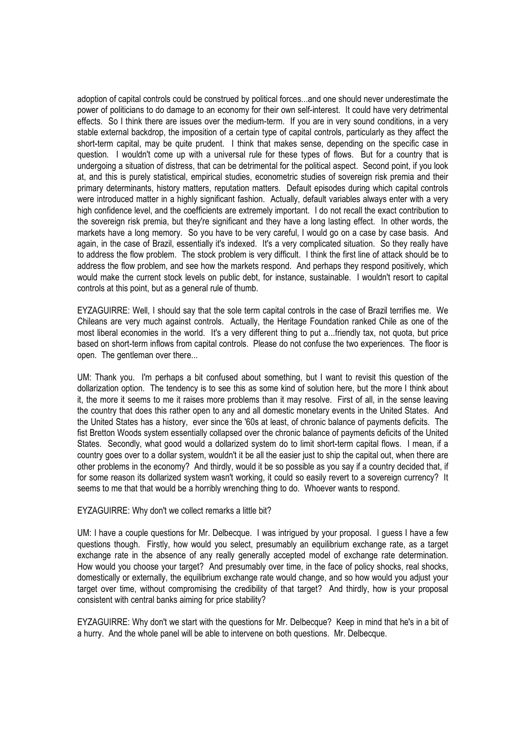adoption of capital controls could be construed by political forces...and one should never underestimate the power of politicians to do damage to an economy for their own self-interest. It could have very detrimental effects. So I think there are issues over the medium-term. If you are in very sound conditions, in a very stable external backdrop, the imposition of a certain type of capital controls, particularly as they affect the short-term capital, may be quite prudent. I think that makes sense, depending on the specific case in question. I wouldn't come up with a universal rule for these types of flows. But for a country that is undergoing a situation of distress, that can be detrimental for the political aspect. Second point, if you look at, and this is purely statistical, empirical studies, econometric studies of sovereign risk premia and their primary determinants, history matters, reputation matters. Default episodes during which capital controls were introduced matter in a highly significant fashion. Actually, default variables always enter with a very high confidence level, and the coefficients are extremely important. I do not recall the exact contribution to the sovereign risk premia, but they're significant and they have a long lasting effect. In other words, the markets have a long memory. So you have to be very careful, I would go on a case by case basis. And again, in the case of Brazil, essentially it's indexed. It's a very complicated situation. So they really have to address the flow problem. The stock problem is very difficult. I think the first line of attack should be to address the flow problem, and see how the markets respond. And perhaps they respond positively, which would make the current stock levels on public debt, for instance, sustainable. I wouldn't resort to capital controls at this point, but as a general rule of thumb.

EYZAGUIRRE: Well, I should say that the sole term capital controls in the case of Brazil terrifies me. We Chileans are very much against controls. Actually, the Heritage Foundation ranked Chile as one of the most liberal economies in the world. It's a very different thing to put a...friendly tax, not quota, but price based on short-term inflows from capital controls. Please do not confuse the two experiences. The floor is open. The gentleman over there...

UM: Thank you. I'm perhaps a bit confused about something, but I want to revisit this question of the dollarization option. The tendency is to see this as some kind of solution here, but the more I think about it, the more it seems to me it raises more problems than it may resolve. First of all, in the sense leaving the country that does this rather open to any and all domestic monetary events in the United States. And the United States has a history, ever since the '60s at least, of chronic balance of payments deficits. The fist Bretton Woods system essentially collapsed over the chronic balance of payments deficits of the United States. Secondly, what good would a dollarized system do to limit short-term capital flows. I mean, if a country goes over to a dollar system, wouldn't it be all the easier just to ship the capital out, when there are other problems in the economy? And thirdly, would it be so possible as you say if a country decided that, if for some reason its dollarized system wasn't working, it could so easily revert to a sovereign currency? It seems to me that that would be a horribly wrenching thing to do. Whoever wants to respond.

EYZAGUIRRE: Why don't we collect remarks a little bit?

UM: I have a couple questions for Mr. Delbecque. I was intrigued by your proposal. I guess I have a few questions though. Firstly, how would you select, presumably an equilibrium exchange rate, as a target exchange rate in the absence of any really generally accepted model of exchange rate determination. How would you choose your target? And presumably over time, in the face of policy shocks, real shocks, domestically or externally, the equilibrium exchange rate would change, and so how would you adjust your target over time, without compromising the credibility of that target? And thirdly, how is your proposal consistent with central banks aiming for price stability?

EYZAGUIRRE: Why don't we start with the questions for Mr. Delbecque? Keep in mind that he's in a bit of a hurry. And the whole panel will be able to intervene on both questions. Mr. Delbecque.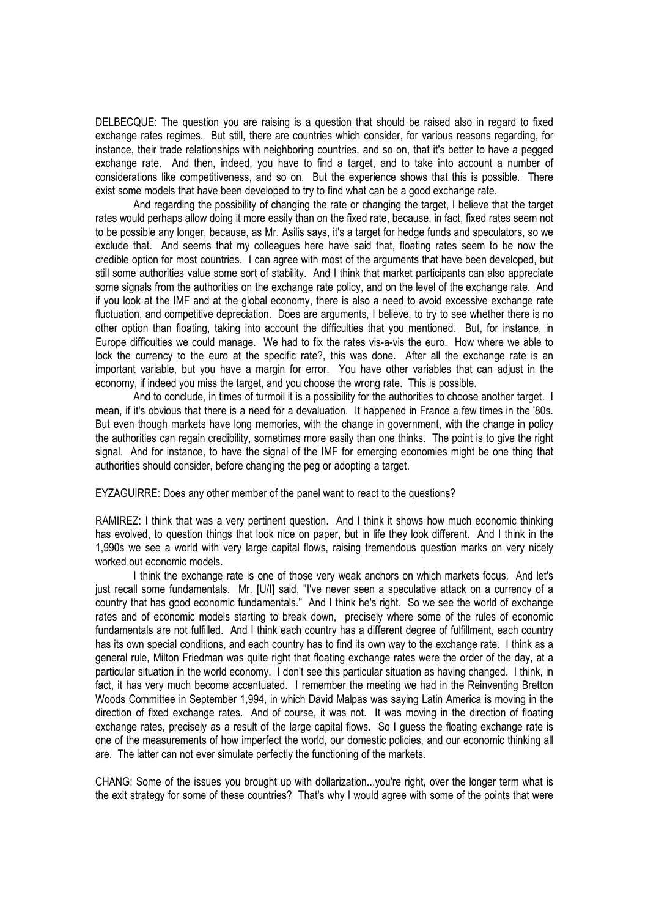DELBECQUE: The question you are raising is a question that should be raised also in regard to fixed exchange rates regimes. But still, there are countries which consider, for various reasons regarding, for instance, their trade relationships with neighboring countries, and so on, that it's better to have a pegged exchange rate. And then, indeed, you have to find a target, and to take into account a number of considerations like competitiveness, and so on. But the experience shows that this is possible. There exist some models that have been developed to try to find what can be a good exchange rate.

And regarding the possibility of changing the rate or changing the target, I believe that the target rates would perhaps allow doing it more easily than on the fixed rate, because, in fact, fixed rates seem not to be possible any longer, because, as Mr. Asilis says, it's a target for hedge funds and speculators, so we exclude that. And seems that my colleagues here have said that, floating rates seem to be now the credible option for most countries. I can agree with most of the arguments that have been developed, but still some authorities value some sort of stability. And I think that market participants can also appreciate some signals from the authorities on the exchange rate policy, and on the level of the exchange rate. And if you look at the IMF and at the global economy, there is also a need to avoid excessive exchange rate fluctuation, and competitive depreciation. Does are arguments, I believe, to try to see whether there is no other option than floating, taking into account the difficulties that you mentioned. But, for instance, in Europe difficulties we could manage. We had to fix the rates vis-a-vis the euro. How where we able to lock the currency to the euro at the specific rate?, this was done. After all the exchange rate is an important variable, but you have a margin for error. You have other variables that can adjust in the economy, if indeed you miss the target, and you choose the wrong rate. This is possible.

And to conclude, in times of turmoil it is a possibility for the authorities to choose another target. I mean, if it's obvious that there is a need for a devaluation. It happened in France a few times in the '80s. But even though markets have long memories, with the change in government, with the change in policy the authorities can regain credibility, sometimes more easily than one thinks. The point is to give the right signal. And for instance, to have the signal of the IMF for emerging economies might be one thing that authorities should consider, before changing the peg or adopting a target.

EYZAGUIRRE: Does any other member of the panel want to react to the questions?

RAMIREZ: I think that was a very pertinent question. And I think it shows how much economic thinking has evolved, to question things that look nice on paper, but in life they look different. And I think in the 1,990s we see a world with very large capital flows, raising tremendous question marks on very nicely worked out economic models.

I think the exchange rate is one of those very weak anchors on which markets focus. And let's just recall some fundamentals. Mr. [U/I] said, "I've never seen a speculative attack on a currency of a country that has good economic fundamentals." And I think he's right. So we see the world of exchange rates and of economic models starting to break down, precisely where some of the rules of economic fundamentals are not fulfilled. And I think each country has a different degree of fulfillment, each country has its own special conditions, and each country has to find its own way to the exchange rate. I think as a general rule, Milton Friedman was quite right that floating exchange rates were the order of the day, at a particular situation in the world economy. I don't see this particular situation as having changed. I think, in fact, it has very much become accentuated. I remember the meeting we had in the Reinventing Bretton Woods Committee in September 1,994, in which David Malpas was saying Latin America is moving in the direction of fixed exchange rates. And of course, it was not. It was moving in the direction of floating exchange rates, precisely as a result of the large capital flows. So I guess the floating exchange rate is one of the measurements of how imperfect the world, our domestic policies, and our economic thinking all are. The latter can not ever simulate perfectly the functioning of the markets.

CHANG: Some of the issues you brought up with dollarization...you're right, over the longer term what is the exit strategy for some of these countries? That's why I would agree with some of the points that were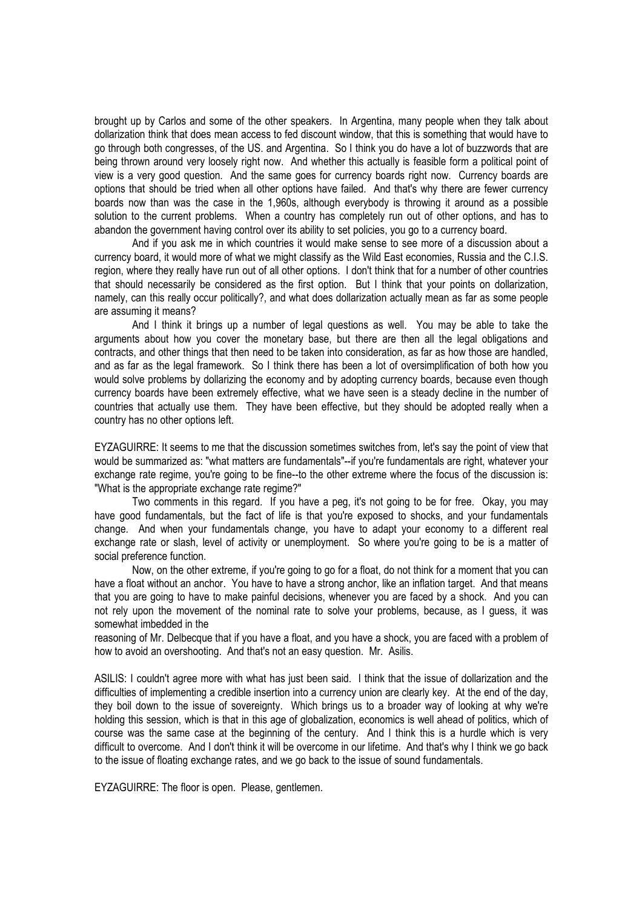brought up by Carlos and some of the other speakers. In Argentina, many people when they talk about dollarization think that does mean access to fed discount window, that this is something that would have to go through both congresses, of the US. and Argentina. So I think you do have a lot of buzzwords that are being thrown around very loosely right now. And whether this actually is feasible form a political point of view is a very good question. And the same goes for currency boards right now. Currency boards are options that should be tried when all other options have failed. And that's why there are fewer currency boards now than was the case in the 1,960s, although everybody is throwing it around as a possible solution to the current problems. When a country has completely run out of other options, and has to abandon the government having control over its ability to set policies, you go to a currency board.

And if you ask me in which countries it would make sense to see more of a discussion about a currency board, it would more of what we might classify as the Wild East economies, Russia and the C.I.S. region, where they really have run out of all other options. I don't think that for a number of other countries that should necessarily be considered as the first option. But I think that your points on dollarization, namely, can this really occur politically?, and what does dollarization actually mean as far as some people are assuming it means?

And I think it brings up a number of legal questions as well. You may be able to take the arguments about how you cover the monetary base, but there are then all the legal obligations and contracts, and other things that then need to be taken into consideration, as far as how those are handled, and as far as the legal framework. So I think there has been a lot of oversimplification of both how you would solve problems by dollarizing the economy and by adopting currency boards, because even though currency boards have been extremely effective, what we have seen is a steady decline in the number of countries that actually use them. They have been effective, but they should be adopted really when a country has no other options left.

EYZAGUIRRE: It seems to me that the discussion sometimes switches from, let's say the point of view that would be summarized as: "what matters are fundamentals"--if you're fundamentals are right, whatever your exchange rate regime, you're going to be fine--to the other extreme where the focus of the discussion is: "What is the appropriate exchange rate regime?"

Two comments in this regard. If you have a peg, it's not going to be for free. Okay, you may have good fundamentals, but the fact of life is that you're exposed to shocks, and your fundamentals change. And when your fundamentals change, you have to adapt your economy to a different real exchange rate or slash, level of activity or unemployment. So where you're going to be is a matter of social preference function.

Now, on the other extreme, if you're going to go for a float, do not think for a moment that you can have a float without an anchor. You have to have a strong anchor, like an inflation target. And that means that you are going to have to make painful decisions, whenever you are faced by a shock. And you can not rely upon the movement of the nominal rate to solve your problems, because, as I guess, it was somewhat imbedded in the reasoning of Mr. Delbecque that if you have a float, and you have a shock, you are faced with a problem of how to avoid an overshooting. And that's not an easy question. Mr. Asilis.

ASILIS: I couldn't agree more with what has just been said. I think that the issue of dollarization and the difficulties of implementing a credible insertion into a currency union are clearly key. At the end of the day, they boil down to the issue of sovereignty. Which brings us to a broader way of looking at why we're holding this session, which is that in this age of globalization, economics is well ahead of politics, which of course was the same case at the beginning of the century. And I think this is a hurdle which is very difficult to overcome. And I don't think it will be overcome in our lifetime. And that's why I think we go back to the issue of floating exchange rates, and we go back to the issue of sound fundamentals.

EYZAGUIRRE: The floor is open. Please, gentlemen.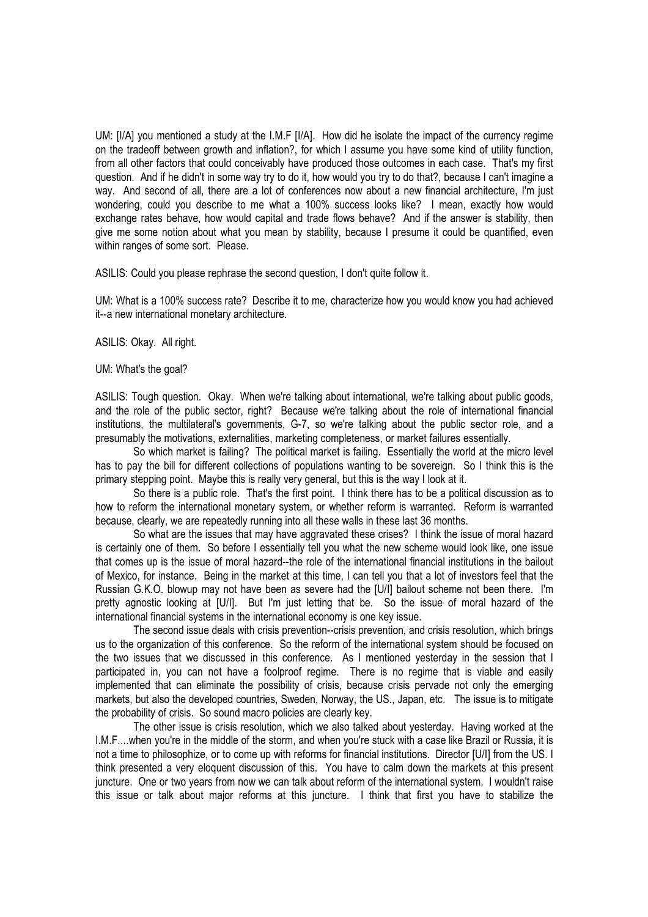UM: [I/A] you mentioned a study at the I.M.F [I/A]. How did he isolate the impact of the currency regime on the tradeoff between growth and inflation?, for which I assume you have some kind of utility function, from all other factors that could conceivably have produced those outcomes in each case. That's my first question. And if he didn't in some way try to do it, how would you try to do that?, because I can't imagine a way. And second of all, there are a lot of conferences now about a new financial architecture, I'm just wondering, could you describe to me what a 100% success looks like? I mean, exactly how would exchange rates behave, how would capital and trade flows behave? And if the answer is stability, then give me some notion about what you mean by stability, because I presume it could be quantified, even within ranges of some sort. Please.

ASILIS: Could you please rephrase the second question, I don't quite follow it.

UM: What is a 100% success rate? Describe it to me, characterize how you would know you had achieved it--a new international monetary architecture.

ASILIS: Okay. All right.

UM: What's the goal?

ASILIS: Tough question. Okay. When we're talking about international, we're talking about public goods, and the role of the public sector, right? Because we're talking about the role of international financial institutions, the multilateral's governments, G-7, so we're talking about the public sector role, and a presumably the motivations, externalities, marketing completeness, or market failures essentially.

So which market is failing? The political market is failing. Essentially the world at the micro level has to pay the bill for different collections of populations wanting to be sovereign. So I think this is the primary stepping point. Maybe this is really very general, but this is the way I look at it.

So there is a public role. That's the first point. I think there has to be a political discussion as to how to reform the international monetary system, or whether reform is warranted. Reform is warranted because, clearly, we are repeatedly running into all these walls in these last 36 months.

So what are the issues that may have aggravated these crises? I think the issue of moral hazard is certainly one of them. So before I essentially tell you what the new scheme would look like, one issue that comes up is the issue of moral hazard--the role of the international financial institutions in the bailout of Mexico, for instance. Being in the market at this time, I can tell you that a lot of investors feel that the Russian G.K.O. blowup may not have been as severe had the [U/I] bailout scheme not been there. I'm pretty agnostic looking at [U/I]. But I'm just letting that be. So the issue of moral hazard of the international financial systems in the international economy is one key issue.

The second issue deals with crisis prevention--crisis prevention, and crisis resolution, which brings us to the organization of this conference. So the reform of the international system should be focused on the two issues that we discussed in this conference. As I mentioned yesterday in the session that I participated in, you can not have a foolproof regime. There is no regime that is viable and easily implemented that can eliminate the possibility of crisis, because crisis pervade not only the emerging markets, but also the developed countries, Sweden, Norway, the US., Japan, etc. The issue is to mitigate the probability of crisis. So sound macro policies are clearly key.

The other issue is crisis resolution, which we also talked about yesterday. Having worked at the I.M.F....when you're in the middle of the storm, and when you're stuck with a case like Brazil or Russia, it is not a time to philosophize, or to come up with reforms for financial institutions. Director [U/I] from the US. I think presented a very eloquent discussion of this. You have to calm down the markets at this present juncture. One or two years from now we can talk about reform of the international system. I wouldn't raise this issue or talk about major reforms at this juncture. I think that first you have to stabilize the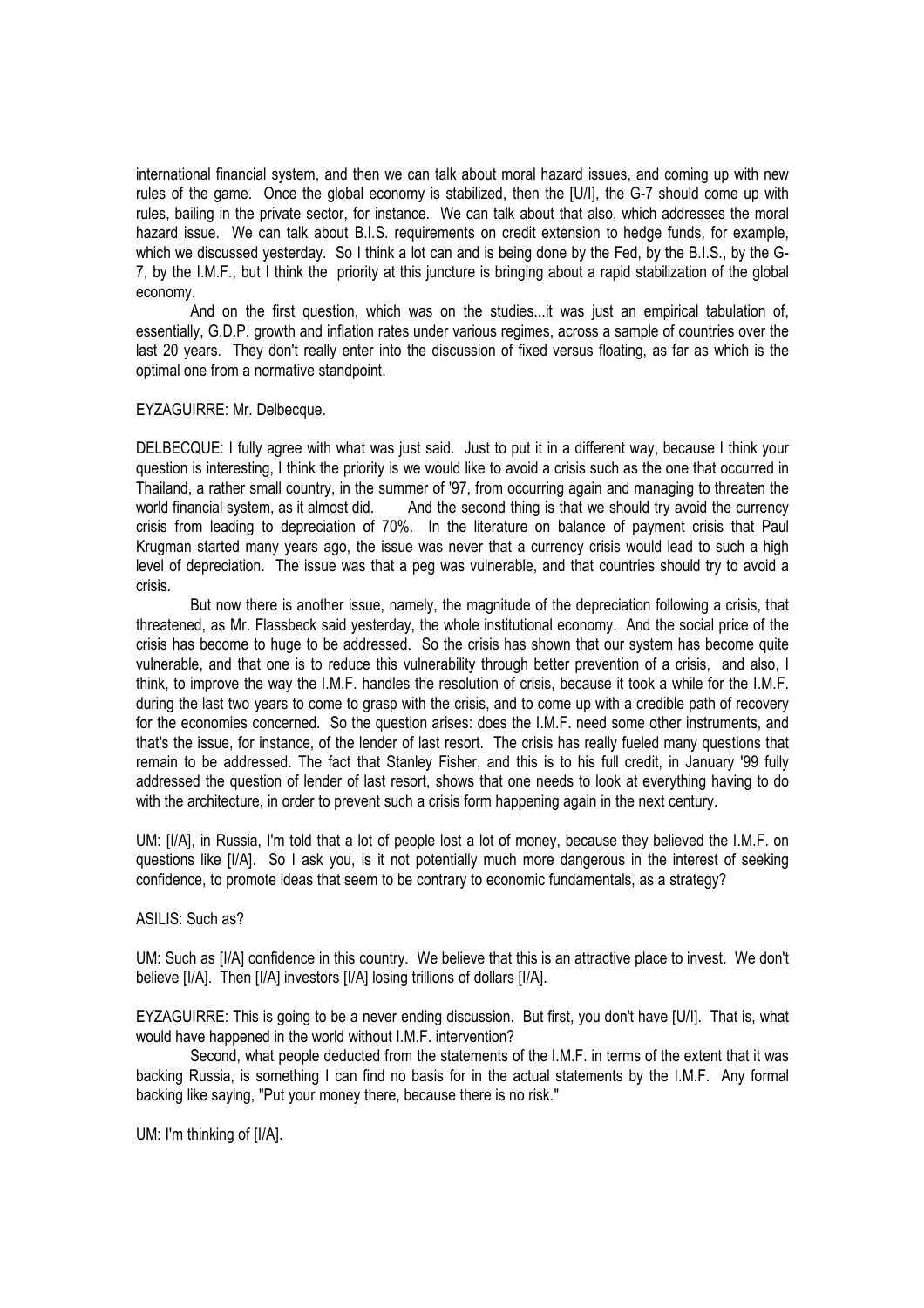international financial system, and then we can talk about moral hazard issues, and coming up with new rules of the game. Once the global economy is stabilized, then the [U/I], the G-7 should come up with rules, bailing in the private sector, for instance. We can talk about that also, which addresses the moral hazard issue. We can talk about B.I.S. requirements on credit extension to hedge funds, for example, which we discussed yesterday. So I think a lot can and is being done by the Fed, by the B.I.S., by the G-7, by the I.M.F., but I think the priority at this juncture is bringing about a rapid stabilization of the global economy.

And on the first question, which was on the studies...it was just an empirical tabulation of, essentially, G.D.P. growth and inflation rates under various regimes, across a sample of countries over the last 20 years. They don't really enter into the discussion of fixed versus floating, as far as which is the optimal one from a normative standpoint.

EYZAGUIRRE: Mr. Delbecque.

DELBECQUE: I fully agree with what was just said. Just to put it in a different way, because I think your question is interesting, I think the priority is we would like to avoid a crisis such as the one that occurred in Thailand, a rather small country, in the summer of '97, from occurring again and managing to threaten the world financial system, as it almost did. And the second thing is that we should try avoid the currency crisis from leading to depreciation of 70%. In the literature on balance of payment crisis that Paul Krugman started many years ago, the issue was never that a currency crisis would lead to such a high level of depreciation. The issue was that a peg was vulnerable, and that countries should try to avoid a crisis.

But now there is another issue, namely, the magnitude of the depreciation following a crisis, that threatened, as Mr. Flassbeck said yesterday, the whole institutional economy. And the social price of the crisis has become to huge to be addressed. So the crisis has shown that our system has become quite vulnerable, and that one is to reduce this vulnerability through better prevention of a crisis, and also, I think, to improve the way the I.M.F. handles the resolution of crisis, because it took a while for the I.M.F. during the last two years to come to grasp with the crisis, and to come up with a credible path of recovery for the economies concerned. So the question arises: does the I.M.F. need some other instruments, and that's the issue, for instance, of the lender of last resort. The crisis has really fueled many questions that remain to be addressed. The fact that Stanley Fisher, and this is to his full credit, in January '99 fully addressed the question of lender of last resort, shows that one needs to look at everything having to do with the architecture, in order to prevent such a crisis form happening again in the next century.

UM: [I/A], in Russia, I'm told that a lot of people lost a lot of money, because they believed the I.M.F. on questions like [I/A]. So I ask you, is it not potentially much more dangerous in the interest of seeking confidence, to promote ideas that seem to be contrary to economic fundamentals, as a strategy?

ASILIS: Such as?

UM: Such as [I/A] confidence in this country. We believe that this is an attractive place to invest. We don't believe [I/A]. Then [I/A] investors [I/A] losing trillions of dollars [I/A].

EYZAGUIRRE: This is going to be a never ending discussion. But first, you don't have [U/I]. That is, what would have happened in the world without I.M.F. intervention?

Second, what people deducted from the statements of the I.M.F. in terms of the extent that it was backing Russia, is something I can find no basis for in the actual statements by the I.M.F. Any formal backing like saying, "Put your money there, because there is no risk."

UM: I'm thinking of [I/A].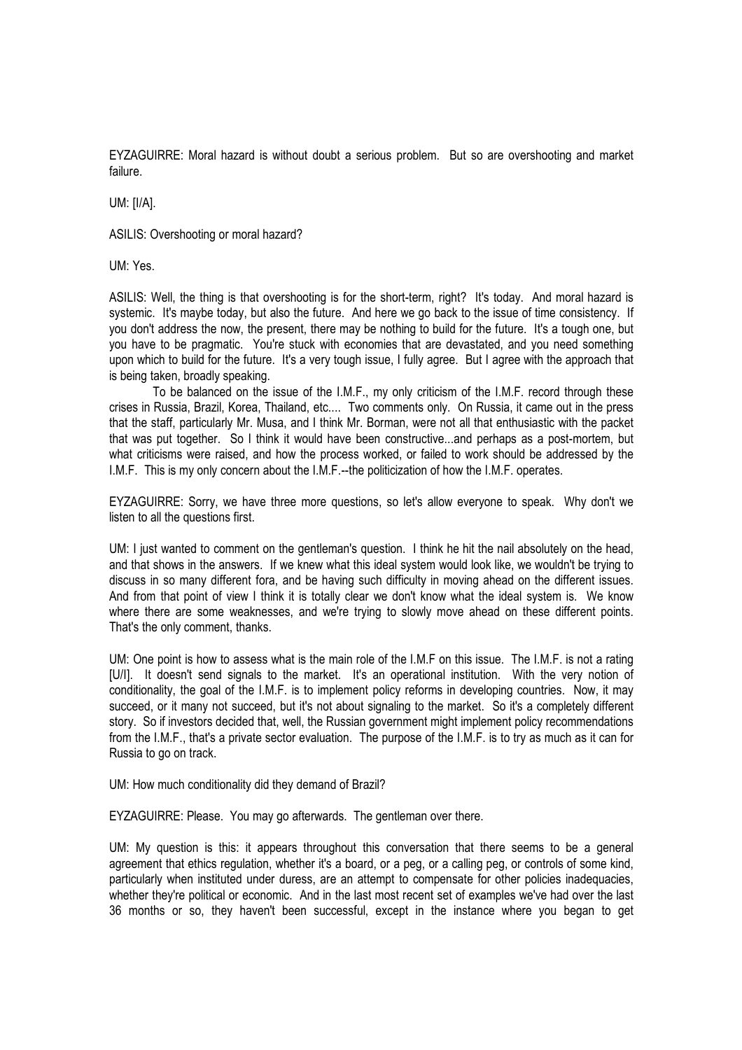EYZAGUIRRE: Moral hazard is without doubt a serious problem. But so are overshooting and market failure.

UM: [I/A].

ASILIS: Overshooting or moral hazard?

UM: Yes.

ASILIS: Well, the thing is that overshooting is for the short-term, right? It's today. And moral hazard is systemic. It's maybe today, but also the future. And here we go back to the issue of time consistency. If you don't address the now, the present, there may be nothing to build for the future. It's a tough one, but you have to be pragmatic. You're stuck with economies that are devastated, and you need something upon which to build for the future. It's a very tough issue, I fully agree. But I agree with the approach that is being taken, broadly speaking.

To be balanced on the issue of the I.M.F., my only criticism of the I.M.F. record through these crises in Russia, Brazil, Korea, Thailand, etc.... Two comments only. On Russia, it came out in the press that the staff, particularly Mr. Musa, and I think Mr. Borman, were not all that enthusiastic with the packet that was put together. So I think it would have been constructive...and perhaps as a post-mortem, but what criticisms were raised, and how the process worked, or failed to work should be addressed by the I.M.F. This is my only concern about the I.M.F.--the politicization of how the I.M.F. operates.

EYZAGUIRRE: Sorry, we have three more questions, so let's allow everyone to speak. Why don't we listen to all the questions first.

UM: I just wanted to comment on the gentleman's question. I think he hit the nail absolutely on the head, and that shows in the answers. If we knew what this ideal system would look like, we wouldn't be trying to discuss in so many different fora, and be having such difficulty in moving ahead on the different issues. And from that point of view I think it is totally clear we don't know what the ideal system is. We know where there are some weaknesses, and we're trying to slowly move ahead on these different points. That's the only comment, thanks.

UM: One point is how to assess what is the main role of the I.M.F on this issue. The I.M.F. is not a rating [U/I]. It doesn't send signals to the market. It's an operational institution. With the very notion of conditionality, the goal of the I.M.F. is to implement policy reforms in developing countries. Now, it may succeed, or it many not succeed, but it's not about signaling to the market. So it's a completely different story. So if investors decided that, well, the Russian government might implement policy recommendations from the I.M.F., that's a private sector evaluation. The purpose of the I.M.F. is to try as much as it can for Russia to go on track.

UM: How much conditionality did they demand of Brazil?

EYZAGUIRRE: Please. You may go afterwards. The gentleman over there.

UM: My question is this: it appears throughout this conversation that there seems to be a general agreement that ethics regulation, whether it's a board, or a peg, or a calling peg, or controls of some kind, particularly when instituted under duress, are an attempt to compensate for other policies inadequacies, whether they're political or economic. And in the last most recent set of examples we've had over the last 36 months or so, they haven't been successful, except in the instance where you began to get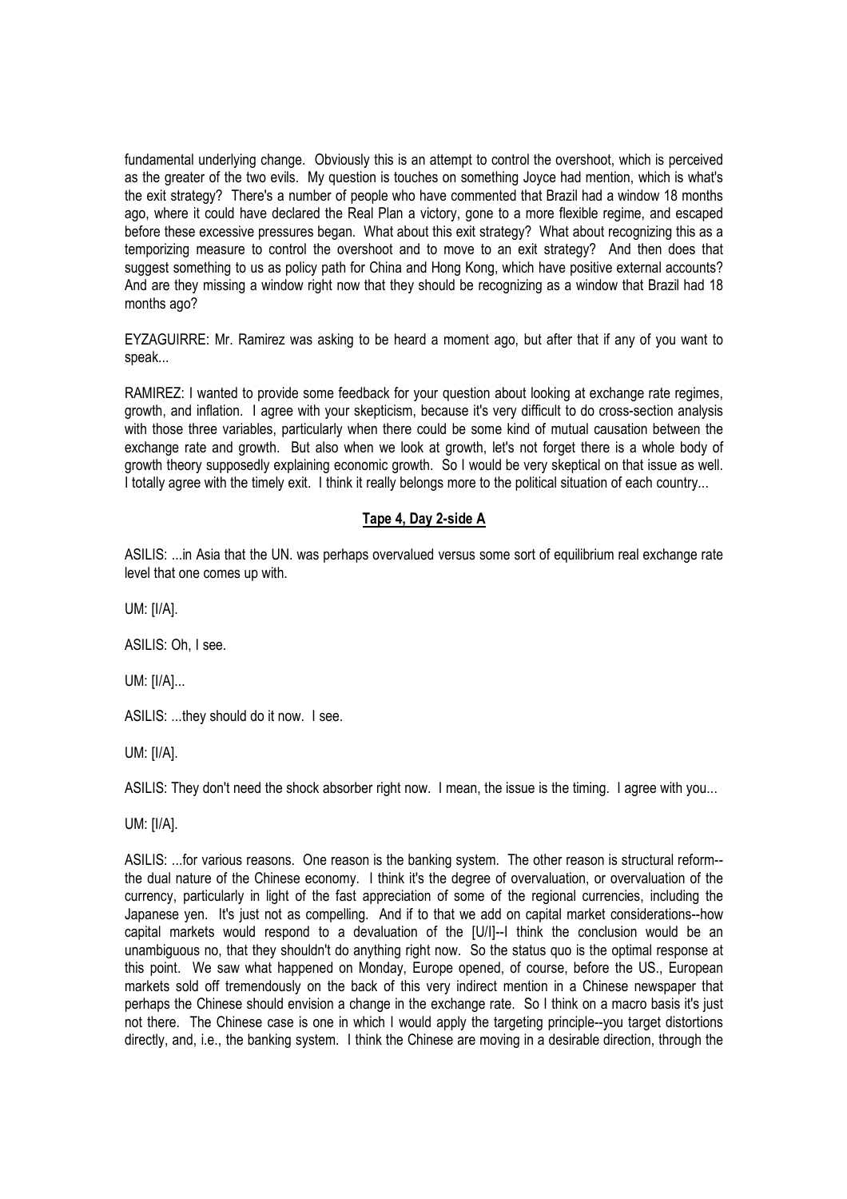fundamental underlying change. Obviously this is an attempt to control the overshoot, which is perceived as the greater of the two evils. My question is touches on something Joyce had mention, which is what's the exit strategy? There's a number of people who have commented that Brazil had a window 18 months ago, where it could have declared the Real Plan a victory, gone to a more flexible regime, and escaped before these excessive pressures began. What about this exit strategy? What about recognizing this as a temporizing measure to control the overshoot and to move to an exit strategy? And then does that suggest something to us as policy path for China and Hong Kong, which have positive external accounts? And are they missing a window right now that they should be recognizing as a window that Brazil had 18 months ago?

EYZAGUIRRE: Mr. Ramirez was asking to be heard a moment ago, but after that if any of you want to speak...

RAMIREZ: I wanted to provide some feedback for your question about looking at exchange rate regimes, growth, and inflation. I agree with your skepticism, because it's very difficult to do cross-section analysis with those three variables, particularly when there could be some kind of mutual causation between the exchange rate and growth. But also when we look at growth, let's not forget there is a whole body of growth theory supposedly explaining economic growth. So I would be very skeptical on that issue as well. I totally agree with the timely exit. I think it really belongs more to the political situation of each country...

## Tape 4, Day 2-side A

ASILIS: ...in Asia that the UN. was perhaps overvalued versus some sort of equilibrium real exchange rate level that one comes up with.

UM: [I/A].

ASILIS: Oh, I see.

UM: [I/A]...

ASILIS: ...they should do it now. I see.

UM: [I/A].

ASILIS: They don't need the shock absorber right now. I mean, the issue is the timing. I agree with you...

UM: [I/A].

ASILIS: ...for various reasons. One reason is the banking system. The other reason is structural reform--the dual nature of the Chinese economy. I think it's the degree of overvaluation, or overvaluation of the currency, particularly in light of the fast appreciation of some of the regional currencies, including the Japanese yen. It's just not as compelling. And if to that we add on capital market considerations--how capital markets would respond to a devaluation of the [U/I]--I think the conclusion would be an unambiguous no, that they shouldn't do anything right now. So the status quo is the optimal response at this point. We saw what happened on Monday, Europe opened, of course, before the US., European markets sold off tremendously on the back of this very indirect mention in a Chinese newspaper that perhaps the Chinese should envision a change in the exchange rate. So I think on a macro basis it's just not there. The Chinese case is one in which I would apply the targeting principle--you target distortions directly, and, i.e., the banking system. I think the Chinese are moving in a desirable direction, through the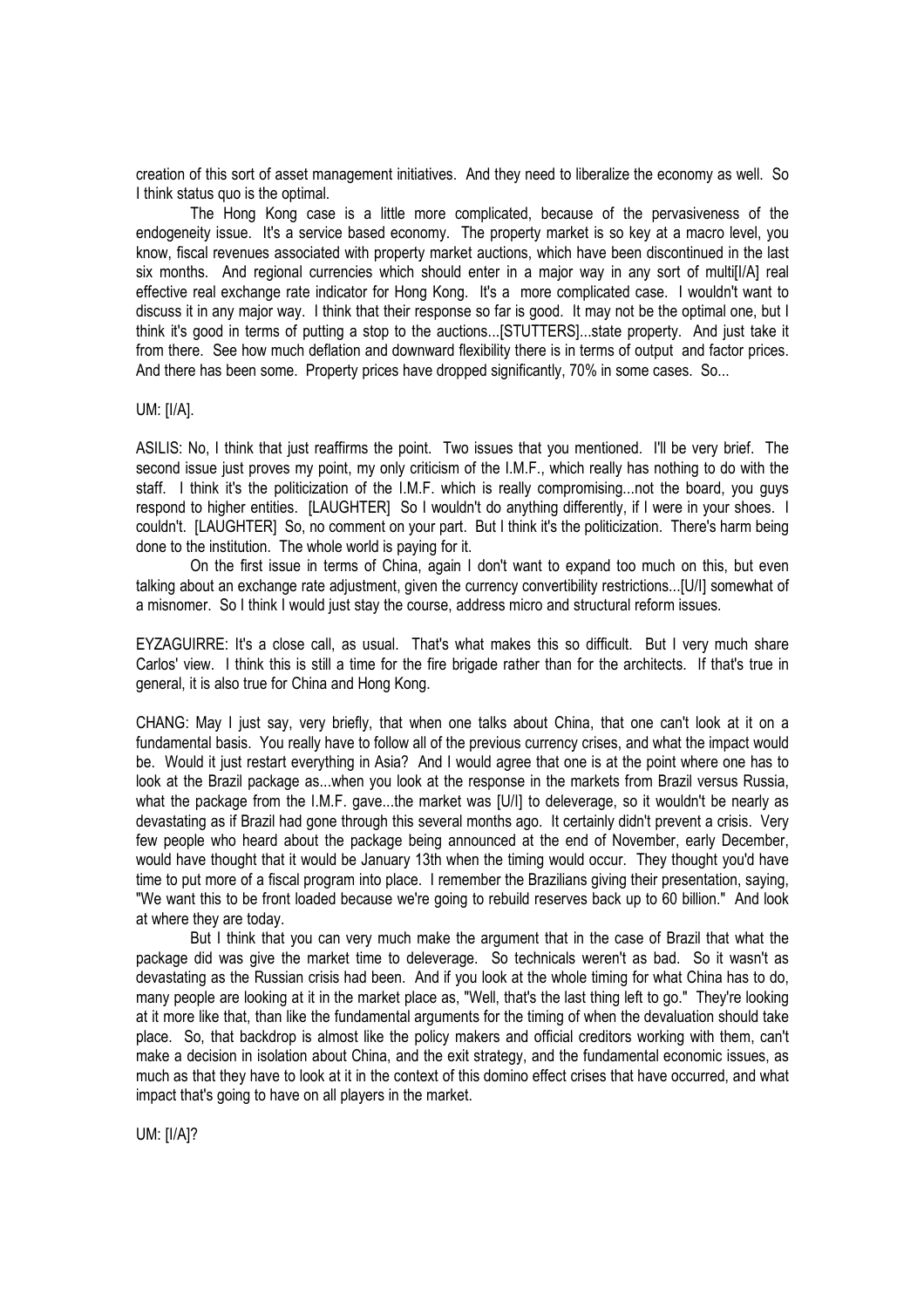creation of this sort of asset management initiatives. And they need to liberalize the economy as well. So I think status quo is the optimal.

The Hong Kong case is a little more complicated, because of the pervasiveness of the endogeneity issue. It's a service based economy. The property market is so key at a macro level, you know, fiscal revenues associated with property market auctions, which have been discontinued in the last six months. And regional currencies which should enter in a major way in any sort of multi[I/A] real effective real exchange rate indicator for Hong Kong. It's a more complicated case. I wouldn't want to discuss it in any major way. I think that their response so far is good. It may not be the optimal one, but I think it's good in terms of putting a stop to the auctions...[STUTTERS]...state property. And just take it from there. See how much deflation and downward flexibility there is in terms of output and factor prices. And there has been some. Property prices have dropped significantly, 70% in some cases. So...

UM: [I/A].

ASILIS: No, I think that just reaffirms the point. Two issues that you mentioned. I'll be very brief. The second issue just proves my point, my only criticism of the I.M.F., which really has nothing to do with the staff. I think it's the politicization of the I.M.F. which is really compromising...not the board, you guys respond to higher entities. [LAUGHTER] So I wouldn't do anything differently, if I were in your shoes. I couldn't. [LAUGHTER] So, no comment on your part. But I think it's the politicization. There's harm being done to the institution. The whole world is paying for it.

On the first issue in terms of China, again I don't want to expand too much on this, but even talking about an exchange rate adjustment, given the currency convertibility restrictions...[U/I] somewhat of a misnomer. So I think I would just stay the course, address micro and structural reform issues.

EYZAGUIRRE: It's a close call, as usual. That's what makes this so difficult. But I very much share Carlos' view. I think this is still a time for the fire brigade rather than for the architects. If that's true in general, it is also true for China and Hong Kong.

CHANG: May I just say, very briefly, that when one talks about China, that one can't look at it on a fundamental basis. You really have to follow all of the previous currency crises, and what the impact would be. Would it just restart everything in Asia? And I would agree that one is at the point where one has to look at the Brazil package as...when you look at the response in the markets from Brazil versus Russia, what the package from the I.M.F. gave...the market was [U/I] to deleverage, so it wouldn't be nearly as devastating as if Brazil had gone through this several months ago. It certainly didn't prevent a crisis. Very few people who heard about the package being announced at the end of November, early December, would have thought that it would be January 13th when the timing would occur. They thought you'd have time to put more of a fiscal program into place. I remember the Brazilians giving their presentation, saying, "We want this to be front loaded because we're going to rebuild reserves back up to 60 billion." And look at where they are today.

But I think that you can very much make the argument that in the case of Brazil that what the package did was give the market time to deleverage. So technicals weren't as bad. So it wasn't as devastating as the Russian crisis had been. And if you look at the whole timing for what China has to do, many people are looking at it in the market place as, "Well, that's the last thing left to go." They're looking at it more like that, than like the fundamental arguments for the timing of when the devaluation should take place. So, that backdrop is almost like the policy makers and official creditors working with them, can't make a decision in isolation about China, and the exit strategy, and the fundamental economic issues, as much as that they have to look at it in the context of this domino effect crises that have occurred, and what impact that's going to have on all players in the market.

UM: [I/A]?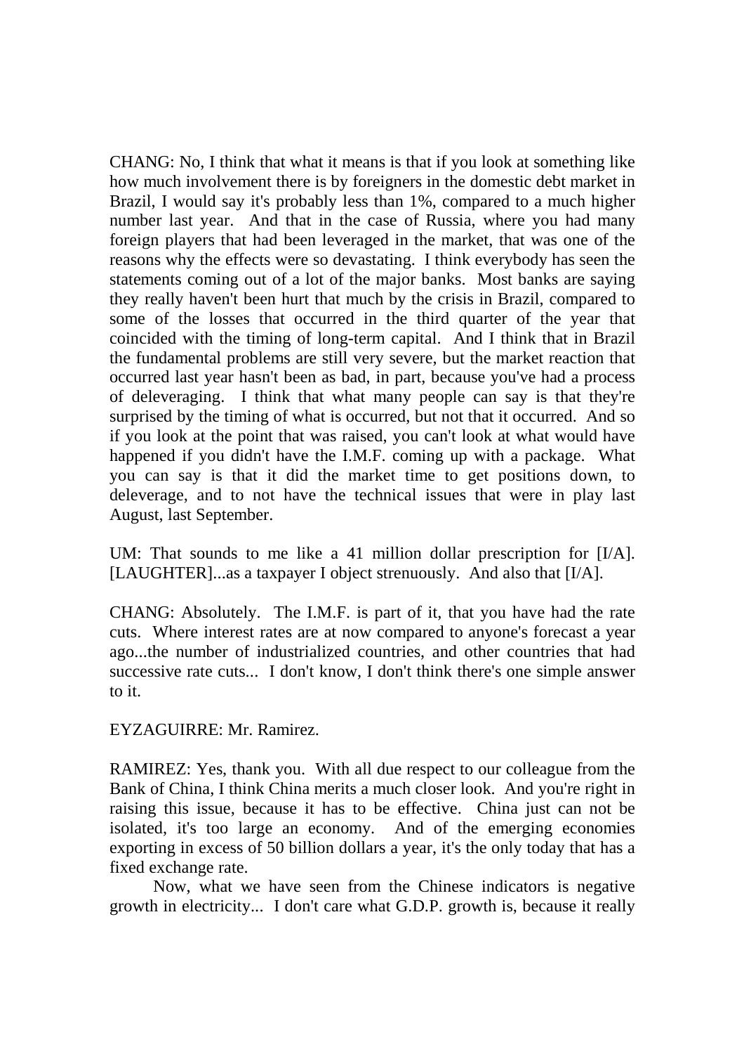CHANG: No, I think that what it means is that if you look at something like how much involvement there is by foreigners in the domestic debt market in Brazil, I would say it's probably less than 1%, compared to a much higher number last year. And that in the case of Russia, where you had many foreign players that had been leveraged in the market, that was one of the reasons why the effects were so devastating. I think everybody has seen the statements coming out of a lot of the major banks. Most banks are saying they really haven't been hurt that much by the crisis in Brazil, compared to some of the losses that occurred in the third quarter of the year that coincided with the timing of long-term capital. And I think that in Brazil the fundamental problems are still very severe, but the market reaction that occurred last year hasn't been as bad, in part, because you've had a process of deleveraging. I think that what many people can say is that they're surprised by the timing of what is occurred, but not that it occurred. And so if you look at the point that was raised, you can't look at what would have happened if you didn't have the I.M.F. coming up with a package. What you can say is that it did the market time to get positions down, to deleverage, and to not have the technical issues that were in play last August, last September.

UM: That sounds to me like a 41 million dollar prescription for [I/A]. [LAUGHTER]...as a taxpayer I object strenuously. And also that [I/A].

CHANG: Absolutely. The I.M.F. is part of it, that you have had the rate cuts. Where interest rates are at now compared to anyone's forecast a year ago...the number of industrialized countries, and other countries that had successive rate cuts... I don't know, I don't think there's one simple answer to it.

EYZAGUIRRE: Mr. Ramirez.

RAMIREZ: Yes, thank you. With all due respect to our colleague from the Bank of China, I think China merits a much closer look. And you're right in raising this issue, because it has to be effective. China just can not be isolated, it's too large an economy. And of the emerging economies exporting in excess of 50 billion dollars a year, it's the only today that has a fixed exchange rate.

Now, what we have seen from the Chinese indicators is negative growth in electricity... I don't care what G.D.P. growth is, because it really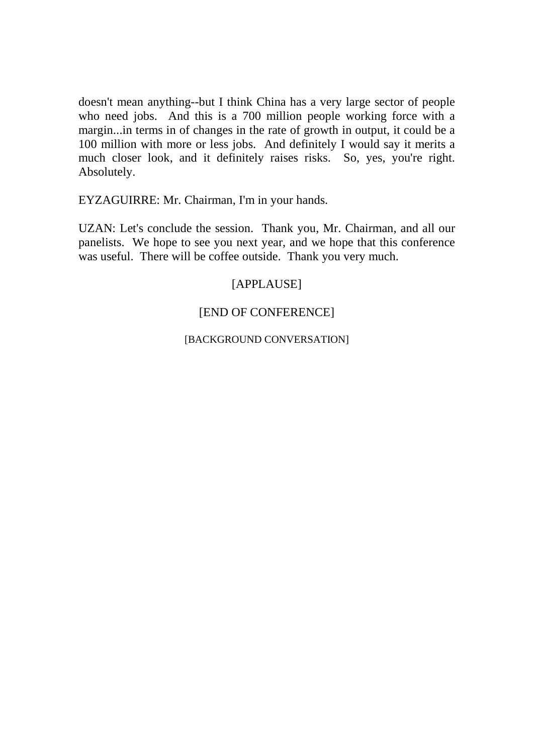doesn't mean anything--but I think China has a very large sector of people who need jobs. And this is a 700 million people working force with a margin...in terms in of changes in the rate of growth in output, it could be a 100 million with more or less jobs. And definitely I would say it merits a much closer look, and it definitely raises risks. So, yes, you're right. Absolutely.

EYZAGUIRRE: Mr. Chairman, I'm in your hands.

UZAN: Let's conclude the session. Thank you, Mr. Chairman, and all our panelists. We hope to see you next year, and we hope that this conference was useful. There will be coffee outside. Thank you very much.

[APPLAUSE]

[END OF CONFERENCE]

[BACKGROUND CONVERSATION]